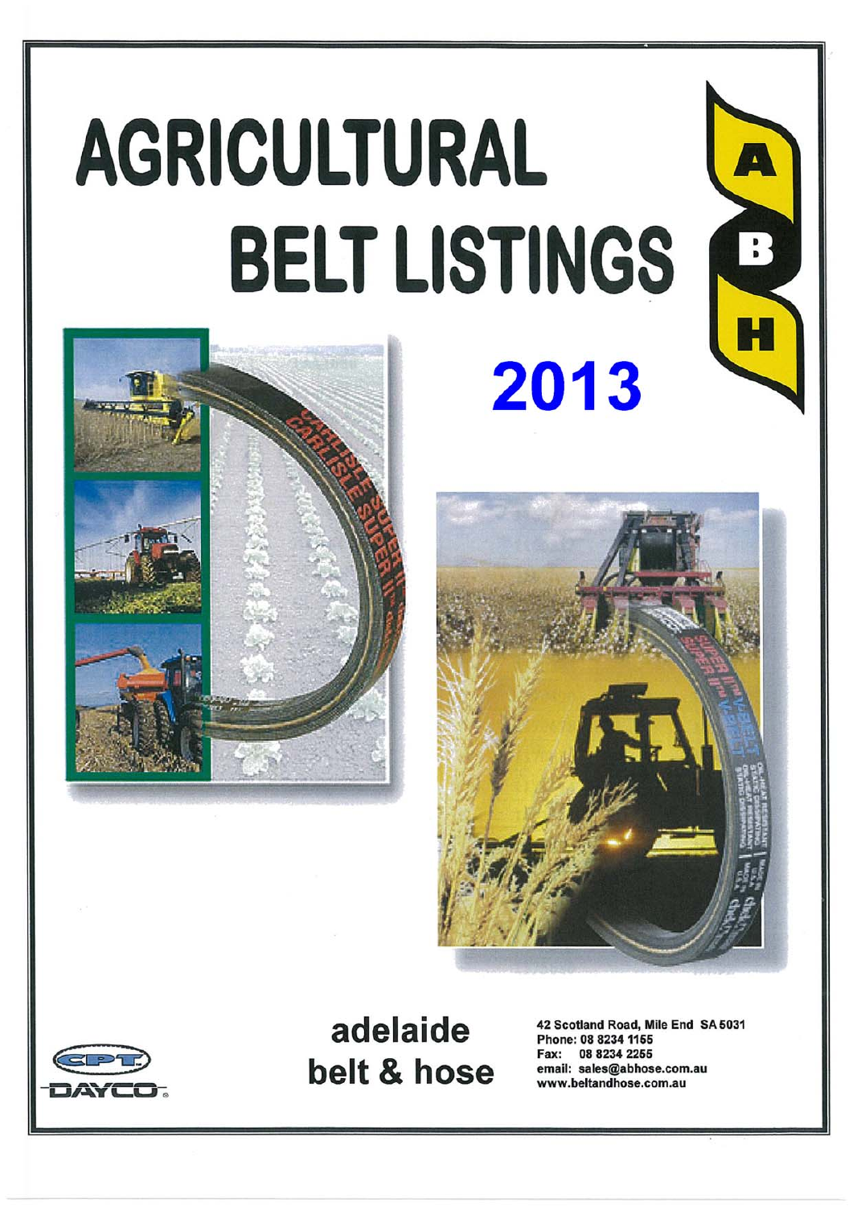# AGRICULTURAL BELT LISTINGS

ABH

## 2013

CPT DAYCO

**adelaide belt & hose**

42 Scotland Road, Mile End SA 5031
Phone: 08 8234 1155
Fax: 08 8234 2255
email: sales@abhose.com.au
www.beltandhose.com.au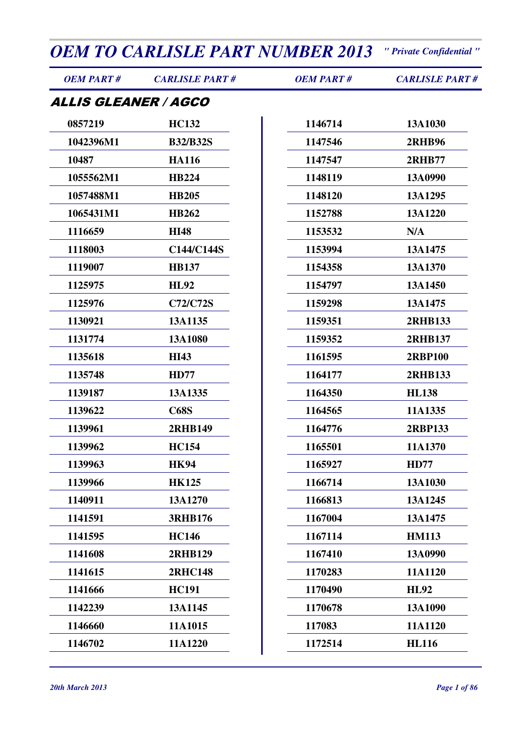# OEM TO CARLISLE PART NUMBER 2013

*" Private Confidential "*

## ALLIS GLEANER / AGCO

| OEM PART # | CARLISLE PART # | OEM PART # | CARLISLE PART # |
|---|---|---|---|
| 0857219 | HC132 | 1146714 | 13A1030 |
| 1042396M1 | B32/B32S | 1147546 | 2RHB96 |
| 10487 | HA116 | 1147547 | 2RHB77 |
| 1055562M1 | HB224 | 1148119 | 13A0990 |
| 1057488M1 | HB205 | 1148120 | 13A1295 |
| 1065431M1 | HB262 | 1152788 | 13A1220 |
| 1116659 | HI48 | 1153532 | N/A |
| 1118003 | C144/C144S | 1153994 | 13A1475 |
| 1119007 | HB137 | 1154358 | 13A1370 |
| 1125975 | HL92 | 1154797 | 13A1450 |
| 1125976 | C72/C72S | 1159298 | 13A1475 |
| 1130921 | 13A1135 | 1159351 | 2RHB133 |
| 1131774 | 13A1080 | 1159352 | 2RHB137 |
| 1135618 | HI43 | 1161595 | 2RBP100 |
| 1135748 | HD77 | 1164177 | 2RHB133 |
| 1139187 | 13A1335 | 1164350 | HL138 |
| 1139622 | C68S | 1164565 | 11A1335 |
| 1139961 | 2RHB149 | 1164776 | 2RBP133 |
| 1139962 | HC154 | 1165501 | 11A1370 |
| 1139963 | HK94 | 1165927 | HD77 |
| 1139966 | HK125 | 1166714 | 13A1030 |
| 1140911 | 13A1270 | 1166813 | 13A1245 |
| 1141591 | 3RHB176 | 1167004 | 13A1475 |
| 1141595 | HC146 | 1167114 | HM113 |
| 1141608 | 2RHB129 | 1167410 | 13A0990 |
| 1141615 | 2RHC148 | 1170283 | 11A1120 |
| 1141666 | HC191 | 1170490 | HL92 |
| 1142239 | 13A1145 | 1170678 | 13A1090 |
| 1146660 | 11A1015 | 117083 | 11A1120 |
| 1146702 | 11A1220 | 1172514 | HL116 |

*20th March 2013*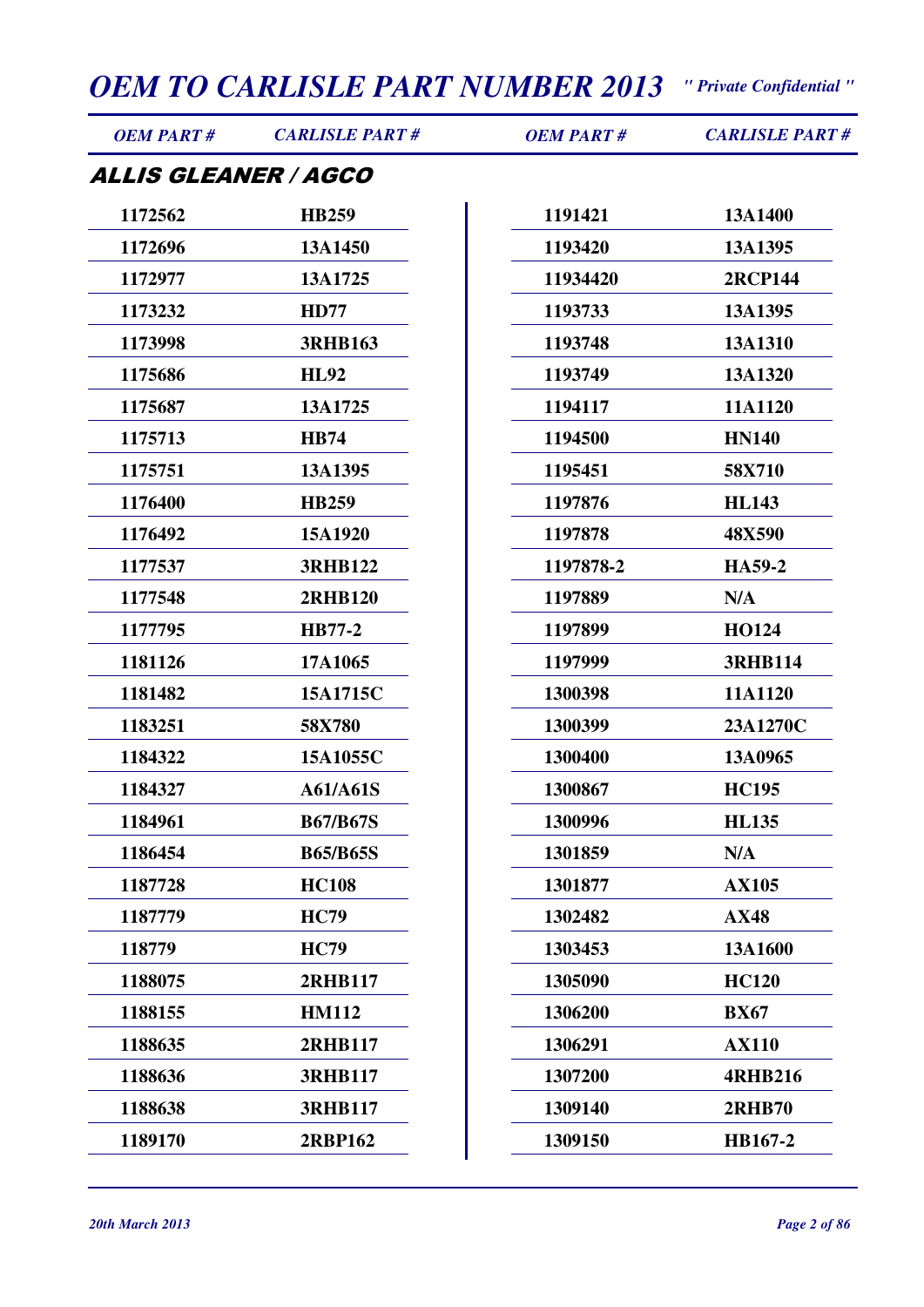## ALLIS GLEANER / AGCO

| OEM PART # | CARLISLE PART # | OEM PART # | CARLISLE PART # |
|---|---|---|---|
| 1172562 | HB259 | 1191421 | 13A1400 |
| 1172696 | 13A1450 | 1193420 | 13A1395 |
| 1172977 | 13A1725 | 11934420 | 2RCP144 |
| 1173232 | HD77 | 1193733 | 13A1395 |
| 1173998 | 3RHB163 | 1193748 | 13A1310 |
| 1175686 | HL92 | 1193749 | 13A1320 |
| 1175687 | 13A1725 | 1194117 | 11A1120 |
| 1175713 | HB74 | 1194500 | HN140 |
| 1175751 | 13A1395 | 1195451 | 58X710 |
| 1176400 | HB259 | 1197876 | HL143 |
| 1176492 | 15A1920 | 1197878 | 48X590 |
| 1177537 | 3RHB122 | 1197878-2 | HA59-2 |
| 1177548 | 2RHB120 | 1197889 | N/A |
| 1177795 | HB77-2 | 1197899 | HO124 |
| 1181126 | 17A1065 | 1197999 | 3RHB114 |
| 1181482 | 15A1715C | 1300398 | 11A1120 |
| 1183251 | 58X780 | 1300399 | 23A1270C |
| 1184322 | 15A1055C | 1300400 | 13A0965 |
| 1184327 | A61/A61S | 1300867 | HC195 |
| 1184961 | B67/B67S | 1300996 | HL135 |
| 1186454 | B65/B65S | 1301859 | N/A |
| 1187728 | HC108 | 1301877 | AX105 |
| 1187779 | HC79 | 1302482 | AX48 |
| 118779 | HC79 | 1303453 | 13A1600 |
| 1188075 | 2RHB117 | 1305090 | HC120 |
| 1188155 | HM112 | 1306200 | BX67 |
| 1188635 | 2RHB117 | 1306291 | AX110 |
| 1188636 | 3RHB117 | 1307200 | 4RHB216 |
| 1188638 | 3RHB117 | 1309140 | 2RHB70 |
| 1189170 | 2RBP162 | 1309150 | HB167-2 |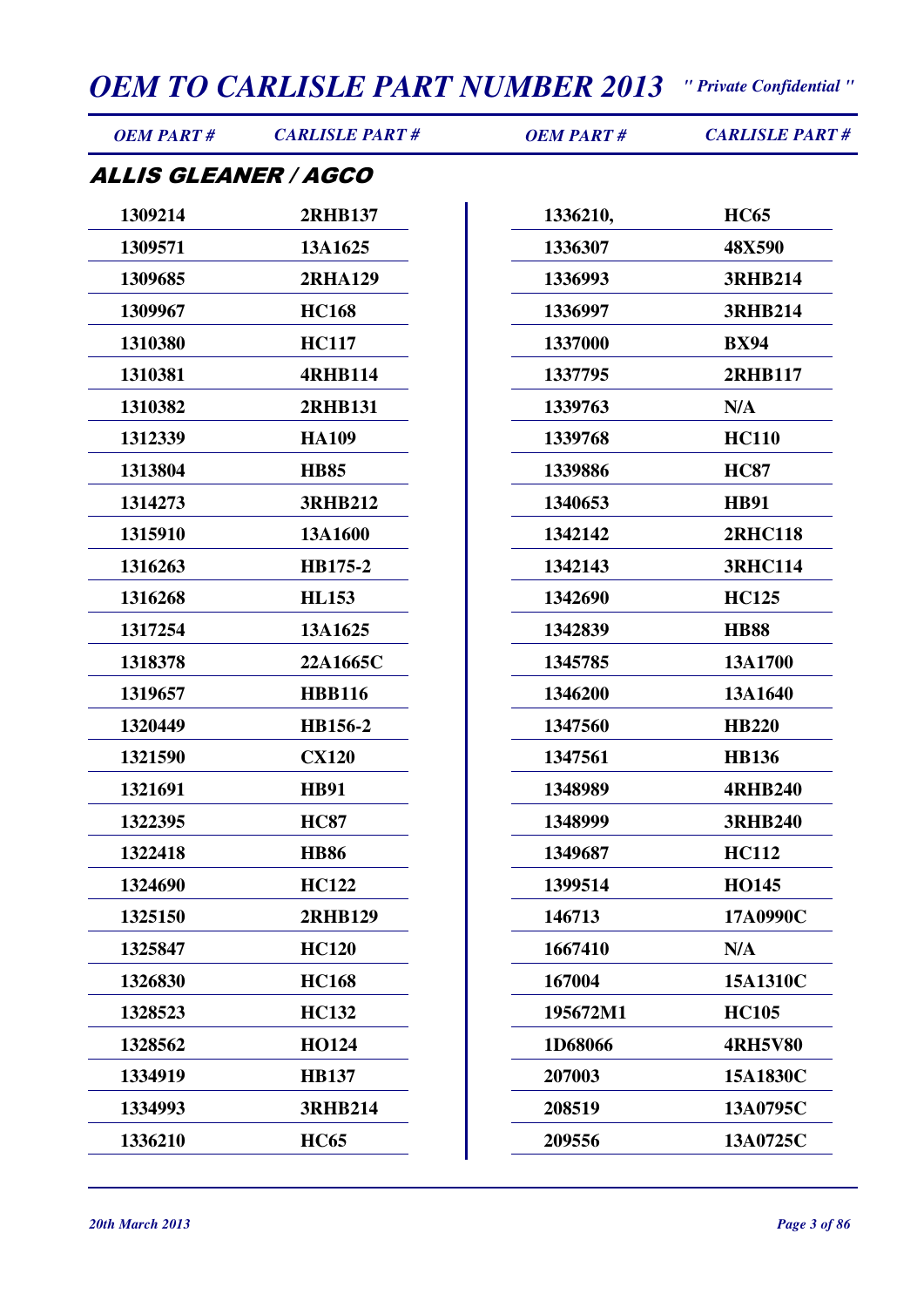# OEM TO CARLISLE PART NUMBER 2013

*" Private Confidential "*

## ALLIS GLEANER / AGCO

| OEM PART # | CARLISLE PART # |
|---|---|
| 1309214 | 2RHB137 |
| 1309571 | 13A1625 |
| 1309685 | 2RHA129 |
| 1309967 | HC168 |
| 1310380 | HC117 |
| 1310381 | 4RHB114 |
| 1310382 | 2RHB131 |
| 1312339 | HA109 |
| 1313804 | HB85 |
| 1314273 | 3RHB212 |
| 1315910 | 13A1600 |
| 1316263 | HB175-2 |
| 1316268 | HL153 |
| 1317254 | 13A1625 |
| 1318378 | 22A1665C |
| 1319657 | HBB116 |
| 1320449 | HB156-2 |
| 1321590 | CX120 |
| 1321691 | HB91 |
| 1322395 | HC87 |
| 1322418 | HB86 |
| 1324690 | HC122 |
| 1325150 | 2RHB129 |
| 1325847 | HC120 |
| 1326830 | HC168 |
| 1328523 | HC132 |
| 1328562 | HO124 |
| 1334919 | HB137 |
| 1334993 | 3RHB214 |
| 1336210 | HC65 |
| 1336210, | HC65 |
| 1336307 | 48X590 |
| 1336993 | 3RHB214 |
| 1336997 | 3RHB214 |
| 1337000 | BX94 |
| 1337795 | 2RHB117 |
| 1339763 | N/A |
| 1339768 | HC110 |
| 1339886 | HC87 |
| 1340653 | HB91 |
| 1342142 | 2RHC118 |
| 1342143 | 3RHC114 |
| 1342690 | HC125 |
| 1342839 | HB88 |
| 1345785 | 13A1700 |
| 1346200 | 13A1640 |
| 1347560 | HB220 |
| 1347561 | HB136 |
| 1348989 | 4RHB240 |
| 1348999 | 3RHB240 |
| 1349687 | HC112 |
| 1399514 | HO145 |
| 146713 | 17A0990C |
| 1667410 | N/A |
| 167004 | 15A1310C |
| 195672M1 | HC105 |
| 1D68066 | 4RH5V80 |
| 207003 | 15A1830C |
| 208519 | 13A0795C |
| 209556 | 13A0725C |

*20th March 2013*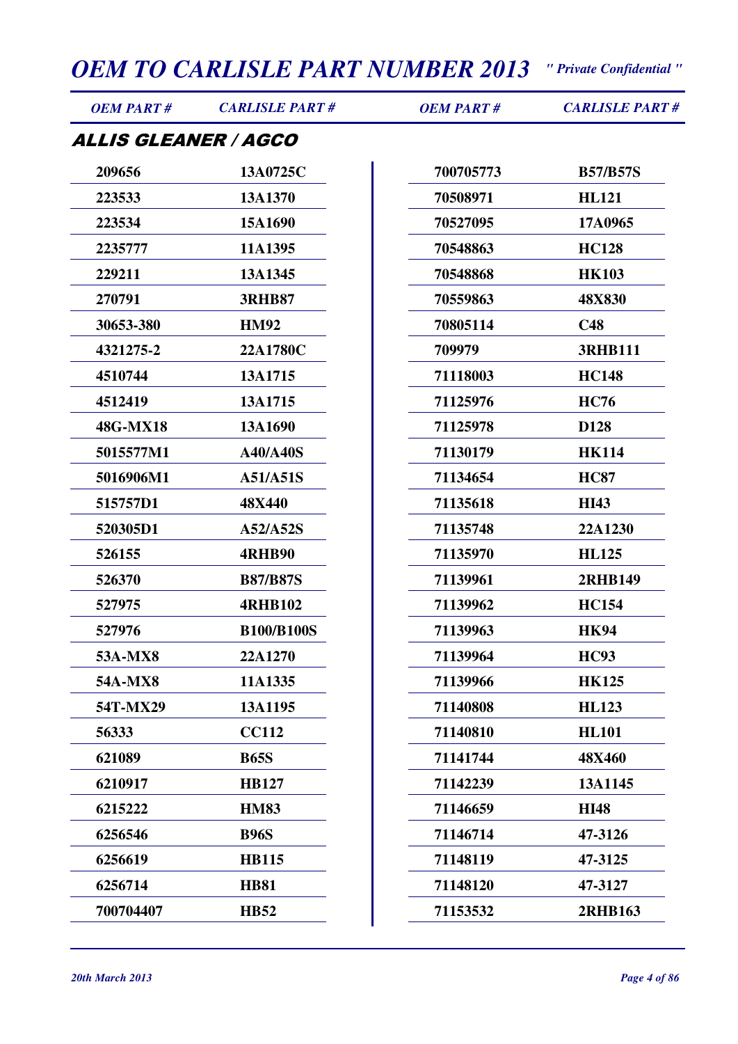## ALLIS GLEANER / AGCO

| OEM PART # | CARLISLE PART # |
|---|---|
| 209656 | 13A0725C |
| 223533 | 13A1370 |
| 223534 | 15A1690 |
| 2235777 | 11A1395 |
| 229211 | 13A1345 |
| 270791 | 3RHB87 |
| 30653-380 | HM92 |
| 4321275-2 | 22A1780C |
| 4510744 | 13A1715 |
| 4512419 | 13A1715 |
| 48G-MX18 | 13A1690 |
| 5015577M1 | A40/A40S |
| 5016906M1 | A51/A51S |
| 515757D1 | 48X440 |
| 520305D1 | A52/A52S |
| 526155 | 4RHB90 |
| 526370 | B87/B87S |
| 527975 | 4RHB102 |
| 527976 | B100/B100S |
| 53A-MX8 | 22A1270 |
| 54A-MX8 | 11A1335 |
| 54T-MX29 | 13A1195 |
| 56333 | CC112 |
| 621089 | B65S |
| 6210917 | HB127 |
| 6215222 | HM83 |
| 6256546 | B96S |
| 6256619 | HB115 |
| 6256714 | HB81 |
| 700704407 | HB52 |
| 700705773 | B57/B57S |
| 70508971 | HL121 |
| 70527095 | 17A0965 |
| 70548863 | HC128 |
| 70548868 | HK103 |
| 70559863 | 48X830 |
| 70805114 | C48 |
| 709979 | 3RHB111 |
| 71118003 | HC148 |
| 71125976 | HC76 |
| 71125978 | D128 |
| 71130179 | HK114 |
| 71134654 | HC87 |
| 71135618 | HI43 |
| 71135748 | 22A1230 |
| 71135970 | HL125 |
| 71139961 | 2RHB149 |
| 71139962 | HC154 |
| 71139963 | HK94 |
| 71139964 | HC93 |
| 71139966 | HK125 |
| 71140808 | HL123 |
| 71140810 | HL101 |
| 71141744 | 48X460 |
| 71142239 | 13A1145 |
| 71146659 | HI48 |
| 71146714 | 47-3126 |
| 71148119 | 47-3125 |
| 71148120 | 47-3127 |
| 71153532 | 2RHB163 |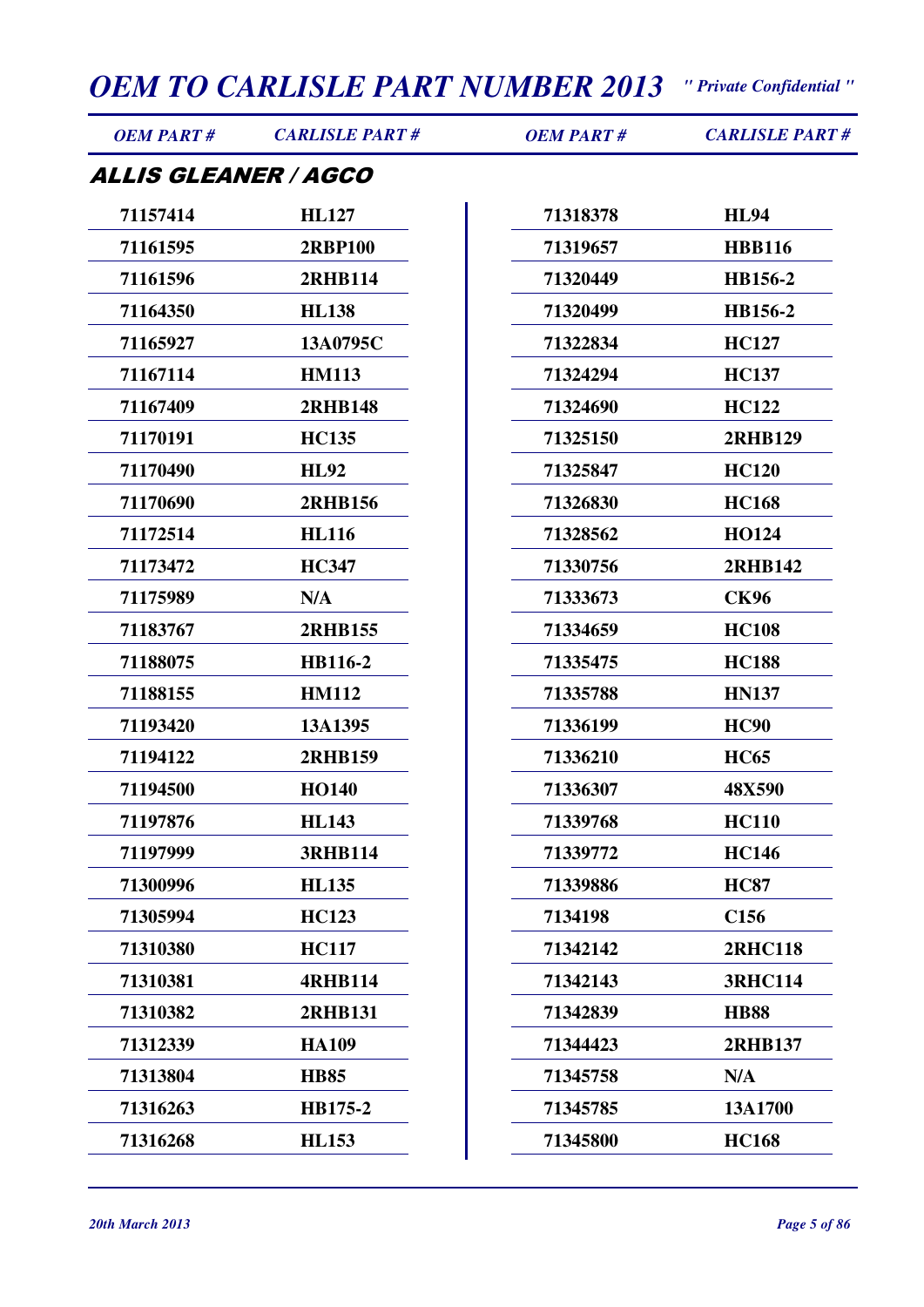# OEM TO CARLISLE PART NUMBER 2013

*" Private Confidential "*

## ALLIS GLEANER / AGCO

| OEM PART # | CARLISLE PART # |
|---|---|
| 71157414 | HL127 |
| 71161595 | 2RBP100 |
| 71161596 | 2RHB114 |
| 71164350 | HL138 |
| 71165927 | 13A0795C |
| 71167114 | HM113 |
| 71167409 | 2RHB148 |
| 71170191 | HC135 |
| 71170490 | HL92 |
| 71170690 | 2RHB156 |
| 71172514 | HL116 |
| 71173472 | HC347 |
| 71175989 | N/A |
| 71183767 | 2RHB155 |
| 71188075 | HB116-2 |
| 71188155 | HM112 |
| 71193420 | 13A1395 |
| 71194122 | 2RHB159 |
| 71194500 | HO140 |
| 71197876 | HL143 |
| 71197999 | 3RHB114 |
| 71300996 | HL135 |
| 71305994 | HC123 |
| 71310380 | HC117 |
| 71310381 | 4RHB114 |
| 71310382 | 2RHB131 |
| 71312339 | HA109 |
| 71313804 | HB85 |
| 71316263 | HB175-2 |
| 71316268 | HL153 |
| 71318378 | HL94 |
| 71319657 | HBB116 |
| 71320449 | HB156-2 |
| 71320499 | HB156-2 |
| 71322834 | HC127 |
| 71324294 | HC137 |
| 71324690 | HC122 |
| 71325150 | 2RHB129 |
| 71325847 | HC120 |
| 71326830 | HC168 |
| 71328562 | HO124 |
| 71330756 | 2RHB142 |
| 71333673 | CK96 |
| 71334659 | HC108 |
| 71335475 | HC188 |
| 71335788 | HN137 |
| 71336199 | HC90 |
| 71336210 | HC65 |
| 71336307 | 48X590 |
| 71339768 | HC110 |
| 71339772 | HC146 |
| 71339886 | HC87 |
| 7134198 | C156 |
| 71342142 | 2RHC118 |
| 71342143 | 3RHC114 |
| 71342839 | HB88 |
| 71344423 | 2RHB137 |
| 71345758 | N/A |
| 71345785 | 13A1700 |
| 71345800 | HC168 |

*20th March 2013*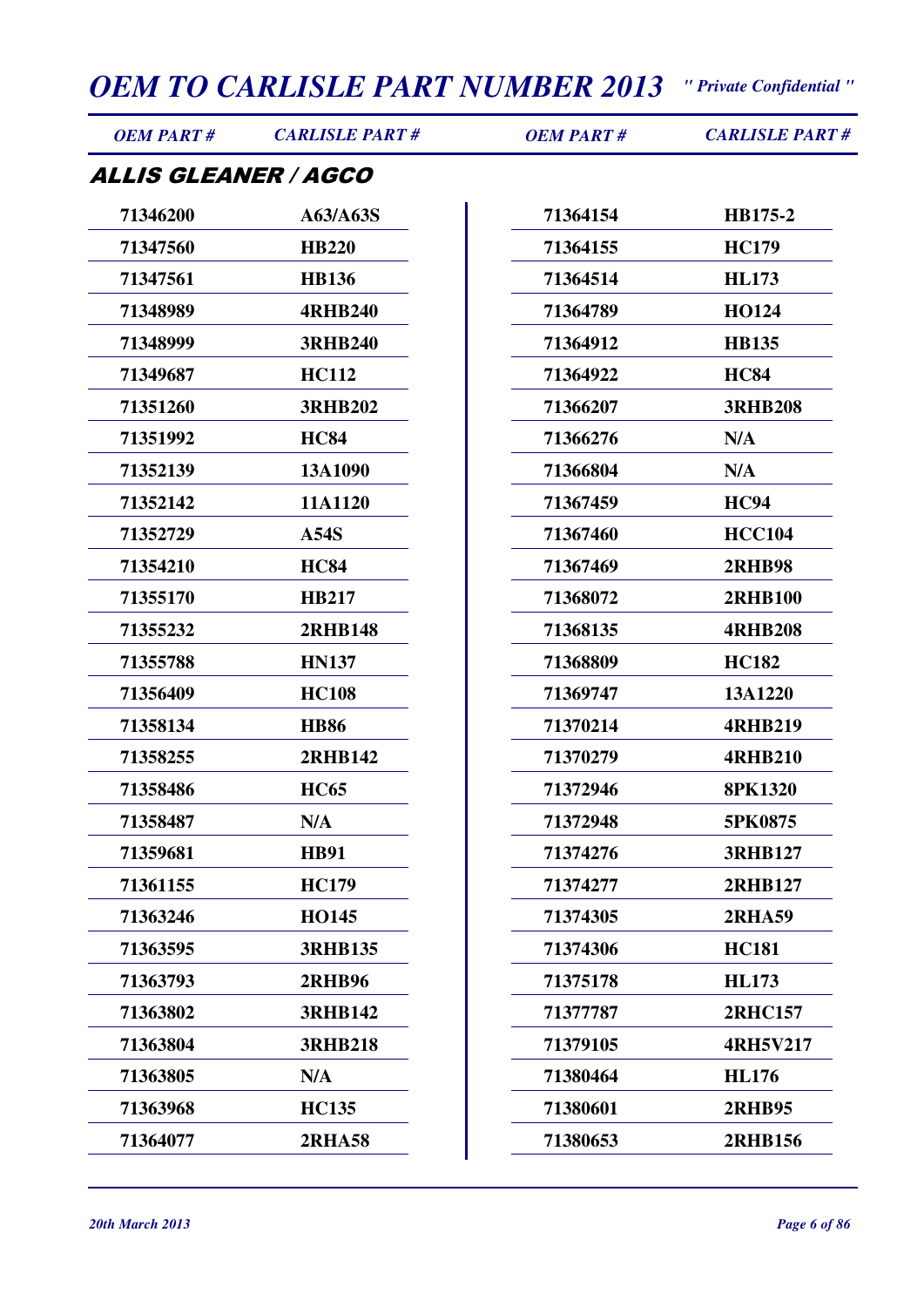## ALLIS GLEANER / AGCO

| OEM PART # | CARLISLE PART # |
|---|---|
| 71346200 | A63/A63S |
| 71347560 | HB220 |
| 71347561 | HB136 |
| 71348989 | 4RHB240 |
| 71348999 | 3RHB240 |
| 71349687 | HC112 |
| 71351260 | 3RHB202 |
| 71351992 | HC84 |
| 71352139 | 13A1090 |
| 71352142 | 11A1120 |
| 71352729 | A54S |
| 71354210 | HC84 |
| 71355170 | HB217 |
| 71355232 | 2RHB148 |
| 71355788 | HN137 |
| 71356409 | HC108 |
| 71358134 | HB86 |
| 71358255 | 2RHB142 |
| 71358486 | HC65 |
| 71358487 | N/A |
| 71359681 | HB91 |
| 71361155 | HC179 |
| 71363246 | HO145 |
| 71363595 | 3RHB135 |
| 71363793 | 2RHB96 |
| 71363802 | 3RHB142 |
| 71363804 | 3RHB218 |
| 71363805 | N/A |
| 71363968 | HC135 |
| 71364077 | 2RHA58 |
| 71364154 | HB175-2 |
| 71364155 | HC179 |
| 71364514 | HL173 |
| 71364789 | HO124 |
| 71364912 | HB135 |
| 71364922 | HC84 |
| 71366207 | 3RHB208 |
| 71366276 | N/A |
| 71366804 | N/A |
| 71367459 | HC94 |
| 71367460 | HCC104 |
| 71367469 | 2RHB98 |
| 71368072 | 2RHB100 |
| 71368135 | 4RHB208 |
| 71368809 | HC182 |
| 71369747 | 13A1220 |
| 71370214 | 4RHB219 |
| 71370279 | 4RHB210 |
| 71372946 | 8PK1320 |
| 71372948 | 5PK0875 |
| 71374276 | 3RHB127 |
| 71374277 | 2RHB127 |
| 71374305 | 2RHA59 |
| 71374306 | HC181 |
| 71375178 | HL173 |
| 71377787 | 2RHC157 |
| 71379105 | 4RH5V217 |
| 71380464 | HL176 |
| 71380601 | 2RHB95 |
| 71380653 | 2RHB156 |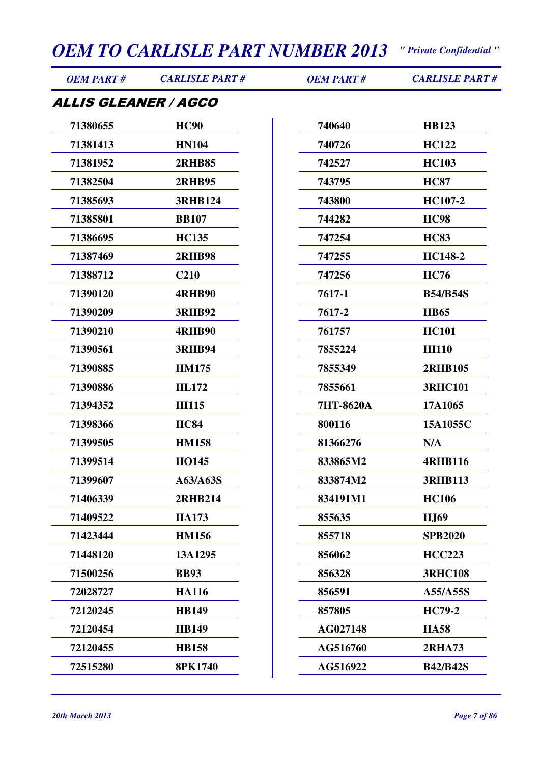## ALLIS GLEANER / AGCO

| OEM PART # | CARLISLE PART # | OEM PART # | CARLISLE PART # |
|---|---|---|---|
| 71380655 | HC90 | 740640 | HB123 |
| 71381413 | HN104 | 740726 | HC122 |
| 71381952 | 2RHB85 | 742527 | HC103 |
| 71382504 | 2RHB95 | 743795 | HC87 |
| 71385693 | 3RHB124 | 743800 | HC107-2 |
| 71385801 | BB107 | 744282 | HC98 |
| 71386695 | HC135 | 747254 | HC83 |
| 71387469 | 2RHB98 | 747255 | HC148-2 |
| 71388712 | C210 | 747256 | HC76 |
| 71390120 | 4RHB90 | 7617-1 | B54/B54S |
| 71390209 | 3RHB92 | 7617-2 | HB65 |
| 71390210 | 4RHB90 | 761757 | HC101 |
| 71390561 | 3RHB94 | 7855224 | HI110 |
| 71390885 | HM175 | 7855349 | 2RHB105 |
| 71390886 | HL172 | 7855661 | 3RHC101 |
| 71394352 | HI115 | 7HT-8620A | 17A1065 |
| 71398366 | HC84 | 800116 | 15A1055C |
| 71399505 | HM158 | 81366276 | N/A |
| 71399514 | HO145 | 833865M2 | 4RHB116 |
| 71399607 | A63/A63S | 833874M2 | 3RHB113 |
| 71406339 | 2RHB214 | 834191M1 | HC106 |
| 71409522 | HA173 | 855635 | HJ69 |
| 71423444 | HM156 | 855718 | SPB2020 |
| 71448120 | 13A1295 | 856062 | HCC223 |
| 71500256 | BB93 | 856328 | 3RHC108 |
| 72028727 | HA116 | 856591 | A55/A55S |
| 72120245 | HB149 | 857805 | HC79-2 |
| 72120454 | HB149 | AG027148 | HA58 |
| 72120455 | HB158 | AG516760 | 2RHA73 |
| 72515280 | 8PK1740 | AG516922 | B42/B42S |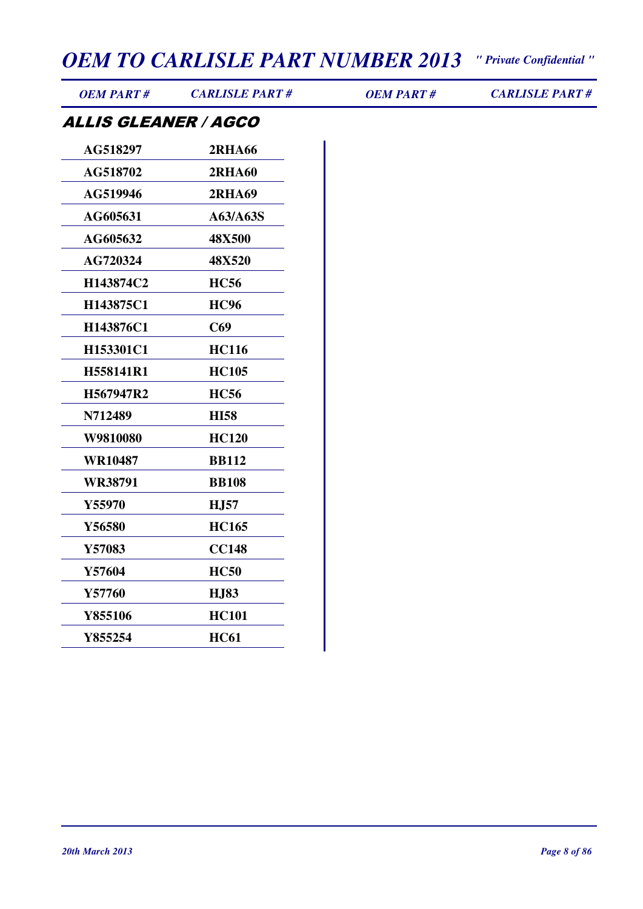# OEM TO CARLISLE PART NUMBER 2013

*" Private Confidential "*

## ALLIS GLEANER / AGCO

| OEM PART # | CARLISLE PART # |
| --- | --- |
| AG518297 | 2RHA66 |
| AG518702 | 2RHA60 |
| AG519946 | 2RHA69 |
| AG605631 | A63/A63S |
| AG605632 | 48X500 |
| AG720324 | 48X520 |
| H143874C2 | HC56 |
| H143875C1 | HC96 |
| H143876C1 | C69 |
| H153301C1 | HC116 |
| H558141R1 | HC105 |
| H567947R2 | HC56 |
| N712489 | HI58 |
| W9810080 | HC120 |
| WR10487 | BB112 |
| WR38791 | BB108 |
| Y55970 | HJ57 |
| Y56580 | HC165 |
| Y57083 | CC148 |
| Y57604 | HC50 |
| Y57760 | HJ83 |
| Y855106 | HC101 |
| Y855254 | HC61 |

*20th March 2013*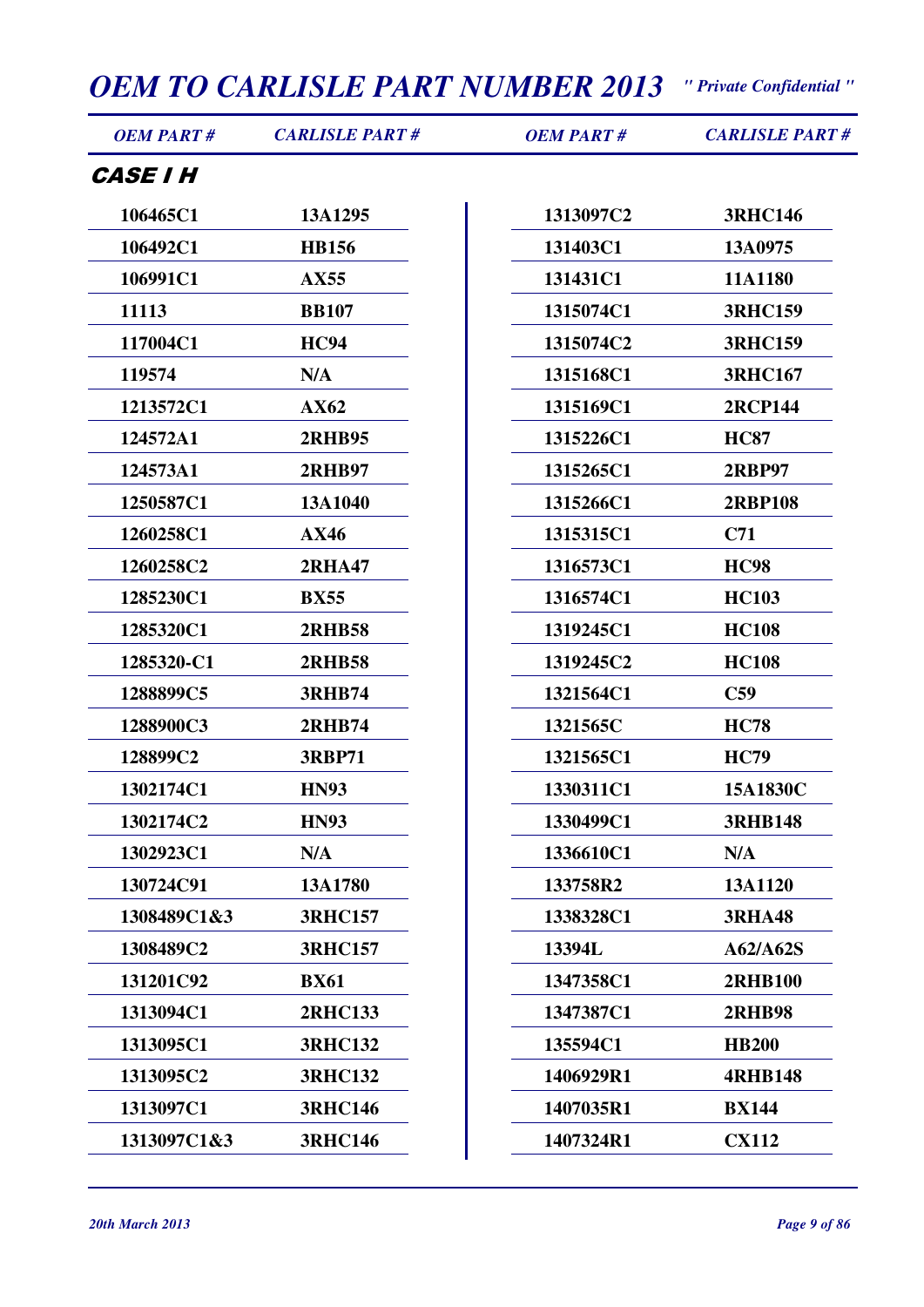# OEM TO CARLISLE PART NUMBER 2013

*" Private Confidential "*

## CASE I H

| OEM PART # | CARLISLE PART # |
|---|---|
| 106465C1 | 13A1295 |
| 106492C1 | HB156 |
| 106991C1 | AX55 |
| 11113 | BB107 |
| 117004C1 | HC94 |
| 119574 | N/A |
| 1213572C1 | AX62 |
| 124572A1 | 2RHB95 |
| 124573A1 | 2RHB97 |
| 1250587C1 | 13A1040 |
| 1260258C1 | AX46 |
| 1260258C2 | 2RHA47 |
| 1285230C1 | BX55 |
| 1285320C1 | 2RHB58 |
| 1285320-C1 | 2RHB58 |
| 1288899C5 | 3RHB74 |
| 1288900C3 | 2RHB74 |
| 128899C2 | 3RBP71 |
| 1302174C1 | HN93 |
| 1302174C2 | HN93 |
| 1302923C1 | N/A |
| 130724C91 | 13A1780 |
| 1308489C1&3 | 3RHC157 |
| 1308489C2 | 3RHC157 |
| 131201C92 | BX61 |
| 1313094C1 | 2RHC133 |
| 1313095C1 | 3RHC132 |
| 1313095C2 | 3RHC132 |
| 1313097C1 | 3RHC146 |
| 1313097C1&3 | 3RHC146 |
| 1313097C2 | 3RHC146 |
| 131403C1 | 13A0975 |
| 131431C1 | 11A1180 |
| 1315074C1 | 3RHC159 |
| 1315074C2 | 3RHC159 |
| 1315168C1 | 3RHC167 |
| 1315169C1 | 2RCP144 |
| 1315226C1 | HC87 |
| 1315265C1 | 2RBP97 |
| 1315266C1 | 2RBP108 |
| 1315315C1 | C71 |
| 1316573C1 | HC98 |
| 1316574C1 | HC103 |
| 1319245C1 | HC108 |
| 1319245C2 | HC108 |
| 1321564C1 | C59 |
| 1321565C | HC78 |
| 1321565C1 | HC79 |
| 1330311C1 | 15A1830C |
| 1330499C1 | 3RHB148 |
| 1336610C1 | N/A |
| 133758R2 | 13A1120 |
| 1338328C1 | 3RHA48 |
| 13394L | A62/A62S |
| 1347358C1 | 2RHB100 |
| 1347387C1 | 2RHB98 |
| 135594C1 | HB200 |
| 1406929R1 | 4RHB148 |
| 1407035R1 | BX144 |
| 1407324R1 | CX112 |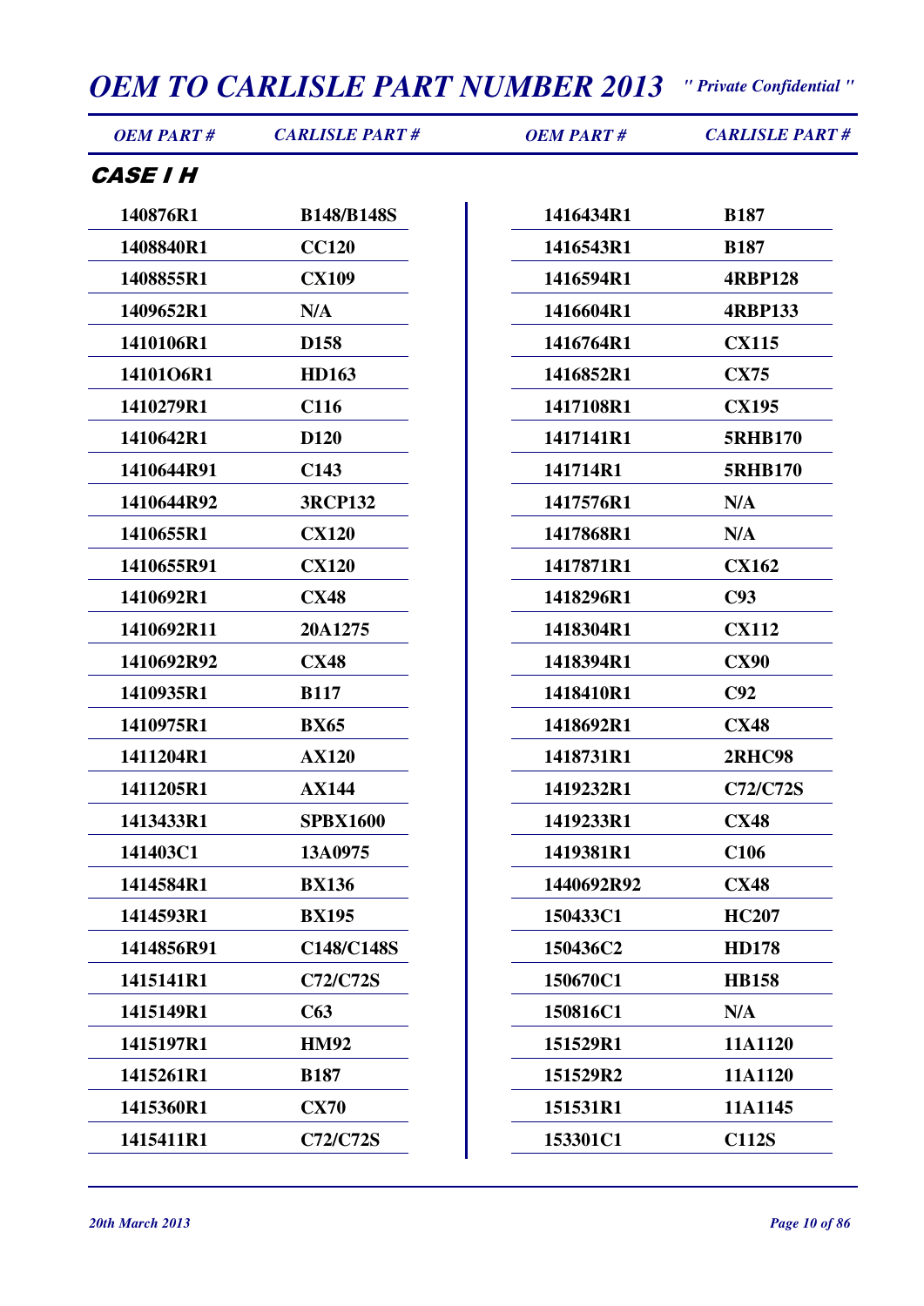# OEM TO CARLISLE PART NUMBER 2013

*" Private Confidential "*

## CASE I H

| OEM PART # | CARLISLE PART # | OEM PART # | CARLISLE PART # |
|---|---|---|---|
| 140876R1 | B148/B148S | 1416434R1 | B187 |
| 1408840R1 | CC120 | 1416543R1 | B187 |
| 1408855R1 | CX109 | 1416594R1 | 4RBP128 |
| 1409652R1 | N/A | 1416604R1 | 4RBP133 |
| 1410106R1 | D158 | 1416764R1 | CX115 |
| 14101O6R1 | HD163 | 1416852R1 | CX75 |
| 1410279R1 | C116 | 1417108R1 | CX195 |
| 1410642R1 | D120 | 1417141R1 | 5RHB170 |
| 1410644R91 | C143 | 141714R1 | 5RHB170 |
| 1410644R92 | 3RCP132 | 1417576R1 | N/A |
| 1410655R1 | CX120 | 1417868R1 | N/A |
| 1410655R91 | CX120 | 1417871R1 | CX162 |
| 1410692R1 | CX48 | 1418296R1 | C93 |
| 1410692R11 | 20A1275 | 1418304R1 | CX112 |
| 1410692R92 | CX48 | 1418394R1 | CX90 |
| 1410935R1 | B117 | 1418410R1 | C92 |
| 1410975R1 | BX65 | 1418692R1 | CX48 |
| 1411204R1 | AX120 | 1418731R1 | 2RHC98 |
| 1411205R1 | AX144 | 1419232R1 | C72/C72S |
| 1413433R1 | SPBX1600 | 1419233R1 | CX48 |
| 141403C1 | 13A0975 | 1419381R1 | C106 |
| 1414584R1 | BX136 | 1440692R92 | CX48 |
| 1414593R1 | BX195 | 150433C1 | HC207 |
| 1414856R91 | C148/C148S | 150436C2 | HD178 |
| 1415141R1 | C72/C72S | 150670C1 | HB158 |
| 1415149R1 | C63 | 150816C1 | N/A |
| 1415197R1 | HM92 | 151529R1 | 11A1120 |
| 1415261R1 | B187 | 151529R2 | 11A1120 |
| 1415360R1 | CX70 | 151531R1 | 11A1145 |
| 1415411R1 | C72/C72S | 153301C1 | C112S |

*20th March 2013*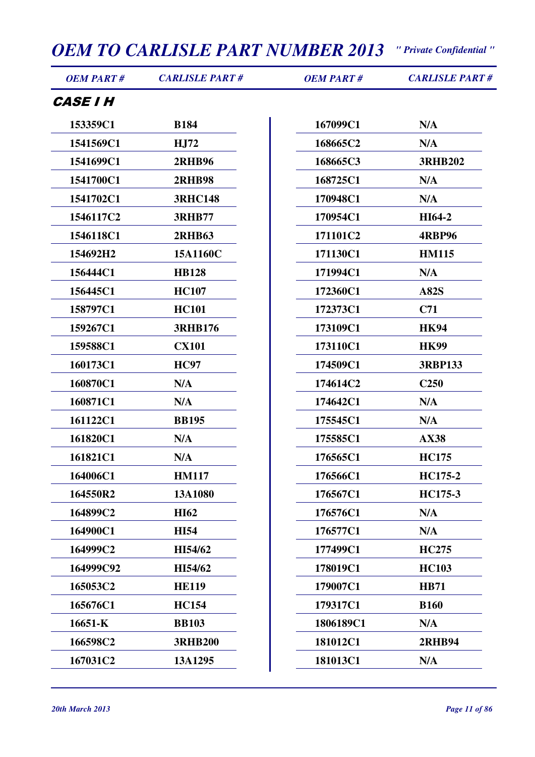## CASE I H

| OEM PART # | CARLISLE PART # | OEM PART # | CARLISLE PART # |
|---|---|---|---|
| 153359C1 | B184 | 167099C1 | N/A |
| 1541569C1 | HJ72 | 168665C2 | N/A |
| 1541699C1 | 2RHB96 | 168665C3 | 3RHB202 |
| 1541700C1 | 2RHB98 | 168725C1 | N/A |
| 1541702C1 | 3RHC148 | 170948C1 | N/A |
| 1546117C2 | 3RHB77 | 170954C1 | HI64-2 |
| 1546118C1 | 2RHB63 | 171101C2 | 4RBP96 |
| 154692H2 | 15A1160C | 171130C1 | HM115 |
| 156444C1 | HB128 | 171994C1 | N/A |
| 156445C1 | HC107 | 172360C1 | A82S |
| 158797C1 | HC101 | 172373C1 | C71 |
| 159267C1 | 3RHB176 | 173109C1 | HK94 |
| 159588C1 | CX101 | 173110C1 | HK99 |
| 160173C1 | HC97 | 174509C1 | 3RBP133 |
| 160870C1 | N/A | 174614C2 | C250 |
| 160871C1 | N/A | 174642C1 | N/A |
| 161122C1 | BB195 | 175545C1 | N/A |
| 161820C1 | N/A | 175585C1 | AX38 |
| 161821C1 | N/A | 176565C1 | HC175 |
| 164006C1 | HM117 | 176566C1 | HC175-2 |
| 164550R2 | 13A1080 | 176567C1 | HC175-3 |
| 164899C2 | HI62 | 176576C1 | N/A |
| 164900C1 | HI54 | 176577C1 | N/A |
| 164999C2 | HI54/62 | 177499C1 | HC275 |
| 164999C92 | HI54/62 | 178019C1 | HC103 |
| 165053C2 | HE119 | 179007C1 | HB71 |
| 165676C1 | HC154 | 179317C1 | B160 |
| 16651-K | BB103 | 1806189C1 | N/A |
| 166598C2 | 3RHB200 | 181012C1 | 2RHB94 |
| 167031C2 | 13A1295 | 181013C1 | N/A |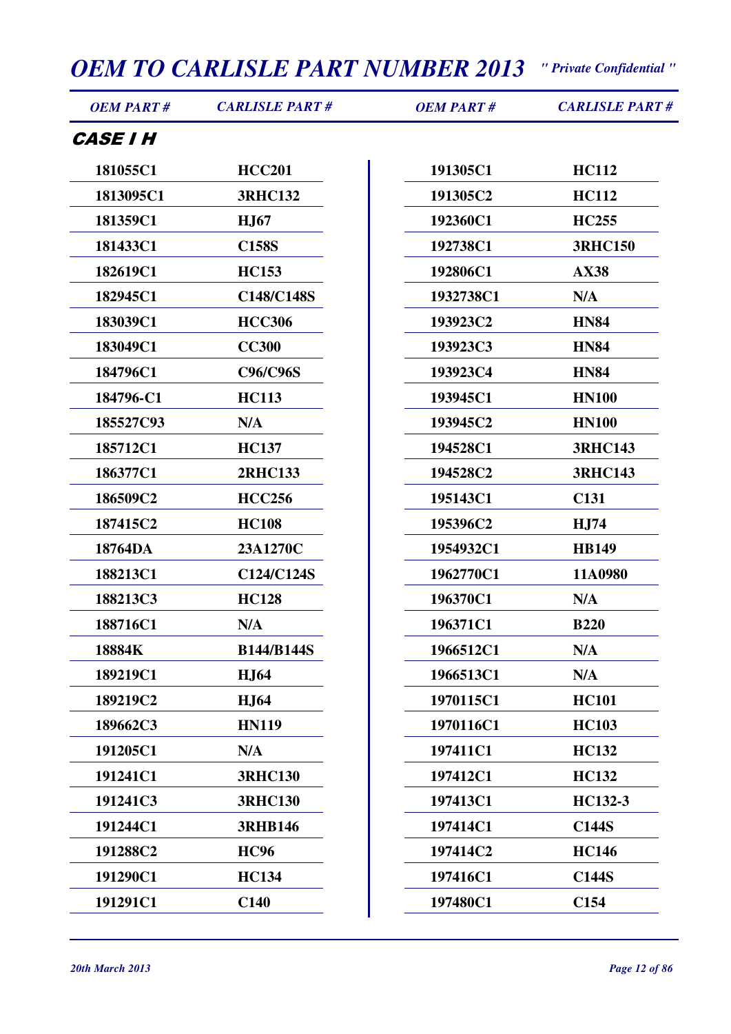## CASE I H

| OEM PART # | CARLISLE PART # | OEM PART # | CARLISLE PART # |
|---|---|---|---|
| 181055C1 | HCC201 | 191305C1 | HC112 |
| 1813095C1 | 3RHC132 | 191305C2 | HC112 |
| 181359C1 | HJ67 | 192360C1 | HC255 |
| 181433C1 | C158S | 192738C1 | 3RHC150 |
| 182619C1 | HC153 | 192806C1 | AX38 |
| 182945C1 | C148/C148S | 1932738C1 | N/A |
| 183039C1 | HCC306 | 193923C2 | HN84 |
| 183049C1 | CC300 | 193923C3 | HN84 |
| 184796C1 | C96/C96S | 193923C4 | HN84 |
| 184796-C1 | HC113 | 193945C1 | HN100 |
| 185527C93 | N/A | 193945C2 | HN100 |
| 185712C1 | HC137 | 194528C1 | 3RHC143 |
| 186377C1 | 2RHC133 | 194528C2 | 3RHC143 |
| 186509C2 | HCC256 | 195143C1 | C131 |
| 187415C2 | HC108 | 195396C2 | HJ74 |
| 18764DA | 23A1270C | 1954932C1 | HB149 |
| 188213C1 | C124/C124S | 1962770C1 | 11A0980 |
| 188213C3 | HC128 | 196370C1 | N/A |
| 188716C1 | N/A | 196371C1 | B220 |
| 18884K | B144/B144S | 1966512C1 | N/A |
| 189219C1 | HJ64 | 1966513C1 | N/A |
| 189219C2 | HJ64 | 1970115C1 | HC101 |
| 189662C3 | HN119 | 1970116C1 | HC103 |
| 191205C1 | N/A | 197411C1 | HC132 |
| 191241C1 | 3RHC130 | 197412C1 | HC132 |
| 191241C3 | 3RHC130 | 197413C1 | HC132-3 |
| 191244C1 | 3RHB146 | 197414C1 | C144S |
| 191288C2 | HC96 | 197414C2 | HC146 |
| 191290C1 | HC134 | 197416C1 | C144S |
| 191291C1 | C140 | 197480C1 | C154 |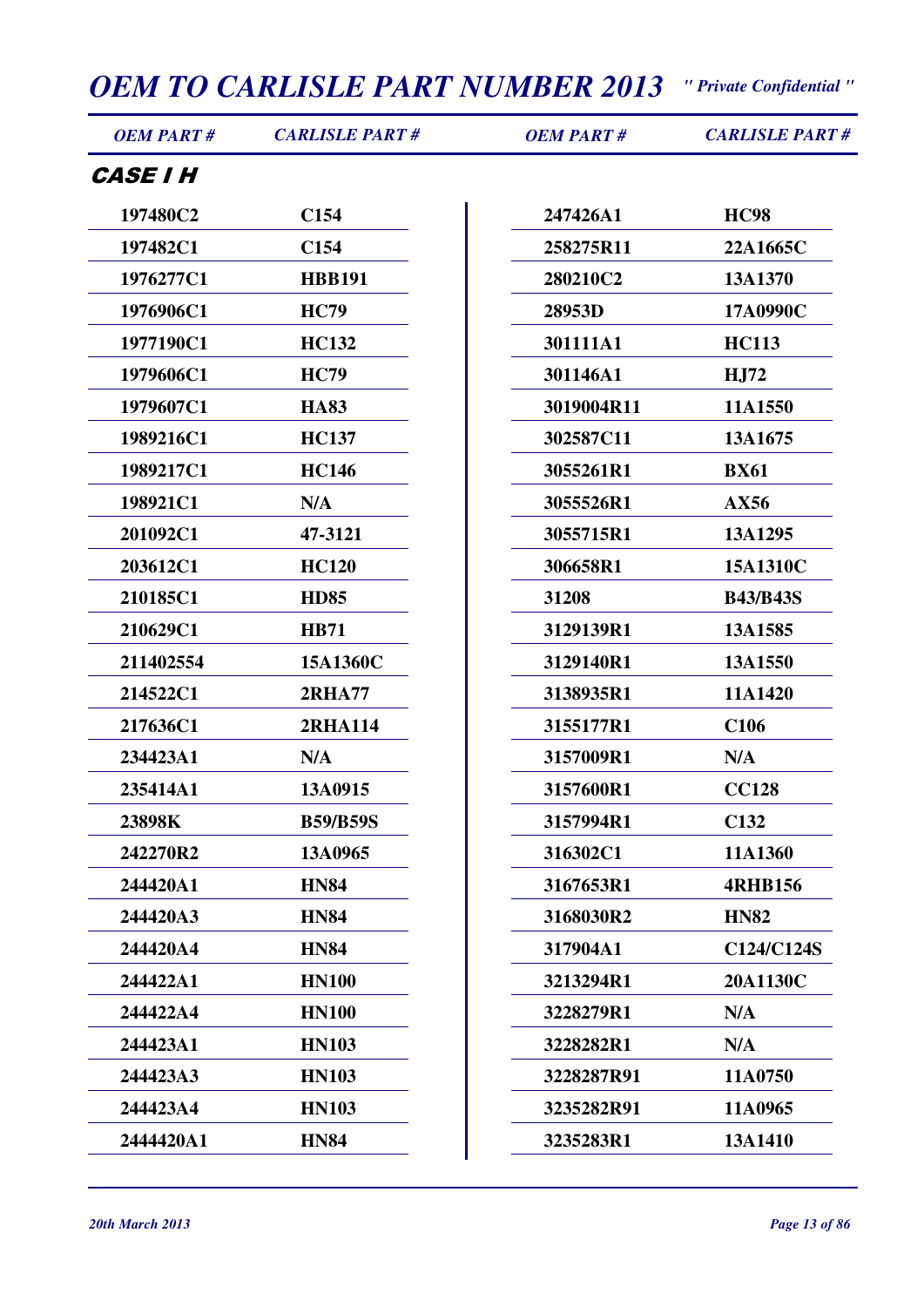## CASE I H

| OEM PART # | CARLISLE PART # |
|---|---|
| 197480C2 | C154 |
| 197482C1 | C154 |
| 1976277C1 | HBB191 |
| 1976906C1 | HC79 |
| 1977190C1 | HC132 |
| 1979606C1 | HC79 |
| 1979607C1 | HA83 |
| 1989216C1 | HC137 |
| 1989217C1 | HC146 |
| 198921C1 | N/A |
| 201092C1 | 47-3121 |
| 203612C1 | HC120 |
| 210185C1 | HD85 |
| 210629C1 | HB71 |
| 211402554 | 15A1360C |
| 214522C1 | 2RHA77 |
| 217636C1 | 2RHA114 |
| 234423A1 | N/A |
| 235414A1 | 13A0915 |
| 23898K | B59/B59S |
| 242270R2 | 13A0965 |
| 244420A1 | HN84 |
| 244420A3 | HN84 |
| 244420A4 | HN84 |
| 244422A1 | HN100 |
| 244422A4 | HN100 |
| 244423A1 | HN103 |
| 244423A3 | HN103 |
| 244423A4 | HN103 |
| 2444420A1 | HN84 |
| 247426A1 | HC98 |
| 258275R11 | 22A1665C |
| 280210C2 | 13A1370 |
| 28953D | 17A0990C |
| 301111A1 | HC113 |
| 301146A1 | HJ72 |
| 3019004R11 | 11A1550 |
| 302587C11 | 13A1675 |
| 3055261R1 | BX61 |
| 3055526R1 | AX56 |
| 3055715R1 | 13A1295 |
| 306658R1 | 15A1310C |
| 31208 | B43/B43S |
| 3129139R1 | 13A1585 |
| 3129140R1 | 13A1550 |
| 3138935R1 | 11A1420 |
| 3155177R1 | C106 |
| 3157009R1 | N/A |
| 3157600R1 | CC128 |
| 3157994R1 | C132 |
| 316302C1 | 11A1360 |
| 3167653R1 | 4RHB156 |
| 3168030R2 | HN82 |
| 317904A1 | C124/C124S |
| 3213294R1 | 20A1130C |
| 3228279R1 | N/A |
| 3228282R1 | N/A |
| 3228287R91 | 11A0750 |
| 3235282R91 | 11A0965 |
| 3235283R1 | 13A1410 |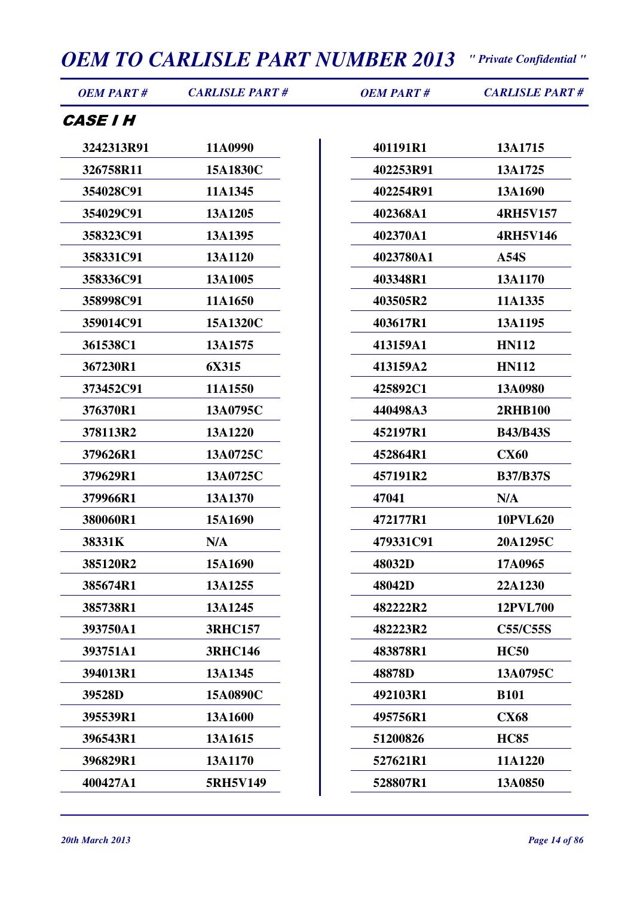# OEM TO CARLISLE PART NUMBER 2013

*" Private Confidential "*

## CASE I H

| OEM PART # | CARLISLE PART # |
|---|---|
| 3242313R91 | 11A0990 |
| 326758R11 | 15A1830C |
| 354028C91 | 11A1345 |
| 354029C91 | 13A1205 |
| 358323C91 | 13A1395 |
| 358331C91 | 13A1120 |
| 358336C91 | 13A1005 |
| 358998C91 | 11A1650 |
| 359014C91 | 15A1320C |
| 361538C1 | 13A1575 |
| 367230R1 | 6X315 |
| 373452C91 | 11A1550 |
| 376370R1 | 13A0795C |
| 378113R2 | 13A1220 |
| 379626R1 | 13A0725C |
| 379629R1 | 13A0725C |
| 379966R1 | 13A1370 |
| 380060R1 | 15A1690 |
| 38331K | N/A |
| 385120R2 | 15A1690 |
| 385674R1 | 13A1255 |
| 385738R1 | 13A1245 |
| 393750A1 | 3RHC157 |
| 393751A1 | 3RHC146 |
| 394013R1 | 13A1345 |
| 39528D | 15A0890C |
| 395539R1 | 13A1600 |
| 396543R1 | 13A1615 |
| 396829R1 | 13A1170 |
| 400427A1 | 5RH5V149 |
| 401191R1 | 13A1715 |
| 402253R91 | 13A1725 |
| 402254R91 | 13A1690 |
| 402368A1 | 4RH5V157 |
| 402370A1 | 4RH5V146 |
| 4023780A1 | A54S |
| 403348R1 | 13A1170 |
| 403505R2 | 11A1335 |
| 403617R1 | 13A1195 |
| 413159A1 | HN112 |
| 413159A2 | HN112 |
| 425892C1 | 13A0980 |
| 440498A3 | 2RHB100 |
| 452197R1 | B43/B43S |
| 452864R1 | CX60 |
| 457191R2 | B37/B37S |
| 47041 | N/A |
| 472177R1 | 10PVL620 |
| 479331C91 | 20A1295C |
| 48032D | 17A0965 |
| 48042D | 22A1230 |
| 482222R2 | 12PVL700 |
| 482223R2 | C55/C55S |
| 483878R1 | HC50 |
| 48878D | 13A0795C |
| 492103R1 | B101 |
| 495756R1 | CX68 |
| 51200826 | HC85 |
| 527621R1 | 11A1220 |
| 528807R1 | 13A0850 |

*20th March 2013*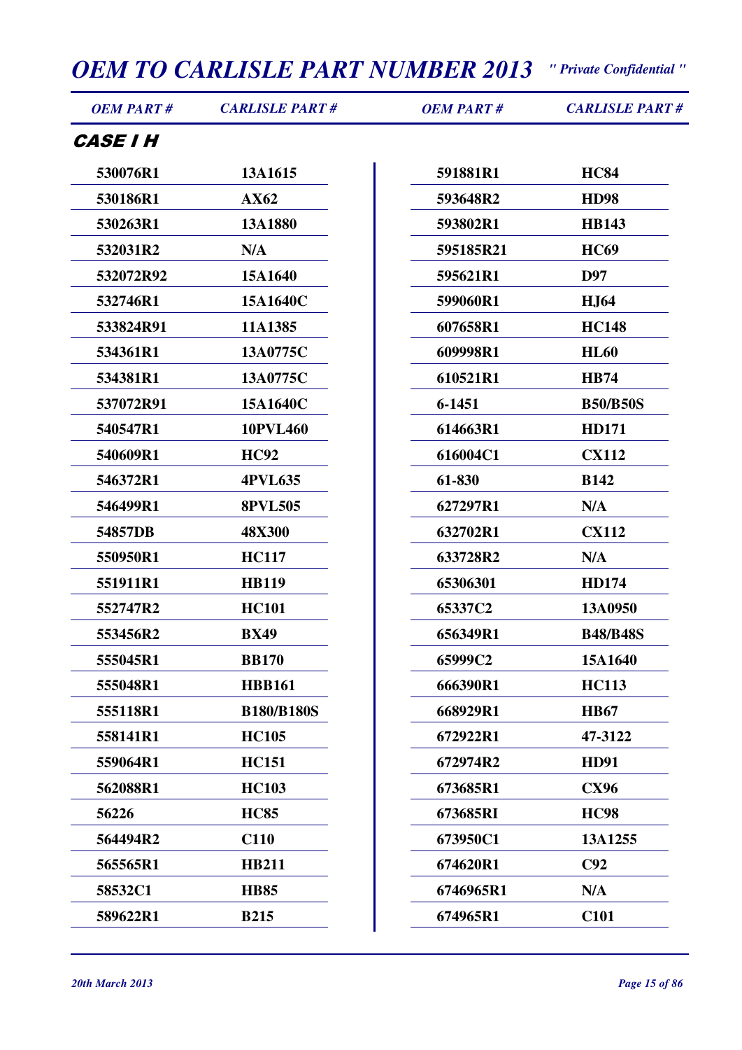## CASE I H

| OEM PART # | CARLISLE PART # | OEM PART # | CARLISLE PART # |
|---|---|---|---|
| 530076R1 | 13A1615 | 591881R1 | HC84 |
| 530186R1 | AX62 | 593648R2 | HD98 |
| 530263R1 | 13A1880 | 593802R1 | HB143 |
| 532031R2 | N/A | 595185R21 | HC69 |
| 532072R92 | 15A1640 | 595621R1 | D97 |
| 532746R1 | 15A1640C | 599060R1 | HJ64 |
| 533824R91 | 11A1385 | 607658R1 | HC148 |
| 534361R1 | 13A0775C | 609998R1 | HL60 |
| 534381R1 | 13A0775C | 610521R1 | HB74 |
| 537072R91 | 15A1640C | 6-1451 | B50/B50S |
| 540547R1 | 10PVL460 | 614663R1 | HD171 |
| 540609R1 | HC92 | 616004C1 | CX112 |
| 546372R1 | 4PVL635 | 61-830 | B142 |
| 546499R1 | 8PVL505 | 627297R1 | N/A |
| 54857DB | 48X300 | 632702R1 | CX112 |
| 550950R1 | HC117 | 633728R2 | N/A |
| 551911R1 | HB119 | 65306301 | HD174 |
| 552747R2 | HC101 | 65337C2 | 13A0950 |
| 553456R2 | BX49 | 656349R1 | B48/B48S |
| 555045R1 | BB170 | 65999C2 | 15A1640 |
| 555048R1 | HBB161 | 666390R1 | HC113 |
| 555118R1 | B180/B180S | 668929R1 | HB67 |
| 558141R1 | HC105 | 672922R1 | 47-3122 |
| 559064R1 | HC151 | 672974R2 | HD91 |
| 562088R1 | HC103 | 673685R1 | CX96 |
| 56226 | HC85 | 673685RI | HC98 |
| 564494R2 | C110 | 673950C1 | 13A1255 |
| 565565R1 | HB211 | 674620R1 | C92 |
| 58532C1 | HB85 | 6746965R1 | N/A |
| 589622R1 | B215 | 674965R1 | C101 |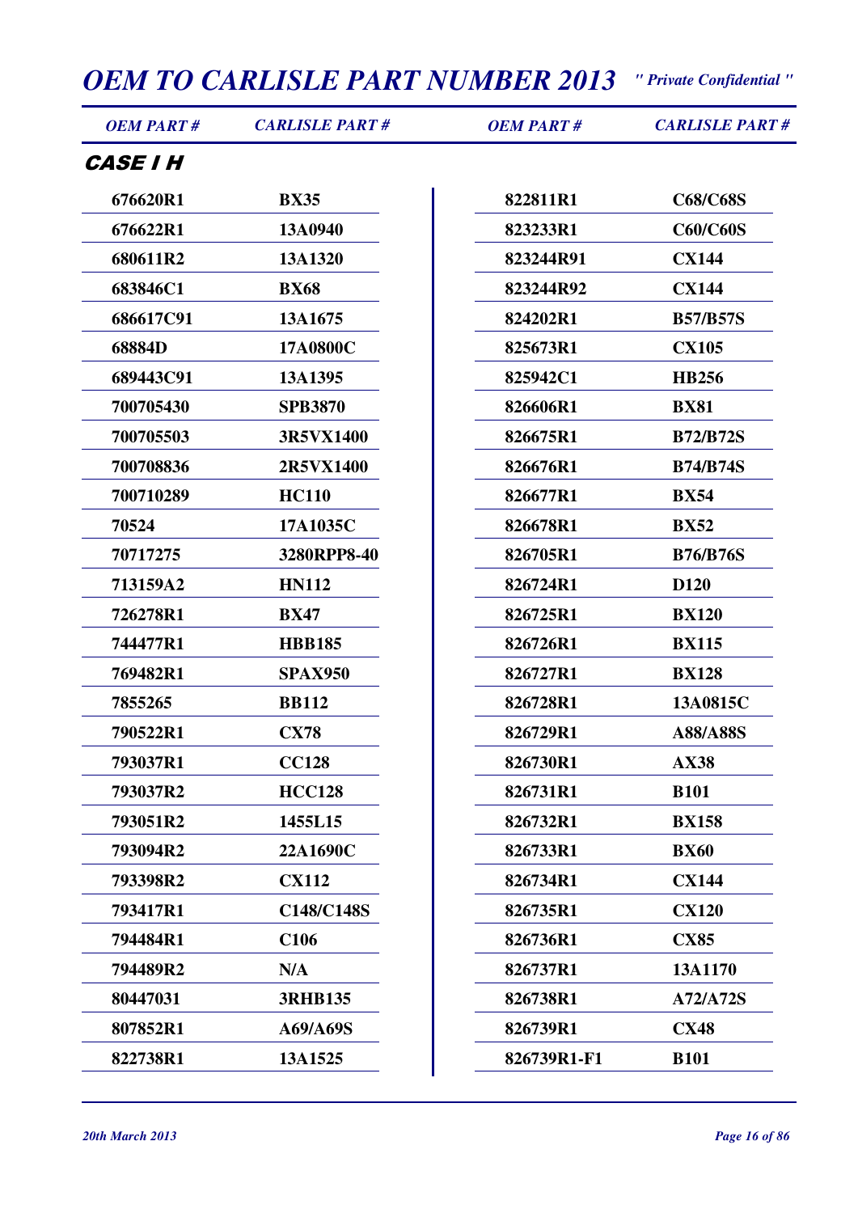## CASE I H

| OEM PART # | CARLISLE PART # | OEM PART # | CARLISLE PART # |
|---|---|---|---|
| 676620R1 | BX35 | 822811R1 | C68/C68S |
| 676622R1 | 13A0940 | 823233R1 | C60/C60S |
| 680611R2 | 13A1320 | 823244R91 | CX144 |
| 683846C1 | BX68 | 823244R92 | CX144 |
| 686617C91 | 13A1675 | 824202R1 | B57/B57S |
| 68884D | 17A0800C | 825673R1 | CX105 |
| 689443C91 | 13A1395 | 825942C1 | HB256 |
| 700705430 | SPB3870 | 826606R1 | BX81 |
| 700705503 | 3R5VX1400 | 826675R1 | B72/B72S |
| 700708836 | 2R5VX1400 | 826676R1 | B74/B74S |
| 700710289 | HC110 | 826677R1 | BX54 |
| 70524 | 17A1035C | 826678R1 | BX52 |
| 70717275 | 3280RPP8-40 | 826705R1 | B76/B76S |
| 713159A2 | HN112 | 826724R1 | D120 |
| 726278R1 | BX47 | 826725R1 | BX120 |
| 744477R1 | HBB185 | 826726R1 | BX115 |
| 769482R1 | SPAX950 | 826727R1 | BX128 |
| 7855265 | BB112 | 826728R1 | 13A0815C |
| 790522R1 | CX78 | 826729R1 | A88/A88S |
| 793037R1 | CC128 | 826730R1 | AX38 |
| 793037R2 | HCC128 | 826731R1 | B101 |
| 793051R2 | 1455L15 | 826732R1 | BX158 |
| 793094R2 | 22A1690C | 826733R1 | BX60 |
| 793398R2 | CX112 | 826734R1 | CX144 |
| 793417R1 | C148/C148S | 826735R1 | CX120 |
| 794484R1 | C106 | 826736R1 | CX85 |
| 794489R2 | N/A | 826737R1 | 13A1170 |
| 80447031 | 3RHB135 | 826738R1 | A72/A72S |
| 807852R1 | A69/A69S | 826739R1 | CX48 |
| 822738R1 | 13A1525 | 826739R1-F1 | B101 |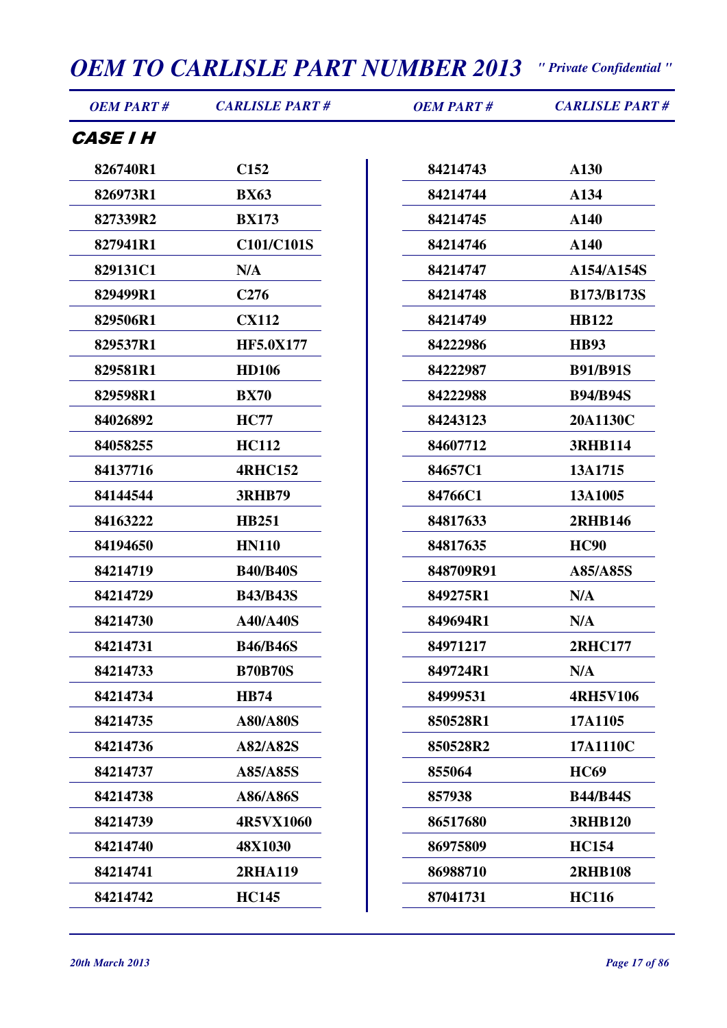# OEM TO CARLISLE PART NUMBER 2013

*" Private Confidential "*

## CASE I H

| OEM PART # | CARLISLE PART # | OEM PART # | CARLISLE PART # |
|---|---|---|---|
| 826740R1 | C152 | 84214743 | A130 |
| 826973R1 | BX63 | 84214744 | A134 |
| 827339R2 | BX173 | 84214745 | A140 |
| 827941R1 | C101/C101S | 84214746 | A140 |
| 829131C1 | N/A | 84214747 | A154/A154S |
| 829499R1 | C276 | 84214748 | B173/B173S |
| 829506R1 | CX112 | 84214749 | HB122 |
| 829537R1 | HF5.0X177 | 84222986 | HB93 |
| 829581R1 | HD106 | 84222987 | B91/B91S |
| 829598R1 | BX70 | 84222988 | B94/B94S |
| 84026892 | HC77 | 84243123 | 20A1130C |
| 84058255 | HC112 | 84607712 | 3RHB114 |
| 84137716 | 4RHC152 | 84657C1 | 13A1715 |
| 84144544 | 3RHB79 | 84766C1 | 13A1005 |
| 84163222 | HB251 | 84817633 | 2RHB146 |
| 84194650 | HN110 | 84817635 | HC90 |
| 84214719 | B40/B40S | 848709R91 | A85/A85S |
| 84214729 | B43/B43S | 849275R1 | N/A |
| 84214730 | A40/A40S | 849694R1 | N/A |
| 84214731 | B46/B46S | 84971217 | 2RHC177 |
| 84214733 | B70B70S | 849724R1 | N/A |
| 84214734 | HB74 | 84999531 | 4RH5V106 |
| 84214735 | A80/A80S | 850528R1 | 17A1105 |
| 84214736 | A82/A82S | 850528R2 | 17A1110C |
| 84214737 | A85/A85S | 855064 | HC69 |
| 84214738 | A86/A86S | 857938 | B44/B44S |
| 84214739 | 4R5VX1060 | 86517680 | 3RHB120 |
| 84214740 | 48X1030 | 86975809 | HC154 |
| 84214741 | 2RHA119 | 86988710 | 2RHB108 |
| 84214742 | HC145 | 87041731 | HC116 |

*20th March 2013*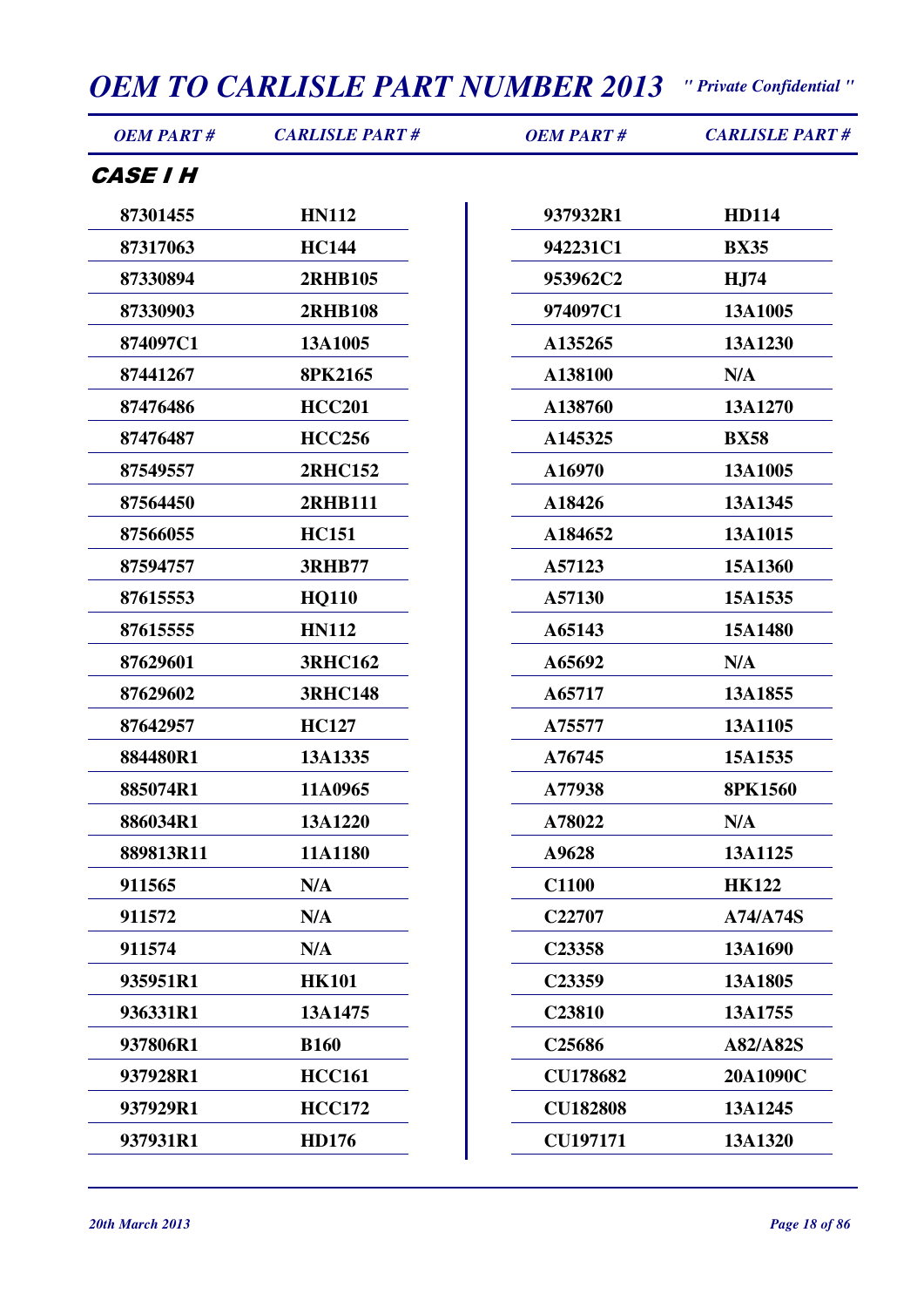## CASE I H

| OEM PART # | CARLISLE PART # |
|---|---|
| 87301455 | HN112 |
| 87317063 | HC144 |
| 87330894 | 2RHB105 |
| 87330903 | 2RHB108 |
| 874097C1 | 13A1005 |
| 87441267 | 8PK2165 |
| 87476486 | HCC201 |
| 87476487 | HCC256 |
| 87549557 | 2RHC152 |
| 87564450 | 2RHB111 |
| 87566055 | HC151 |
| 87594757 | 3RHB77 |
| 87615553 | HQ110 |
| 87615555 | HN112 |
| 87629601 | 3RHC162 |
| 87629602 | 3RHC148 |
| 87642957 | HC127 |
| 884480R1 | 13A1335 |
| 885074R1 | 11A0965 |
| 886034R1 | 13A1220 |
| 889813R11 | 11A1180 |
| 911565 | N/A |
| 911572 | N/A |
| 911574 | N/A |
| 935951R1 | HK101 |
| 936331R1 | 13A1475 |
| 937806R1 | B160 |
| 937928R1 | HCC161 |
| 937929R1 | HCC172 |
| 937931R1 | HD176 |
| 937932R1 | HD114 |
| 942231C1 | BX35 |
| 953962C2 | HJ74 |
| 974097C1 | 13A1005 |
| A135265 | 13A1230 |
| A138100 | N/A |
| A138760 | 13A1270 |
| A145325 | BX58 |
| A16970 | 13A1005 |
| A18426 | 13A1345 |
| A184652 | 13A1015 |
| A57123 | 15A1360 |
| A57130 | 15A1535 |
| A65143 | 15A1480 |
| A65692 | N/A |
| A65717 | 13A1855 |
| A75577 | 13A1105 |
| A76745 | 15A1535 |
| A77938 | 8PK1560 |
| A78022 | N/A |
| A9628 | 13A1125 |
| C1100 | HK122 |
| C22707 | A74/A74S |
| C23358 | 13A1690 |
| C23359 | 13A1805 |
| C23810 | 13A1755 |
| C25686 | A82/A82S |
| CU178682 | 20A1090C |
| CU182808 | 13A1245 |
| CU197171 | 13A1320 |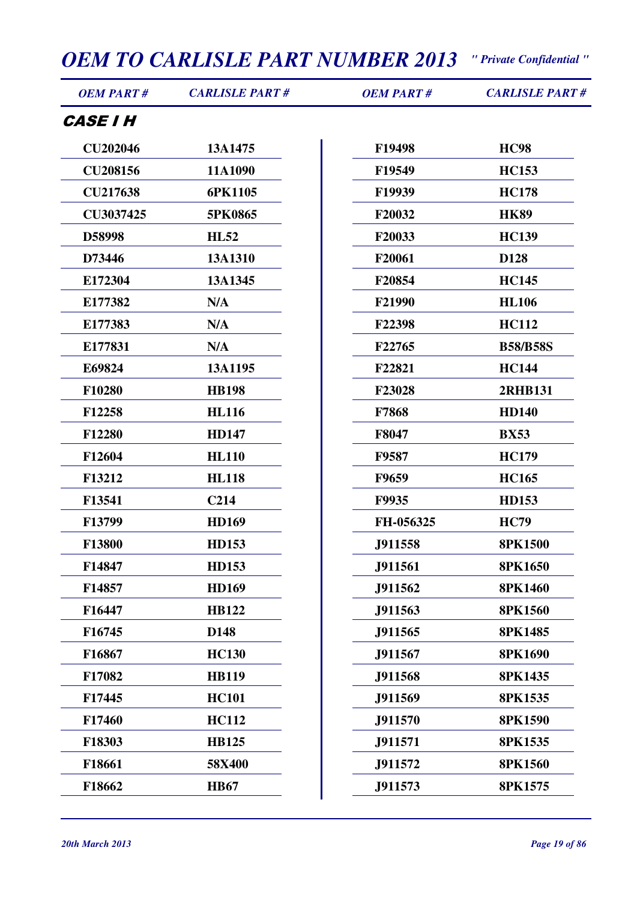## CASE I H

| OEM PART # | CARLISLE PART # | OEM PART # | CARLISLE PART # |
|---|---|---|---|
| CU202046 | 13A1475 | F19498 | HC98 |
| CU208156 | 11A1090 | F19549 | HC153 |
| CU217638 | 6PK1105 | F19939 | HC178 |
| CU3037425 | 5PK0865 | F20032 | HK89 |
| D58998 | HL52 | F20033 | HC139 |
| D73446 | 13A1310 | F20061 | D128 |
| E172304 | 13A1345 | F20854 | HC145 |
| E177382 | N/A | F21990 | HL106 |
| E177383 | N/A | F22398 | HC112 |
| E177831 | N/A | F22765 | B58/B58S |
| E69824 | 13A1195 | F22821 | HC144 |
| F10280 | HB198 | F23028 | 2RHB131 |
| F12258 | HL116 | F7868 | HD140 |
| F12280 | HD147 | F8047 | BX53 |
| F12604 | HL110 | F9587 | HC179 |
| F13212 | HL118 | F9659 | HC165 |
| F13541 | C214 | F9935 | HD153 |
| F13799 | HD169 | FH-056325 | HC79 |
| F13800 | HD153 | J911558 | 8PK1500 |
| F14847 | HD153 | J911561 | 8PK1650 |
| F14857 | HD169 | J911562 | 8PK1460 |
| F16447 | HB122 | J911563 | 8PK1560 |
| F16745 | D148 | J911565 | 8PK1485 |
| F16867 | HC130 | J911567 | 8PK1690 |
| F17082 | HB119 | J911568 | 8PK1435 |
| F17445 | HC101 | J911569 | 8PK1535 |
| F17460 | HC112 | J911570 | 8PK1590 |
| F18303 | HB125 | J911571 | 8PK1535 |
| F18661 | 58X400 | J911572 | 8PK1560 |
| F18662 | HB67 | J911573 | 8PK1575 |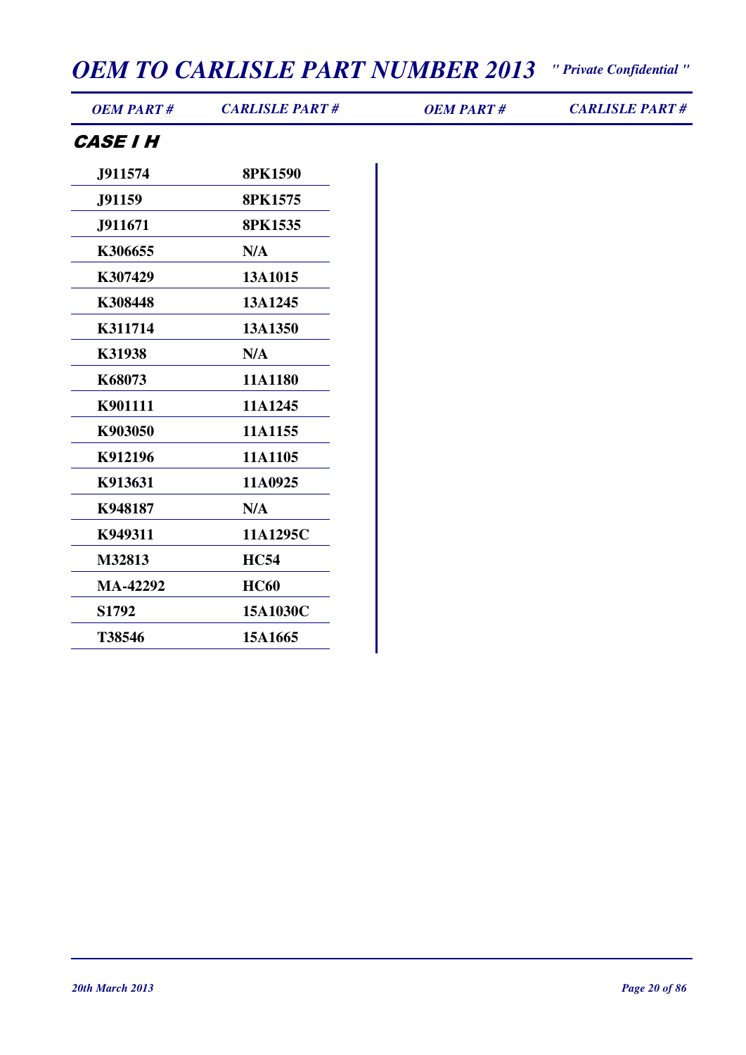# OEM TO CARLISLE PART NUMBER 2013

*" Private Confidential "*

## CASE I H

| OEM PART # | CARLISLE PART # | OEM PART # | CARLISLE PART # |
|---|---|---|---|
| J911574 | 8PK1590 | | |
| J91159 | 8PK1575 | | |
| J911671 | 8PK1535 | | |
| K306655 | N/A | | |
| K307429 | 13A1015 | | |
| K308448 | 13A1245 | | |
| K311714 | 13A1350 | | |
| K31938 | N/A | | |
| K68073 | 11A1180 | | |
| K901111 | 11A1245 | | |
| K903050 | 11A1155 | | |
| K912196 | 11A1105 | | |
| K913631 | 11A0925 | | |
| K948187 | N/A | | |
| K949311 | 11A1295C | | |
| M32813 | HC54 | | |
| MA-42292 | HC60 | | |
| S1792 | 15A1030C | | |
| T38546 | 15A1665 | | |

*20th March 2013*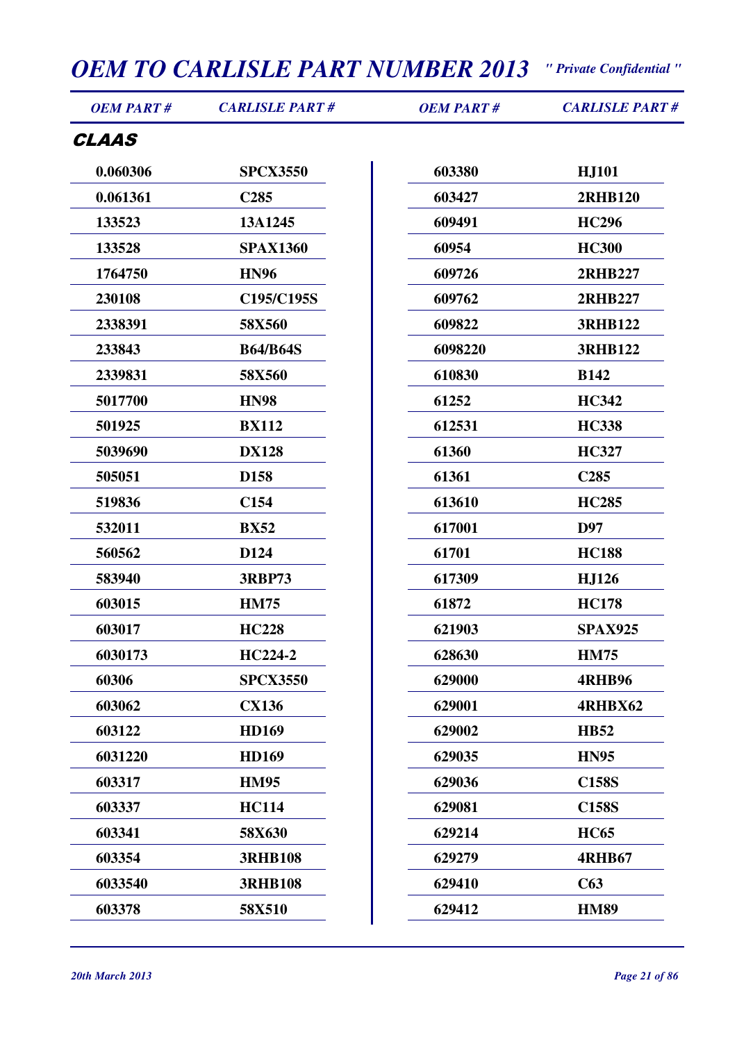# OEM TO CARLISLE PART NUMBER 2013

*" Private Confidential "*

## CLAAS

| OEM PART # | CARLISLE PART # | OEM PART # | CARLISLE PART # |
|---|---|---|---|
| 0.060306 | SPCX3550 | 603380 | HJ101 |
| 0.061361 | C285 | 603427 | 2RHB120 |
| 133523 | 13A1245 | 609491 | HC296 |
| 133528 | SPAX1360 | 60954 | HC300 |
| 1764750 | HN96 | 609726 | 2RHB227 |
| 230108 | C195/C195S | 609762 | 2RHB227 |
| 2338391 | 58X560 | 609822 | 3RHB122 |
| 233843 | B64/B64S | 6098220 | 3RHB122 |
| 2339831 | 58X560 | 610830 | B142 |
| 5017700 | HN98 | 61252 | HC342 |
| 501925 | BX112 | 612531 | HC338 |
| 5039690 | DX128 | 61360 | HC327 |
| 505051 | D158 | 61361 | C285 |
| 519836 | C154 | 613610 | HC285 |
| 532011 | BX52 | 617001 | D97 |
| 560562 | D124 | 61701 | HC188 |
| 583940 | 3RBP73 | 617309 | HJ126 |
| 603015 | HM75 | 61872 | HC178 |
| 603017 | HC228 | 621903 | SPAX925 |
| 6030173 | HC224-2 | 628630 | HM75 |
| 60306 | SPCX3550 | 629000 | 4RHB96 |
| 603062 | CX136 | 629001 | 4RHBX62 |
| 603122 | HD169 | 629002 | HB52 |
| 6031220 | HD169 | 629035 | HN95 |
| 603317 | HM95 | 629036 | C158S |
| 603337 | HC114 | 629081 | C158S |
| 603341 | 58X630 | 629214 | HC65 |
| 603354 | 3RHB108 | 629279 | 4RHB67 |
| 6033540 | 3RHB108 | 629410 | C63 |
| 603378 | 58X510 | 629412 | HM89 |

*20th March 2013*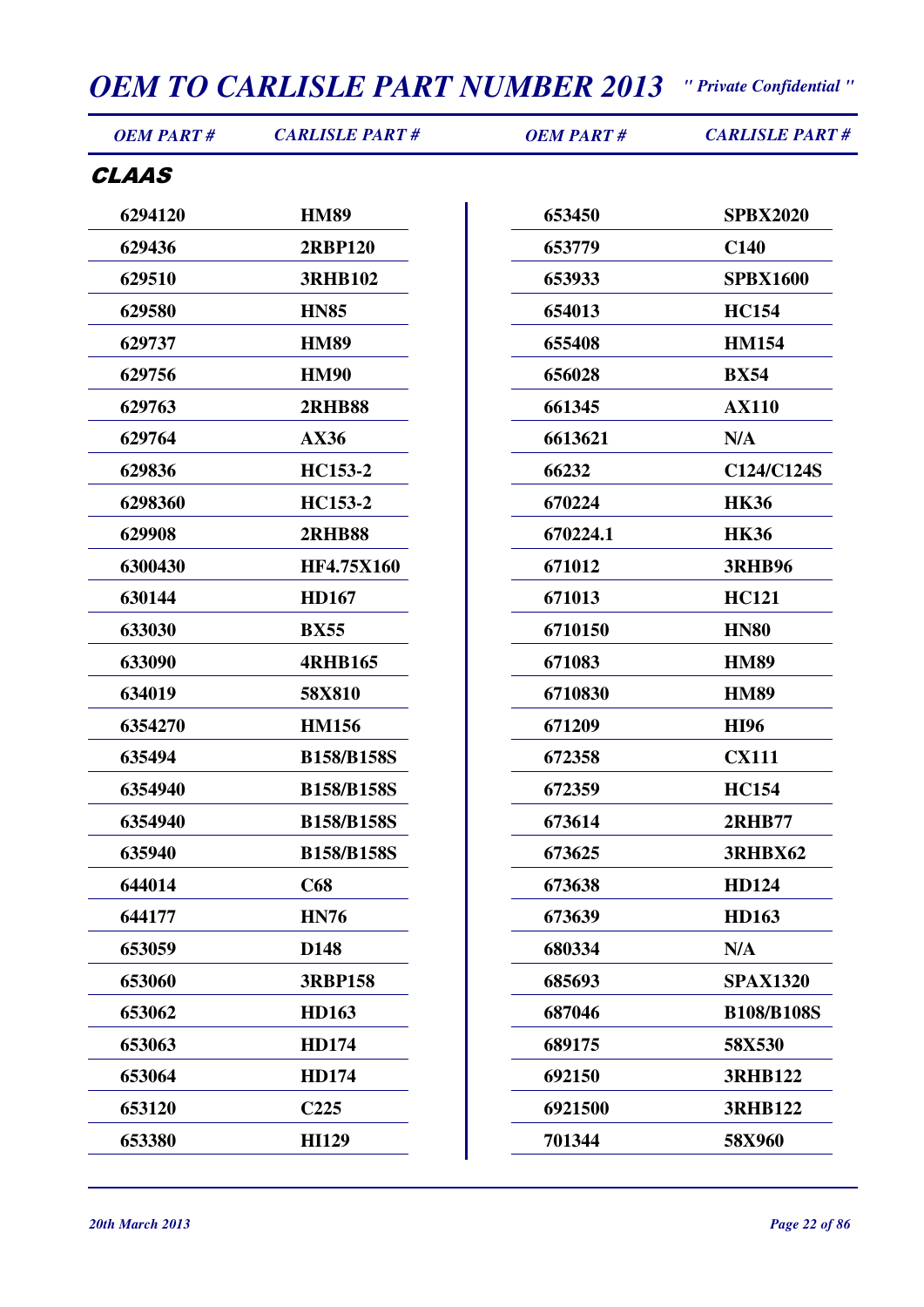# OEM TO CARLISLE PART NUMBER 2013

*" Private Confidential "*

## CLAAS

| OEM PART # | CARLISLE PART # | OEM PART # | CARLISLE PART # |
|---|---|---|---|
| 6294120 | HM89 | 653450 | SPBX2020 |
| 629436 | 2RBP120 | 653779 | C140 |
| 629510 | 3RHB102 | 653933 | SPBX1600 |
| 629580 | HN85 | 654013 | HC154 |
| 629737 | HM89 | 655408 | HM154 |
| 629756 | HM90 | 656028 | BX54 |
| 629763 | 2RHB88 | 661345 | AX110 |
| 629764 | AX36 | 6613621 | N/A |
| 629836 | HC153-2 | 66232 | C124/C124S |
| 6298360 | HC153-2 | 670224 | HK36 |
| 629908 | 2RHB88 | 670224.1 | HK36 |
| 6300430 | HF4.75X160 | 671012 | 3RHB96 |
| 630144 | HD167 | 671013 | HC121 |
| 633030 | BX55 | 6710150 | HN80 |
| 633090 | 4RHB165 | 671083 | HM89 |
| 634019 | 58X810 | 6710830 | HM89 |
| 6354270 | HM156 | 671209 | HI96 |
| 635494 | B158/B158S | 672358 | CX111 |
| 6354940 | B158/B158S | 672359 | HC154 |
| 6354940 | B158/B158S | 673614 | 2RHB77 |
| 635940 | B158/B158S | 673625 | 3RHBX62 |
| 644014 | C68 | 673638 | HD124 |
| 644177 | HN76 | 673639 | HD163 |
| 653059 | D148 | 680334 | N/A |
| 653060 | 3RBP158 | 685693 | SPAX1320 |
| 653062 | HD163 | 687046 | B108/B108S |
| 653063 | HD174 | 689175 | 58X530 |
| 653064 | HD174 | 692150 | 3RHB122 |
| 653120 | C225 | 6921500 | 3RHB122 |
| 653380 | HI129 | 701344 | 58X960 |

*20th March 2013*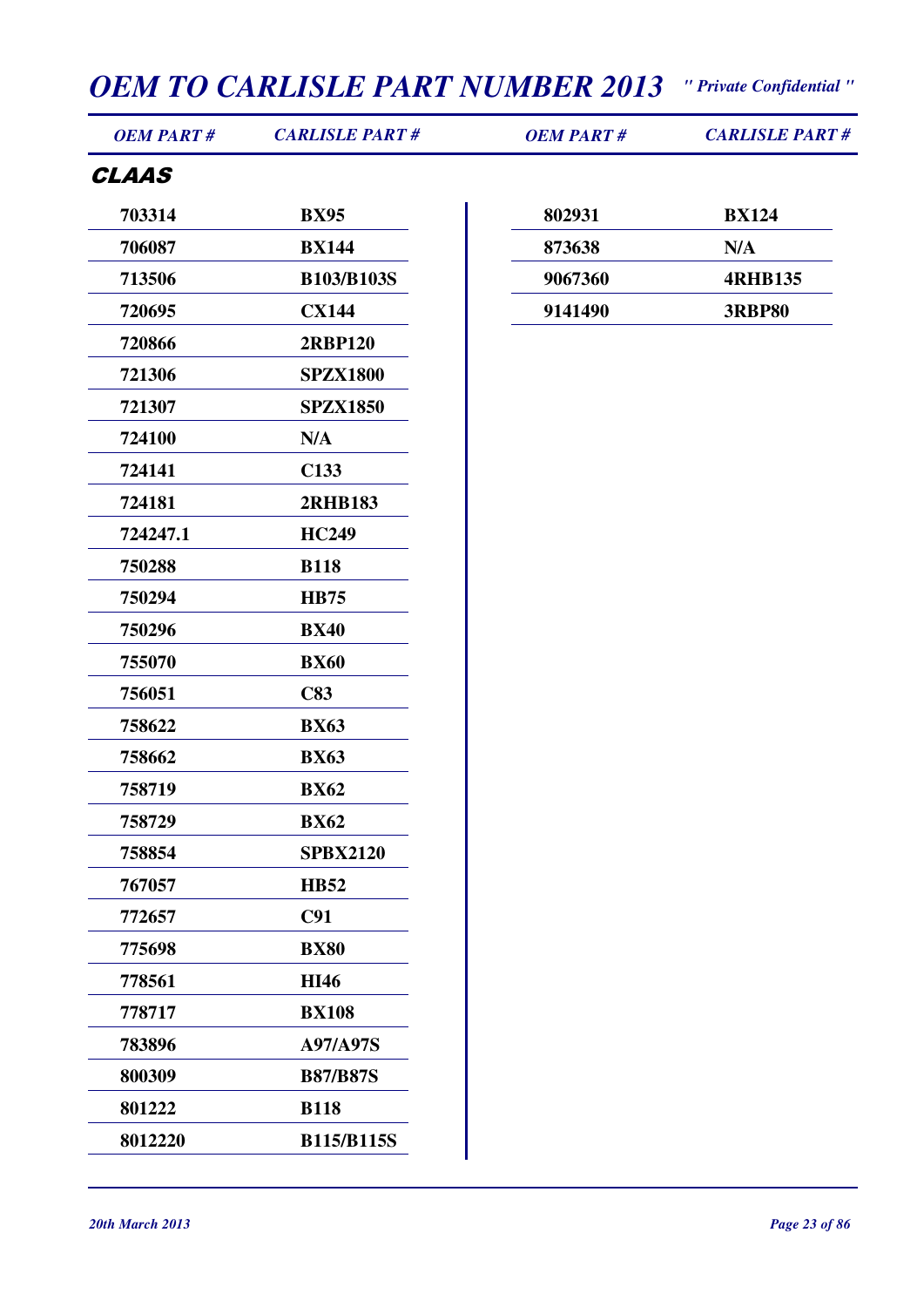# OEM TO CARLISLE PART NUMBER 2013

*" Private Confidential "*

## CLAAS

| OEM PART # | CARLISLE PART # |
|---|---|
| 703314 | BX95 |
| 706087 | BX144 |
| 713506 | B103/B103S |
| 720695 | CX144 |
| 720866 | 2RBP120 |
| 721306 | SPZX1800 |
| 721307 | SPZX1850 |
| 724100 | N/A |
| 724141 | C133 |
| 724181 | 2RHB183 |
| 724247.1 | HC249 |
| 750288 | B118 |
| 750294 | HB75 |
| 750296 | BX40 |
| 755070 | BX60 |
| 756051 | C83 |
| 758622 | BX63 |
| 758662 | BX63 |
| 758719 | BX62 |
| 758729 | BX62 |
| 758854 | SPBX2120 |
| 767057 | HB52 |
| 772657 | C91 |
| 775698 | BX80 |
| 778561 | HI46 |
| 778717 | BX108 |
| 783896 | A97/A97S |
| 800309 | B87/B87S |
| 801222 | B118 |
| 8012220 | B115/B115S |
| 802931 | BX124 |
| 873638 | N/A |
| 9067360 | 4RHB135 |
| 9141490 | 3RBP80 |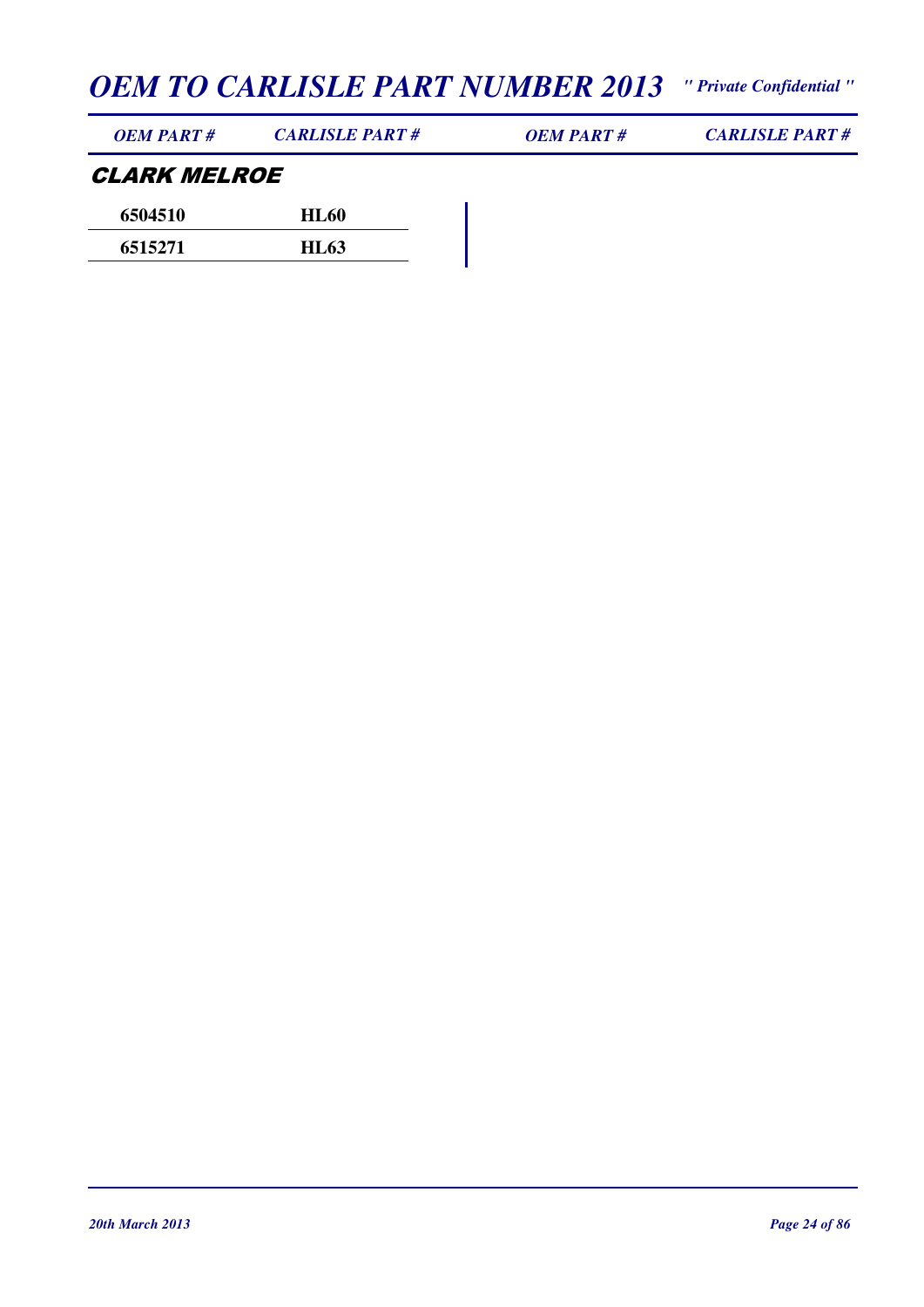## CLARK MELROE

| OEM PART # | CARLISLE PART # | OEM PART # | CARLISLE PART # |
|---|---|---|---|
| 6504510 | HL60 | | |
| 6515271 | HL63 | | |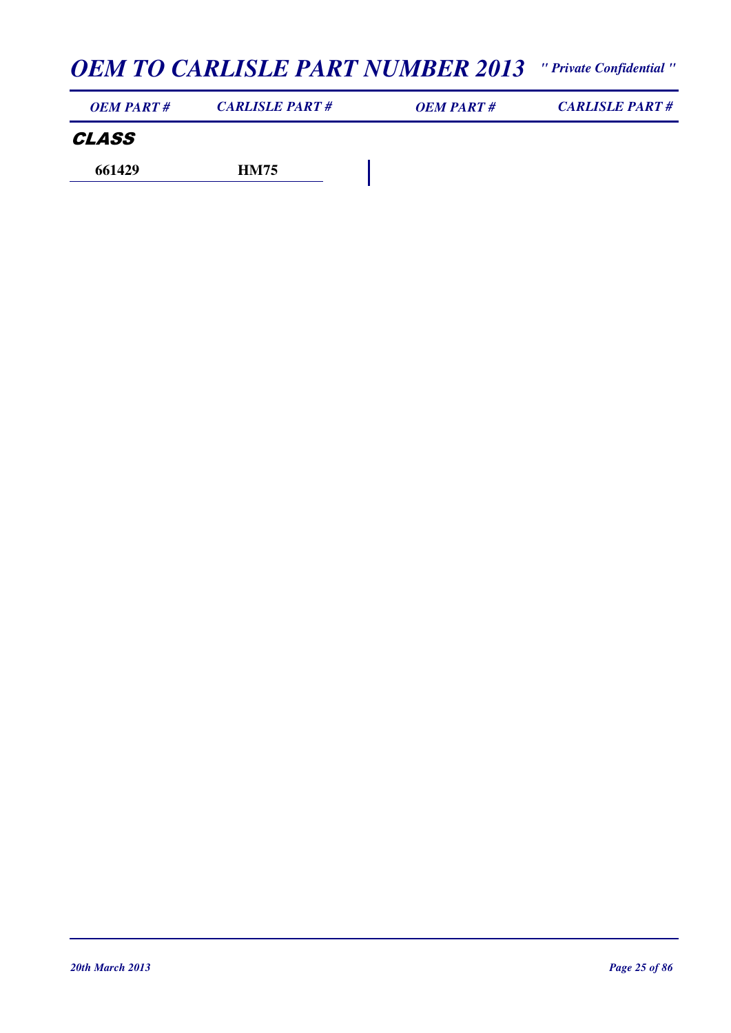# OEM TO CARLISLE PART NUMBER 2013

*" Private Confidential "*

| OEM PART # | CARLISLE PART # | OEM PART # | CARLISLE PART # |
|---|---|---|---|

## CLASS

| OEM PART # | CARLISLE PART # | OEM PART # | CARLISLE PART # |
|---|---|---|---|
| 661429 | HM75 | | |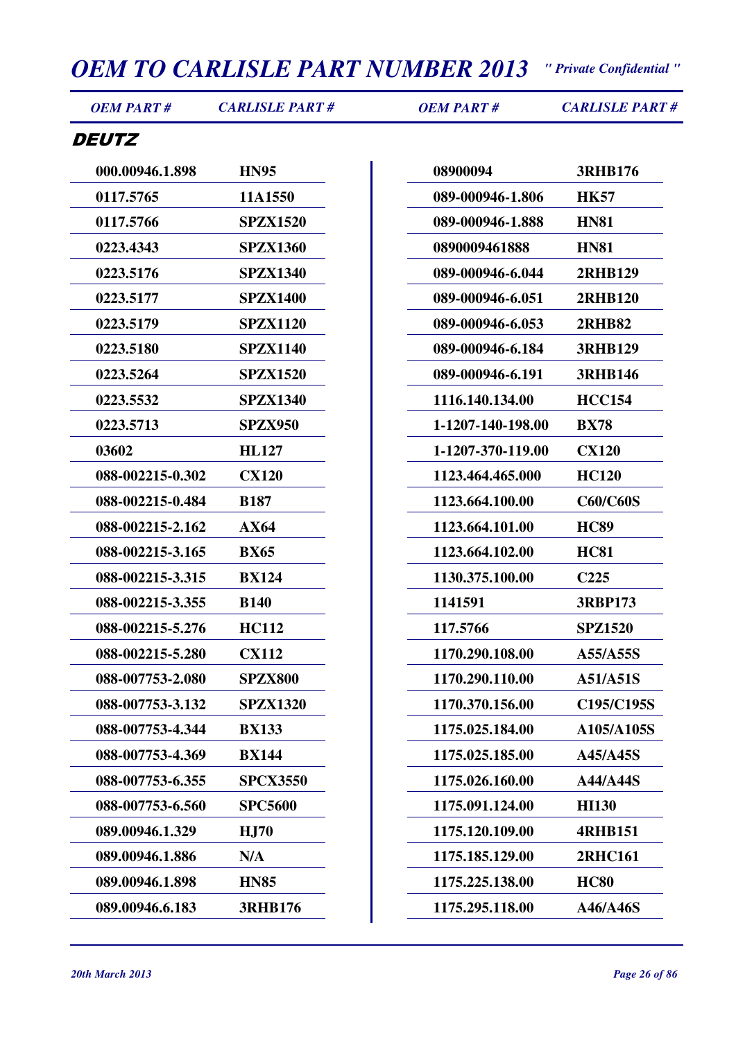## DEUTZ

| OEM PART # | CARLISLE PART # |
|---|---|
| 000.00946.1.898 | HN95 |
| 0117.5765 | 11A1550 |
| 0117.5766 | SPZX1520 |
| 0223.4343 | SPZX1360 |
| 0223.5176 | SPZX1340 |
| 0223.5177 | SPZX1400 |
| 0223.5179 | SPZX1120 |
| 0223.5180 | SPZX1140 |
| 0223.5264 | SPZX1520 |
| 0223.5532 | SPZX1340 |
| 0223.5713 | SPZX950 |
| 03602 | HL127 |
| 088-002215-0.302 | CX120 |
| 088-002215-0.484 | B187 |
| 088-002215-2.162 | AX64 |
| 088-002215-3.165 | BX65 |
| 088-002215-3.315 | BX124 |
| 088-002215-3.355 | B140 |
| 088-002215-5.276 | HC112 |
| 088-002215-5.280 | CX112 |
| 088-007753-2.080 | SPZX800 |
| 088-007753-3.132 | SPZX1320 |
| 088-007753-4.344 | BX133 |
| 088-007753-4.369 | BX144 |
| 088-007753-6.355 | SPCX3550 |
| 088-007753-6.560 | SPC5600 |
| 089.00946.1.329 | HJ70 |
| 089.00946.1.886 | N/A |
| 089.00946.1.898 | HN85 |
| 089.00946.6.183 | 3RHB176 |
| 08900094 | 3RHB176 |
| 089-000946-1.806 | HK57 |
| 089-000946-1.888 | HN81 |
| 0890009461888 | HN81 |
| 089-000946-6.044 | 2RHB129 |
| 089-000946-6.051 | 2RHB120 |
| 089-000946-6.053 | 2RHB82 |
| 089-000946-6.184 | 3RHB129 |
| 089-000946-6.191 | 3RHB146 |
| 1116.140.134.00 | HCC154 |
| 1-1207-140-198.00 | BX78 |
| 1-1207-370-119.00 | CX120 |
| 1123.464.465.000 | HC120 |
| 1123.664.100.00 | C60/C60S |
| 1123.664.101.00 | HC89 |
| 1123.664.102.00 | HC81 |
| 1130.375.100.00 | C225 |
| 1141591 | 3RBP173 |
| 117.5766 | SPZ1520 |
| 1170.290.108.00 | A55/A55S |
| 1170.290.110.00 | A51/A51S |
| 1170.370.156.00 | C195/C195S |
| 1175.025.184.00 | A105/A105S |
| 1175.025.185.00 | A45/A45S |
| 1175.026.160.00 | A44/A44S |
| 1175.091.124.00 | HI130 |
| 1175.120.109.00 | 4RHB151 |
| 1175.185.129.00 | 2RHC161 |
| 1175.225.138.00 | HC80 |
| 1175.295.118.00 | A46/A46S |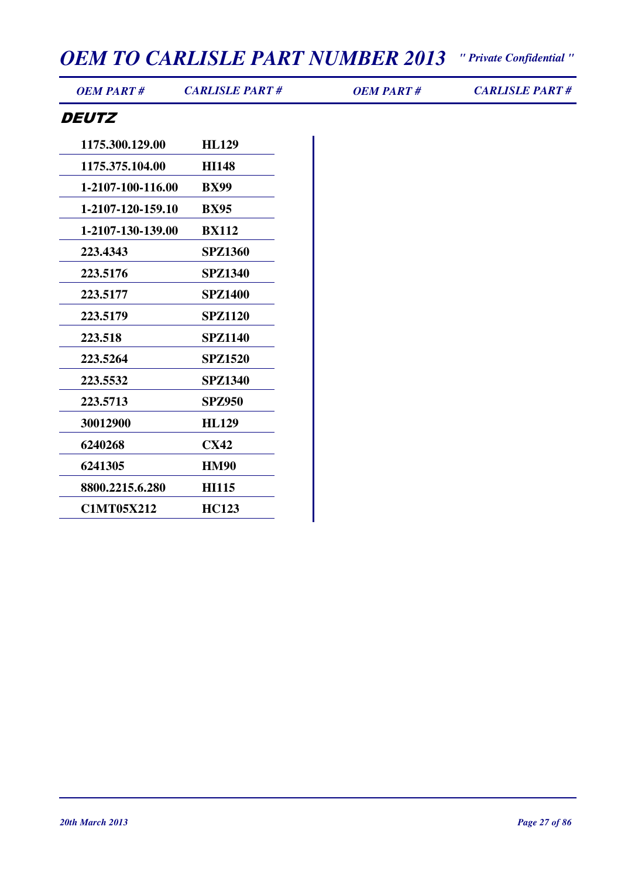| OEM PART # | CARLISLE PART # | OEM PART # | CARLISLE PART # |
|---|---|---|---|

## DEUTZ

| OEM PART # | CARLISLE PART # |
|---|---|
| 1175.300.129.00 | HL129 |
| 1175.375.104.00 | HI148 |
| 1-2107-100-116.00 | BX99 |
| 1-2107-120-159.10 | BX95 |
| 1-2107-130-139.00 | BX112 |
| 223.4343 | SPZ1360 |
| 223.5176 | SPZ1340 |
| 223.5177 | SPZ1400 |
| 223.5179 | SPZ1120 |
| 223.518 | SPZ1140 |
| 223.5264 | SPZ1520 |
| 223.5532 | SPZ1340 |
| 223.5713 | SPZ950 |
| 30012900 | HL129 |
| 6240268 | CX42 |
| 6241305 | HM90 |
| 8800.2215.6.280 | HI115 |
| C1MT05X212 | HC123 |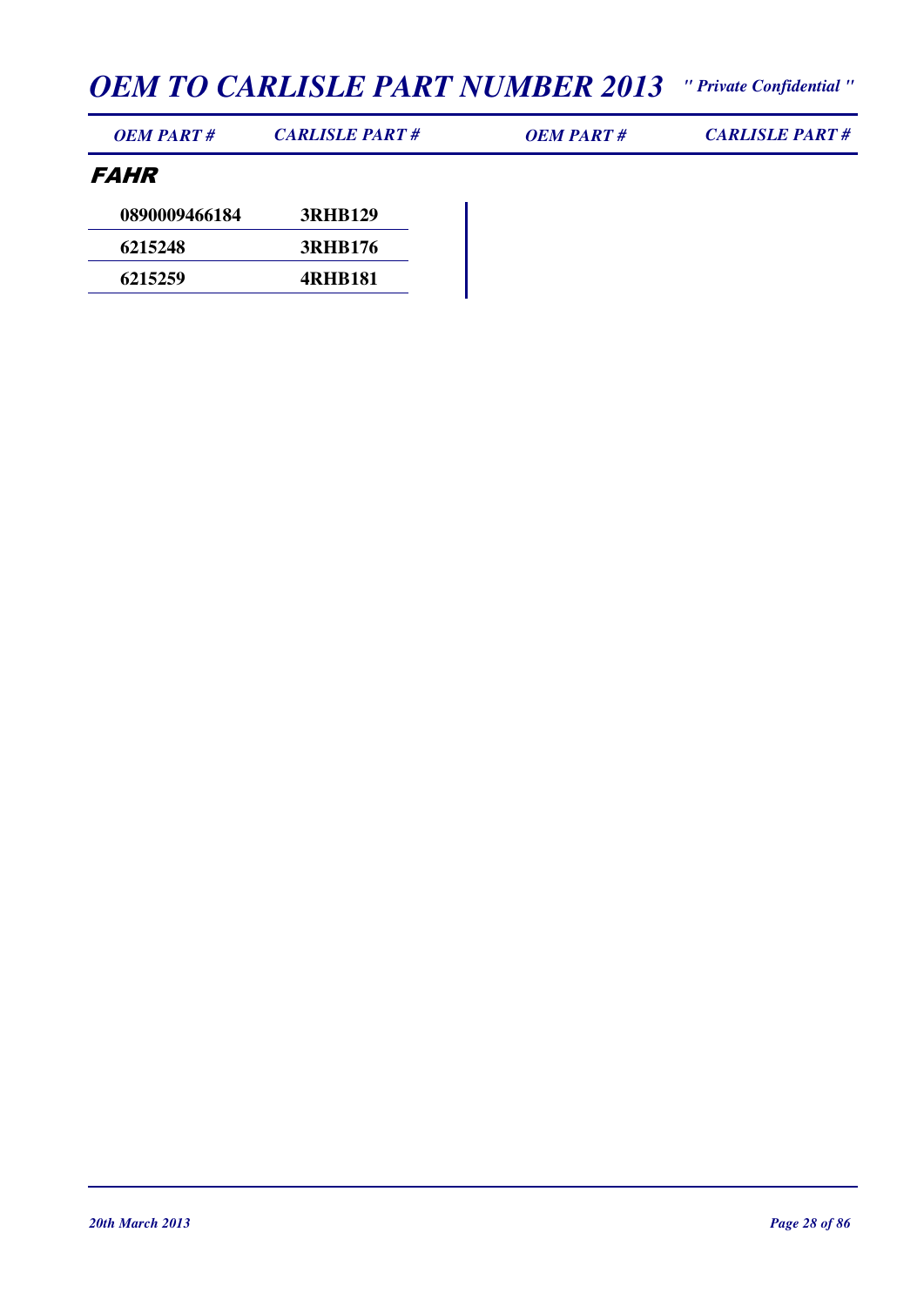# OEM TO CARLISLE PART NUMBER 2013

*" Private Confidential "*

## FAHR

| OEM PART # | CARLISLE PART # | OEM PART # | CARLISLE PART # |
|---|---|---|---|
| 0890009466184 | 3RHB129 | | |
| 6215248 | 3RHB176 | | |
| 6215259 | 4RHB181 | | |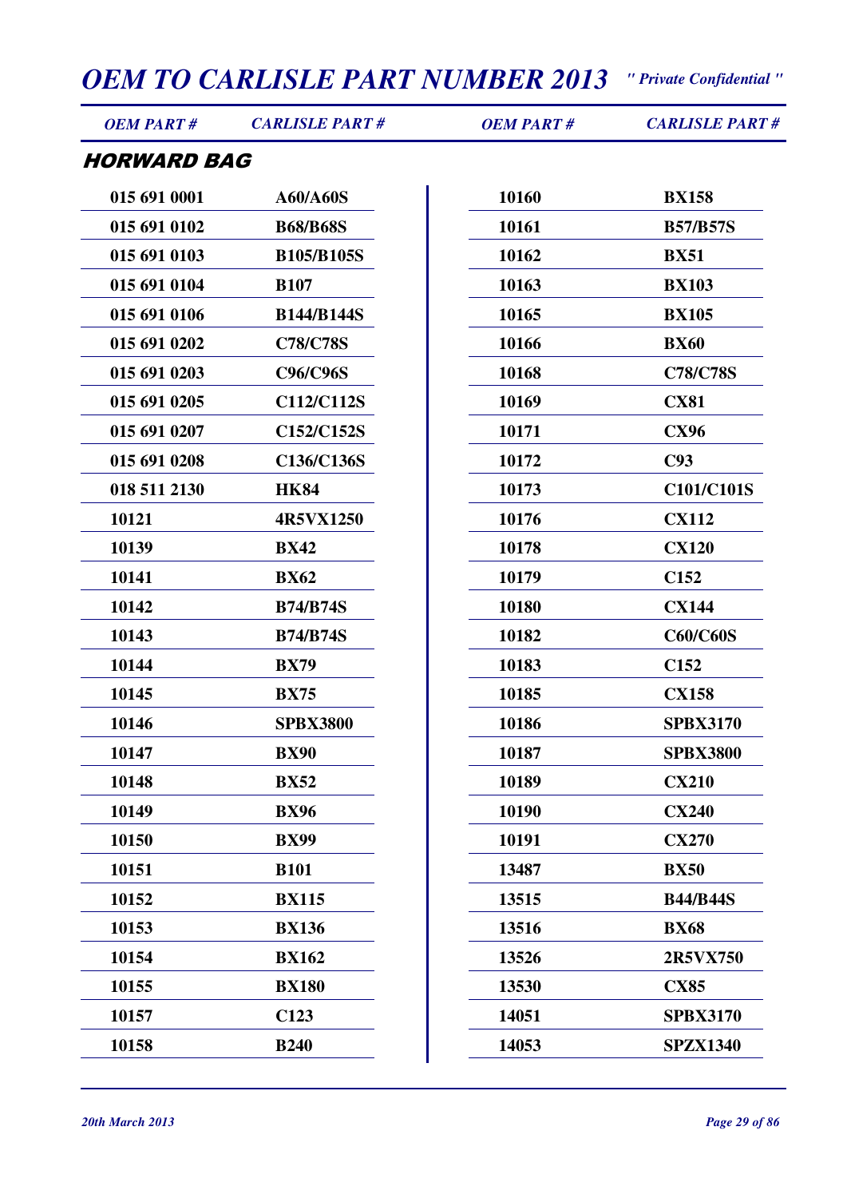# OEM TO CARLISLE PART NUMBER 2013

*" Private Confidential "*

## HORWARD BAG

| OEM PART # | CARLISLE PART # |
|---|---|
| 015 691 0001 | A60/A60S |
| 015 691 0102 | B68/B68S |
| 015 691 0103 | B105/B105S |
| 015 691 0104 | B107 |
| 015 691 0106 | B144/B144S |
| 015 691 0202 | C78/C78S |
| 015 691 0203 | C96/C96S |
| 015 691 0205 | C112/C112S |
| 015 691 0207 | C152/C152S |
| 015 691 0208 | C136/C136S |
| 018 511 2130 | HK84 |
| 10121 | 4R5VX1250 |
| 10139 | BX42 |
| 10141 | BX62 |
| 10142 | B74/B74S |
| 10143 | B74/B74S |
| 10144 | BX79 |
| 10145 | BX75 |
| 10146 | SPBX3800 |
| 10147 | BX90 |
| 10148 | BX52 |
| 10149 | BX96 |
| 10150 | BX99 |
| 10151 | B101 |
| 10152 | BX115 |
| 10153 | BX136 |
| 10154 | BX162 |
| 10155 | BX180 |
| 10157 | C123 |
| 10158 | B240 |
| 10160 | BX158 |
| 10161 | B57/B57S |
| 10162 | BX51 |
| 10163 | BX103 |
| 10165 | BX105 |
| 10166 | BX60 |
| 10168 | C78/C78S |
| 10169 | CX81 |
| 10171 | CX96 |
| 10172 | C93 |
| 10173 | C101/C101S |
| 10176 | CX112 |
| 10178 | CX120 |
| 10179 | C152 |
| 10180 | CX144 |
| 10182 | C60/C60S |
| 10183 | C152 |
| 10185 | CX158 |
| 10186 | SPBX3170 |
| 10187 | SPBX3800 |
| 10189 | CX210 |
| 10190 | CX240 |
| 10191 | CX270 |
| 13487 | BX50 |
| 13515 | B44/B44S |
| 13516 | BX68 |
| 13526 | 2R5VX750 |
| 13530 | CX85 |
| 14051 | SPBX3170 |
| 14053 | SPZX1340 |

*20th March 2013*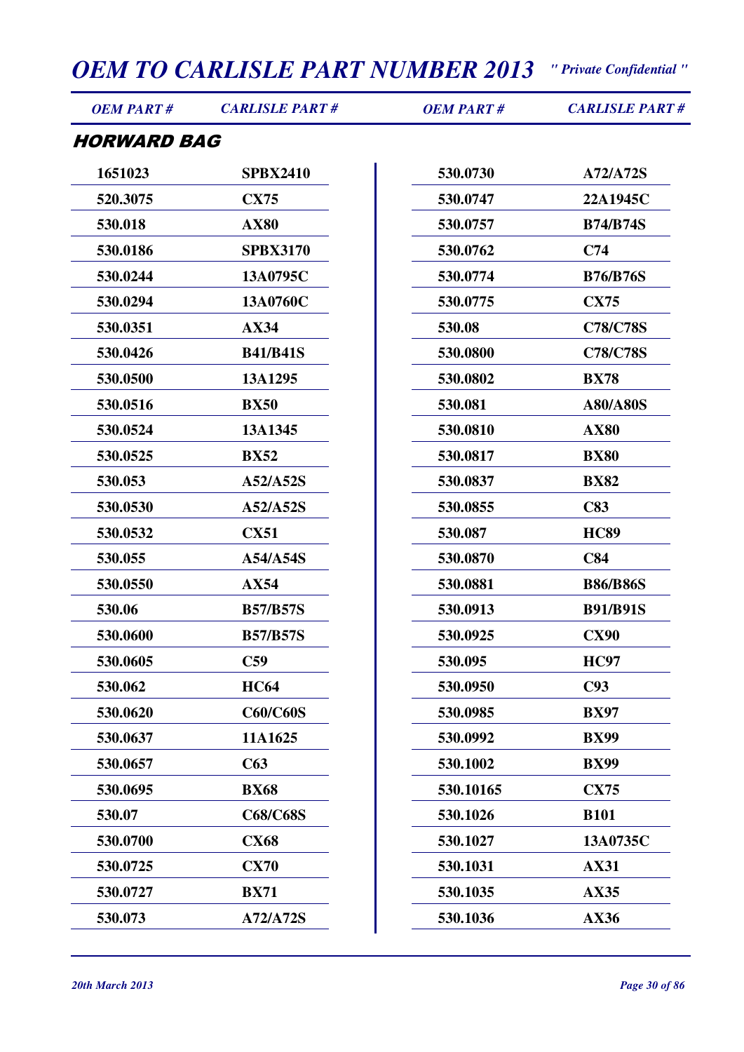# OEM TO CARLISLE PART NUMBER 2013

*" Private Confidential "*

## HORWARD BAG

| OEM PART # | CARLISLE PART # |
|---|---|
| 1651023 | SPBX2410 |
| 520.3075 | CX75 |
| 530.018 | AX80 |
| 530.0186 | SPBX3170 |
| 530.0244 | 13A0795C |
| 530.0294 | 13A0760C |
| 530.0351 | AX34 |
| 530.0426 | B41/B41S |
| 530.0500 | 13A1295 |
| 530.0516 | BX50 |
| 530.0524 | 13A1345 |
| 530.0525 | BX52 |
| 530.053 | A52/A52S |
| 530.0530 | A52/A52S |
| 530.0532 | CX51 |
| 530.055 | A54/A54S |
| 530.0550 | AX54 |
| 530.06 | B57/B57S |
| 530.0600 | B57/B57S |
| 530.0605 | C59 |
| 530.062 | HC64 |
| 530.0620 | C60/C60S |
| 530.0637 | 11A1625 |
| 530.0657 | C63 |
| 530.0695 | BX68 |
| 530.07 | C68/C68S |
| 530.0700 | CX68 |
| 530.0725 | CX70 |
| 530.0727 | BX71 |
| 530.073 | A72/A72S |
| 530.0730 | A72/A72S |
| 530.0747 | 22A1945C |
| 530.0757 | B74/B74S |
| 530.0762 | C74 |
| 530.0774 | B76/B76S |
| 530.0775 | CX75 |
| 530.08 | C78/C78S |
| 530.0800 | C78/C78S |
| 530.0802 | BX78 |
| 530.081 | A80/A80S |
| 530.0810 | AX80 |
| 530.0817 | BX80 |
| 530.0837 | BX82 |
| 530.0855 | C83 |
| 530.087 | HC89 |
| 530.0870 | C84 |
| 530.0881 | B86/B86S |
| 530.0913 | B91/B91S |
| 530.0925 | CX90 |
| 530.095 | HC97 |
| 530.0950 | C93 |
| 530.0985 | BX97 |
| 530.0992 | BX99 |
| 530.1002 | BX99 |
| 530.10165 | CX75 |
| 530.1026 | B101 |
| 530.1027 | 13A0735C |
| 530.1031 | AX31 |
| 530.1035 | AX35 |
| 530.1036 | AX36 |

*20th March 2013*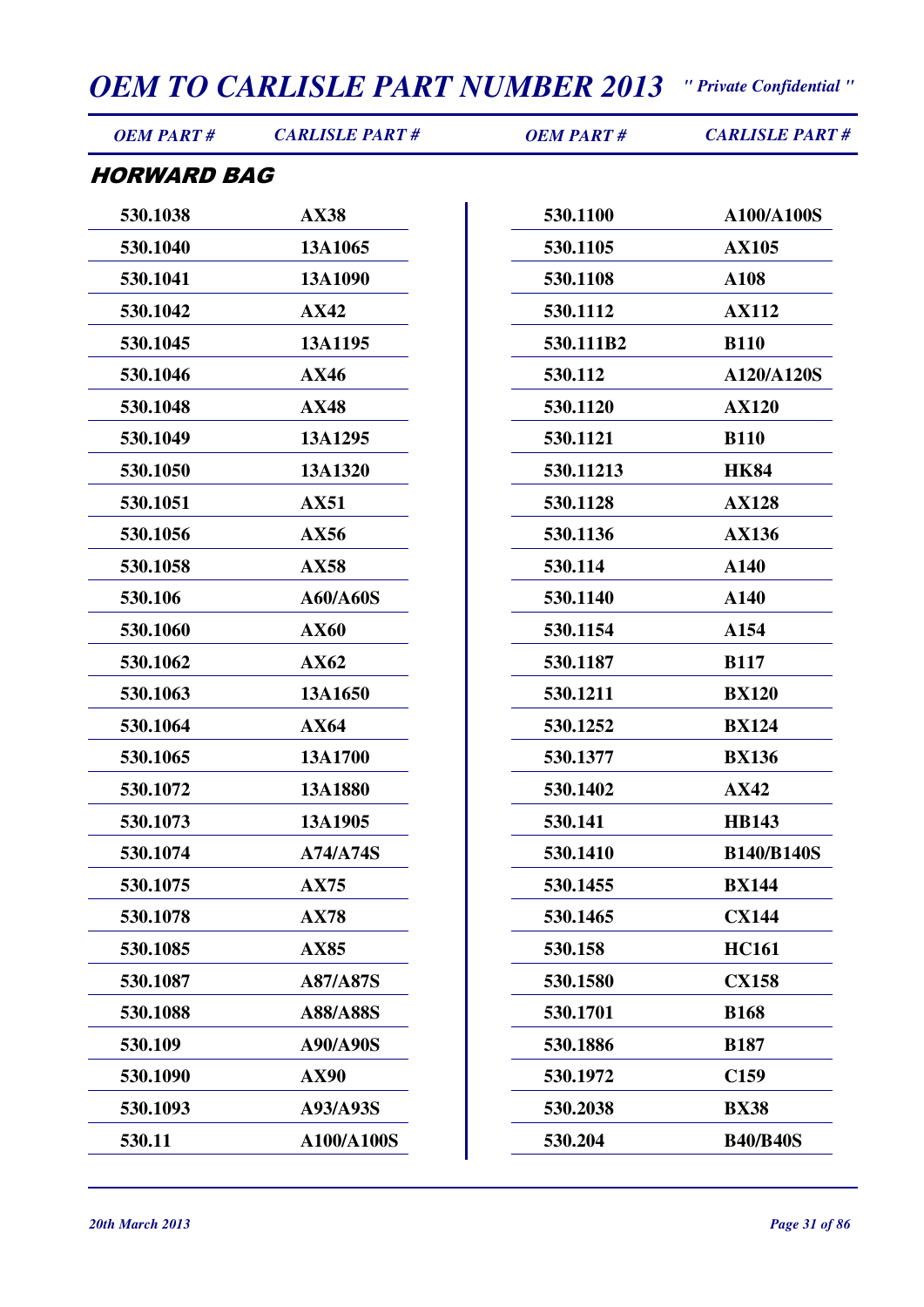# OEM TO CARLISLE PART NUMBER 2013

*" Private Confidential "*

## HORWARD BAG

| OEM PART # | CARLISLE PART # |
|---|---|
| 530.1038 | AX38 |
| 530.1040 | 13A1065 |
| 530.1041 | 13A1090 |
| 530.1042 | AX42 |
| 530.1045 | 13A1195 |
| 530.1046 | AX46 |
| 530.1048 | AX48 |
| 530.1049 | 13A1295 |
| 530.1050 | 13A1320 |
| 530.1051 | AX51 |
| 530.1056 | AX56 |
| 530.1058 | AX58 |
| 530.106 | A60/A60S |
| 530.1060 | AX60 |
| 530.1062 | AX62 |
| 530.1063 | 13A1650 |
| 530.1064 | AX64 |
| 530.1065 | 13A1700 |
| 530.1072 | 13A1880 |
| 530.1073 | 13A1905 |
| 530.1074 | A74/A74S |
| 530.1075 | AX75 |
| 530.1078 | AX78 |
| 530.1085 | AX85 |
| 530.1087 | A87/A87S |
| 530.1088 | A88/A88S |
| 530.109 | A90/A90S |
| 530.1090 | AX90 |
| 530.1093 | A93/A93S |
| 530.11 | A100/A100S |
| 530.1100 | A100/A100S |
| 530.1105 | AX105 |
| 530.1108 | A108 |
| 530.1112 | AX112 |
| 530.111B2 | B110 |
| 530.112 | A120/A120S |
| 530.1120 | AX120 |
| 530.1121 | B110 |
| 530.11213 | HK84 |
| 530.1128 | AX128 |
| 530.1136 | AX136 |
| 530.114 | A140 |
| 530.1140 | A140 |
| 530.1154 | A154 |
| 530.1187 | B117 |
| 530.1211 | BX120 |
| 530.1252 | BX124 |
| 530.1377 | BX136 |
| 530.1402 | AX42 |
| 530.141 | HB143 |
| 530.1410 | B140/B140S |
| 530.1455 | BX144 |
| 530.1465 | CX144 |
| 530.158 | HC161 |
| 530.1580 | CX158 |
| 530.1701 | B168 |
| 530.1886 | B187 |
| 530.1972 | C159 |
| 530.2038 | BX38 |
| 530.204 | B40/B40S |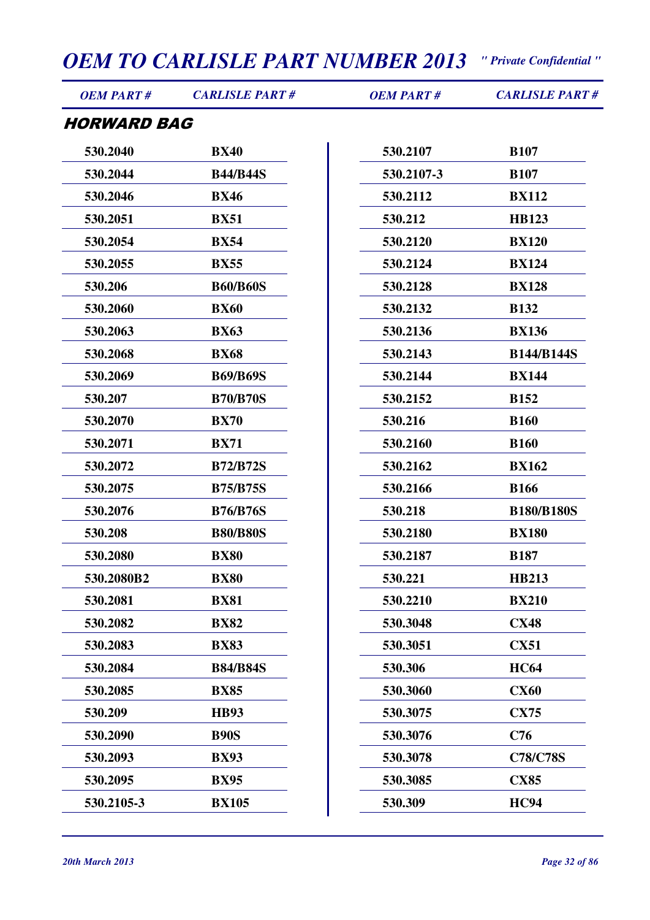## HORWARD BAG

| OEM PART # | CARLISLE PART # | OEM PART # | CARLISLE PART # |
|---|---|---|---|
| 530.2040 | BX40 | 530.2107 | B107 |
| 530.2044 | B44/B44S | 530.2107-3 | B107 |
| 530.2046 | BX46 | 530.2112 | BX112 |
| 530.2051 | BX51 | 530.212 | HB123 |
| 530.2054 | BX54 | 530.2120 | BX120 |
| 530.2055 | BX55 | 530.2124 | BX124 |
| 530.206 | B60/B60S | 530.2128 | BX128 |
| 530.2060 | BX60 | 530.2132 | B132 |
| 530.2063 | BX63 | 530.2136 | BX136 |
| 530.2068 | BX68 | 530.2143 | B144/B144S |
| 530.2069 | B69/B69S | 530.2144 | BX144 |
| 530.207 | B70/B70S | 530.2152 | B152 |
| 530.2070 | BX70 | 530.216 | B160 |
| 530.2071 | BX71 | 530.2160 | B160 |
| 530.2072 | B72/B72S | 530.2162 | BX162 |
| 530.2075 | B75/B75S | 530.2166 | B166 |
| 530.2076 | B76/B76S | 530.218 | B180/B180S |
| 530.208 | B80/B80S | 530.2180 | BX180 |
| 530.2080 | BX80 | 530.2187 | B187 |
| 530.2080B2 | BX80 | 530.221 | HB213 |
| 530.2081 | BX81 | 530.2210 | BX210 |
| 530.2082 | BX82 | 530.3048 | CX48 |
| 530.2083 | BX83 | 530.3051 | CX51 |
| 530.2084 | B84/B84S | 530.306 | HC64 |
| 530.2085 | BX85 | 530.3060 | CX60 |
| 530.209 | HB93 | 530.3075 | CX75 |
| 530.2090 | B90S | 530.3076 | C76 |
| 530.2093 | BX93 | 530.3078 | C78/C78S |
| 530.2095 | BX95 | 530.3085 | CX85 |
| 530.2105-3 | BX105 | 530.309 | HC94 |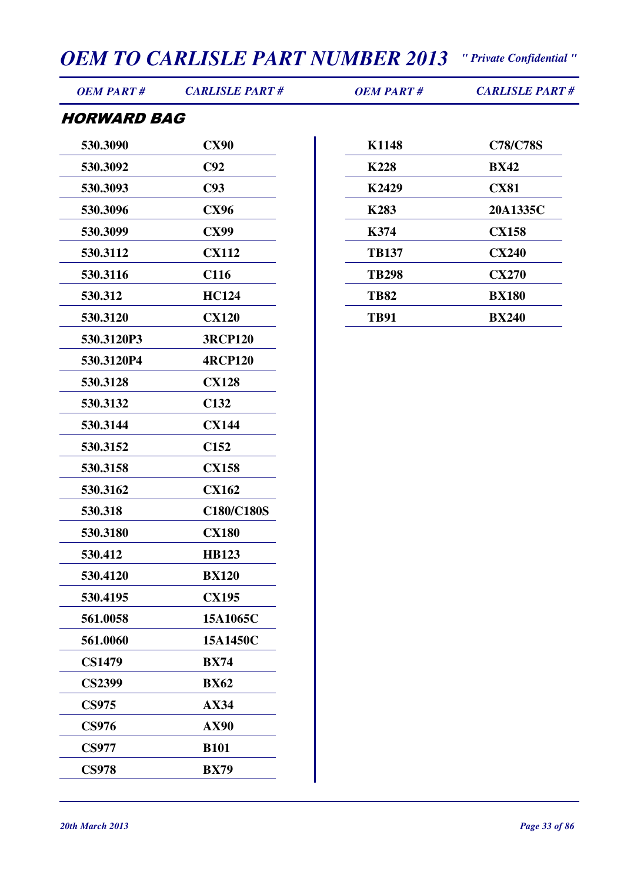## HORWARD BAG

| OEM PART # | CARLISLE PART # |
|---|---|
| 530.3090 | CX90 |
| 530.3092 | C92 |
| 530.3093 | C93 |
| 530.3096 | CX96 |
| 530.3099 | CX99 |
| 530.3112 | CX112 |
| 530.3116 | C116 |
| 530.312 | HC124 |
| 530.3120 | CX120 |
| 530.3120P3 | 3RCP120 |
| 530.3120P4 | 4RCP120 |
| 530.3128 | CX128 |
| 530.3132 | C132 |
| 530.3144 | CX144 |
| 530.3152 | C152 |
| 530.3158 | CX158 |
| 530.3162 | CX162 |
| 530.318 | C180/C180S |
| 530.3180 | CX180 |
| 530.412 | HB123 |
| 530.4120 | BX120 |
| 530.4195 | CX195 |
| 561.0058 | 15A1065C |
| 561.0060 | 15A1450C |
| CS1479 | BX74 |
| CS2399 | BX62 |
| CS975 | AX34 |
| CS976 | AX90 |
| CS977 | B101 |
| CS978 | BX79 |
| K1148 | C78/C78S |
| K228 | BX42 |
| K2429 | CX81 |
| K283 | 20A1335C |
| K374 | CX158 |
| TB137 | CX240 |
| TB298 | CX270 |
| TB82 | BX180 |
| TB91 | BX240 |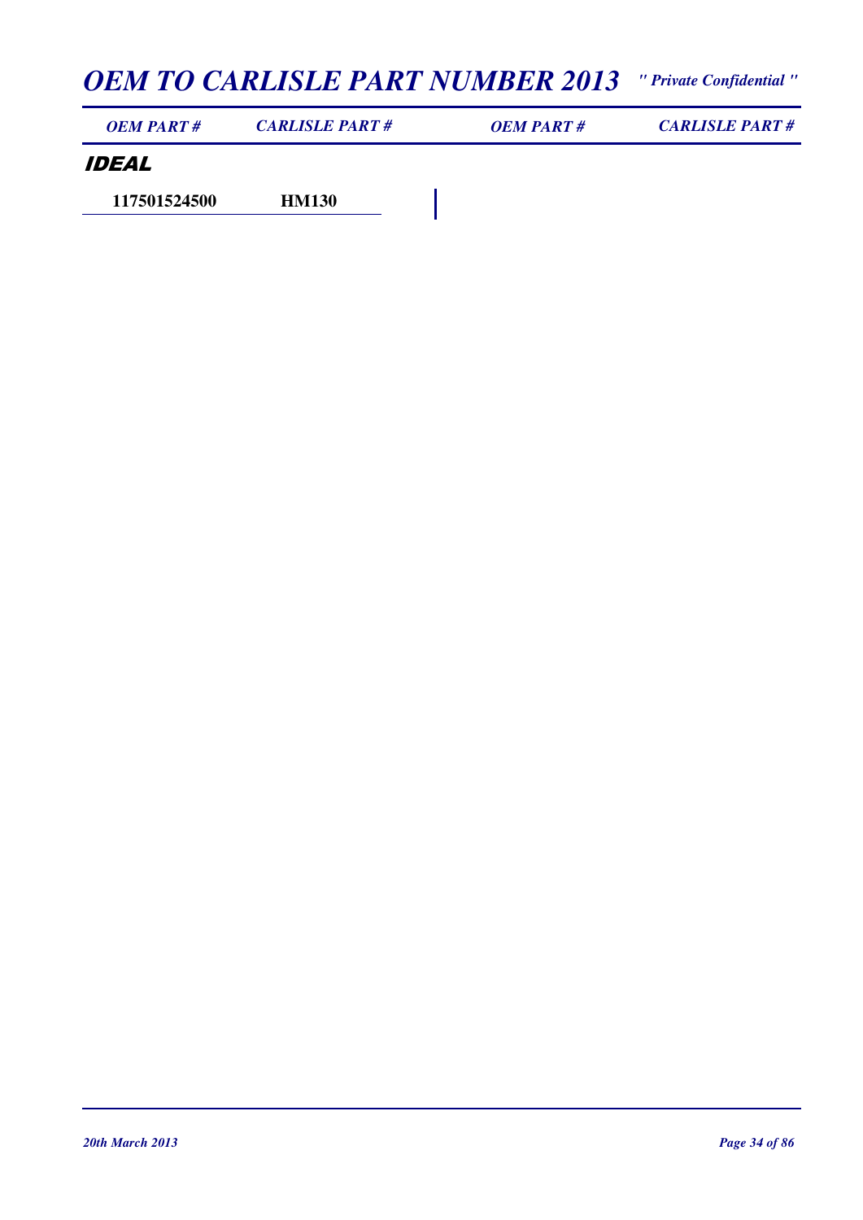| OEM PART # | CARLISLE PART # | OEM PART # | CARLISLE PART # |
| --- | --- | --- | --- |

## IDEAL

| OEM PART # | CARLISLE PART # | OEM PART # | CARLISLE PART # |
| --- | --- | --- | --- |
| 117501524500 | HM130 | | |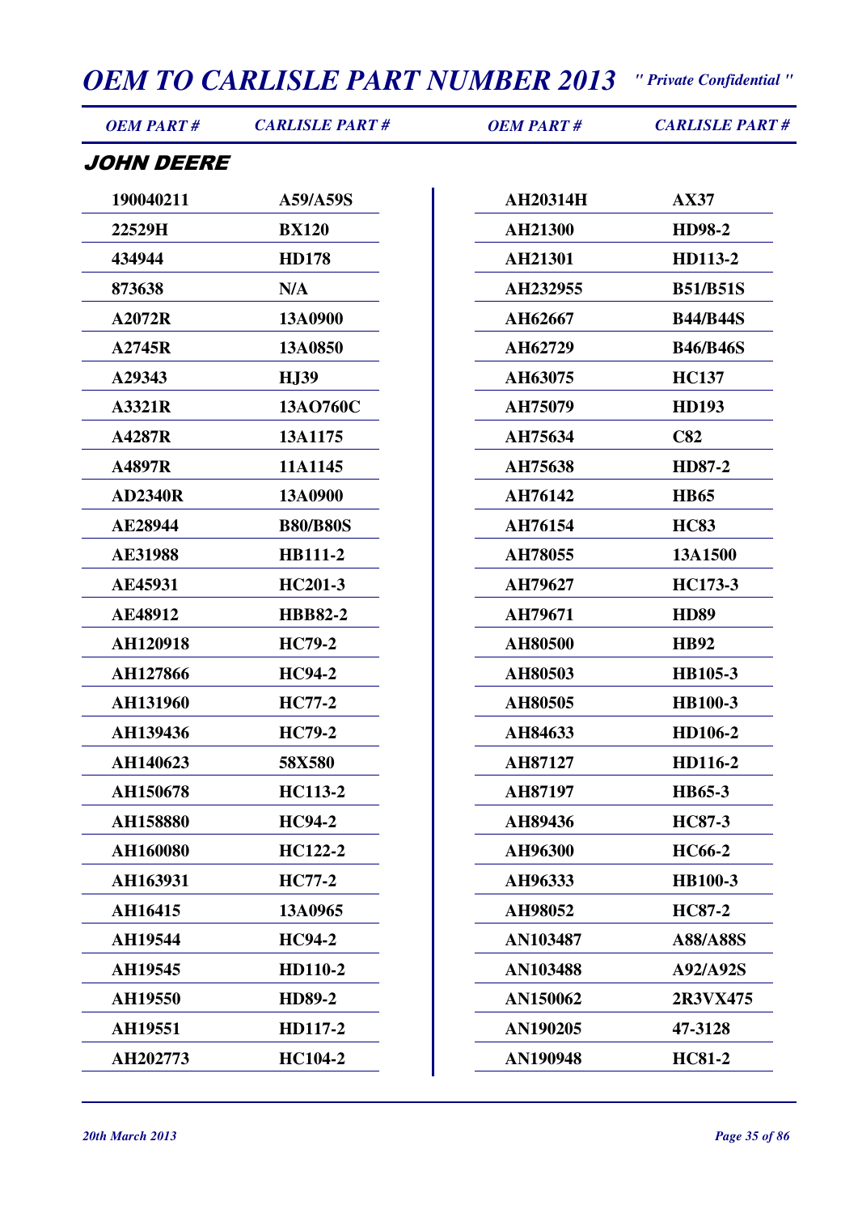## JOHN DEERE

| OEM PART # | CARLISLE PART # | OEM PART # | CARLISLE PART # |
|---|---|---|---|
| 190040211 | A59/A59S | AH20314H | AX37 |
| 22529H | BX120 | AH21300 | HD98-2 |
| 434944 | HD178 | AH21301 | HD113-2 |
| 873638 | N/A | AH232955 | B51/B51S |
| A2072R | 13A0900 | AH62667 | B44/B44S |
| A2745R | 13A0850 | AH62729 | B46/B46S |
| A29343 | HJ39 | AH63075 | HC137 |
| A3321R | 13AO760C | AH75079 | HD193 |
| A4287R | 13A1175 | AH75634 | C82 |
| A4897R | 11A1145 | AH75638 | HD87-2 |
| AD2340R | 13A0900 | AH76142 | HB65 |
| AE28944 | B80/B80S | AH76154 | HC83 |
| AE31988 | HB111-2 | AH78055 | 13A1500 |
| AE45931 | HC201-3 | AH79627 | HC173-3 |
| AE48912 | HBB82-2 | AH79671 | HD89 |
| AH120918 | HC79-2 | AH80500 | HB92 |
| AH127866 | HC94-2 | AH80503 | HB105-3 |
| AH131960 | HC77-2 | AH80505 | HB100-3 |
| AH139436 | HC79-2 | AH84633 | HD106-2 |
| AH140623 | 58X580 | AH87127 | HD116-2 |
| AH150678 | HC113-2 | AH87197 | HB65-3 |
| AH158880 | HC94-2 | AH89436 | HC87-3 |
| AH160080 | HC122-2 | AH96300 | HC66-2 |
| AH163931 | HC77-2 | AH96333 | HB100-3 |
| AH16415 | 13A0965 | AH98052 | HC87-2 |
| AH19544 | HC94-2 | AN103487 | A88/A88S |
| AH19545 | HD110-2 | AN103488 | A92/A92S |
| AH19550 | HD89-2 | AN150062 | 2R3VX475 |
| AH19551 | HD117-2 | AN190205 | 47-3128 |
| AH202773 | HC104-2 | AN190948 | HC81-2 |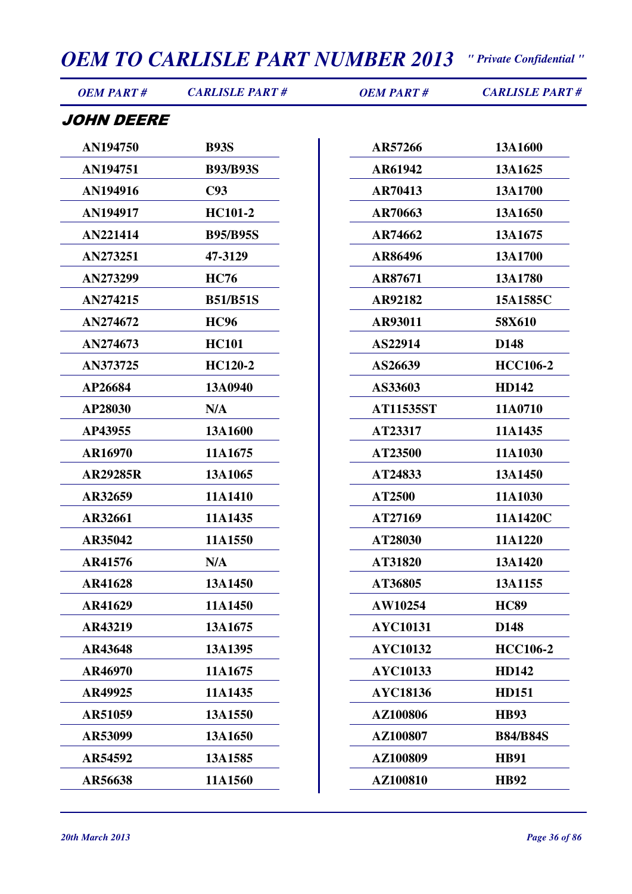# OEM TO CARLISLE PART NUMBER 2013

*" Private Confidential "*

## JOHN DEERE

| OEM PART # | CARLISLE PART # |
|---|---|
| AN194750 | B93S |
| AN194751 | B93/B93S |
| AN194916 | C93 |
| AN194917 | HC101-2 |
| AN221414 | B95/B95S |
| AN273251 | 47-3129 |
| AN273299 | HC76 |
| AN274215 | B51/B51S |
| AN274672 | HC96 |
| AN274673 | HC101 |
| AN373725 | HC120-2 |
| AP26684 | 13A0940 |
| AP28030 | N/A |
| AP43955 | 13A1600 |
| AR16970 | 11A1675 |
| AR29285R | 13A1065 |
| AR32659 | 11A1410 |
| AR32661 | 11A1435 |
| AR35042 | 11A1550 |
| AR41576 | N/A |
| AR41628 | 13A1450 |
| AR41629 | 11A1450 |
| AR43219 | 13A1675 |
| AR43648 | 13A1395 |
| AR46970 | 11A1675 |
| AR49925 | 11A1435 |
| AR51059 | 13A1550 |
| AR53099 | 13A1650 |
| AR54592 | 13A1585 |
| AR56638 | 11A1560 |
| AR57266 | 13A1600 |
| AR61942 | 13A1625 |
| AR70413 | 13A1700 |
| AR70663 | 13A1650 |
| AR74662 | 13A1675 |
| AR86496 | 13A1700 |
| AR87671 | 13A1780 |
| AR92182 | 15A1585C |
| AR93011 | 58X610 |
| AS22914 | D148 |
| AS26639 | HCC106-2 |
| AS33603 | HD142 |
| AT11535ST | 11A0710 |
| AT23317 | 11A1435 |
| AT23500 | 11A1030 |
| AT24833 | 13A1450 |
| AT2500 | 11A1030 |
| AT27169 | 11A1420C |
| AT28030 | 11A1220 |
| AT31820 | 13A1420 |
| AT36805 | 13A1155 |
| AW10254 | HC89 |
| AYC10131 | D148 |
| AYC10132 | HCC106-2 |
| AYC10133 | HD142 |
| AYC18136 | HD151 |
| AZ100806 | HB93 |
| AZ100807 | B84/B84S |
| AZ100809 | HB91 |
| AZ100810 | HB92 |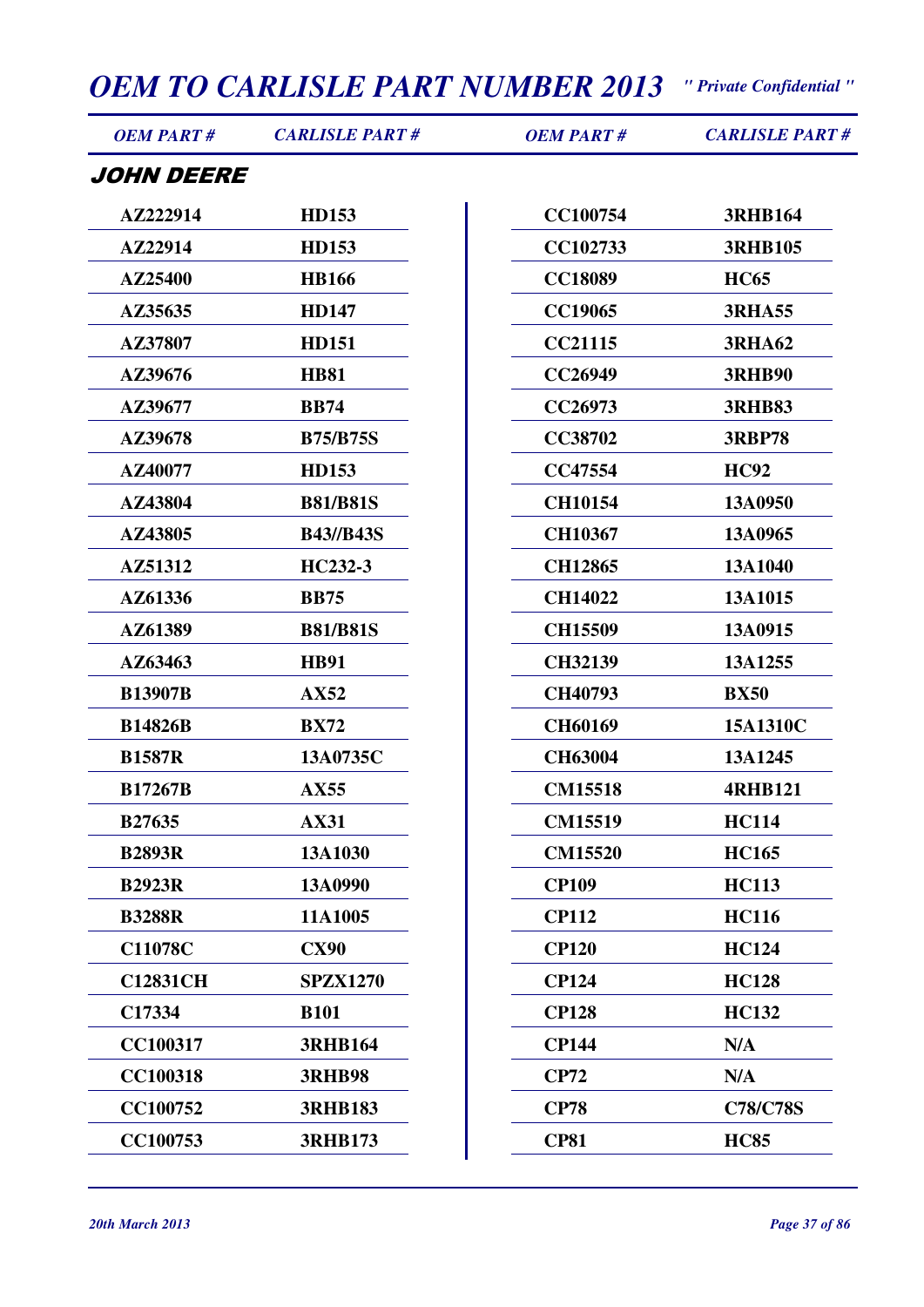# OEM TO CARLISLE PART NUMBER 2013

*" Private Confidential "*

## JOHN DEERE

| OEM PART # | CARLISLE PART # |
| --- | --- |
| AZ222914 | HD153 |
| AZ22914 | HD153 |
| AZ25400 | HB166 |
| AZ35635 | HD147 |
| AZ37807 | HD151 |
| AZ39676 | HB81 |
| AZ39677 | BB74 |
| AZ39678 | B75/B75S |
| AZ40077 | HD153 |
| AZ43804 | B81/B81S |
| AZ43805 | B43//B43S |
| AZ51312 | HC232-3 |
| AZ61336 | BB75 |
| AZ61389 | B81/B81S |
| AZ63463 | HB91 |
| B13907B | AX52 |
| B14826B | BX72 |
| B1587R | 13A0735C |
| B17267B | AX55 |
| B27635 | AX31 |
| B2893R | 13A1030 |
| B2923R | 13A0990 |
| B3288R | 11A1005 |
| C11078C | CX90 |
| C12831CH | SPZX1270 |
| C17334 | B101 |
| CC100317 | 3RHB164 |
| CC100318 | 3RHB98 |
| CC100752 | 3RHB183 |
| CC100753 | 3RHB173 |
| CC100754 | 3RHB164 |
| CC102733 | 3RHB105 |
| CC18089 | HC65 |
| CC19065 | 3RHA55 |
| CC21115 | 3RHA62 |
| CC26949 | 3RHB90 |
| CC26973 | 3RHB83 |
| CC38702 | 3RBP78 |
| CC47554 | HC92 |
| CH10154 | 13A0950 |
| CH10367 | 13A0965 |
| CH12865 | 13A1040 |
| CH14022 | 13A1015 |
| CH15509 | 13A0915 |
| CH32139 | 13A1255 |
| CH40793 | BX50 |
| CH60169 | 15A1310C |
| CH63004 | 13A1245 |
| CM15518 | 4RHB121 |
| CM15519 | HC114 |
| CM15520 | HC165 |
| CP109 | HC113 |
| CP112 | HC116 |
| CP120 | HC124 |
| CP124 | HC128 |
| CP128 | HC132 |
| CP144 | N/A |
| CP72 | N/A |
| CP78 | C78/C78S |
| CP81 | HC85 |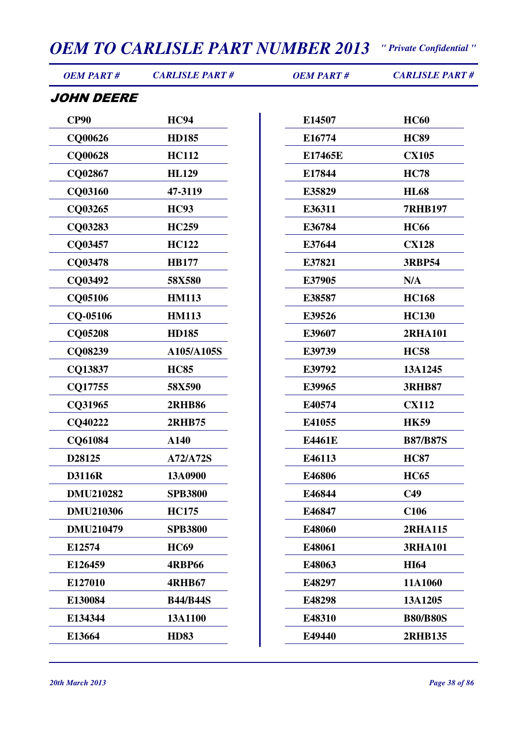# OEM TO CARLISLE PART NUMBER 2013

*" Private Confidential "*

## JOHN DEERE

| OEM PART # | CARLISLE PART # |
| --- | --- |
| CP90 | HC94 |
| CQ00626 | HD185 |
| CQ00628 | HC112 |
| CQ02867 | HL129 |
| CQ03160 | 47-3119 |
| CQ03265 | HC93 |
| CQ03283 | HC259 |
| CQ03457 | HC122 |
| CQ03478 | HB177 |
| CQ03492 | 58X580 |
| CQ05106 | HM113 |
| CQ-05106 | HM113 |
| CQ05208 | HD185 |
| CQ08239 | A105/A105S |
| CQ13837 | HC85 |
| CQ17755 | 58X590 |
| CQ31965 | 2RHB86 |
| CQ40222 | 2RHB75 |
| CQ61084 | A140 |
| D28125 | A72/A72S |
| D3116R | 13A0900 |
| DMU210282 | SPB3800 |
| DMU210306 | HC175 |
| DMU210479 | SPB3800 |
| E12574 | HC69 |
| E126459 | 4RBP66 |
| E127010 | 4RHB67 |
| E130084 | B44/B44S |
| E134344 | 13A1100 |
| E13664 | HD83 |
| E14507 | HC60 |
| E16774 | HC89 |
| E17465E | CX105 |
| E17844 | HC78 |
| E35829 | HL68 |
| E36311 | 7RHB197 |
| E36784 | HC66 |
| E37644 | CX128 |
| E37821 | 3RBP54 |
| E37905 | N/A |
| E38587 | HC168 |
| E39526 | HC130 |
| E39607 | 2RHA101 |
| E39739 | HC58 |
| E39792 | 13A1245 |
| E39965 | 3RHB87 |
| E40574 | CX112 |
| E41055 | HK59 |
| E4461E | B87/B87S |
| E46113 | HC87 |
| E46806 | HC65 |
| E46844 | C49 |
| E46847 | C106 |
| E48060 | 2RHA115 |
| E48061 | 3RHA101 |
| E48063 | HI64 |
| E48297 | 11A1060 |
| E48298 | 13A1205 |
| E48310 | B80/B80S |
| E49440 | 2RHB135 |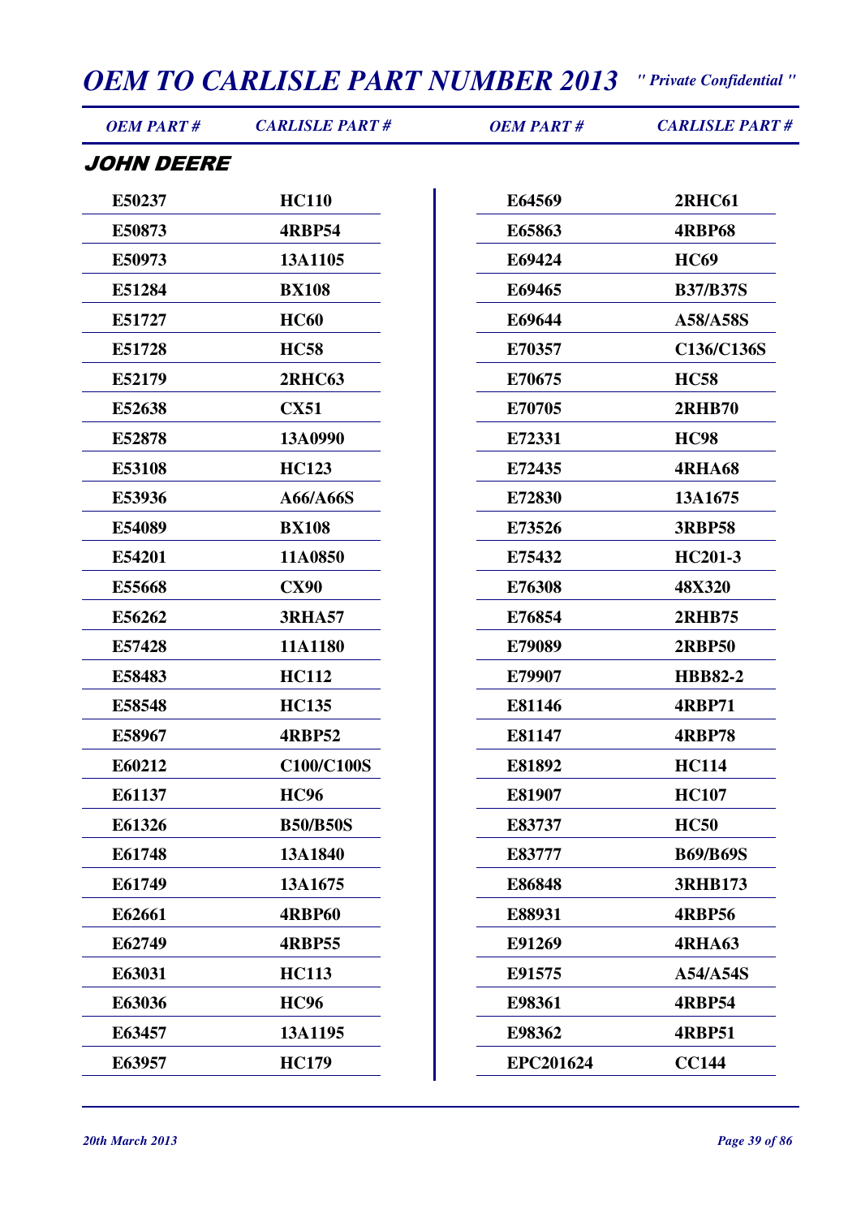# OEM TO CARLISLE PART NUMBER 2013

*" Private Confidential "*

## JOHN DEERE

| OEM PART # | CARLISLE PART # |
|---|---|
| E50237 | HC110 |
| E50873 | 4RBP54 |
| E50973 | 13A1105 |
| E51284 | BX108 |
| E51727 | HC60 |
| E51728 | HC58 |
| E52179 | 2RHC63 |
| E52638 | CX51 |
| E52878 | 13A0990 |
| E53108 | HC123 |
| E53936 | A66/A66S |
| E54089 | BX108 |
| E54201 | 11A0850 |
| E55668 | CX90 |
| E56262 | 3RHA57 |
| E57428 | 11A1180 |
| E58483 | HC112 |
| E58548 | HC135 |
| E58967 | 4RBP52 |
| E60212 | C100/C100S |
| E61137 | HC96 |
| E61326 | B50/B50S |
| E61748 | 13A1840 |
| E61749 | 13A1675 |
| E62661 | 4RBP60 |
| E62749 | 4RBP55 |
| E63031 | HC113 |
| E63036 | HC96 |
| E63457 | 13A1195 |
| E63957 | HC179 |
| E64569 | 2RHC61 |
| E65863 | 4RBP68 |
| E69424 | HC69 |
| E69465 | B37/B37S |
| E69644 | A58/A58S |
| E70357 | C136/C136S |
| E70675 | HC58 |
| E70705 | 2RHB70 |
| E72331 | HC98 |
| E72435 | 4RHA68 |
| E72830 | 13A1675 |
| E73526 | 3RBP58 |
| E75432 | HC201-3 |
| E76308 | 48X320 |
| E76854 | 2RHB75 |
| E79089 | 2RBP50 |
| E79907 | HBB82-2 |
| E81146 | 4RBP71 |
| E81147 | 4RBP78 |
| E81892 | HC114 |
| E81907 | HC107 |
| E83737 | HC50 |
| E83777 | B69/B69S |
| E86848 | 3RHB173 |
| E88931 | 4RBP56 |
| E91269 | 4RHA63 |
| E91575 | A54/A54S |
| E98361 | 4RBP54 |
| E98362 | 4RBP51 |
| EPC201624 | CC144 |

*20th March 2013*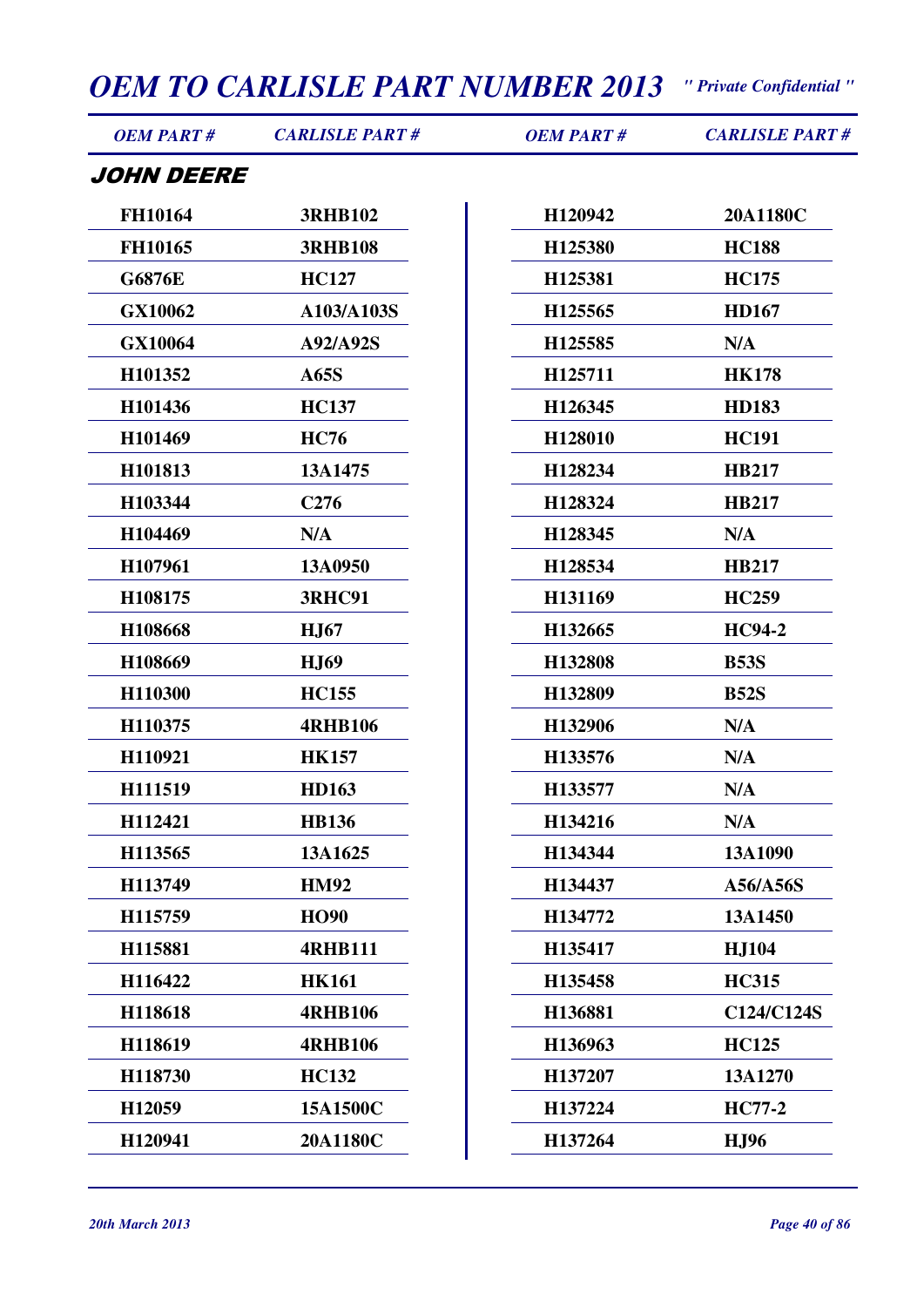# OEM TO CARLISLE PART NUMBER 2013

*" Private Confidential "*

## JOHN DEERE

| OEM PART # | CARLISLE PART # |
|---|---|
| FH10164 | 3RHB102 |
| FH10165 | 3RHB108 |
| G6876E | HC127 |
| GX10062 | A103/A103S |
| GX10064 | A92/A92S |
| H101352 | A65S |
| H101436 | HC137 |
| H101469 | HC76 |
| H101813 | 13A1475 |
| H103344 | C276 |
| H104469 | N/A |
| H107961 | 13A0950 |
| H108175 | 3RHC91 |
| H108668 | HJ67 |
| H108669 | HJ69 |
| H110300 | HC155 |
| H110375 | 4RHB106 |
| H110921 | HK157 |
| H111519 | HD163 |
| H112421 | HB136 |
| H113565 | 13A1625 |
| H113749 | HM92 |
| H115759 | HO90 |
| H115881 | 4RHB111 |
| H116422 | HK161 |
| H118618 | 4RHB106 |
| H118619 | 4RHB106 |
| H118730 | HC132 |
| H12059 | 15A1500C |
| H120941 | 20A1180C |
| H120942 | 20A1180C |
| H125380 | HC188 |
| H125381 | HC175 |
| H125565 | HD167 |
| H125585 | N/A |
| H125711 | HK178 |
| H126345 | HD183 |
| H128010 | HC191 |
| H128234 | HB217 |
| H128324 | HB217 |
| H128345 | N/A |
| H128534 | HB217 |
| H131169 | HC259 |
| H132665 | HC94-2 |
| H132808 | B53S |
| H132809 | B52S |
| H132906 | N/A |
| H133576 | N/A |
| H133577 | N/A |
| H134216 | N/A |
| H134344 | 13A1090 |
| H134437 | A56/A56S |
| H134772 | 13A1450 |
| H135417 | HJ104 |
| H135458 | HC315 |
| H136881 | C124/C124S |
| H136963 | HC125 |
| H137207 | 13A1270 |
| H137224 | HC77-2 |
| H137264 | HJ96 |

*20th March 2013*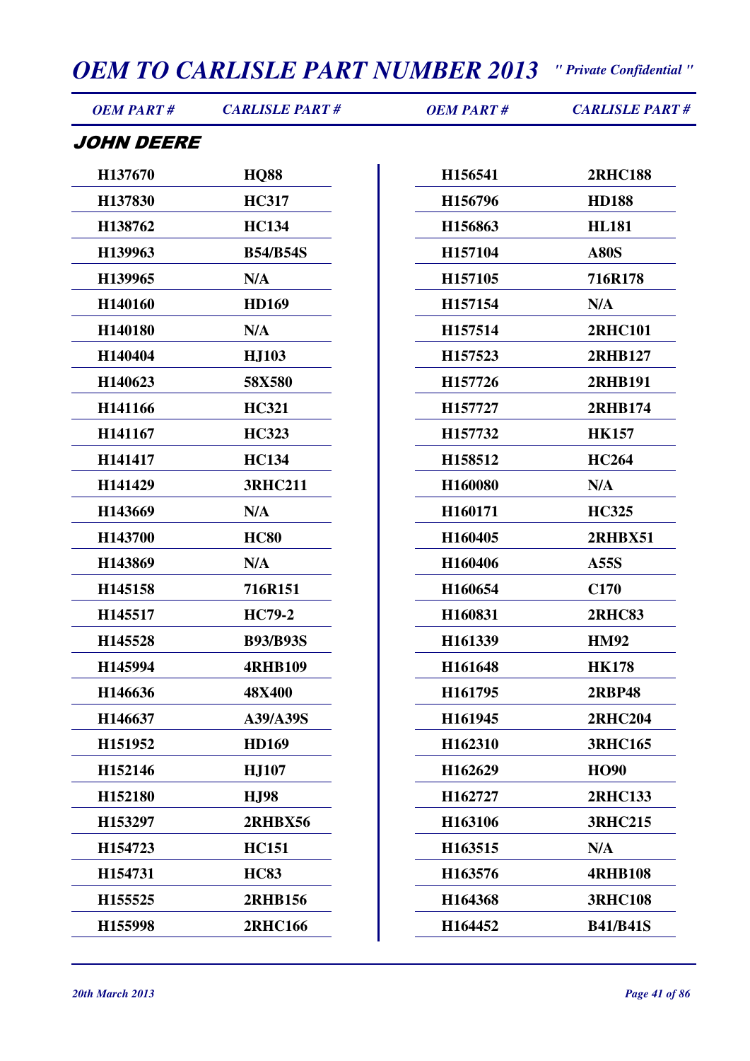## JOHN DEERE

| OEM PART # | CARLISLE PART # | OEM PART # | CARLISLE PART # |
|---|---|---|---|
| H137670 | HQ88 | H156541 | 2RHC188 |
| H137830 | HC317 | H156796 | HD188 |
| H138762 | HC134 | H156863 | HL181 |
| H139963 | B54/B54S | H157104 | A80S |
| H139965 | N/A | H157105 | 716R178 |
| H140160 | HD169 | H157154 | N/A |
| H140180 | N/A | H157514 | 2RHC101 |
| H140404 | HJ103 | H157523 | 2RHB127 |
| H140623 | 58X580 | H157726 | 2RHB191 |
| H141166 | HC321 | H157727 | 2RHB174 |
| H141167 | HC323 | H157732 | HK157 |
| H141417 | HC134 | H158512 | HC264 |
| H141429 | 3RHC211 | H160080 | N/A |
| H143669 | N/A | H160171 | HC325 |
| H143700 | HC80 | H160405 | 2RHBX51 |
| H143869 | N/A | H160406 | A55S |
| H145158 | 716R151 | H160654 | C170 |
| H145517 | HC79-2 | H160831 | 2RHC83 |
| H145528 | B93/B93S | H161339 | HM92 |
| H145994 | 4RHB109 | H161648 | HK178 |
| H146636 | 48X400 | H161795 | 2RBP48 |
| H146637 | A39/A39S | H161945 | 2RHC204 |
| H151952 | HD169 | H162310 | 3RHC165 |
| H152146 | HJ107 | H162629 | HO90 |
| H152180 | HJ98 | H162727 | 2RHC133 |
| H153297 | 2RHBX56 | H163106 | 3RHC215 |
| H154723 | HC151 | H163515 | N/A |
| H154731 | HC83 | H163576 | 4RHB108 |
| H155525 | 2RHB156 | H164368 | 3RHC108 |
| H155998 | 2RHC166 | H164452 | B41/B41S |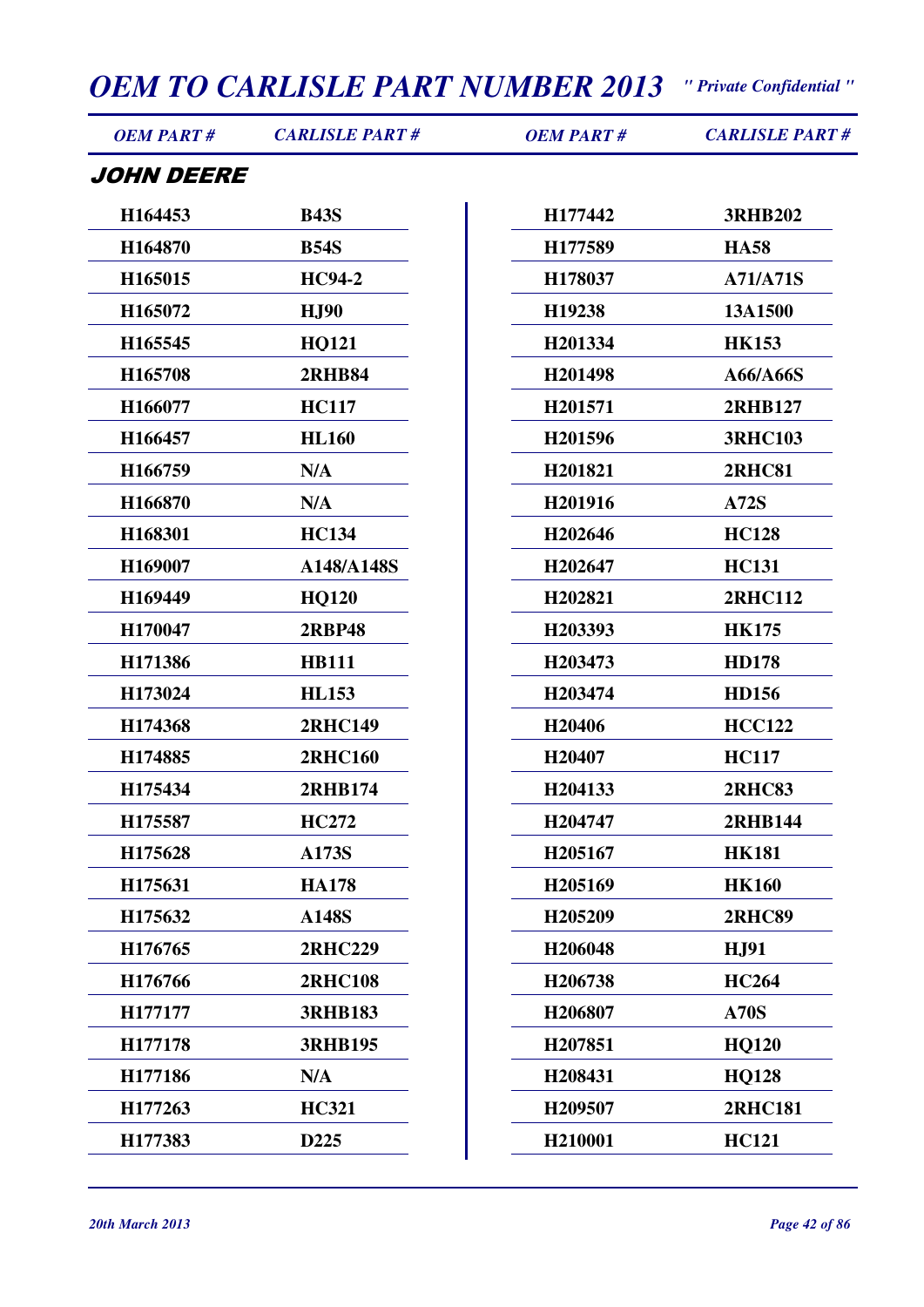## JOHN DEERE

| OEM PART # | CARLISLE PART # | OEM PART # | CARLISLE PART # |
|---|---|---|---|
| H164453 | B43S | H177442 | 3RHB202 |
| H164870 | B54S | H177589 | HA58 |
| H165015 | HC94-2 | H178037 | A71/A71S |
| H165072 | HJ90 | H19238 | 13A1500 |
| H165545 | HQ121 | H201334 | HK153 |
| H165708 | 2RHB84 | H201498 | A66/A66S |
| H166077 | HC117 | H201571 | 2RHB127 |
| H166457 | HL160 | H201596 | 3RHC103 |
| H166759 | N/A | H201821 | 2RHC81 |
| H166870 | N/A | H201916 | A72S |
| H168301 | HC134 | H202646 | HC128 |
| H169007 | A148/A148S | H202647 | HC131 |
| H169449 | HQ120 | H202821 | 2RHC112 |
| H170047 | 2RBP48 | H203393 | HK175 |
| H171386 | HB111 | H203473 | HD178 |
| H173024 | HL153 | H203474 | HD156 |
| H174368 | 2RHC149 | H20406 | HCC122 |
| H174885 | 2RHC160 | H20407 | HC117 |
| H175434 | 2RHB174 | H204133 | 2RHC83 |
| H175587 | HC272 | H204747 | 2RHB144 |
| H175628 | A173S | H205167 | HK181 |
| H175631 | HA178 | H205169 | HK160 |
| H175632 | A148S | H205209 | 2RHC89 |
| H176765 | 2RHC229 | H206048 | HJ91 |
| H176766 | 2RHC108 | H206738 | HC264 |
| H177177 | 3RHB183 | H206807 | A70S |
| H177178 | 3RHB195 | H207851 | HQ120 |
| H177186 | N/A | H208431 | HQ128 |
| H177263 | HC321 | H209507 | 2RHC181 |
| H177383 | D225 | H210001 | HC121 |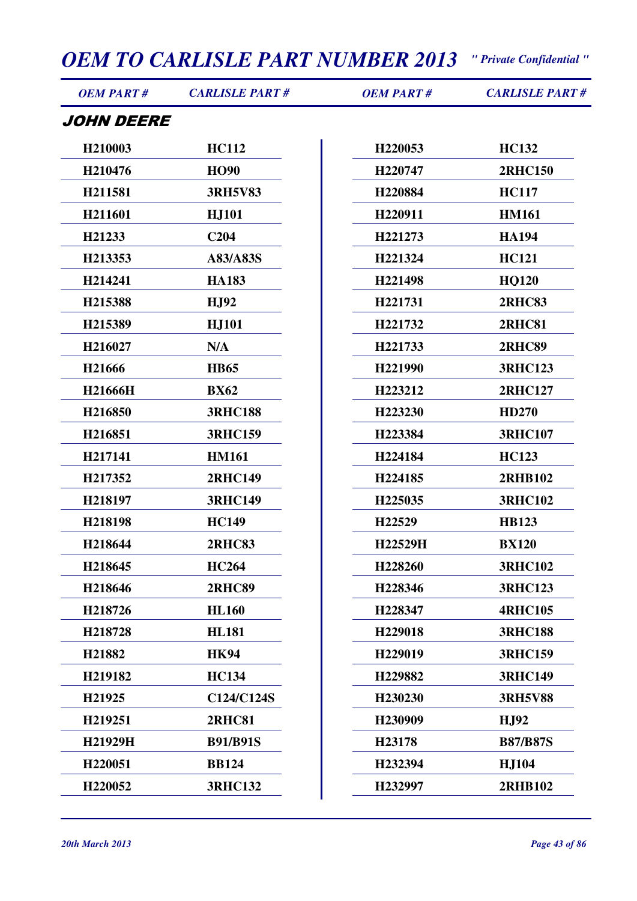# OEM TO CARLISLE PART NUMBER 2013

*" Private Confidential "*

## JOHN DEERE

| OEM PART # | CARLISLE PART # | OEM PART # | CARLISLE PART # |
|---|---|---|---|
| H210003 | HC112 | H220053 | HC132 |
| H210476 | HO90 | H220747 | 2RHC150 |
| H211581 | 3RH5V83 | H220884 | HC117 |
| H211601 | HJ101 | H220911 | HM161 |
| H21233 | C204 | H221273 | HA194 |
| H213353 | A83/A83S | H221324 | HC121 |
| H214241 | HA183 | H221498 | HQ120 |
| H215388 | HJ92 | H221731 | 2RHC83 |
| H215389 | HJ101 | H221732 | 2RHC81 |
| H216027 | N/A | H221733 | 2RHC89 |
| H21666 | HB65 | H221990 | 3RHC123 |
| H21666H | BX62 | H223212 | 2RHC127 |
| H216850 | 3RHC188 | H223230 | HD270 |
| H216851 | 3RHC159 | H223384 | 3RHC107 |
| H217141 | HM161 | H224184 | HC123 |
| H217352 | 2RHC149 | H224185 | 2RHB102 |
| H218197 | 3RHC149 | H225035 | 3RHC102 |
| H218198 | HC149 | H22529 | HB123 |
| H218644 | 2RHC83 | H22529H | BX120 |
| H218645 | HC264 | H228260 | 3RHC102 |
| H218646 | 2RHC89 | H228346 | 3RHC123 |
| H218726 | HL160 | H228347 | 4RHC105 |
| H218728 | HL181 | H229018 | 3RHC188 |
| H21882 | HK94 | H229019 | 3RHC159 |
| H219182 | HC134 | H229882 | 3RHC149 |
| H21925 | C124/C124S | H230230 | 3RH5V88 |
| H219251 | 2RHC81 | H230909 | HJ92 |
| H21929H | B91/B91S | H23178 | B87/B87S |
| H220051 | BB124 | H232394 | HJ104 |
| H220052 | 3RHC132 | H232997 | 2RHB102 |

*20th March 2013*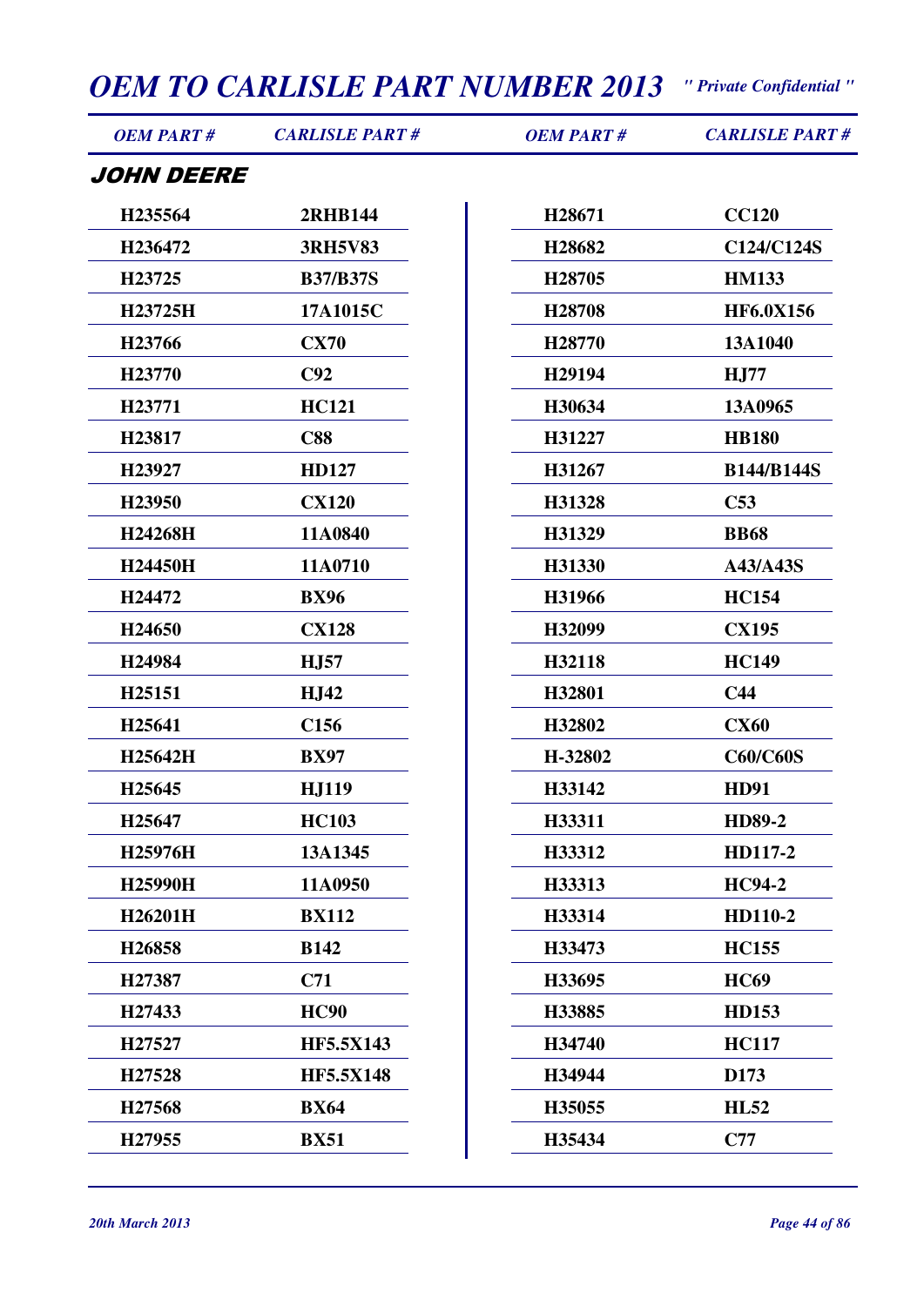## JOHN DEERE

| OEM PART # | CARLISLE PART # | OEM PART # | CARLISLE PART # |
|---|---|---|---|
| H235564 | 2RHB144 | H28671 | CC120 |
| H236472 | 3RH5V83 | H28682 | C124/C124S |
| H23725 | B37/B37S | H28705 | HM133 |
| H23725H | 17A1015C | H28708 | HF6.0X156 |
| H23766 | CX70 | H28770 | 13A1040 |
| H23770 | C92 | H29194 | HJ77 |
| H23771 | HC121 | H30634 | 13A0965 |
| H23817 | C88 | H31227 | HB180 |
| H23927 | HD127 | H31267 | B144/B144S |
| H23950 | CX120 | H31328 | C53 |
| H24268H | 11A0840 | H31329 | BB68 |
| H24450H | 11A0710 | H31330 | A43/A43S |
| H24472 | BX96 | H31966 | HC154 |
| H24650 | CX128 | H32099 | CX195 |
| H24984 | HJ57 | H32118 | HC149 |
| H25151 | HJ42 | H32801 | C44 |
| H25641 | C156 | H32802 | CX60 |
| H25642H | BX97 | H-32802 | C60/C60S |
| H25645 | HJ119 | H33142 | HD91 |
| H25647 | HC103 | H33311 | HD89-2 |
| H25976H | 13A1345 | H33312 | HD117-2 |
| H25990H | 11A0950 | H33313 | HC94-2 |
| H26201H | BX112 | H33314 | HD110-2 |
| H26858 | B142 | H33473 | HC155 |
| H27387 | C71 | H33695 | HC69 |
| H27433 | HC90 | H33885 | HD153 |
| H27527 | HF5.5X143 | H34740 | HC117 |
| H27528 | HF5.5X148 | H34944 | D173 |
| H27568 | BX64 | H35055 | HL52 |
| H27955 | BX51 | H35434 | C77 |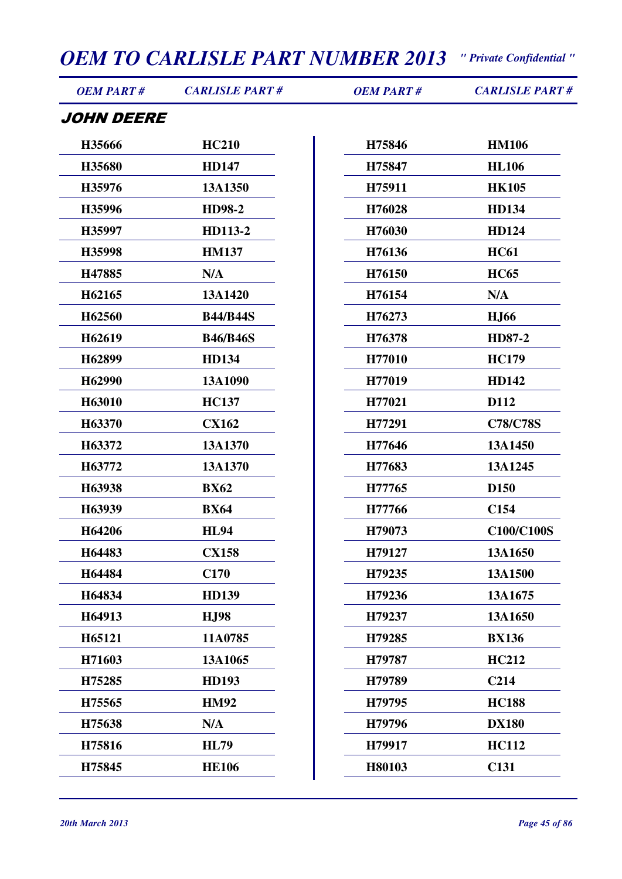## JOHN DEERE

| OEM PART # | CARLISLE PART # | OEM PART # | CARLISLE PART # |
|---|---|---|---|
| H35666 | HC210 | H75846 | HM106 |
| H35680 | HD147 | H75847 | HL106 |
| H35976 | 13A1350 | H75911 | HK105 |
| H35996 | HD98-2 | H76028 | HD134 |
| H35997 | HD113-2 | H76030 | HD124 |
| H35998 | HM137 | H76136 | HC61 |
| H47885 | N/A | H76150 | HC65 |
| H62165 | 13A1420 | H76154 | N/A |
| H62560 | B44/B44S | H76273 | HJ66 |
| H62619 | B46/B46S | H76378 | HD87-2 |
| H62899 | HD134 | H77010 | HC179 |
| H62990 | 13A1090 | H77019 | HD142 |
| H63010 | HC137 | H77021 | D112 |
| H63370 | CX162 | H77291 | C78/C78S |
| H63372 | 13A1370 | H77646 | 13A1450 |
| H63772 | 13A1370 | H77683 | 13A1245 |
| H63938 | BX62 | H77765 | D150 |
| H63939 | BX64 | H77766 | C154 |
| H64206 | HL94 | H79073 | C100/C100S |
| H64483 | CX158 | H79127 | 13A1650 |
| H64484 | C170 | H79235 | 13A1500 |
| H64834 | HD139 | H79236 | 13A1675 |
| H64913 | HJ98 | H79237 | 13A1650 |
| H65121 | 11A0785 | H79285 | BX136 |
| H71603 | 13A1065 | H79787 | HC212 |
| H75285 | HD193 | H79789 | C214 |
| H75565 | HM92 | H79795 | HC188 |
| H75638 | N/A | H79796 | DX180 |
| H75816 | HL79 | H79917 | HC112 |
| H75845 | HE106 | H80103 | C131 |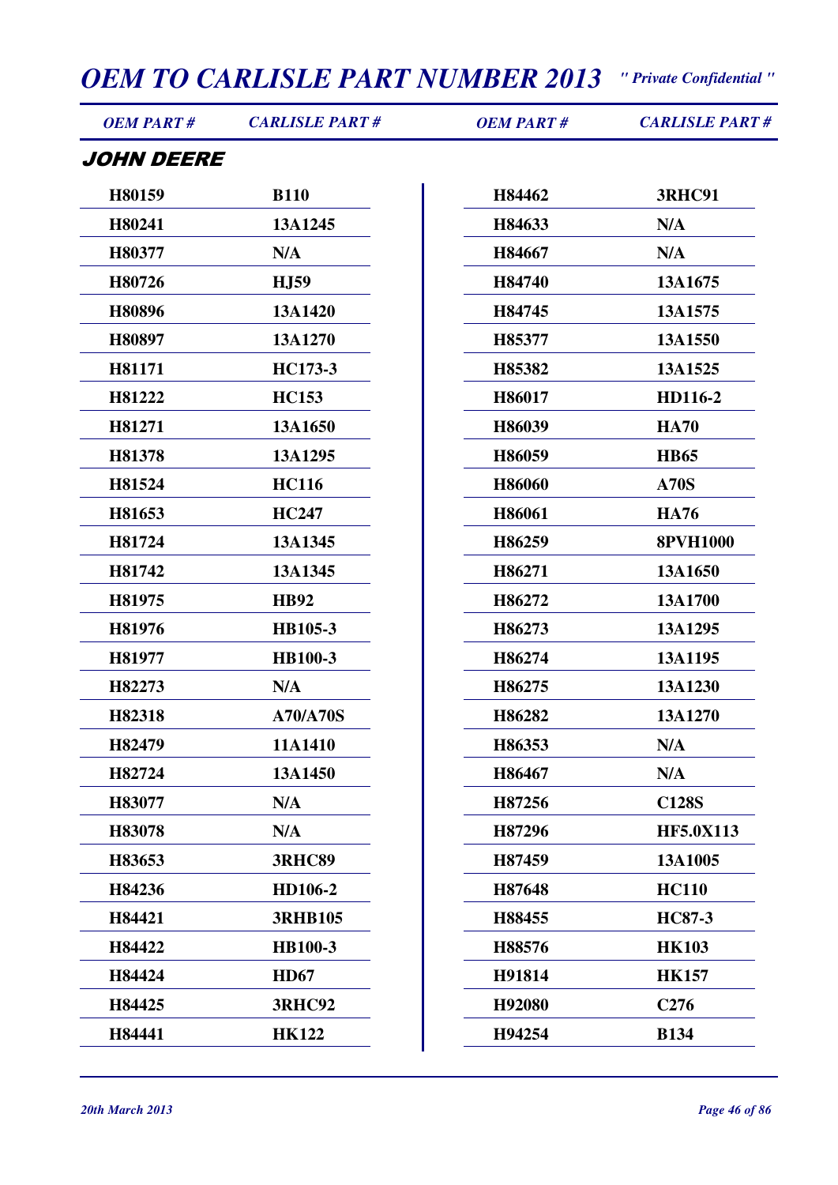## JOHN DEERE

| OEM PART # | CARLISLE PART # |
|---|---|
| H80159 | B110 |
| H80241 | 13A1245 |
| H80377 | N/A |
| H80726 | HJ59 |
| H80896 | 13A1420 |
| H80897 | 13A1270 |
| H81171 | HC173-3 |
| H81222 | HC153 |
| H81271 | 13A1650 |
| H81378 | 13A1295 |
| H81524 | HC116 |
| H81653 | HC247 |
| H81724 | 13A1345 |
| H81742 | 13A1345 |
| H81975 | HB92 |
| H81976 | HB105-3 |
| H81977 | HB100-3 |
| H82273 | N/A |
| H82318 | A70/A70S |
| H82479 | 11A1410 |
| H82724 | 13A1450 |
| H83077 | N/A |
| H83078 | N/A |
| H83653 | 3RHC89 |
| H84236 | HD106-2 |
| H84421 | 3RHB105 |
| H84422 | HB100-3 |
| H84424 | HD67 |
| H84425 | 3RHC92 |
| H84441 | HK122 |
| H84462 | 3RHC91 |
| H84633 | N/A |
| H84667 | N/A |
| H84740 | 13A1675 |
| H84745 | 13A1575 |
| H85377 | 13A1550 |
| H85382 | 13A1525 |
| H86017 | HD116-2 |
| H86039 | HA70 |
| H86059 | HB65 |
| H86060 | A70S |
| H86061 | HA76 |
| H86259 | 8PVH1000 |
| H86271 | 13A1650 |
| H86272 | 13A1700 |
| H86273 | 13A1295 |
| H86274 | 13A1195 |
| H86275 | 13A1230 |
| H86282 | 13A1270 |
| H86353 | N/A |
| H86467 | N/A |
| H87256 | C128S |
| H87296 | HF5.0X113 |
| H87459 | 13A1005 |
| H87648 | HC110 |
| H88455 | HC87-3 |
| H88576 | HK103 |
| H91814 | HK157 |
| H92080 | C276 |
| H94254 | B134 |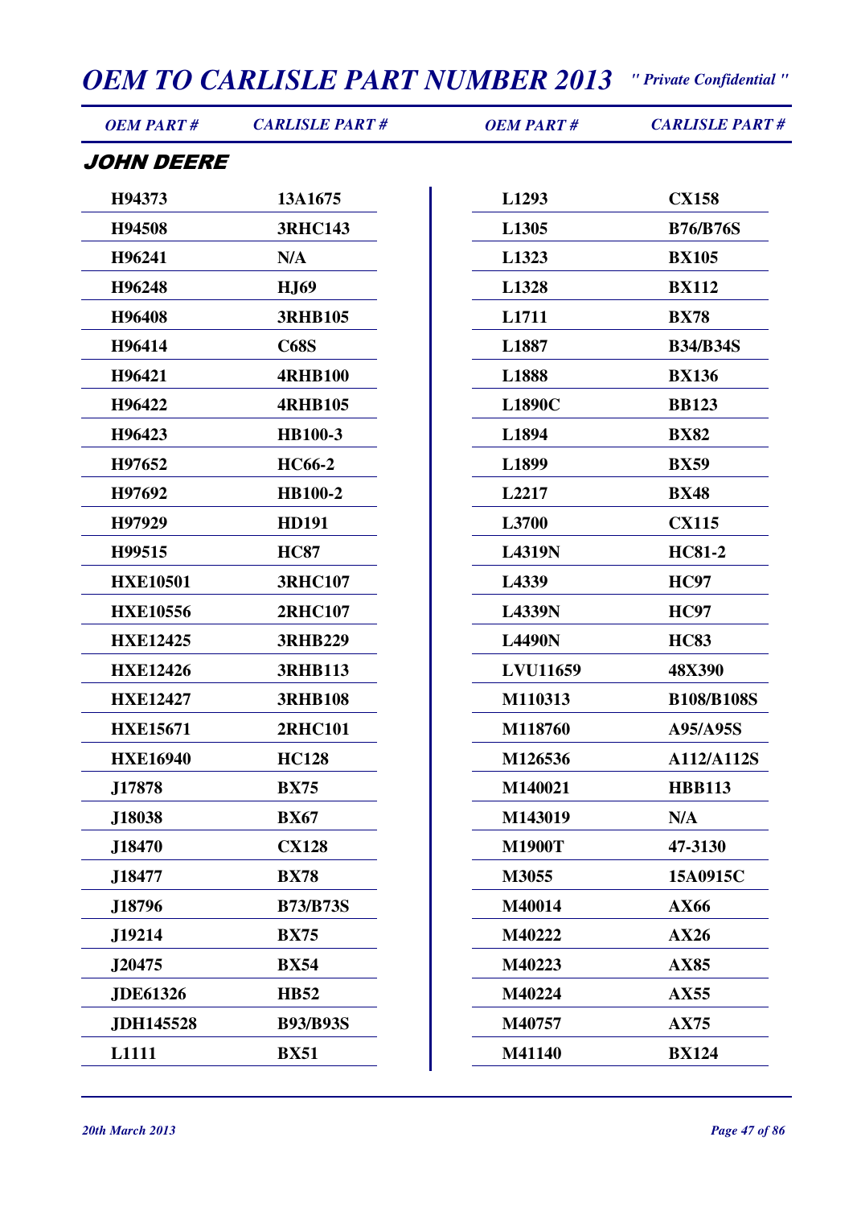## JOHN DEERE

| OEM PART # | CARLISLE PART # |
|---|---|
| H94373 | 13A1675 |
| H94508 | 3RHC143 |
| H96241 | N/A |
| H96248 | HJ69 |
| H96408 | 3RHB105 |
| H96414 | C68S |
| H96421 | 4RHB100 |
| H96422 | 4RHB105 |
| H96423 | HB100-3 |
| H97652 | HC66-2 |
| H97692 | HB100-2 |
| H97929 | HD191 |
| H99515 | HC87 |
| HXE10501 | 3RHC107 |
| HXE10556 | 2RHC107 |
| HXE12425 | 3RHB229 |
| HXE12426 | 3RHB113 |
| HXE12427 | 3RHB108 |
| HXE15671 | 2RHC101 |
| HXE16940 | HC128 |
| J17878 | BX75 |
| J18038 | BX67 |
| J18470 | CX128 |
| J18477 | BX78 |
| J18796 | B73/B73S |
| J19214 | BX75 |
| J20475 | BX54 |
| JDE61326 | HB52 |
| JDH145528 | B93/B93S |
| L1111 | BX51 |
| L1293 | CX158 |
| L1305 | B76/B76S |
| L1323 | BX105 |
| L1328 | BX112 |
| L1711 | BX78 |
| L1887 | B34/B34S |
| L1888 | BX136 |
| L1890C | BB123 |
| L1894 | BX82 |
| L1899 | BX59 |
| L2217 | BX48 |
| L3700 | CX115 |
| L4319N | HC81-2 |
| L4339 | HC97 |
| L4339N | HC97 |
| L4490N | HC83 |
| LVU11659 | 48X390 |
| M110313 | B108/B108S |
| M118760 | A95/A95S |
| M126536 | A112/A112S |
| M140021 | HBB113 |
| M143019 | N/A |
| M1900T | 47-3130 |
| M3055 | 15A0915C |
| M40014 | AX66 |
| M40222 | AX26 |
| M40223 | AX85 |
| M40224 | AX55 |
| M40757 | AX75 |
| M41140 | BX124 |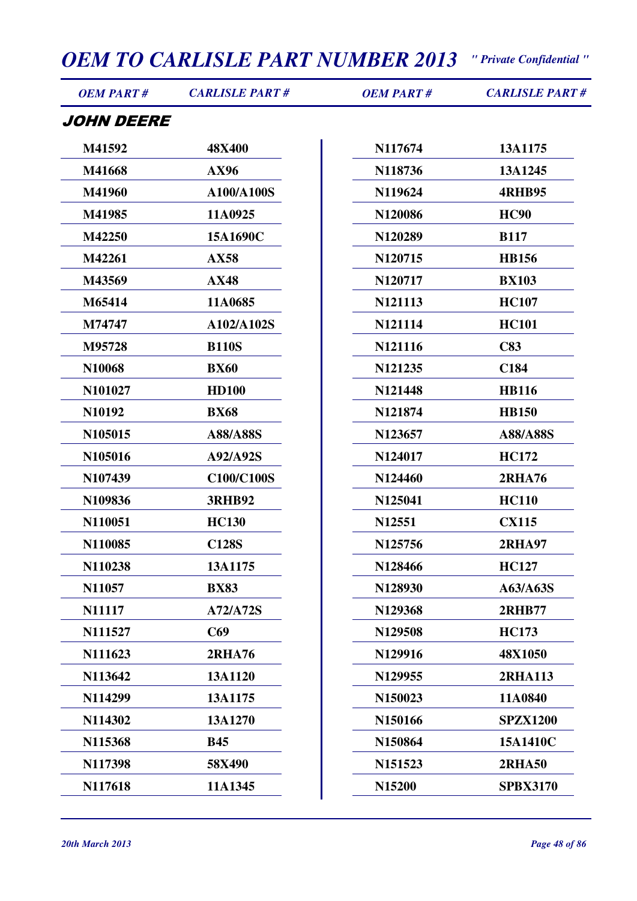# OEM TO CARLISLE PART NUMBER 2013

*" Private Confidential "*

## JOHN DEERE

| OEM PART # | CARLISLE PART # |
|---|---|
| M41592 | 48X400 |
| M41668 | AX96 |
| M41960 | A100/A100S |
| M41985 | 11A0925 |
| M42250 | 15A1690C |
| M42261 | AX58 |
| M43569 | AX48 |
| M65414 | 11A0685 |
| M74747 | A102/A102S |
| M95728 | B110S |
| N10068 | BX60 |
| N101027 | HD100 |
| N10192 | BX68 |
| N105015 | A88/A88S |
| N105016 | A92/A92S |
| N107439 | C100/C100S |
| N109836 | 3RHB92 |
| N110051 | HC130 |
| N110085 | C128S |
| N110238 | 13A1175 |
| N11057 | BX83 |
| N11117 | A72/A72S |
| N111527 | C69 |
| N111623 | 2RHA76 |
| N113642 | 13A1120 |
| N114299 | 13A1175 |
| N114302 | 13A1270 |
| N115368 | B45 |
| N117398 | 58X490 |
| N117618 | 11A1345 |
| N117674 | 13A1175 |
| N118736 | 13A1245 |
| N119624 | 4RHB95 |
| N120086 | HC90 |
| N120289 | B117 |
| N120715 | HB156 |
| N120717 | BX103 |
| N121113 | HC107 |
| N121114 | HC101 |
| N121116 | C83 |
| N121235 | C184 |
| N121448 | HB116 |
| N121874 | HB150 |
| N123657 | A88/A88S |
| N124017 | HC172 |
| N124460 | 2RHA76 |
| N125041 | HC110 |
| N12551 | CX115 |
| N125756 | 2RHA97 |
| N128466 | HC127 |
| N128930 | A63/A63S |
| N129368 | 2RHB77 |
| N129508 | HC173 |
| N129916 | 48X1050 |
| N129955 | 2RHA113 |
| N150023 | 11A0840 |
| N150166 | SPZX1200 |
| N150864 | 15A1410C |
| N151523 | 2RHA50 |
| N15200 | SPBX3170 |

*20th March 2013*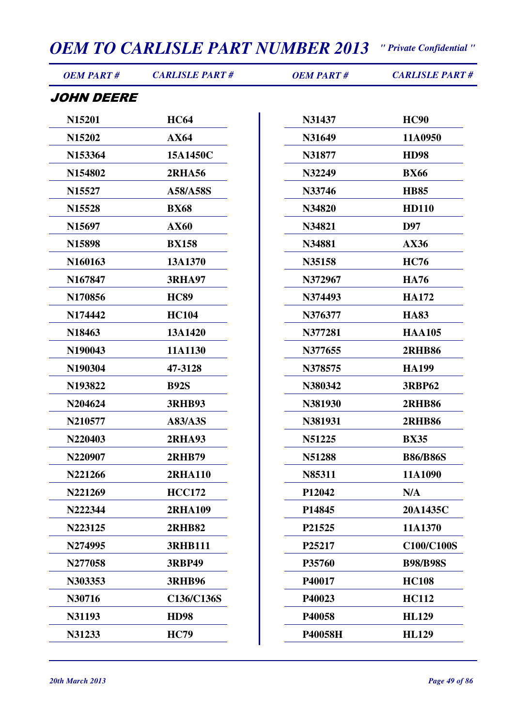# OEM TO CARLISLE PART NUMBER 2013

*" Private Confidential "*

### JOHN DEERE

| OEM PART # | CARLISLE PART # | OEM PART # | CARLISLE PART # |
|---|---|---|---|
| N15201 | HC64 | N31437 | HC90 |
| N15202 | AX64 | N31649 | 11A0950 |
| N153364 | 15A1450C | N31877 | HD98 |
| N154802 | 2RHA56 | N32249 | BX66 |
| N15527 | A58/A58S | N33746 | HB85 |
| N15528 | BX68 | N34820 | HD110 |
| N15697 | AX60 | N34821 | D97 |
| N15898 | BX158 | N34881 | AX36 |
| N160163 | 13A1370 | N35158 | HC76 |
| N167847 | 3RHA97 | N372967 | HA76 |
| N170856 | HC89 | N374493 | HA172 |
| N174442 | HC104 | N376377 | HA83 |
| N18463 | 13A1420 | N377281 | HAA105 |
| N190043 | 11A1130 | N377655 | 2RHB86 |
| N190304 | 47-3128 | N378575 | HA199 |
| N193822 | B92S | N380342 | 3RBP62 |
| N204624 | 3RHB93 | N381930 | 2RHB86 |
| N210577 | A83/A3S | N381931 | 2RHB86 |
| N220403 | 2RHA93 | N51225 | BX35 |
| N220907 | 2RHB79 | N51288 | B86/B86S |
| N221266 | 2RHA110 | N85311 | 11A1090 |
| N221269 | HCC172 | P12042 | N/A |
| N222344 | 2RHA109 | P14845 | 20A1435C |
| N223125 | 2RHB82 | P21525 | 11A1370 |
| N274995 | 3RHB111 | P25217 | C100/C100S |
| N277058 | 3RBP49 | P35760 | B98/B98S |
| N303353 | 3RHB96 | P40017 | HC108 |
| N30716 | C136/C136S | P40023 | HC112 |
| N31193 | HD98 | P40058 | HL129 |
| N31233 | HC79 | P40058H | HL129 |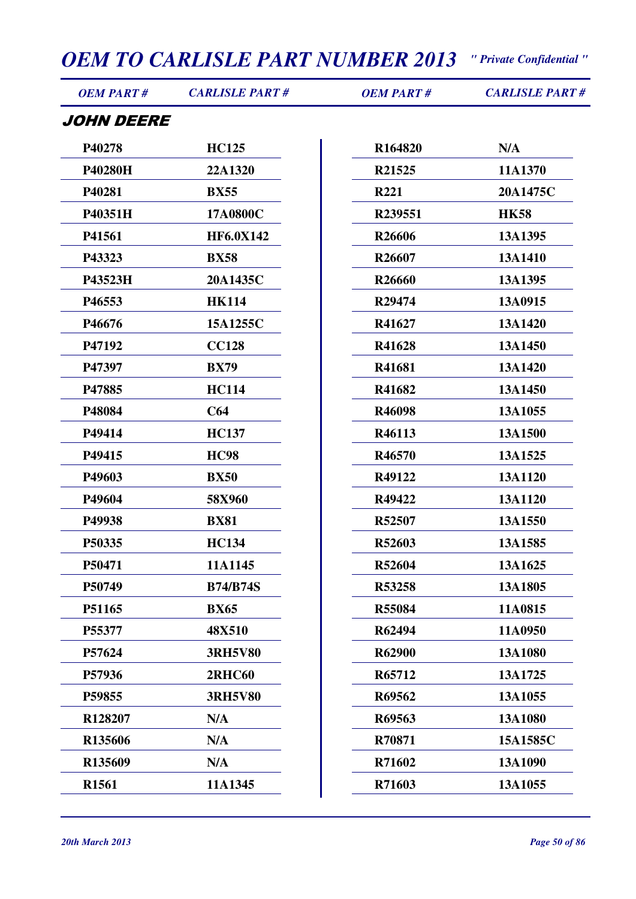## JOHN DEERE

| OEM PART # | CARLISLE PART # | OEM PART # | CARLISLE PART # |
|---|---|---|---|
| P40278 | HC125 | R164820 | N/A |
| P40280H | 22A1320 | R21525 | 11A1370 |
| P40281 | BX55 | R221 | 20A1475C |
| P40351H | 17A0800C | R239551 | HK58 |
| P41561 | HF6.0X142 | R26606 | 13A1395 |
| P43323 | BX58 | R26607 | 13A1410 |
| P43523H | 20A1435C | R26660 | 13A1395 |
| P46553 | HK114 | R29474 | 13A0915 |
| P46676 | 15A1255C | R41627 | 13A1420 |
| P47192 | CC128 | R41628 | 13A1450 |
| P47397 | BX79 | R41681 | 13A1420 |
| P47885 | HC114 | R41682 | 13A1450 |
| P48084 | C64 | R46098 | 13A1055 |
| P49414 | HC137 | R46113 | 13A1500 |
| P49415 | HC98 | R46570 | 13A1525 |
| P49603 | BX50 | R49122 | 13A1120 |
| P49604 | 58X960 | R49422 | 13A1120 |
| P49938 | BX81 | R52507 | 13A1550 |
| P50335 | HC134 | R52603 | 13A1585 |
| P50471 | 11A1145 | R52604 | 13A1625 |
| P50749 | B74/B74S | R53258 | 13A1805 |
| P51165 | BX65 | R55084 | 11A0815 |
| P55377 | 48X510 | R62494 | 11A0950 |
| P57624 | 3RH5V80 | R62900 | 13A1080 |
| P57936 | 2RHC60 | R65712 | 13A1725 |
| P59855 | 3RH5V80 | R69562 | 13A1055 |
| R128207 | N/A | R69563 | 13A1080 |
| R135606 | N/A | R70871 | 15A1585C |
| R135609 | N/A | R71602 | 13A1090 |
| R1561 | 11A1345 | R71603 | 13A1055 |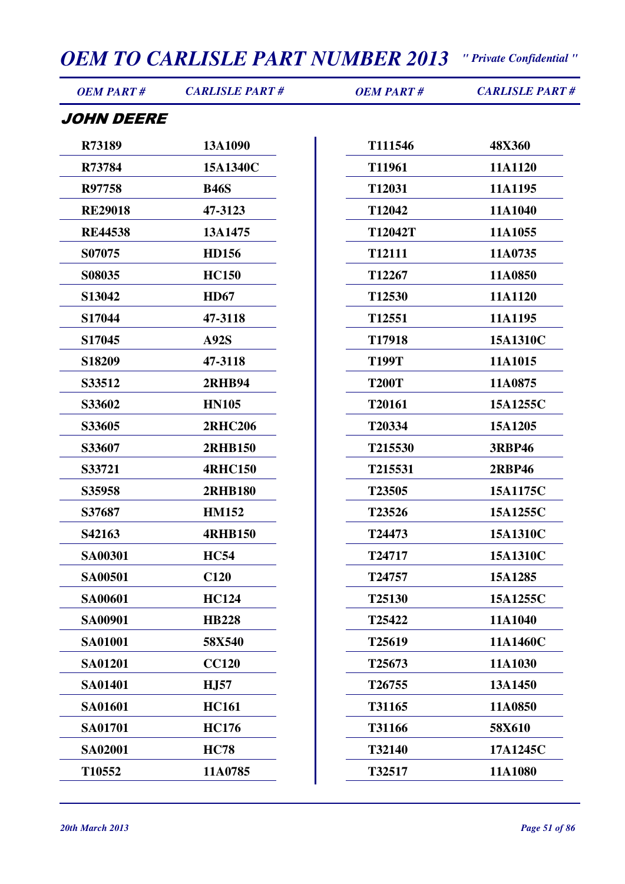## JOHN DEERE

| OEM PART # | CARLISLE PART # | OEM PART # | CARLISLE PART # |
|---|---|---|---|
| R73189 | 13A1090 | T111546 | 48X360 |
| R73784 | 15A1340C | T11961 | 11A1120 |
| R97758 | B46S | T12031 | 11A1195 |
| RE29018 | 47-3123 | T12042 | 11A1040 |
| RE44538 | 13A1475 | T12042T | 11A1055 |
| S07075 | HD156 | T12111 | 11A0735 |
| S08035 | HC150 | T12267 | 11A0850 |
| S13042 | HD67 | T12530 | 11A1120 |
| S17044 | 47-3118 | T12551 | 11A1195 |
| S17045 | A92S | T17918 | 15A1310C |
| S18209 | 47-3118 | T199T | 11A1015 |
| S33512 | 2RHB94 | T200T | 11A0875 |
| S33602 | HN105 | T20161 | 15A1255C |
| S33605 | 2RHC206 | T20334 | 15A1205 |
| S33607 | 2RHB150 | T215530 | 3RBP46 |
| S33721 | 4RHC150 | T215531 | 2RBP46 |
| S35958 | 2RHB180 | T23505 | 15A1175C |
| S37687 | HM152 | T23526 | 15A1255C |
| S42163 | 4RHB150 | T24473 | 15A1310C |
| SA00301 | HC54 | T24717 | 15A1310C |
| SA00501 | C120 | T24757 | 15A1285 |
| SA00601 | HC124 | T25130 | 15A1255C |
| SA00901 | HB228 | T25422 | 11A1040 |
| SA01001 | 58X540 | T25619 | 11A1460C |
| SA01201 | CC120 | T25673 | 11A1030 |
| SA01401 | HJ57 | T26755 | 13A1450 |
| SA01601 | HC161 | T31165 | 11A0850 |
| SA01701 | HC176 | T31166 | 58X610 |
| SA02001 | HC78 | T32140 | 17A1245C |
| T10552 | 11A0785 | T32517 | 11A1080 |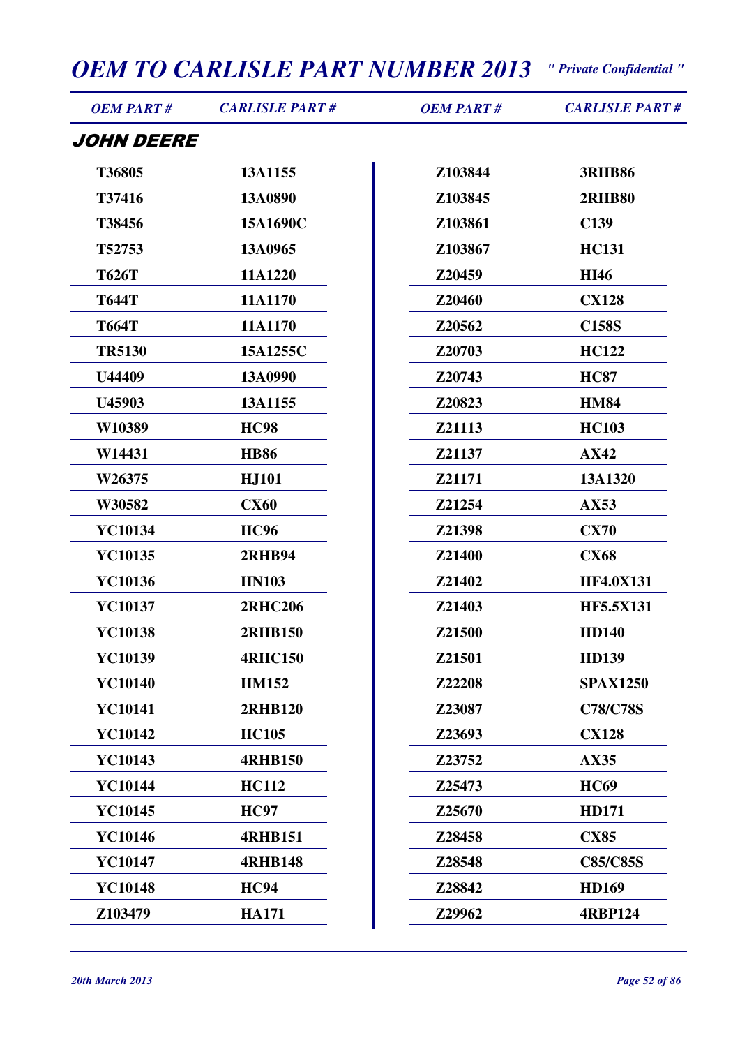# OEM TO CARLISLE PART NUMBER 2013

*" Private Confidential "*

## JOHN DEERE

| OEM PART # | CARLISLE PART # |
|---|---|
| T36805 | 13A1155 |
| T37416 | 13A0890 |
| T38456 | 15A1690C |
| T52753 | 13A0965 |
| T626T | 11A1220 |
| T644T | 11A1170 |
| T664T | 11A1170 |
| TR5130 | 15A1255C |
| U44409 | 13A0990 |
| U45903 | 13A1155 |
| W10389 | HC98 |
| W14431 | HB86 |
| W26375 | HJ101 |
| W30582 | CX60 |
| YC10134 | HC96 |
| YC10135 | 2RHB94 |
| YC10136 | HN103 |
| YC10137 | 2RHC206 |
| YC10138 | 2RHB150 |
| YC10139 | 4RHC150 |
| YC10140 | HM152 |
| YC10141 | 2RHB120 |
| YC10142 | HC105 |
| YC10143 | 4RHB150 |
| YC10144 | HC112 |
| YC10145 | HC97 |
| YC10146 | 4RHB151 |
| YC10147 | 4RHB148 |
| YC10148 | HC94 |
| Z103479 | HA171 |
| Z103844 | 3RHB86 |
| Z103845 | 2RHB80 |
| Z103861 | C139 |
| Z103867 | HC131 |
| Z20459 | HI46 |
| Z20460 | CX128 |
| Z20562 | C158S |
| Z20703 | HC122 |
| Z20743 | HC87 |
| Z20823 | HM84 |
| Z21113 | HC103 |
| Z21137 | AX42 |
| Z21171 | 13A1320 |
| Z21254 | AX53 |
| Z21398 | CX70 |
| Z21400 | CX68 |
| Z21402 | HF4.0X131 |
| Z21403 | HF5.5X131 |
| Z21500 | HD140 |
| Z21501 | HD139 |
| Z22208 | SPAX1250 |
| Z23087 | C78/C78S |
| Z23693 | CX128 |
| Z23752 | AX35 |
| Z25473 | HC69 |
| Z25670 | HD171 |
| Z28458 | CX85 |
| Z28548 | C85/C85S |
| Z28842 | HD169 |
| Z29962 | 4RBP124 |

*20th March 2013*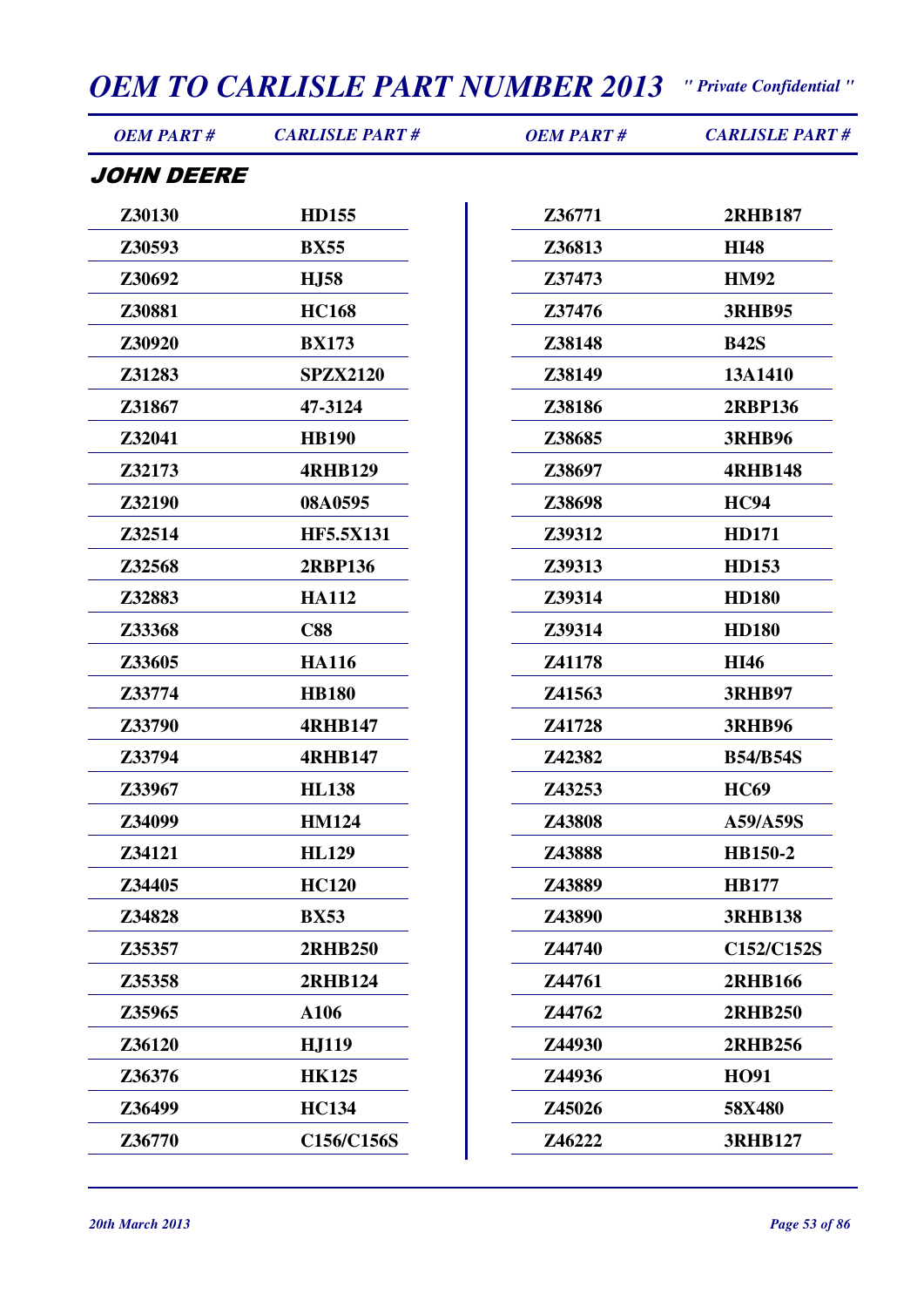## JOHN DEERE

| OEM PART # | CARLISLE PART # | OEM PART # | CARLISLE PART # |
|---|---|---|---|
| Z30130 | HD155 | Z36771 | 2RHB187 |
| Z30593 | BX55 | Z36813 | HI48 |
| Z30692 | HJ58 | Z37473 | HM92 |
| Z30881 | HC168 | Z37476 | 3RHB95 |
| Z30920 | BX173 | Z38148 | B42S |
| Z31283 | SPZX2120 | Z38149 | 13A1410 |
| Z31867 | 47-3124 | Z38186 | 2RBP136 |
| Z32041 | HB190 | Z38685 | 3RHB96 |
| Z32173 | 4RHB129 | Z38697 | 4RHB148 |
| Z32190 | 08A0595 | Z38698 | HC94 |
| Z32514 | HF5.5X131 | Z39312 | HD171 |
| Z32568 | 2RBP136 | Z39313 | HD153 |
| Z32883 | HA112 | Z39314 | HD180 |
| Z33368 | C88 | Z39314 | HD180 |
| Z33605 | HA116 | Z41178 | HI46 |
| Z33774 | HB180 | Z41563 | 3RHB97 |
| Z33790 | 4RHB147 | Z41728 | 3RHB96 |
| Z33794 | 4RHB147 | Z42382 | B54/B54S |
| Z33967 | HL138 | Z43253 | HC69 |
| Z34099 | HM124 | Z43808 | A59/A59S |
| Z34121 | HL129 | Z43888 | HB150-2 |
| Z34405 | HC120 | Z43889 | HB177 |
| Z34828 | BX53 | Z43890 | 3RHB138 |
| Z35357 | 2RHB250 | Z44740 | C152/C152S |
| Z35358 | 2RHB124 | Z44761 | 2RHB166 |
| Z35965 | A106 | Z44762 | 2RHB250 |
| Z36120 | HJ119 | Z44930 | 2RHB256 |
| Z36376 | HK125 | Z44936 | HO91 |
| Z36499 | HC134 | Z45026 | 58X480 |
| Z36770 | C156/C156S | Z46222 | 3RHB127 |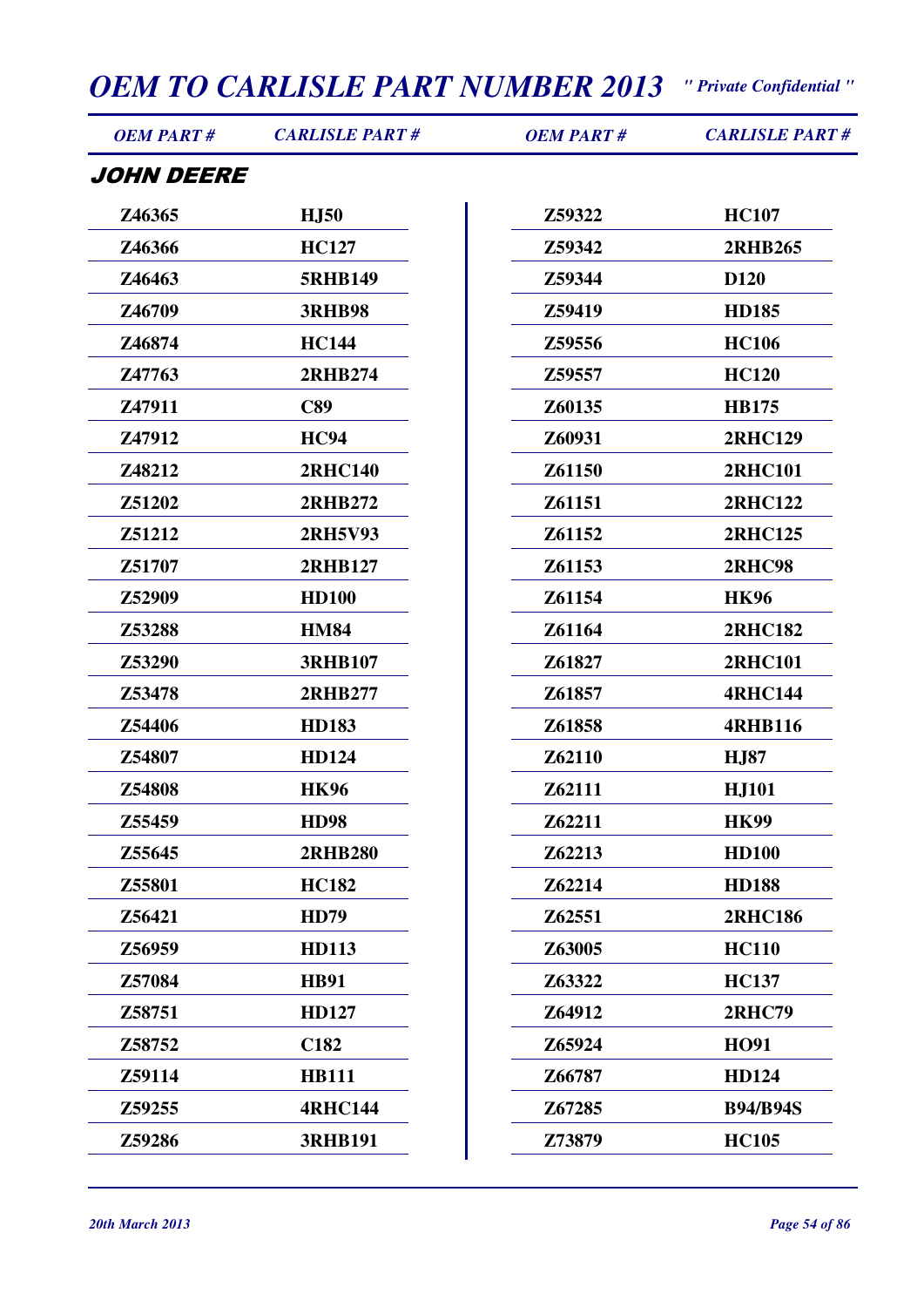## JOHN DEERE

| OEM PART # | CARLISLE PART # |
|---|---|
| Z46365 | HJ50 |
| Z46366 | HC127 |
| Z46463 | 5RHB149 |
| Z46709 | 3RHB98 |
| Z46874 | HC144 |
| Z47763 | 2RHB274 |
| Z47911 | C89 |
| Z47912 | HC94 |
| Z48212 | 2RHC140 |
| Z51202 | 2RHB272 |
| Z51212 | 2RH5V93 |
| Z51707 | 2RHB127 |
| Z52909 | HD100 |
| Z53288 | HM84 |
| Z53290 | 3RHB107 |
| Z53478 | 2RHB277 |
| Z54406 | HD183 |
| Z54807 | HD124 |
| Z54808 | HK96 |
| Z55459 | HD98 |
| Z55645 | 2RHB280 |
| Z55801 | HC182 |
| Z56421 | HD79 |
| Z56959 | HD113 |
| Z57084 | HB91 |
| Z58751 | HD127 |
| Z58752 | C182 |
| Z59114 | HB111 |
| Z59255 | 4RHC144 |
| Z59286 | 3RHB191 |
| Z59322 | HC107 |
| Z59342 | 2RHB265 |
| Z59344 | D120 |
| Z59419 | HD185 |
| Z59556 | HC106 |
| Z59557 | HC120 |
| Z60135 | HB175 |
| Z60931 | 2RHC129 |
| Z61150 | 2RHC101 |
| Z61151 | 2RHC122 |
| Z61152 | 2RHC125 |
| Z61153 | 2RHC98 |
| Z61154 | HK96 |
| Z61164 | 2RHC182 |
| Z61827 | 2RHC101 |
| Z61857 | 4RHC144 |
| Z61858 | 4RHB116 |
| Z62110 | HJ87 |
| Z62111 | HJ101 |
| Z62211 | HK99 |
| Z62213 | HD100 |
| Z62214 | HD188 |
| Z62551 | 2RHC186 |
| Z63005 | HC110 |
| Z63322 | HC137 |
| Z64912 | 2RHC79 |
| Z65924 | HO91 |
| Z66787 | HD124 |
| Z67285 | B94/B94S |
| Z73879 | HC105 |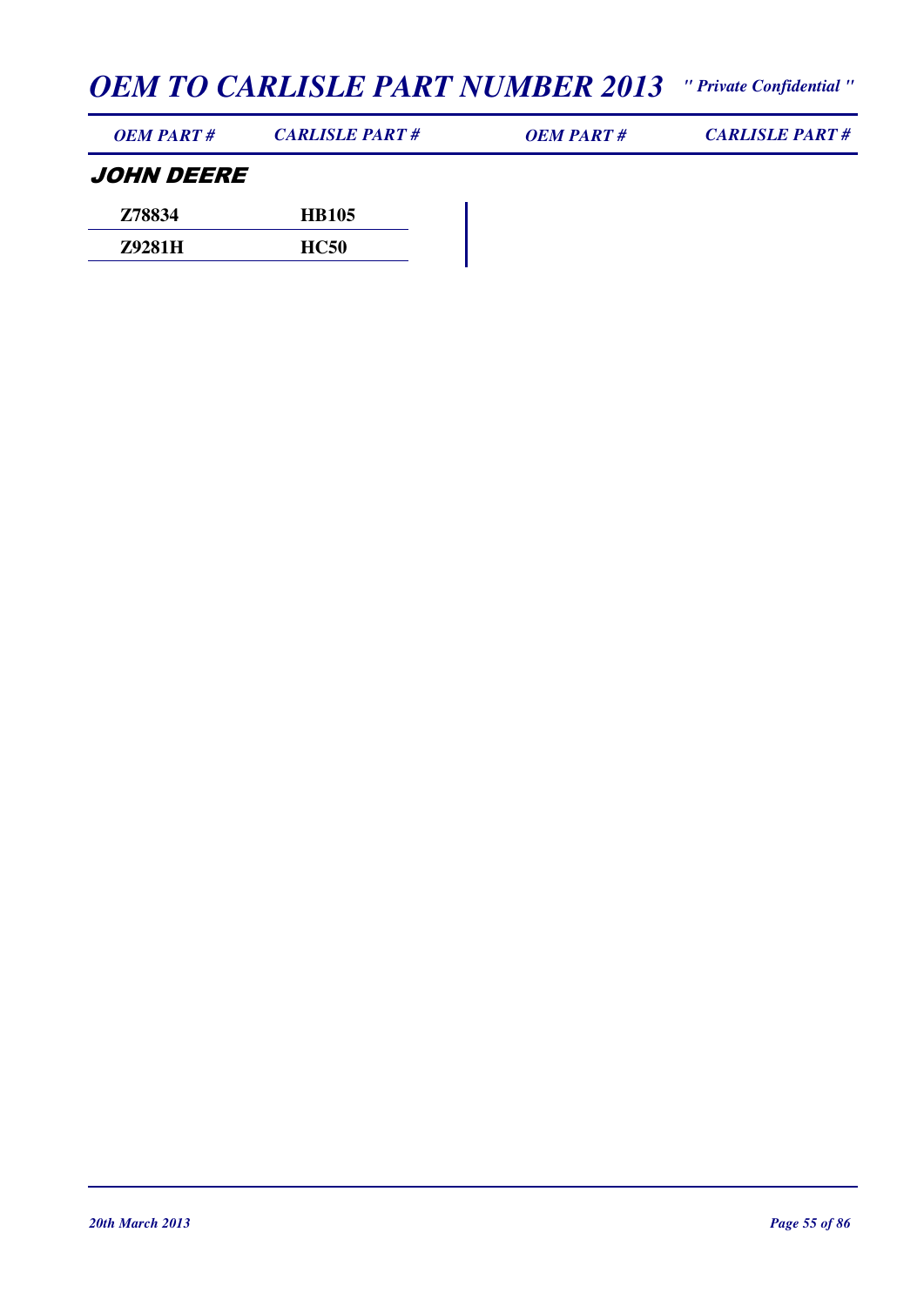| OEM PART # | CARLISLE PART # | OEM PART # | CARLISLE PART # |
|---|---|---|---|

## JOHN DEERE

| OEM PART # | CARLISLE PART # |
|---|---|
| Z78834 | HB105 |
| Z9281H | HC50 |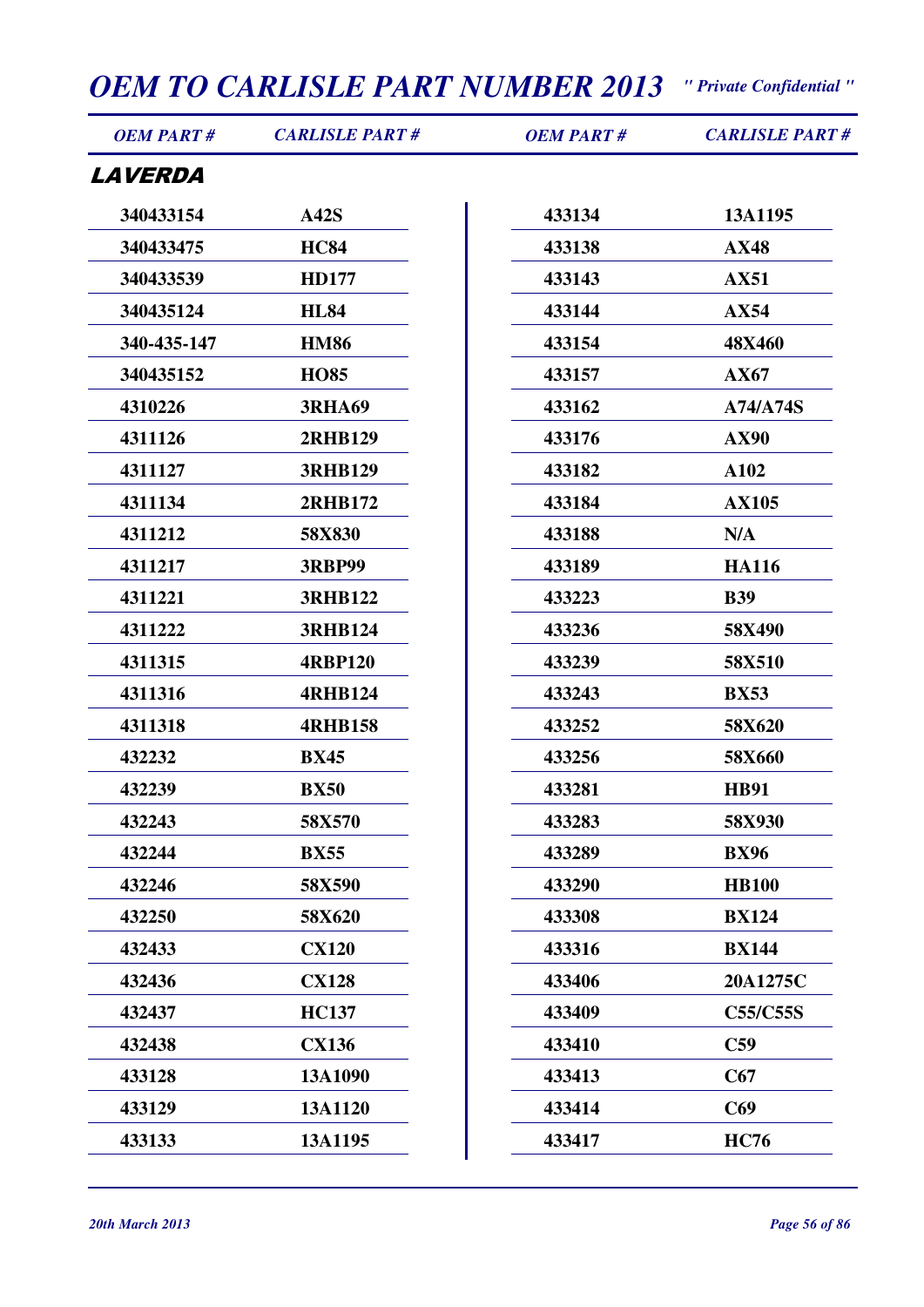## LAVERDA

| OEM PART # | CARLISLE PART # |
|---|---|
| 340433154 | A42S |
| 340433475 | HC84 |
| 340433539 | HD177 |
| 340435124 | HL84 |
| 340-435-147 | HM86 |
| 340435152 | HO85 |
| 4310226 | 3RHA69 |
| 4311126 | 2RHB129 |
| 4311127 | 3RHB129 |
| 4311134 | 2RHB172 |
| 4311212 | 58X830 |
| 4311217 | 3RBP99 |
| 4311221 | 3RHB122 |
| 4311222 | 3RHB124 |
| 4311315 | 4RBP120 |
| 4311316 | 4RHB124 |
| 4311318 | 4RHB158 |
| 432232 | BX45 |
| 432239 | BX50 |
| 432243 | 58X570 |
| 432244 | BX55 |
| 432246 | 58X590 |
| 432250 | 58X620 |
| 432433 | CX120 |
| 432436 | CX128 |
| 432437 | HC137 |
| 432438 | CX136 |
| 433128 | 13A1090 |
| 433129 | 13A1120 |
| 433133 | 13A1195 |
| 433134 | 13A1195 |
| 433138 | AX48 |
| 433143 | AX51 |
| 433144 | AX54 |
| 433154 | 48X460 |
| 433157 | AX67 |
| 433162 | A74/A74S |
| 433176 | AX90 |
| 433182 | A102 |
| 433184 | AX105 |
| 433188 | N/A |
| 433189 | HA116 |
| 433223 | B39 |
| 433236 | 58X490 |
| 433239 | 58X510 |
| 433243 | BX53 |
| 433252 | 58X620 |
| 433256 | 58X660 |
| 433281 | HB91 |
| 433283 | 58X930 |
| 433289 | BX96 |
| 433290 | HB100 |
| 433308 | BX124 |
| 433316 | BX144 |
| 433406 | 20A1275C |
| 433409 | C55/C55S |
| 433410 | C59 |
| 433413 | C67 |
| 433414 | C69 |
| 433417 | HC76 |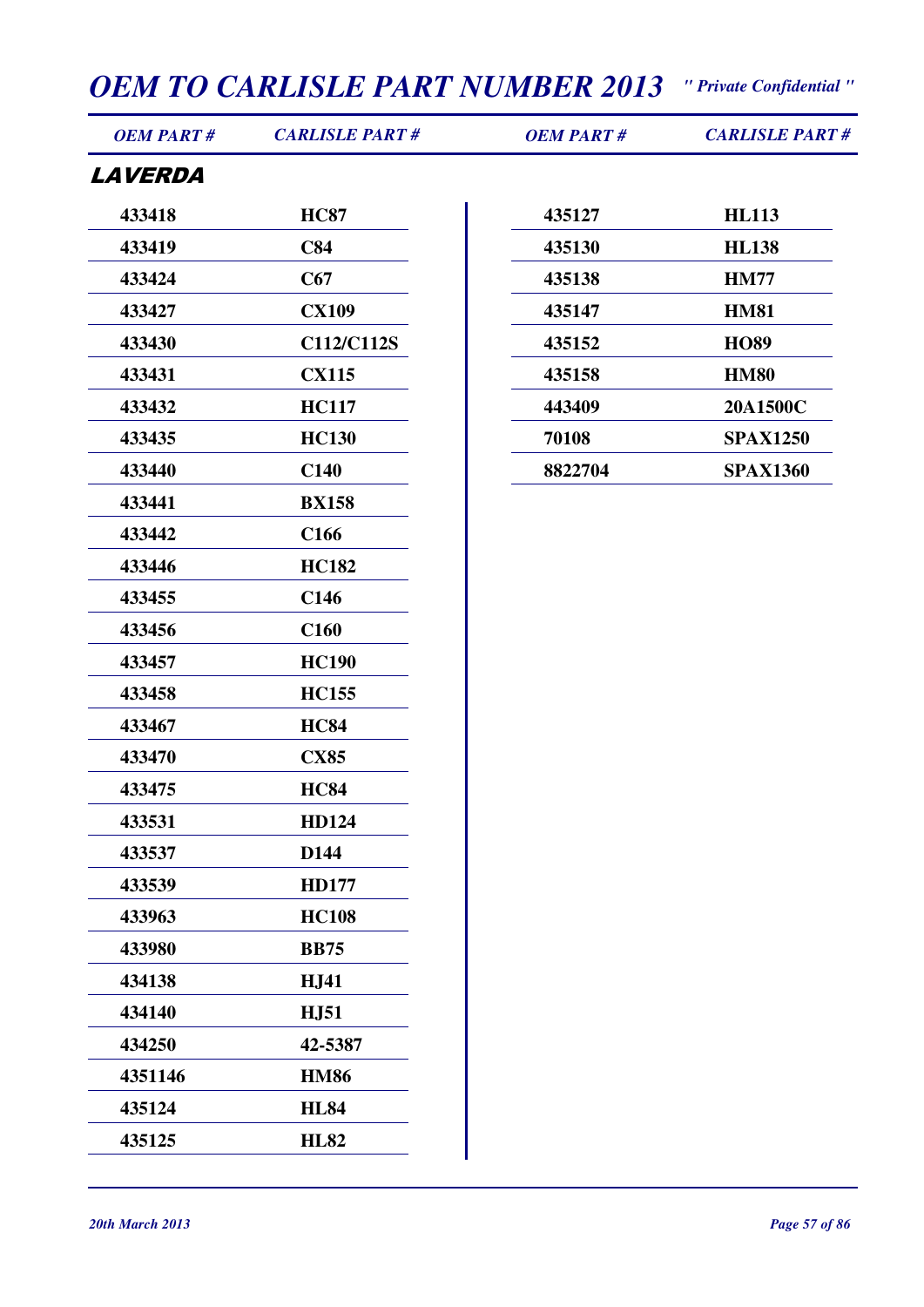## LAVERDA

| OEM PART # | CARLISLE PART # |
|---|---|
| 433418 | HC87 |
| 433419 | C84 |
| 433424 | C67 |
| 433427 | CX109 |
| 433430 | C112/C112S |
| 433431 | CX115 |
| 433432 | HC117 |
| 433435 | HC130 |
| 433440 | C140 |
| 433441 | BX158 |
| 433442 | C166 |
| 433446 | HC182 |
| 433455 | C146 |
| 433456 | C160 |
| 433457 | HC190 |
| 433458 | HC155 |
| 433467 | HC84 |
| 433470 | CX85 |
| 433475 | HC84 |
| 433531 | HD124 |
| 433537 | D144 |
| 433539 | HD177 |
| 433963 | HC108 |
| 433980 | BB75 |
| 434138 | HJ41 |
| 434140 | HJ51 |
| 434250 | 42-5387 |
| 4351146 | HM86 |
| 435124 | HL84 |
| 435125 | HL82 |
| 435127 | HL113 |
| 435130 | HL138 |
| 435138 | HM77 |
| 435147 | HM81 |
| 435152 | HO89 |
| 435158 | HM80 |
| 443409 | 20A1500C |
| 70108 | SPAX1250 |
| 8822704 | SPAX1360 |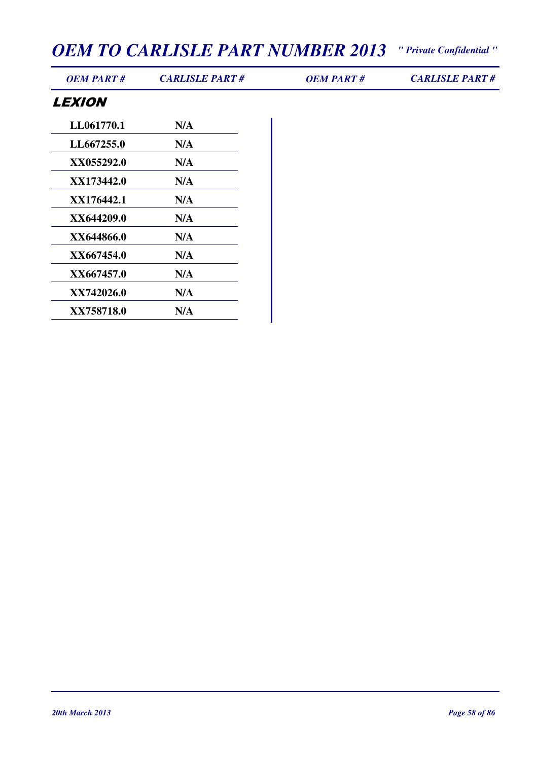| OEM PART # | CARLISLE PART # | OEM PART # | CARLISLE PART # |
|---|---|---|---|

## LEXION

| OEM PART # | CARLISLE PART # |
|---|---|
| LL061770.1 | N/A |
| LL667255.0 | N/A |
| XX055292.0 | N/A |
| XX173442.0 | N/A |
| XX176442.1 | N/A |
| XX644209.0 | N/A |
| XX644866.0 | N/A |
| XX667454.0 | N/A |
| XX667457.0 | N/A |
| XX742026.0 | N/A |
| XX758718.0 | N/A |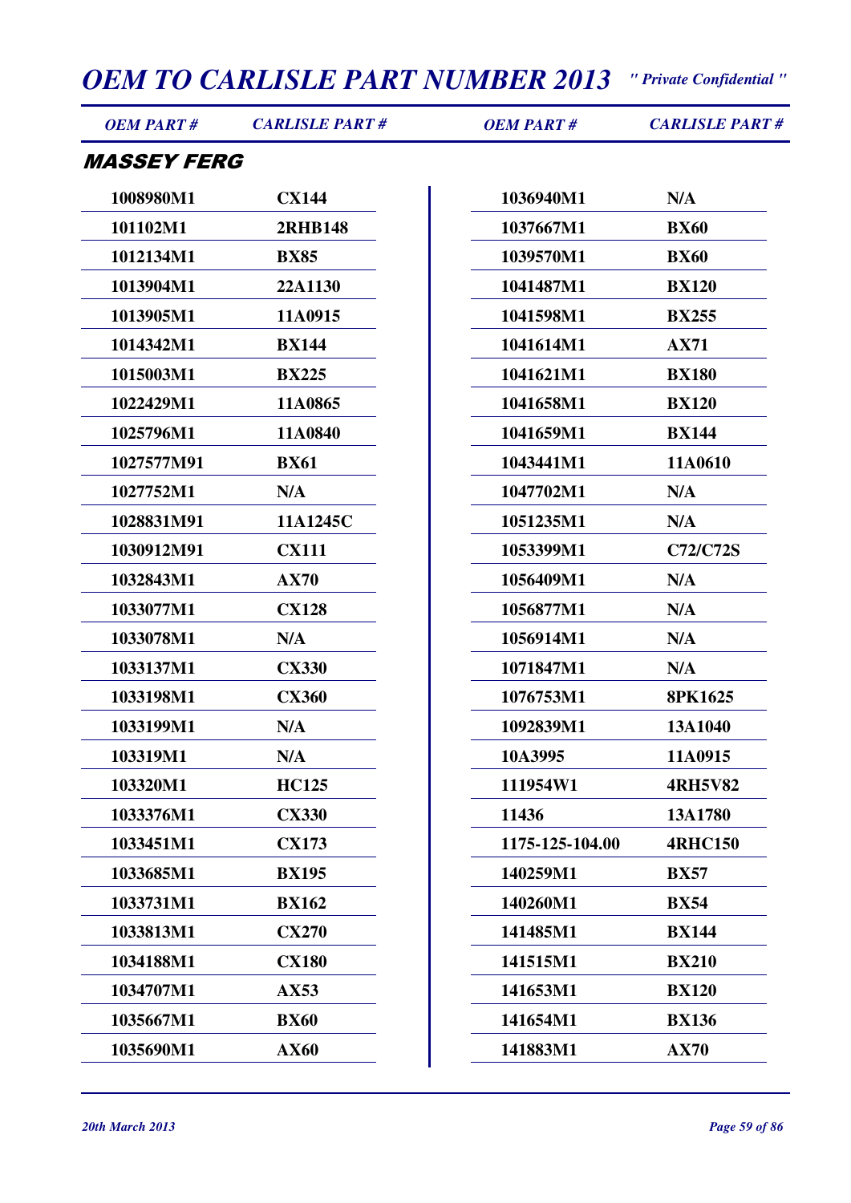## MASSEY FERG

| OEM PART # | CARLISLE PART # |
|---|---|
| 1008980M1 | CX144 |
| 101102M1 | 2RHB148 |
| 1012134M1 | BX85 |
| 1013904M1 | 22A1130 |
| 1013905M1 | 11A0915 |
| 1014342M1 | BX144 |
| 1015003M1 | BX225 |
| 1022429M1 | 11A0865 |
| 1025796M1 | 11A0840 |
| 1027577M91 | BX61 |
| 1027752M1 | N/A |
| 1028831M91 | 11A1245C |
| 1030912M91 | CX111 |
| 1032843M1 | AX70 |
| 1033077M1 | CX128 |
| 1033078M1 | N/A |
| 1033137M1 | CX330 |
| 1033198M1 | CX360 |
| 1033199M1 | N/A |
| 103319M1 | N/A |
| 103320M1 | HC125 |
| 1033376M1 | CX330 |
| 1033451M1 | CX173 |
| 1033685M1 | BX195 |
| 1033731M1 | BX162 |
| 1033813M1 | CX270 |
| 1034188M1 | CX180 |
| 1034707M1 | AX53 |
| 1035667M1 | BX60 |
| 1035690M1 | AX60 |
| 1036940M1 | N/A |
| 1037667M1 | BX60 |
| 1039570M1 | BX60 |
| 1041487M1 | BX120 |
| 1041598M1 | BX255 |
| 1041614M1 | AX71 |
| 1041621M1 | BX180 |
| 1041658M1 | BX120 |
| 1041659M1 | BX144 |
| 1043441M1 | 11A0610 |
| 1047702M1 | N/A |
| 1051235M1 | N/A |
| 1053399M1 | C72/C72S |
| 1056409M1 | N/A |
| 1056877M1 | N/A |
| 1056914M1 | N/A |
| 1071847M1 | N/A |
| 1076753M1 | 8PK1625 |
| 1092839M1 | 13A1040 |
| 10A3995 | 11A0915 |
| 111954W1 | 4RH5V82 |
| 11436 | 13A1780 |
| 1175-125-104.00 | 4RHC150 |
| 140259M1 | BX57 |
| 140260M1 | BX54 |
| 141485M1 | BX144 |
| 141515M1 | BX210 |
| 141653M1 | BX120 |
| 141654M1 | BX136 |
| 141883M1 | AX70 |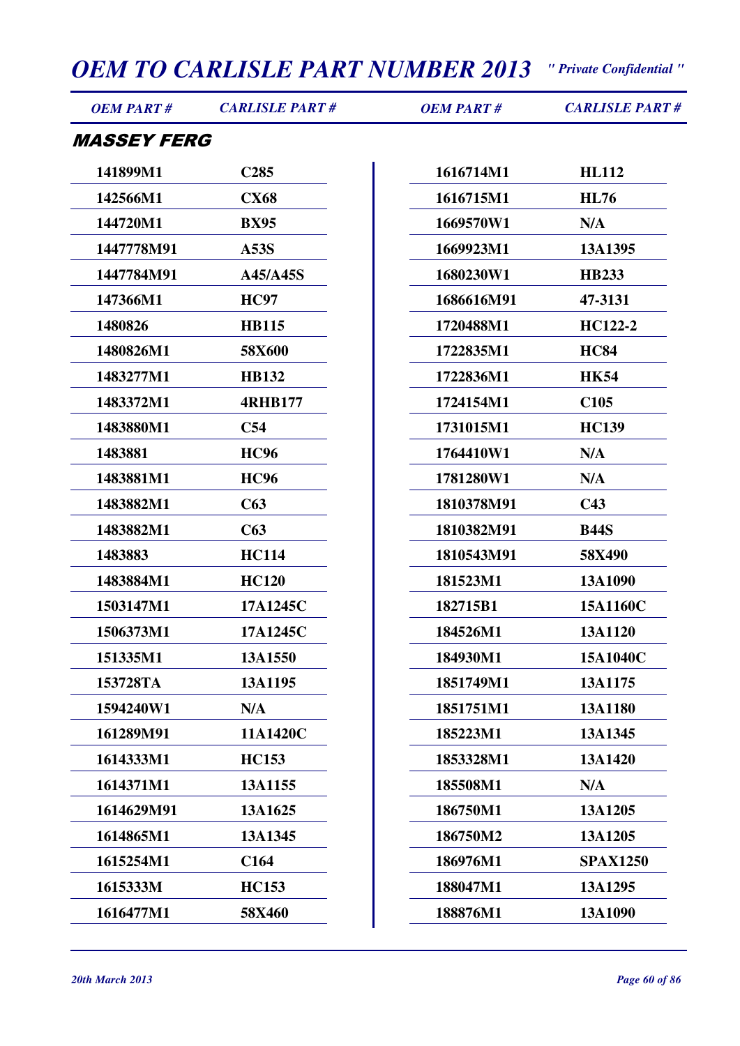# OEM TO CARLISLE PART NUMBER 2013

*" Private Confidential "*

## MASSEY FERG

| OEM PART # | CARLISLE PART # | OEM PART # | CARLISLE PART # |
|---|---|---|---|
| 141899M1 | C285 | 1616714M1 | HL112 |
| 142566M1 | CX68 | 1616715M1 | HL76 |
| 144720M1 | BX95 | 1669570W1 | N/A |
| 1447778M91 | A53S | 1669923M1 | 13A1395 |
| 1447784M91 | A45/A45S | 1680230W1 | HB233 |
| 147366M1 | HC97 | 1686616M91 | 47-3131 |
| 1480826 | HB115 | 1720488M1 | HC122-2 |
| 1480826M1 | 58X600 | 1722835M1 | HC84 |
| 1483277M1 | HB132 | 1722836M1 | HK54 |
| 1483372M1 | 4RHB177 | 1724154M1 | C105 |
| 1483880M1 | C54 | 1731015M1 | HC139 |
| 1483881 | HC96 | 1764410W1 | N/A |
| 1483881M1 | HC96 | 1781280W1 | N/A |
| 1483882M1 | C63 | 1810378M91 | C43 |
| 1483882M1 | C63 | 1810382M91 | B44S |
| 1483883 | HC114 | 1810543M91 | 58X490 |
| 1483884M1 | HC120 | 181523M1 | 13A1090 |
| 1503147M1 | 17A1245C | 182715B1 | 15A1160C |
| 1506373M1 | 17A1245C | 184526M1 | 13A1120 |
| 151335M1 | 13A1550 | 184930M1 | 15A1040C |
| 153728TA | 13A1195 | 1851749M1 | 13A1175 |
| 1594240W1 | N/A | 1851751M1 | 13A1180 |
| 161289M91 | 11A1420C | 185223M1 | 13A1345 |
| 1614333M1 | HC153 | 1853328M1 | 13A1420 |
| 1614371M1 | 13A1155 | 185508M1 | N/A |
| 1614629M91 | 13A1625 | 186750M1 | 13A1205 |
| 1614865M1 | 13A1345 | 186750M2 | 13A1205 |
| 1615254M1 | C164 | 186976M1 | SPAX1250 |
| 1615333M | HC153 | 188047M1 | 13A1295 |
| 1616477M1 | 58X460 | 188876M1 | 13A1090 |

*20th March 2013*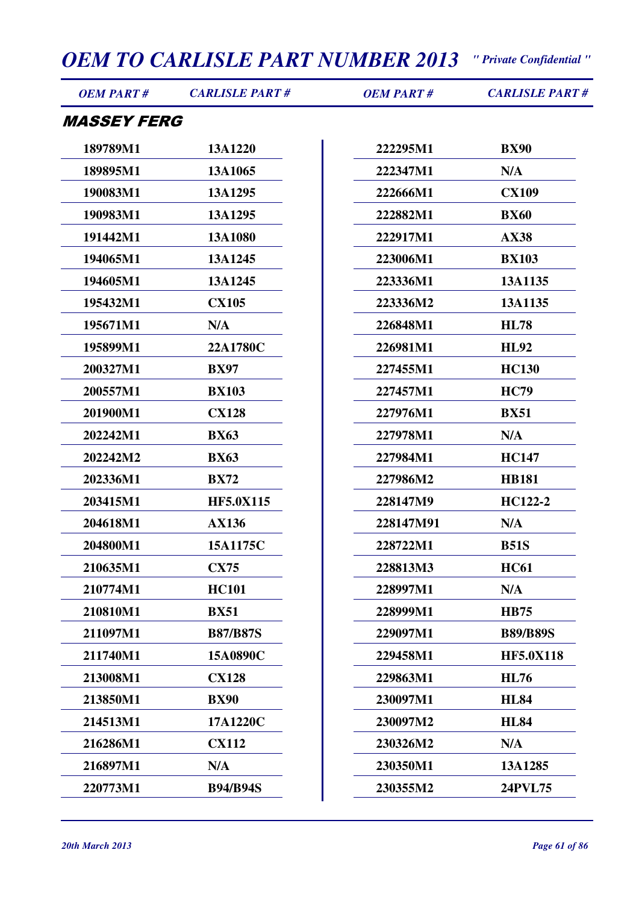# OEM TO CARLISLE PART NUMBER 2013

*" Private Confidential "*

## MASSEY FERG

| OEM PART # | CARLISLE PART # |
|---|---|
| 189789M1 | 13A1220 |
| 189895M1 | 13A1065 |
| 190083M1 | 13A1295 |
| 190983M1 | 13A1295 |
| 191442M1 | 13A1080 |
| 194065M1 | 13A1245 |
| 194605M1 | 13A1245 |
| 195432M1 | CX105 |
| 195671M1 | N/A |
| 195899M1 | 22A1780C |
| 200327M1 | BX97 |
| 200557M1 | BX103 |
| 201900M1 | CX128 |
| 202242M1 | BX63 |
| 202242M2 | BX63 |
| 202336M1 | BX72 |
| 203415M1 | HF5.0X115 |
| 204618M1 | AX136 |
| 204800M1 | 15A1175C |
| 210635M1 | CX75 |
| 210774M1 | HC101 |
| 210810M1 | BX51 |
| 211097M1 | B87/B87S |
| 211740M1 | 15A0890C |
| 213008M1 | CX128 |
| 213850M1 | BX90 |
| 214513M1 | 17A1220C |
| 216286M1 | CX112 |
| 216897M1 | N/A |
| 220773M1 | B94/B94S |
| 222295M1 | BX90 |
| 222347M1 | N/A |
| 222666M1 | CX109 |
| 222882M1 | BX60 |
| 222917M1 | AX38 |
| 223006M1 | BX103 |
| 223336M1 | 13A1135 |
| 223336M2 | 13A1135 |
| 226848M1 | HL78 |
| 226981M1 | HL92 |
| 227455M1 | HC130 |
| 227457M1 | HC79 |
| 227976M1 | BX51 |
| 227978M1 | N/A |
| 227984M1 | HC147 |
| 227986M2 | HB181 |
| 228147M9 | HC122-2 |
| 228147M91 | N/A |
| 228722M1 | B51S |
| 228813M3 | HC61 |
| 228997M1 | N/A |
| 228999M1 | HB75 |
| 229097M1 | B89/B89S |
| 229458M1 | HF5.0X118 |
| 229863M1 | HL76 |
| 230097M1 | HL84 |
| 230097M2 | HL84 |
| 230326M2 | N/A |
| 230350M1 | 13A1285 |
| 230355M2 | 24PVL75 |

*20th March 2013*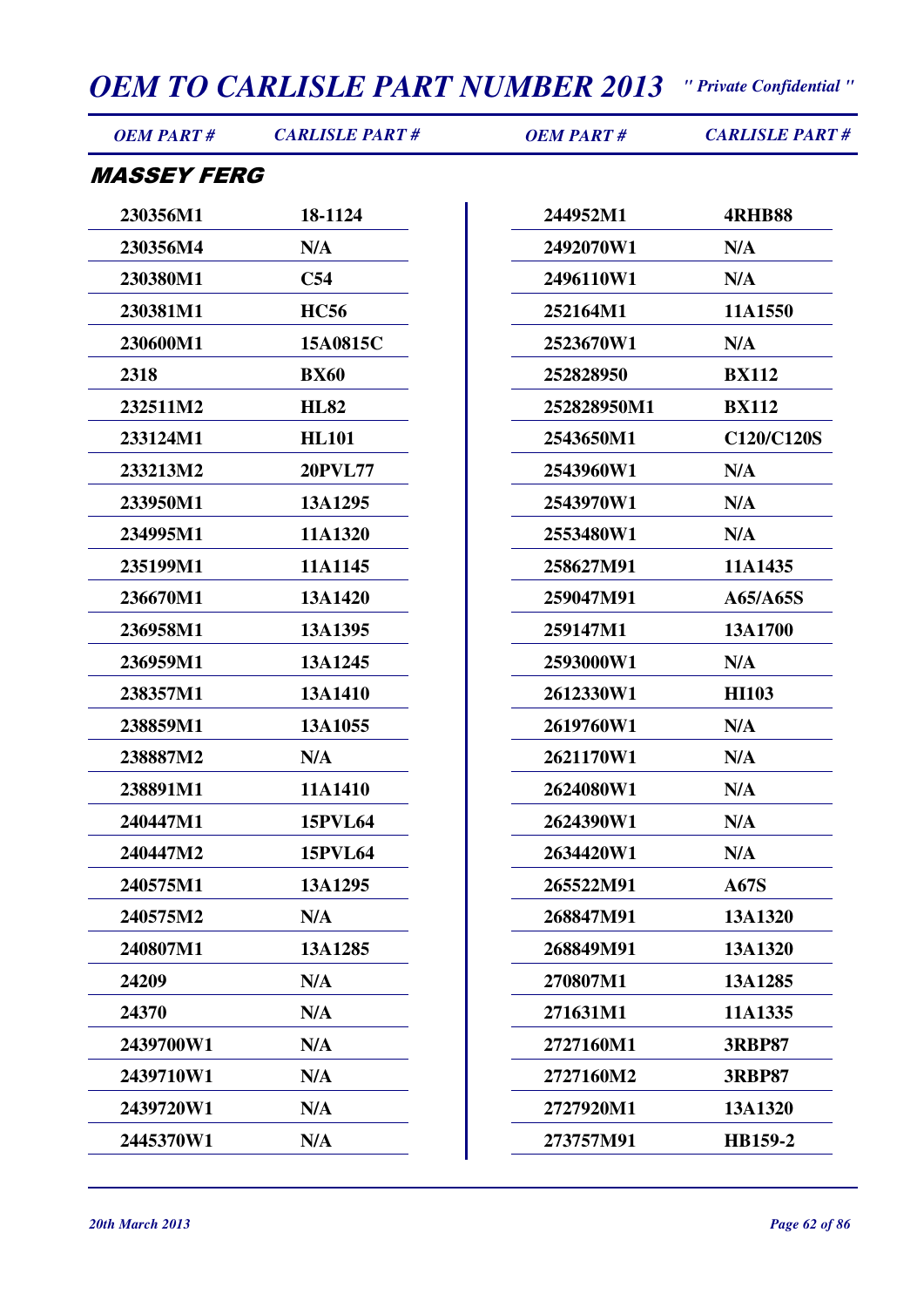# OEM TO CARLISLE PART NUMBER 2013

*" Private Confidential "*

## MASSEY FERG

| OEM PART # | CARLISLE PART # |
|---|---|
| 230356M1 | 18-1124 |
| 230356M4 | N/A |
| 230380M1 | C54 |
| 230381M1 | HC56 |
| 230600M1 | 15A0815C |
| 2318 | BX60 |
| 232511M2 | HL82 |
| 233124M1 | HL101 |
| 233213M2 | 20PVL77 |
| 233950M1 | 13A1295 |
| 234995M1 | 11A1320 |
| 235199M1 | 11A1145 |
| 236670M1 | 13A1420 |
| 236958M1 | 13A1395 |
| 236959M1 | 13A1245 |
| 238357M1 | 13A1410 |
| 238859M1 | 13A1055 |
| 238887M2 | N/A |
| 238891M1 | 11A1410 |
| 240447M1 | 15PVL64 |
| 240447M2 | 15PVL64 |
| 240575M1 | 13A1295 |
| 240575M2 | N/A |
| 240807M1 | 13A1285 |
| 24209 | N/A |
| 24370 | N/A |
| 2439700W1 | N/A |
| 2439710W1 | N/A |
| 2439720W1 | N/A |
| 2445370W1 | N/A |
| 244952M1 | 4RHB88 |
| 2492070W1 | N/A |
| 2496110W1 | N/A |
| 252164M1 | 11A1550 |
| 2523670W1 | N/A |
| 252828950 | BX112 |
| 252828950M1 | BX112 |
| 2543650M1 | C120/C120S |
| 2543960W1 | N/A |
| 2543970W1 | N/A |
| 2553480W1 | N/A |
| 258627M91 | 11A1435 |
| 259047M91 | A65/A65S |
| 259147M1 | 13A1700 |
| 2593000W1 | N/A |
| 2612330W1 | HI103 |
| 2619760W1 | N/A |
| 2621170W1 | N/A |
| 2624080W1 | N/A |
| 2624390W1 | N/A |
| 2634420W1 | N/A |
| 265522M91 | A67S |
| 268847M91 | 13A1320 |
| 268849M91 | 13A1320 |
| 270807M1 | 13A1285 |
| 271631M1 | 11A1335 |
| 2727160M1 | 3RBP87 |
| 2727160M2 | 3RBP87 |
| 2727920M1 | 13A1320 |
| 273757M91 | HB159-2 |

*20th March 2013*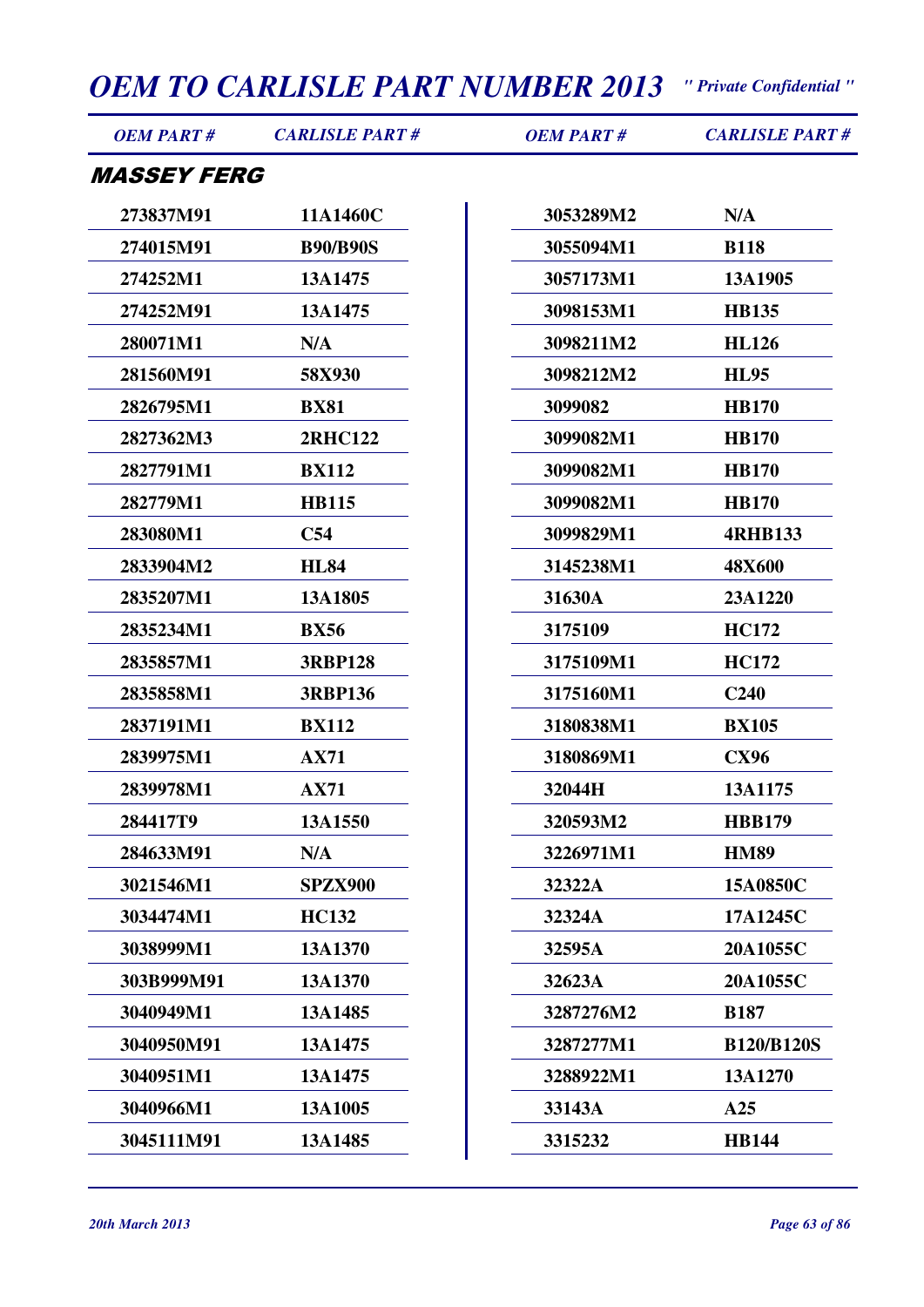# OEM TO CARLISLE PART NUMBER 2013

*" Private Confidential "*

## MASSEY FERG

| OEM PART # | CARLISLE PART # |
|---|---|
| 273837M91 | 11A1460C |
| 274015M91 | B90/B90S |
| 274252M1 | 13A1475 |
| 274252M91 | 13A1475 |
| 280071M1 | N/A |
| 281560M91 | 58X930 |
| 2826795M1 | BX81 |
| 2827362M3 | 2RHC122 |
| 2827791M1 | BX112 |
| 282779M1 | HB115 |
| 283080M1 | C54 |
| 2833904M2 | HL84 |
| 2835207M1 | 13A1805 |
| 2835234M1 | BX56 |
| 2835857M1 | 3RBP128 |
| 2835858M1 | 3RBP136 |
| 2837191M1 | BX112 |
| 2839975M1 | AX71 |
| 2839978M1 | AX71 |
| 284417T9 | 13A1550 |
| 284633M91 | N/A |
| 3021546M1 | SPZX900 |
| 3034474M1 | HC132 |
| 3038999M1 | 13A1370 |
| 303B999M91 | 13A1370 |
| 3040949M1 | 13A1485 |
| 3040950M91 | 13A1475 |
| 3040951M1 | 13A1475 |
| 3040966M1 | 13A1005 |
| 3045111M91 | 13A1485 |
| 3053289M2 | N/A |
| 3055094M1 | B118 |
| 3057173M1 | 13A1905 |
| 3098153M1 | HB135 |
| 3098211M2 | HL126 |
| 3098212M2 | HL95 |
| 3099082 | HB170 |
| 3099082M1 | HB170 |
| 3099082M1 | HB170 |
| 3099082M1 | HB170 |
| 3099829M1 | 4RHB133 |
| 3145238M1 | 48X600 |
| 31630A | 23A1220 |
| 3175109 | HC172 |
| 3175109M1 | HC172 |
| 3175160M1 | C240 |
| 3180838M1 | BX105 |
| 3180869M1 | CX96 |
| 32044H | 13A1175 |
| 320593M2 | HBB179 |
| 3226971M1 | HM89 |
| 32322A | 15A0850C |
| 32324A | 17A1245C |
| 32595A | 20A1055C |
| 32623A | 20A1055C |
| 3287276M2 | B187 |
| 3287277M1 | B120/B120S |
| 3288922M1 | 13A1270 |
| 33143A | A25 |
| 3315232 | HB144 |

*20th March 2013*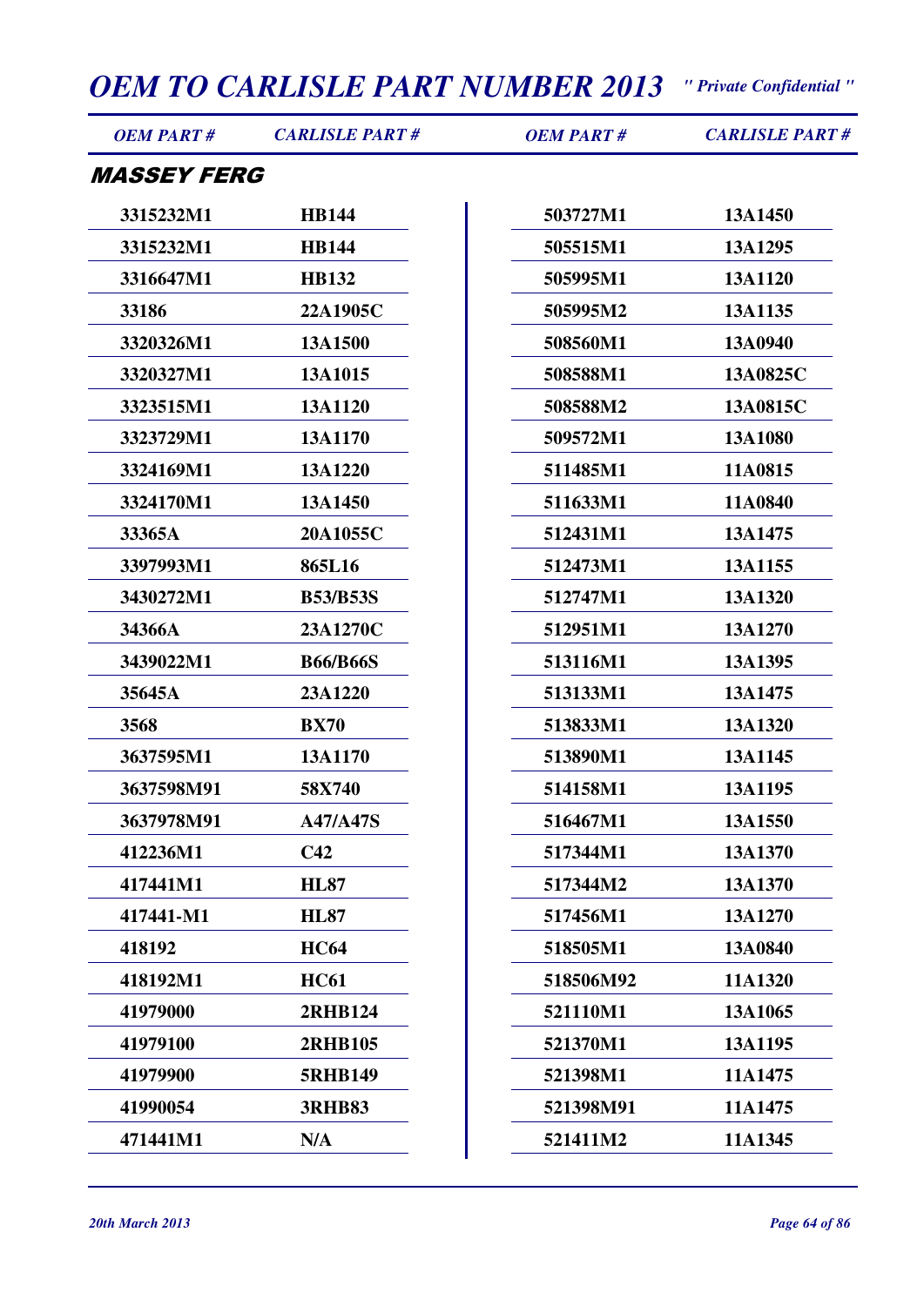# OEM TO CARLISLE PART NUMBER 2013

*" Private Confidential "*

## MASSEY FERG

| OEM PART # | CARLISLE PART # |
|---|---|
| 3315232M1 | HB144 |
| 3315232M1 | HB144 |
| 3316647M1 | HB132 |
| 33186 | 22A1905C |
| 3320326M1 | 13A1500 |
| 3320327M1 | 13A1015 |
| 3323515M1 | 13A1120 |
| 3323729M1 | 13A1170 |
| 3324169M1 | 13A1220 |
| 3324170M1 | 13A1450 |
| 33365A | 20A1055C |
| 3397993M1 | 865L16 |
| 3430272M1 | B53/B53S |
| 34366A | 23A1270C |
| 3439022M1 | B66/B66S |
| 35645A | 23A1220 |
| 3568 | BX70 |
| 3637595M1 | 13A1170 |
| 3637598M91 | 58X740 |
| 3637978M91 | A47/A47S |
| 412236M1 | C42 |
| 417441M1 | HL87 |
| 417441-M1 | HL87 |
| 418192 | HC64 |
| 418192M1 | HC61 |
| 41979000 | 2RHB124 |
| 41979100 | 2RHB105 |
| 41979900 | 5RHB149 |
| 41990054 | 3RHB83 |
| 471441M1 | N/A |
| 503727M1 | 13A1450 |
| 505515M1 | 13A1295 |
| 505995M1 | 13A1120 |
| 505995M2 | 13A1135 |
| 508560M1 | 13A0940 |
| 508588M1 | 13A0825C |
| 508588M2 | 13A0815C |
| 509572M1 | 13A1080 |
| 511485M1 | 11A0815 |
| 511633M1 | 11A0840 |
| 512431M1 | 13A1475 |
| 512473M1 | 13A1155 |
| 512747M1 | 13A1320 |
| 512951M1 | 13A1270 |
| 513116M1 | 13A1395 |
| 513133M1 | 13A1475 |
| 513833M1 | 13A1320 |
| 513890M1 | 13A1145 |
| 514158M1 | 13A1195 |
| 516467M1 | 13A1550 |
| 517344M1 | 13A1370 |
| 517344M2 | 13A1370 |
| 517456M1 | 13A1270 |
| 518505M1 | 13A0840 |
| 518506M92 | 11A1320 |
| 521110M1 | 13A1065 |
| 521370M1 | 13A1195 |
| 521398M1 | 11A1475 |
| 521398M91 | 11A1475 |
| 521411M2 | 11A1345 |

*20th March 2013*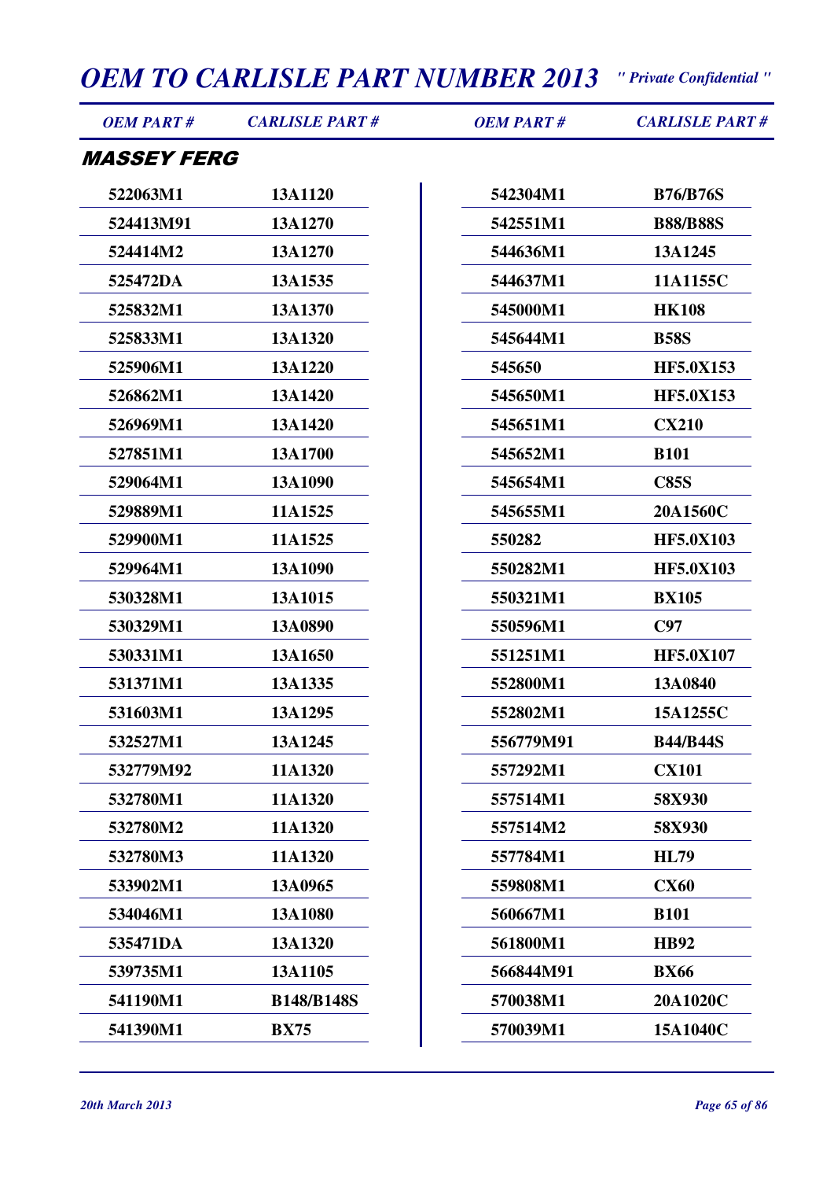## MASSEY FERG

| OEM PART # | CARLISLE PART # |
|---|---|
| 522063M1 | 13A1120 |
| 524413M91 | 13A1270 |
| 524414M2 | 13A1270 |
| 525472DA | 13A1535 |
| 525832M1 | 13A1370 |
| 525833M1 | 13A1320 |
| 525906M1 | 13A1220 |
| 526862M1 | 13A1420 |
| 526969M1 | 13A1420 |
| 527851M1 | 13A1700 |
| 529064M1 | 13A1090 |
| 529889M1 | 11A1525 |
| 529900M1 | 11A1525 |
| 529964M1 | 13A1090 |
| 530328M1 | 13A1015 |
| 530329M1 | 13A0890 |
| 530331M1 | 13A1650 |
| 531371M1 | 13A1335 |
| 531603M1 | 13A1295 |
| 532527M1 | 13A1245 |
| 532779M92 | 11A1320 |
| 532780M1 | 11A1320 |
| 532780M2 | 11A1320 |
| 532780M3 | 11A1320 |
| 533902M1 | 13A0965 |
| 534046M1 | 13A1080 |
| 535471DA | 13A1320 |
| 539735M1 | 13A1105 |
| 541190M1 | B148/B148S |
| 541390M1 | BX75 |
| 542304M1 | B76/B76S |
| 542551M1 | B88/B88S |
| 544636M1 | 13A1245 |
| 544637M1 | 11A1155C |
| 545000M1 | HK108 |
| 545644M1 | B58S |
| 545650 | HF5.0X153 |
| 545650M1 | HF5.0X153 |
| 545651M1 | CX210 |
| 545652M1 | B101 |
| 545654M1 | C85S |
| 545655M1 | 20A1560C |
| 550282 | HF5.0X103 |
| 550282M1 | HF5.0X103 |
| 550321M1 | BX105 |
| 550596M1 | C97 |
| 551251M1 | HF5.0X107 |
| 552800M1 | 13A0840 |
| 552802M1 | 15A1255C |
| 556779M91 | B44/B44S |
| 557292M1 | CX101 |
| 557514M1 | 58X930 |
| 557514M2 | 58X930 |
| 557784M1 | HL79 |
| 559808M1 | CX60 |
| 560667M1 | B101 |
| 561800M1 | HB92 |
| 566844M91 | BX66 |
| 570038M1 | 20A1020C |
| 570039M1 | 15A1040C |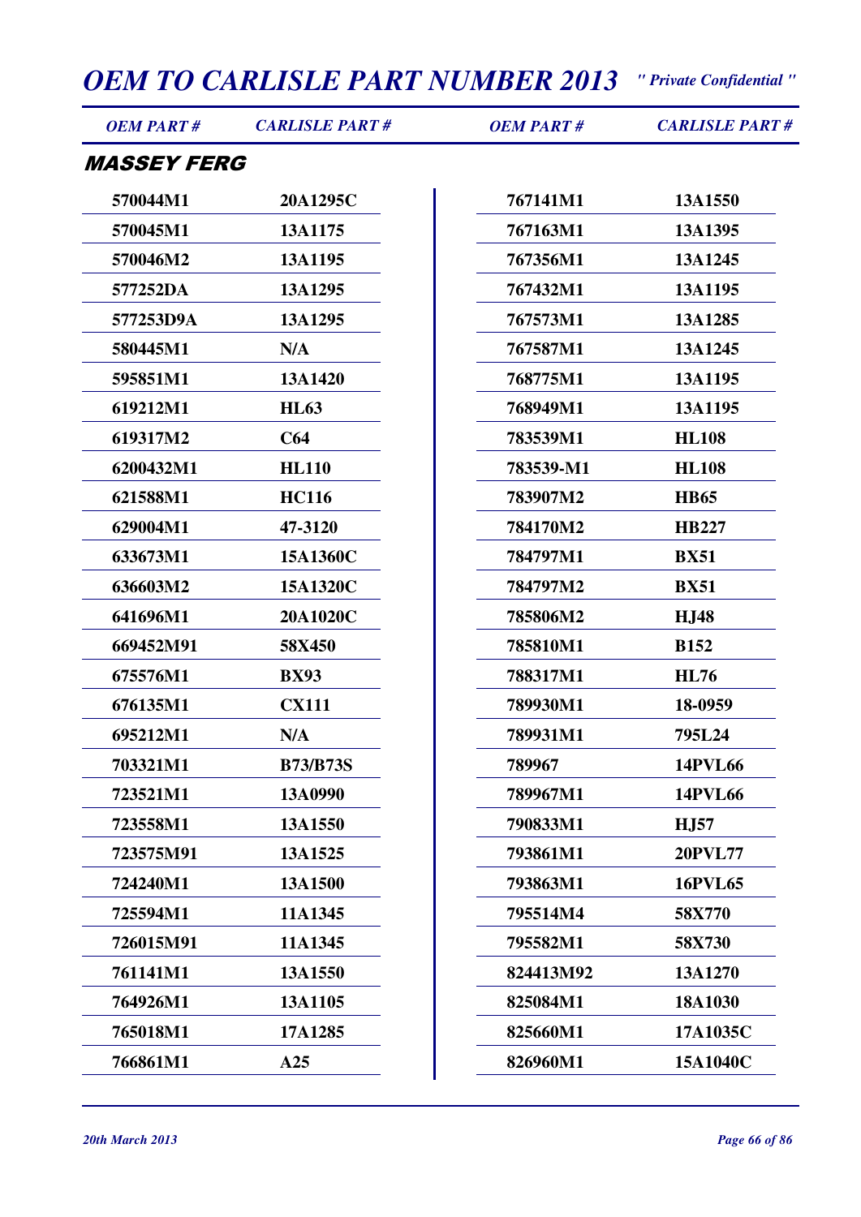# OEM TO CARLISLE PART NUMBER 2013

*" Private Confidential "*

## MASSEY FERG

| OEM PART # | CARLISLE PART # | OEM PART # | CARLISLE PART # |
|---|---|---|---|
| 570044M1 | 20A1295C | 767141M1 | 13A1550 |
| 570045M1 | 13A1175 | 767163M1 | 13A1395 |
| 570046M2 | 13A1195 | 767356M1 | 13A1245 |
| 577252DA | 13A1295 | 767432M1 | 13A1195 |
| 577253D9A | 13A1295 | 767573M1 | 13A1285 |
| 580445M1 | N/A | 767587M1 | 13A1245 |
| 595851M1 | 13A1420 | 768775M1 | 13A1195 |
| 619212M1 | HL63 | 768949M1 | 13A1195 |
| 619317M2 | C64 | 783539M1 | HL108 |
| 6200432M1 | HL110 | 783539-M1 | HL108 |
| 621588M1 | HC116 | 783907M2 | HB65 |
| 629004M1 | 47-3120 | 784170M2 | HB227 |
| 633673M1 | 15A1360C | 784797M1 | BX51 |
| 636603M2 | 15A1320C | 784797M2 | BX51 |
| 641696M1 | 20A1020C | 785806M2 | HJ48 |
| 669452M91 | 58X450 | 785810M1 | B152 |
| 675576M1 | BX93 | 788317M1 | HL76 |
| 676135M1 | CX111 | 789930M1 | 18-0959 |
| 695212M1 | N/A | 789931M1 | 795L24 |
| 703321M1 | B73/B73S | 789967 | 14PVL66 |
| 723521M1 | 13A0990 | 789967M1 | 14PVL66 |
| 723558M1 | 13A1550 | 790833M1 | HJ57 |
| 723575M91 | 13A1525 | 793861M1 | 20PVL77 |
| 724240M1 | 13A1500 | 793863M1 | 16PVL65 |
| 725594M1 | 11A1345 | 795514M4 | 58X770 |
| 726015M91 | 11A1345 | 795582M1 | 58X730 |
| 761141M1 | 13A1550 | 824413M92 | 13A1270 |
| 764926M1 | 13A1105 | 825084M1 | 18A1030 |
| 765018M1 | 17A1285 | 825660M1 | 17A1035C |
| 766861M1 | A25 | 826960M1 | 15A1040C |

*20th March 2013*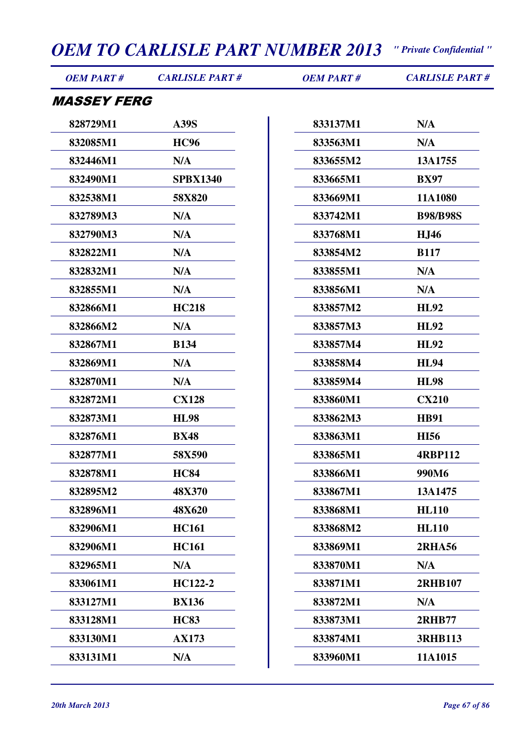# OEM TO CARLISLE PART NUMBER 2013

*" Private Confidential "*

## MASSEY FERG

| OEM PART # | CARLISLE PART # | OEM PART # | CARLISLE PART # |
|---|---|---|---|
| 828729M1 | A39S | 833137M1 | N/A |
| 832085M1 | HC96 | 833563M1 | N/A |
| 832446M1 | N/A | 833655M2 | 13A1755 |
| 832490M1 | SPBX1340 | 833665M1 | BX97 |
| 832538M1 | 58X820 | 833669M1 | 11A1080 |
| 832789M3 | N/A | 833742M1 | B98/B98S |
| 832790M3 | N/A | 833768M1 | HJ46 |
| 832822M1 | N/A | 833854M2 | B117 |
| 832832M1 | N/A | 833855M1 | N/A |
| 832855M1 | N/A | 833856M1 | N/A |
| 832866M1 | HC218 | 833857M2 | HL92 |
| 832866M2 | N/A | 833857M3 | HL92 |
| 832867M1 | B134 | 833857M4 | HL92 |
| 832869M1 | N/A | 833858M4 | HL94 |
| 832870M1 | N/A | 833859M4 | HL98 |
| 832872M1 | CX128 | 833860M1 | CX210 |
| 832873M1 | HL98 | 833862M3 | HB91 |
| 832876M1 | BX48 | 833863M1 | HI56 |
| 832877M1 | 58X590 | 833865M1 | 4RBP112 |
| 832878M1 | HC84 | 833866M1 | 990M6 |
| 832895M2 | 48X370 | 833867M1 | 13A1475 |
| 832896M1 | 48X620 | 833868M1 | HL110 |
| 832906M1 | HC161 | 833868M2 | HL110 |
| 832906M1 | HC161 | 833869M1 | 2RHA56 |
| 832965M1 | N/A | 833870M1 | N/A |
| 833061M1 | HC122-2 | 833871M1 | 2RHB107 |
| 833127M1 | BX136 | 833872M1 | N/A |
| 833128M1 | HC83 | 833873M1 | 2RHB77 |
| 833130M1 | AX173 | 833874M1 | 3RHB113 |
| 833131M1 | N/A | 833960M1 | 11A1015 |

*20th March 2013*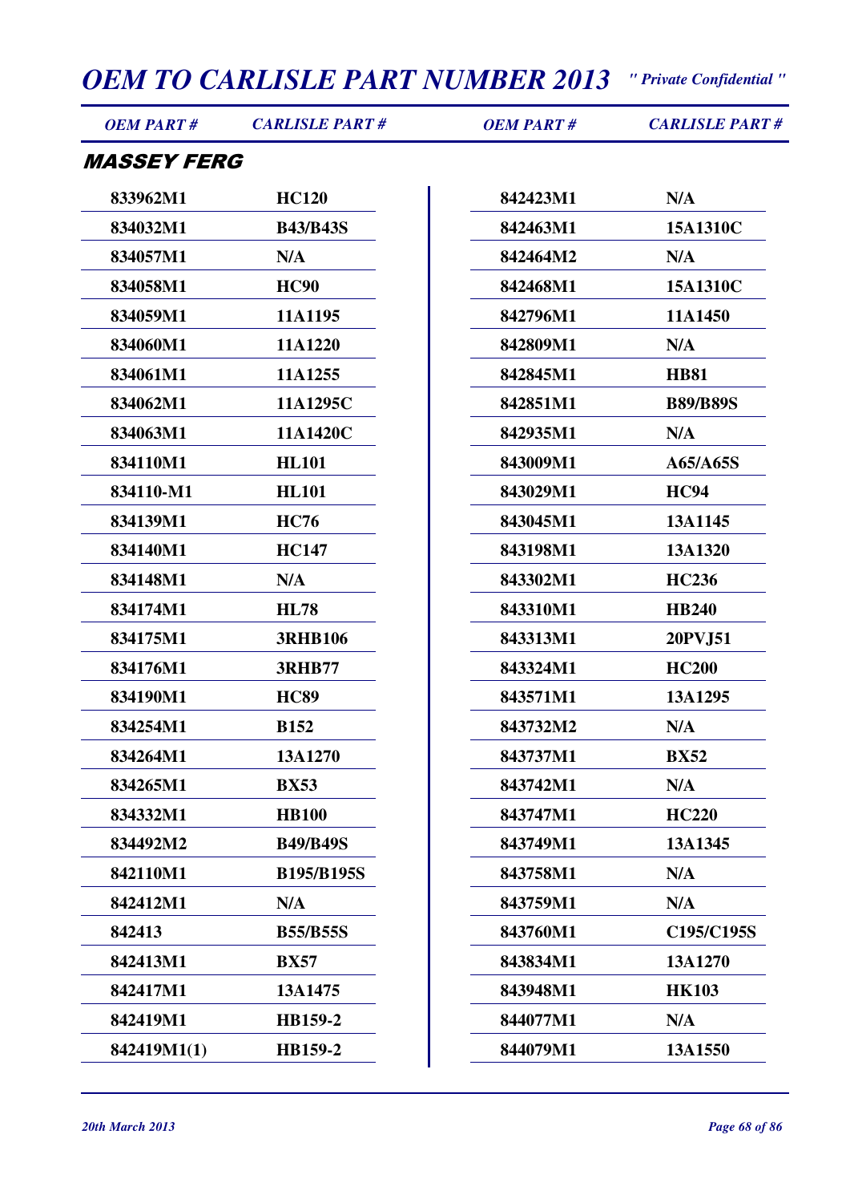## MASSEY FERG

| OEM PART # | CARLISLE PART # |
|---|---|
| 833962M1 | HC120 |
| 834032M1 | B43/B43S |
| 834057M1 | N/A |
| 834058M1 | HC90 |
| 834059M1 | 11A1195 |
| 834060M1 | 11A1220 |
| 834061M1 | 11A1255 |
| 834062M1 | 11A1295C |
| 834063M1 | 11A1420C |
| 834110M1 | HL101 |
| 834110-M1 | HL101 |
| 834139M1 | HC76 |
| 834140M1 | HC147 |
| 834148M1 | N/A |
| 834174M1 | HL78 |
| 834175M1 | 3RHB106 |
| 834176M1 | 3RHB77 |
| 834190M1 | HC89 |
| 834254M1 | B152 |
| 834264M1 | 13A1270 |
| 834265M1 | BX53 |
| 834332M1 | HB100 |
| 834492M2 | B49/B49S |
| 842110M1 | B195/B195S |
| 842412M1 | N/A |
| 842413 | B55/B55S |
| 842413M1 | BX57 |
| 842417M1 | 13A1475 |
| 842419M1 | HB159-2 |
| 842419M1(1) | HB159-2 |
| 842423M1 | N/A |
| 842463M1 | 15A1310C |
| 842464M2 | N/A |
| 842468M1 | 15A1310C |
| 842796M1 | 11A1450 |
| 842809M1 | N/A |
| 842845M1 | HB81 |
| 842851M1 | B89/B89S |
| 842935M1 | N/A |
| 843009M1 | A65/A65S |
| 843029M1 | HC94 |
| 843045M1 | 13A1145 |
| 843198M1 | 13A1320 |
| 843302M1 | HC236 |
| 843310M1 | HB240 |
| 843313M1 | 20PVJ51 |
| 843324M1 | HC200 |
| 843571M1 | 13A1295 |
| 843732M2 | N/A |
| 843737M1 | BX52 |
| 843742M1 | N/A |
| 843747M1 | HC220 |
| 843749M1 | 13A1345 |
| 843758M1 | N/A |
| 843759M1 | N/A |
| 843760M1 | C195/C195S |
| 843834M1 | 13A1270 |
| 843948M1 | HK103 |
| 844077M1 | N/A |
| 844079M1 | 13A1550 |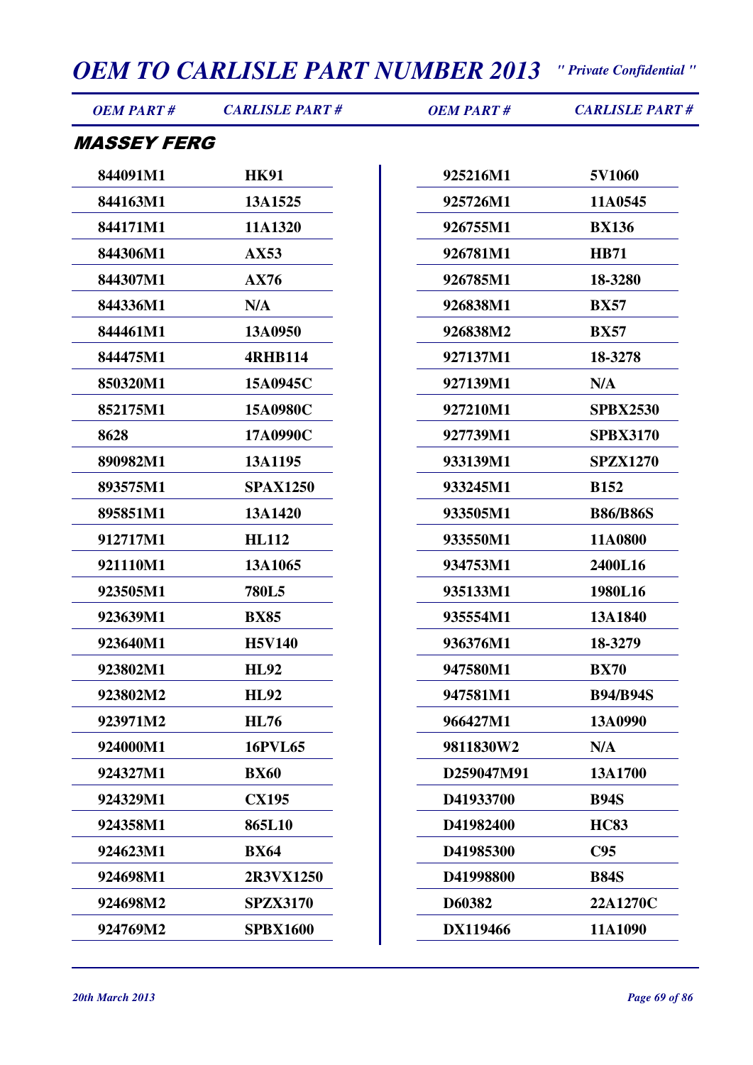# OEM TO CARLISLE PART NUMBER 2013

*" Private Confidential "*

## MASSEY FERG

| OEM PART # | CARLISLE PART # | OEM PART # | CARLISLE PART # |
|---|---|---|---|
| 844091M1 | HK91 | 925216M1 | 5V1060 |
| 844163M1 | 13A1525 | 925726M1 | 11A0545 |
| 844171M1 | 11A1320 | 926755M1 | BX136 |
| 844306M1 | AX53 | 926781M1 | HB71 |
| 844307M1 | AX76 | 926785M1 | 18-3280 |
| 844336M1 | N/A | 926838M1 | BX57 |
| 844461M1 | 13A0950 | 926838M2 | BX57 |
| 844475M1 | 4RHB114 | 927137M1 | 18-3278 |
| 850320M1 | 15A0945C | 927139M1 | N/A |
| 852175M1 | 15A0980C | 927210M1 | SPBX2530 |
| 8628 | 17A0990C | 927739M1 | SPBX3170 |
| 890982M1 | 13A1195 | 933139M1 | SPZX1270 |
| 893575M1 | SPAX1250 | 933245M1 | B152 |
| 895851M1 | 13A1420 | 933505M1 | B86/B86S |
| 912717M1 | HL112 | 933550M1 | 11A0800 |
| 921110M1 | 13A1065 | 934753M1 | 2400L16 |
| 923505M1 | 780L5 | 935133M1 | 1980L16 |
| 923639M1 | BX85 | 935554M1 | 13A1840 |
| 923640M1 | H5V140 | 936376M1 | 18-3279 |
| 923802M1 | HL92 | 947580M1 | BX70 |
| 923802M2 | HL92 | 947581M1 | B94/B94S |
| 923971M2 | HL76 | 966427M1 | 13A0990 |
| 924000M1 | 16PVL65 | 9811830W2 | N/A |
| 924327M1 | BX60 | D259047M91 | 13A1700 |
| 924329M1 | CX195 | D41933700 | B94S |
| 924358M1 | 865L10 | D41982400 | HC83 |
| 924623M1 | BX64 | D41985300 | C95 |
| 924698M1 | 2R3VX1250 | D41998800 | B84S |
| 924698M2 | SPZX3170 | D60382 | 22A1270C |
| 924769M2 | SPBX1600 | DX119466 | 11A1090 |

*20th March 2013*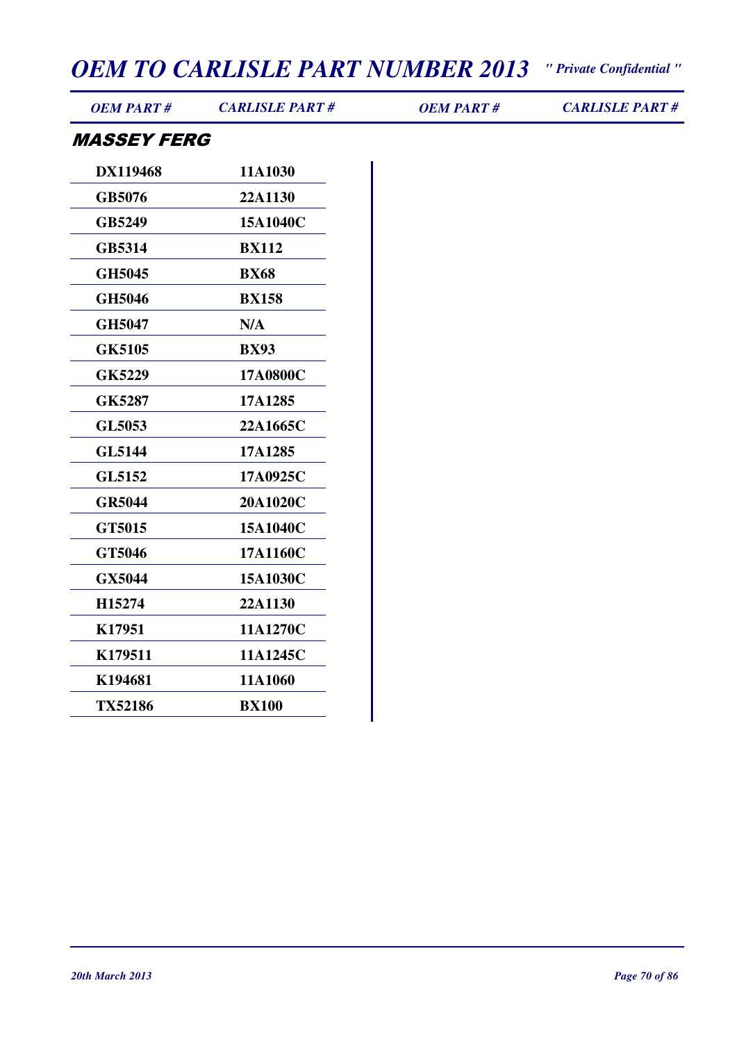## MASSEY FERG

| OEM PART # | CARLISLE PART # |
|---|---|
| DX119468 | 11A1030 |
| GB5076 | 22A1130 |
| GB5249 | 15A1040C |
| GB5314 | BX112 |
| GH5045 | BX68 |
| GH5046 | BX158 |
| GH5047 | N/A |
| GK5105 | BX93 |
| GK5229 | 17A0800C |
| GK5287 | 17A1285 |
| GL5053 | 22A1665C |
| GL5144 | 17A1285 |
| GL5152 | 17A0925C |
| GR5044 | 20A1020C |
| GT5015 | 15A1040C |
| GT5046 | 17A1160C |
| GX5044 | 15A1030C |
| H15274 | 22A1130 |
| K17951 | 11A1270C |
| K179511 | 11A1245C |
| K194681 | 11A1060 |
| TX52186 | BX100 |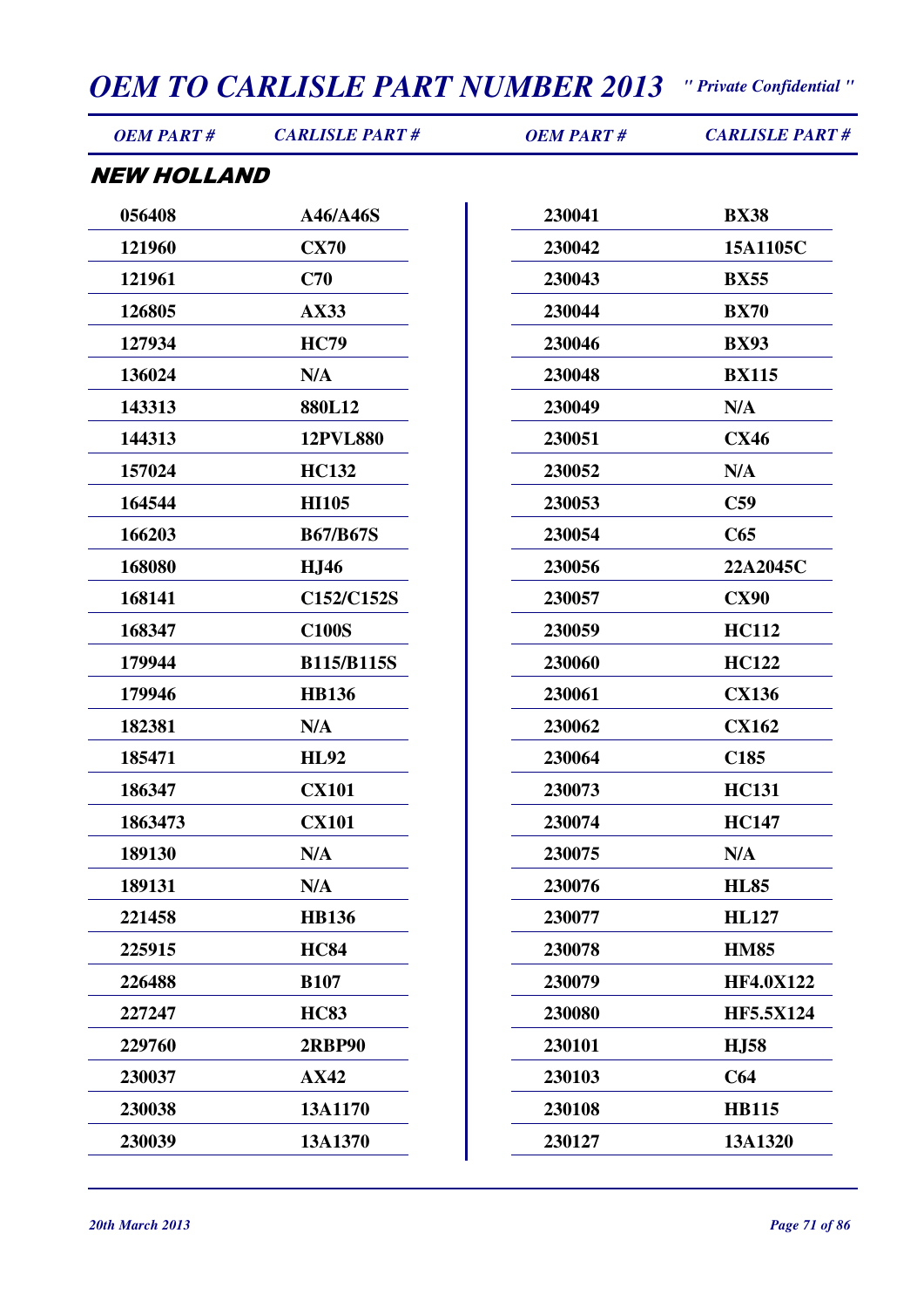# OEM TO CARLISLE PART NUMBER 2013

*" Private Confidential "*

## NEW HOLLAND

| OEM PART # | CARLISLE PART # |
|---|---|
| 056408 | A46/A46S |
| 121960 | CX70 |
| 121961 | C70 |
| 126805 | AX33 |
| 127934 | HC79 |
| 136024 | N/A |
| 143313 | 880L12 |
| 144313 | 12PVL880 |
| 157024 | HC132 |
| 164544 | HI105 |
| 166203 | B67/B67S |
| 168080 | HJ46 |
| 168141 | C152/C152S |
| 168347 | C100S |
| 179944 | B115/B115S |
| 179946 | HB136 |
| 182381 | N/A |
| 185471 | HL92 |
| 186347 | CX101 |
| 1863473 | CX101 |
| 189130 | N/A |
| 189131 | N/A |
| 221458 | HB136 |
| 225915 | HC84 |
| 226488 | B107 |
| 227247 | HC83 |
| 229760 | 2RBP90 |
| 230037 | AX42 |
| 230038 | 13A1170 |
| 230039 | 13A1370 |
| 230041 | BX38 |
| 230042 | 15A1105C |
| 230043 | BX55 |
| 230044 | BX70 |
| 230046 | BX93 |
| 230048 | BX115 |
| 230049 | N/A |
| 230051 | CX46 |
| 230052 | N/A |
| 230053 | C59 |
| 230054 | C65 |
| 230056 | 22A2045C |
| 230057 | CX90 |
| 230059 | HC112 |
| 230060 | HC122 |
| 230061 | CX136 |
| 230062 | CX162 |
| 230064 | C185 |
| 230073 | HC131 |
| 230074 | HC147 |
| 230075 | N/A |
| 230076 | HL85 |
| 230077 | HL127 |
| 230078 | HM85 |
| 230079 | HF4.0X122 |
| 230080 | HF5.5X124 |
| 230101 | HJ58 |
| 230103 | C64 |
| 230108 | HB115 |
| 230127 | 13A1320 |

*20th March 2013*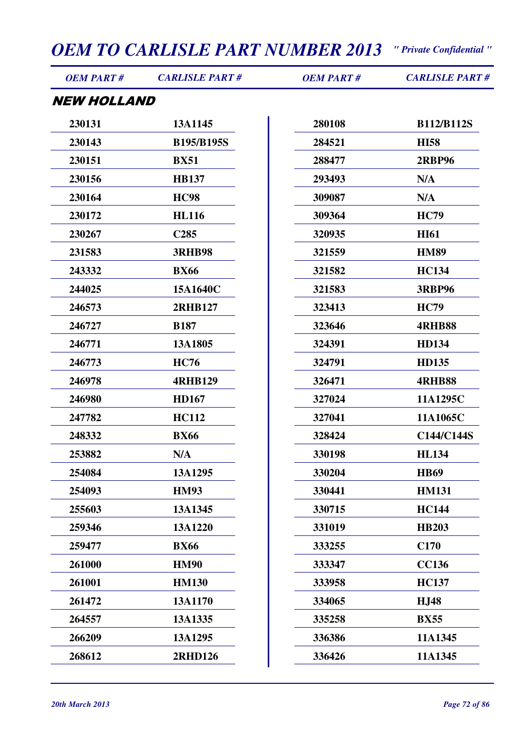## NEW HOLLAND

| OEM PART # | CARLISLE PART # |
|---|---|
| 230131 | 13A1145 |
| 230143 | B195/B195S |
| 230151 | BX51 |
| 230156 | HB137 |
| 230164 | HC98 |
| 230172 | HL116 |
| 230267 | C285 |
| 231583 | 3RHB98 |
| 243332 | BX66 |
| 244025 | 15A1640C |
| 246573 | 2RHB127 |
| 246727 | B187 |
| 246771 | 13A1805 |
| 246773 | HC76 |
| 246978 | 4RHB129 |
| 246980 | HD167 |
| 247782 | HC112 |
| 248332 | BX66 |
| 253882 | N/A |
| 254084 | 13A1295 |
| 254093 | HM93 |
| 255603 | 13A1345 |
| 259346 | 13A1220 |
| 259477 | BX66 |
| 261000 | HM90 |
| 261001 | HM130 |
| 261472 | 13A1170 |
| 264557 | 13A1335 |
| 266209 | 13A1295 |
| 268612 | 2RHD126 |
| 280108 | B112/B112S |
| 284521 | HI58 |
| 288477 | 2RBP96 |
| 293493 | N/A |
| 309087 | N/A |
| 309364 | HC79 |
| 320935 | HI61 |
| 321559 | HM89 |
| 321582 | HC134 |
| 321583 | 3RBP96 |
| 323413 | HC79 |
| 323646 | 4RHB88 |
| 324391 | HD134 |
| 324791 | HD135 |
| 326471 | 4RHB88 |
| 327024 | 11A1295C |
| 327041 | 11A1065C |
| 328424 | C144/C144S |
| 330198 | HL134 |
| 330204 | HB69 |
| 330441 | HM131 |
| 330715 | HC144 |
| 331019 | HB203 |
| 333255 | C170 |
| 333347 | CC136 |
| 333958 | HC137 |
| 334065 | HJ48 |
| 335258 | BX55 |
| 336386 | 11A1345 |
| 336426 | 11A1345 |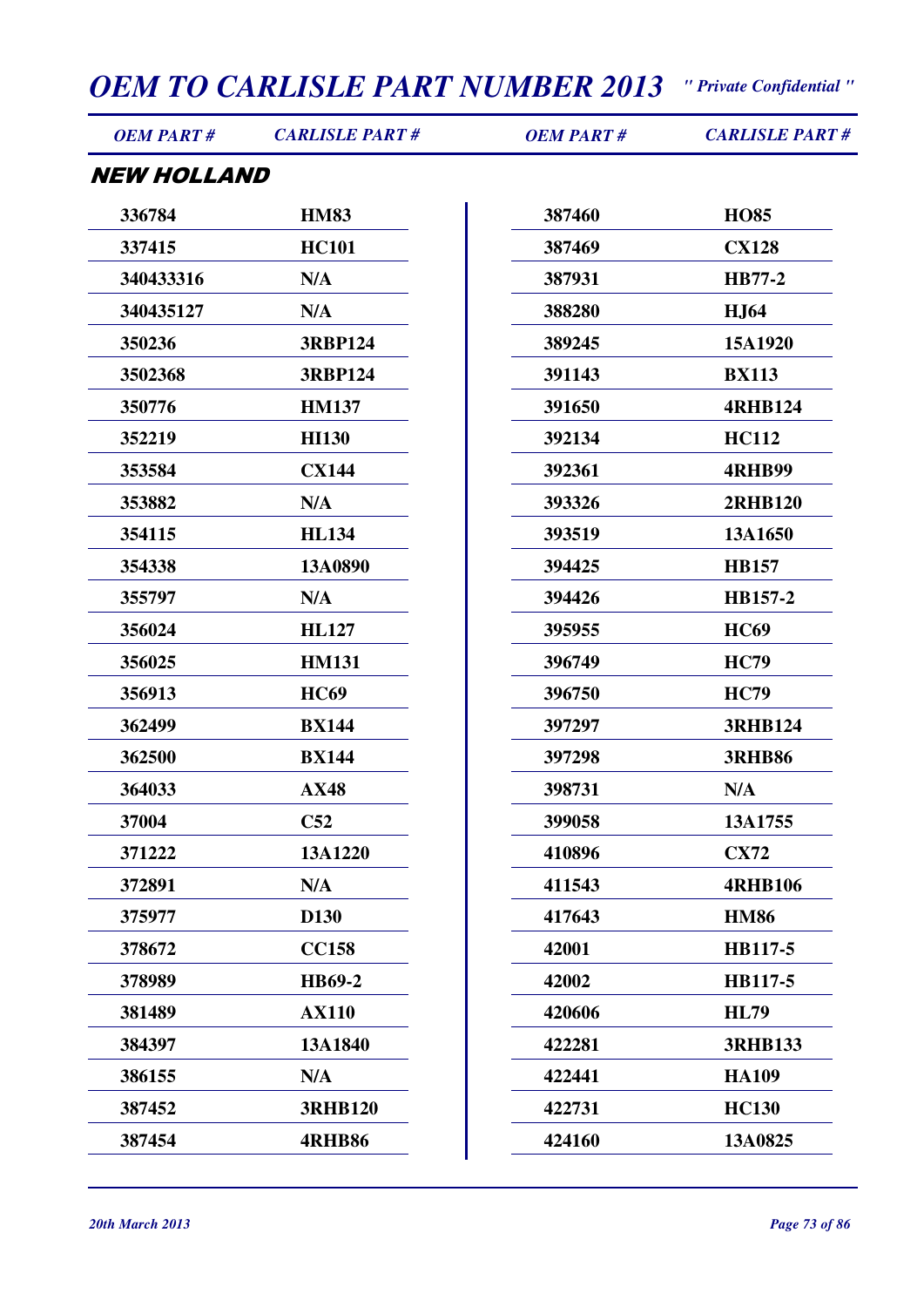# OEM TO CARLISLE PART NUMBER 2013

*" Private Confidential "*

## NEW HOLLAND

| OEM PART # | CARLISLE PART # | OEM PART # | CARLISLE PART # |
|---|---|---|---|
| 336784 | HM83 | 387460 | HO85 |
| 337415 | HC101 | 387469 | CX128 |
| 340433316 | N/A | 387931 | HB77-2 |
| 340435127 | N/A | 388280 | HJ64 |
| 350236 | 3RBP124 | 389245 | 15A1920 |
| 3502368 | 3RBP124 | 391143 | BX113 |
| 350776 | HM137 | 391650 | 4RHB124 |
| 352219 | HI130 | 392134 | HC112 |
| 353584 | CX144 | 392361 | 4RHB99 |
| 353882 | N/A | 393326 | 2RHB120 |
| 354115 | HL134 | 393519 | 13A1650 |
| 354338 | 13A0890 | 394425 | HB157 |
| 355797 | N/A | 394426 | HB157-2 |
| 356024 | HL127 | 395955 | HC69 |
| 356025 | HM131 | 396749 | HC79 |
| 356913 | HC69 | 396750 | HC79 |
| 362499 | BX144 | 397297 | 3RHB124 |
| 362500 | BX144 | 397298 | 3RHB86 |
| 364033 | AX48 | 398731 | N/A |
| 37004 | C52 | 399058 | 13A1755 |
| 371222 | 13A1220 | 410896 | CX72 |
| 372891 | N/A | 411543 | 4RHB106 |
| 375977 | D130 | 417643 | HM86 |
| 378672 | CC158 | 42001 | HB117-5 |
| 378989 | HB69-2 | 42002 | HB117-5 |
| 381489 | AX110 | 420606 | HL79 |
| 384397 | 13A1840 | 422281 | 3RHB133 |
| 386155 | N/A | 422441 | HA109 |
| 387452 | 3RHB120 | 422731 | HC130 |
| 387454 | 4RHB86 | 424160 | 13A0825 |

*20th March 2013*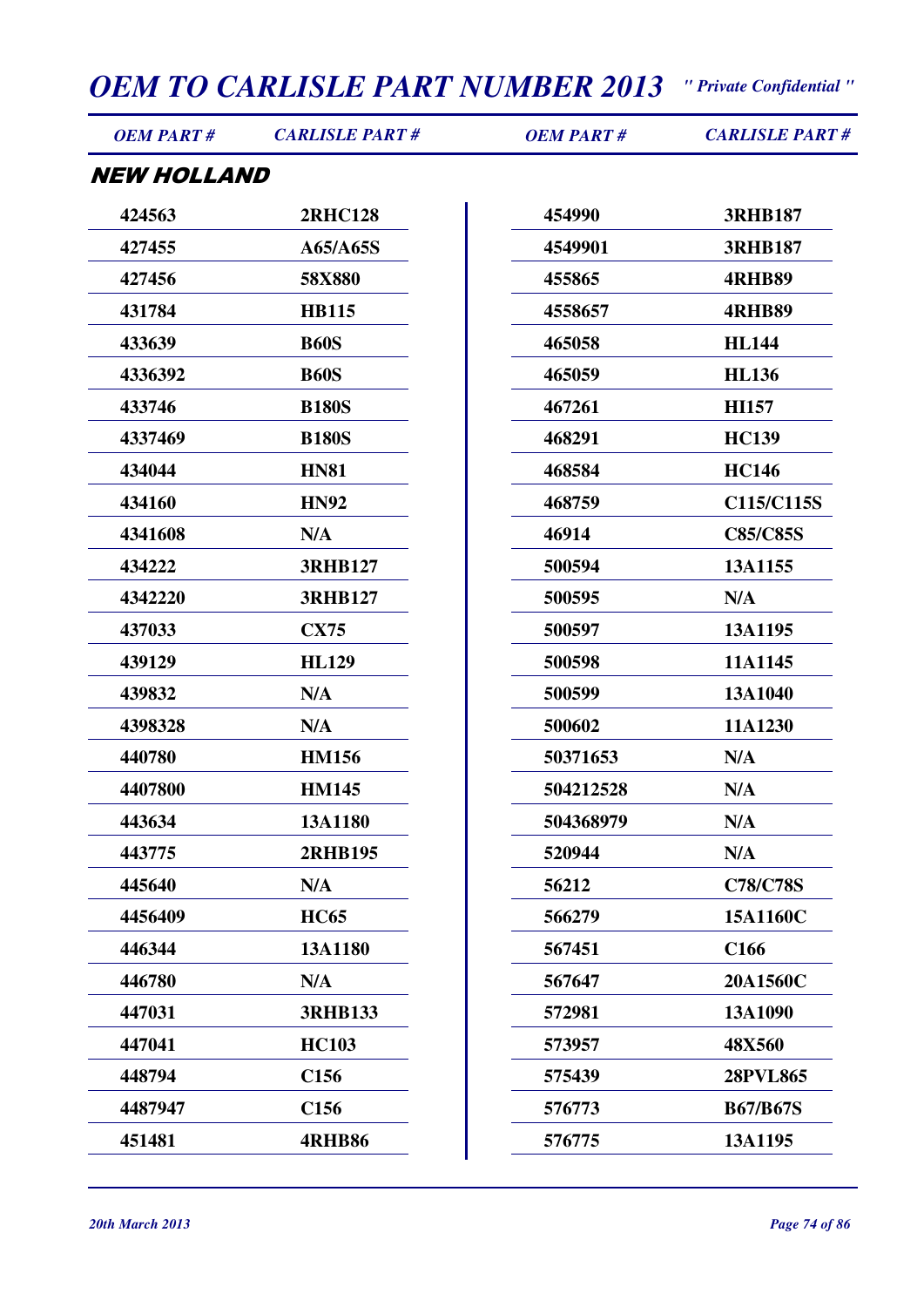# OEM TO CARLISLE PART NUMBER 2013

*" Private Confidential "*

## NEW HOLLAND

| OEM PART # | CARLISLE PART # | OEM PART # | CARLISLE PART # |
|---|---|---|---|
| 424563 | 2RHC128 | 454990 | 3RHB187 |
| 427455 | A65/A65S | 4549901 | 3RHB187 |
| 427456 | 58X880 | 455865 | 4RHB89 |
| 431784 | HB115 | 4558657 | 4RHB89 |
| 433639 | B60S | 465058 | HL144 |
| 4336392 | B60S | 465059 | HL136 |
| 433746 | B180S | 467261 | HI157 |
| 4337469 | B180S | 468291 | HC139 |
| 434044 | HN81 | 468584 | HC146 |
| 434160 | HN92 | 468759 | C115/C115S |
| 4341608 | N/A | 46914 | C85/C85S |
| 434222 | 3RHB127 | 500594 | 13A1155 |
| 4342220 | 3RHB127 | 500595 | N/A |
| 437033 | CX75 | 500597 | 13A1195 |
| 439129 | HL129 | 500598 | 11A1145 |
| 439832 | N/A | 500599 | 13A1040 |
| 4398328 | N/A | 500602 | 11A1230 |
| 440780 | HM156 | 50371653 | N/A |
| 4407800 | HM145 | 504212528 | N/A |
| 443634 | 13A1180 | 504368979 | N/A |
| 443775 | 2RHB195 | 520944 | N/A |
| 445640 | N/A | 56212 | C78/C78S |
| 4456409 | HC65 | 566279 | 15A1160C |
| 446344 | 13A1180 | 567451 | C166 |
| 446780 | N/A | 567647 | 20A1560C |
| 447031 | 3RHB133 | 572981 | 13A1090 |
| 447041 | HC103 | 573957 | 48X560 |
| 448794 | C156 | 575439 | 28PVL865 |
| 4487947 | C156 | 576773 | B67/B67S |
| 451481 | 4RHB86 | 576775 | 13A1195 |

*20th March 2013*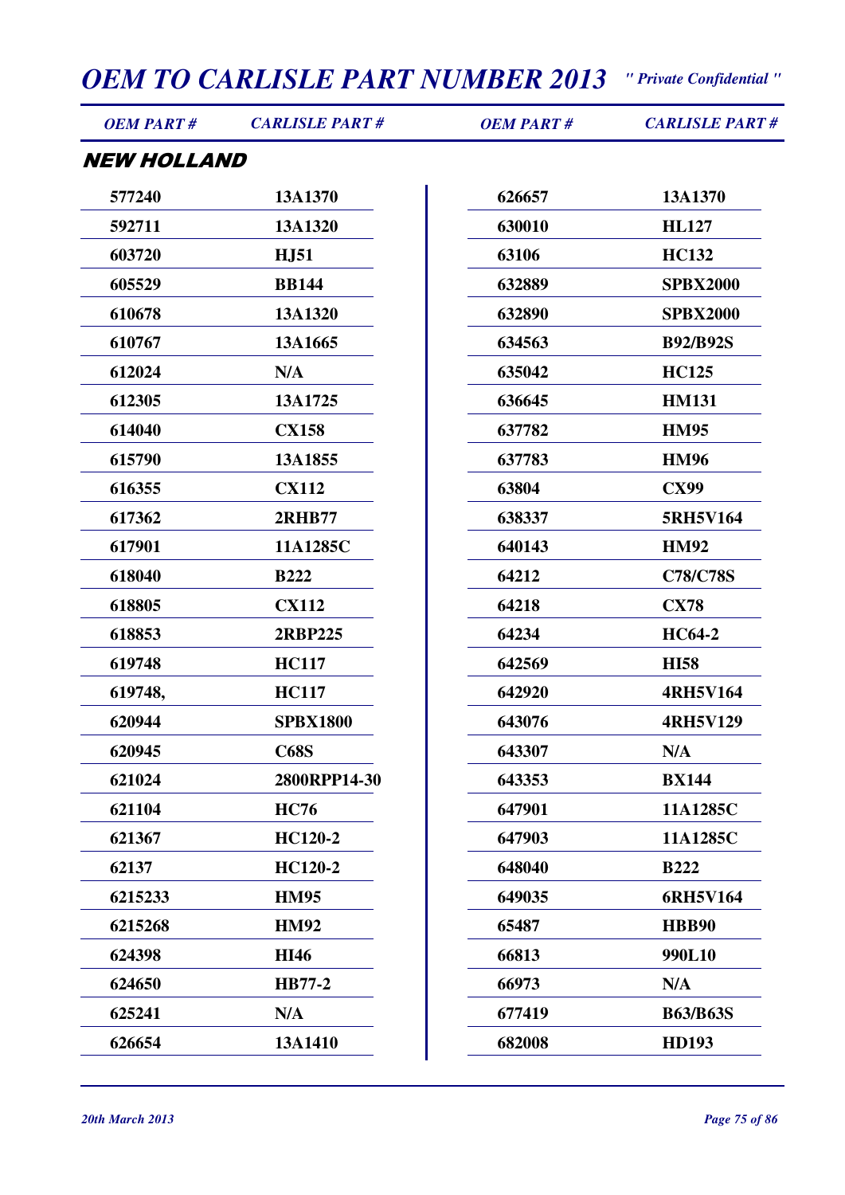# OEM TO CARLISLE PART NUMBER 2013

*" Private Confidential "*

## NEW HOLLAND

| OEM PART # | CARLISLE PART # | OEM PART # | CARLISLE PART # |
|---|---|---|---|
| 577240 | 13A1370 | 626657 | 13A1370 |
| 592711 | 13A1320 | 630010 | HL127 |
| 603720 | HJ51 | 63106 | HC132 |
| 605529 | BB144 | 632889 | SPBX2000 |
| 610678 | 13A1320 | 632890 | SPBX2000 |
| 610767 | 13A1665 | 634563 | B92/B92S |
| 612024 | N/A | 635042 | HC125 |
| 612305 | 13A1725 | 636645 | HM131 |
| 614040 | CX158 | 637782 | HM95 |
| 615790 | 13A1855 | 637783 | HM96 |
| 616355 | CX112 | 63804 | CX99 |
| 617362 | 2RHB77 | 638337 | 5RH5V164 |
| 617901 | 11A1285C | 640143 | HM92 |
| 618040 | B222 | 64212 | C78/C78S |
| 618805 | CX112 | 64218 | CX78 |
| 618853 | 2RBP225 | 64234 | HC64-2 |
| 619748 | HC117 | 642569 | HI58 |
| 619748, | HC117 | 642920 | 4RH5V164 |
| 620944 | SPBX1800 | 643076 | 4RH5V129 |
| 620945 | C68S | 643307 | N/A |
| 621024 | 2800RPP14-30 | 643353 | BX144 |
| 621104 | HC76 | 647901 | 11A1285C |
| 621367 | HC120-2 | 647903 | 11A1285C |
| 62137 | HC120-2 | 648040 | B222 |
| 6215233 | HM95 | 649035 | 6RH5V164 |
| 6215268 | HM92 | 65487 | HBB90 |
| 624398 | HI46 | 66813 | 990L10 |
| 624650 | HB77-2 | 66973 | N/A |
| 625241 | N/A | 677419 | B63/B63S |
| 626654 | 13A1410 | 682008 | HD193 |

*20th March 2013*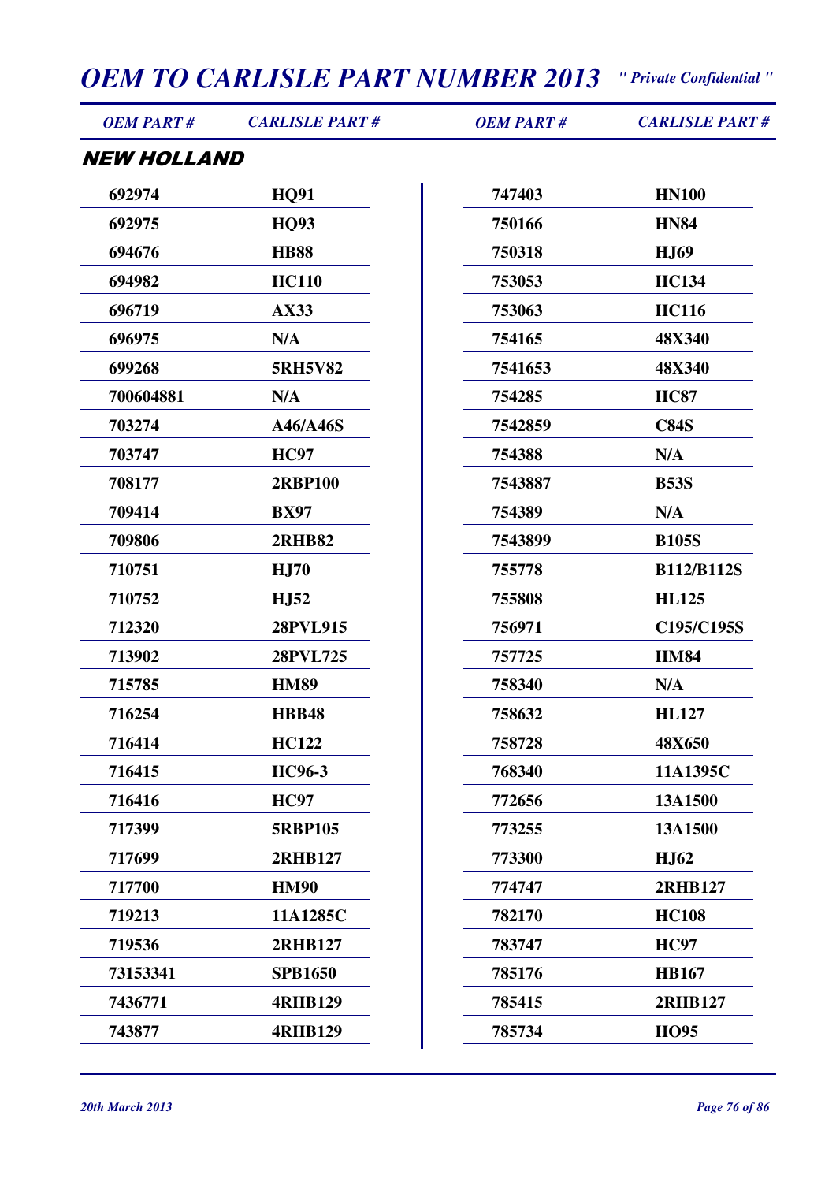# OEM TO CARLISLE PART NUMBER 2013

*" Private Confidential "*

## NEW HOLLAND

| OEM PART # | CARLISLE PART # | OEM PART # | CARLISLE PART # |
|---|---|---|---|
| 692974 | HQ91 | 747403 | HN100 |
| 692975 | HQ93 | 750166 | HN84 |
| 694676 | HB88 | 750318 | HJ69 |
| 694982 | HC110 | 753053 | HC134 |
| 696719 | AX33 | 753063 | HC116 |
| 696975 | N/A | 754165 | 48X340 |
| 699268 | 5RH5V82 | 7541653 | 48X340 |
| 700604881 | N/A | 754285 | HC87 |
| 703274 | A46/A46S | 7542859 | C84S |
| 703747 | HC97 | 754388 | N/A |
| 708177 | 2RBP100 | 7543887 | B53S |
| 709414 | BX97 | 754389 | N/A |
| 709806 | 2RHB82 | 7543899 | B105S |
| 710751 | HJ70 | 755778 | B112/B112S |
| 710752 | HJ52 | 755808 | HL125 |
| 712320 | 28PVL915 | 756971 | C195/C195S |
| 713902 | 28PVL725 | 757725 | HM84 |
| 715785 | HM89 | 758340 | N/A |
| 716254 | HBB48 | 758632 | HL127 |
| 716414 | HC122 | 758728 | 48X650 |
| 716415 | HC96-3 | 768340 | 11A1395C |
| 716416 | HC97 | 772656 | 13A1500 |
| 717399 | 5RBP105 | 773255 | 13A1500 |
| 717699 | 2RHB127 | 773300 | HJ62 |
| 717700 | HM90 | 774747 | 2RHB127 |
| 719213 | 11A1285C | 782170 | HC108 |
| 719536 | 2RHB127 | 783747 | HC97 |
| 73153341 | SPB1650 | 785176 | HB167 |
| 7436771 | 4RHB129 | 785415 | 2RHB127 |
| 743877 | 4RHB129 | 785734 | HO95 |

*20th March 2013*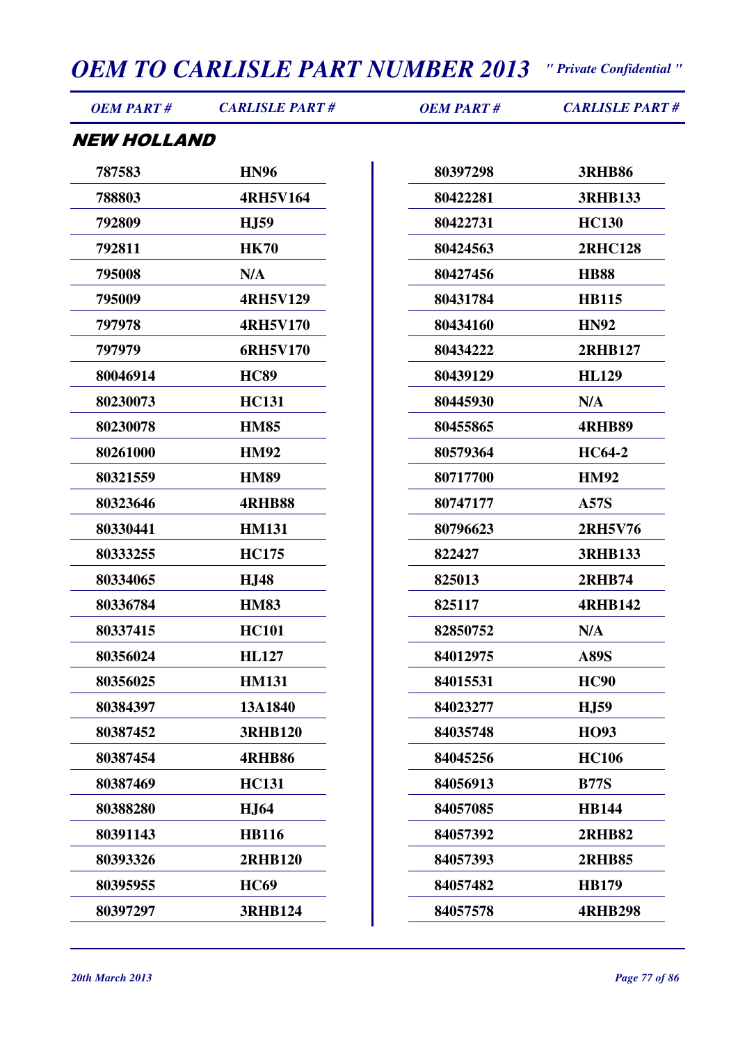## NEW HOLLAND

| OEM PART # | CARLISLE PART # | OEM PART # | CARLISLE PART # |
|---|---|---|---|
| 787583 | HN96 | 80397298 | 3RHB86 |
| 788803 | 4RH5V164 | 80422281 | 3RHB133 |
| 792809 | HJ59 | 80422731 | HC130 |
| 792811 | HK70 | 80424563 | 2RHC128 |
| 795008 | N/A | 80427456 | HB88 |
| 795009 | 4RH5V129 | 80431784 | HB115 |
| 797978 | 4RH5V170 | 80434160 | HN92 |
| 797979 | 6RH5V170 | 80434222 | 2RHB127 |
| 80046914 | HC89 | 80439129 | HL129 |
| 80230073 | HC131 | 80445930 | N/A |
| 80230078 | HM85 | 80455865 | 4RHB89 |
| 80261000 | HM92 | 80579364 | HC64-2 |
| 80321559 | HM89 | 80717700 | HM92 |
| 80323646 | 4RHB88 | 80747177 | A57S |
| 80330441 | HM131 | 80796623 | 2RH5V76 |
| 80333255 | HC175 | 822427 | 3RHB133 |
| 80334065 | HJ48 | 825013 | 2RHB74 |
| 80336784 | HM83 | 825117 | 4RHB142 |
| 80337415 | HC101 | 82850752 | N/A |
| 80356024 | HL127 | 84012975 | A89S |
| 80356025 | HM131 | 84015531 | HC90 |
| 80384397 | 13A1840 | 84023277 | HJ59 |
| 80387452 | 3RHB120 | 84035748 | HO93 |
| 80387454 | 4RHB86 | 84045256 | HC106 |
| 80387469 | HC131 | 84056913 | B77S |
| 80388280 | HJ64 | 84057085 | HB144 |
| 80391143 | HB116 | 84057392 | 2RHB82 |
| 80393326 | 2RHB120 | 84057393 | 2RHB85 |
| 80395955 | HC69 | 84057482 | HB179 |
| 80397297 | 3RHB124 | 84057578 | 4RHB298 |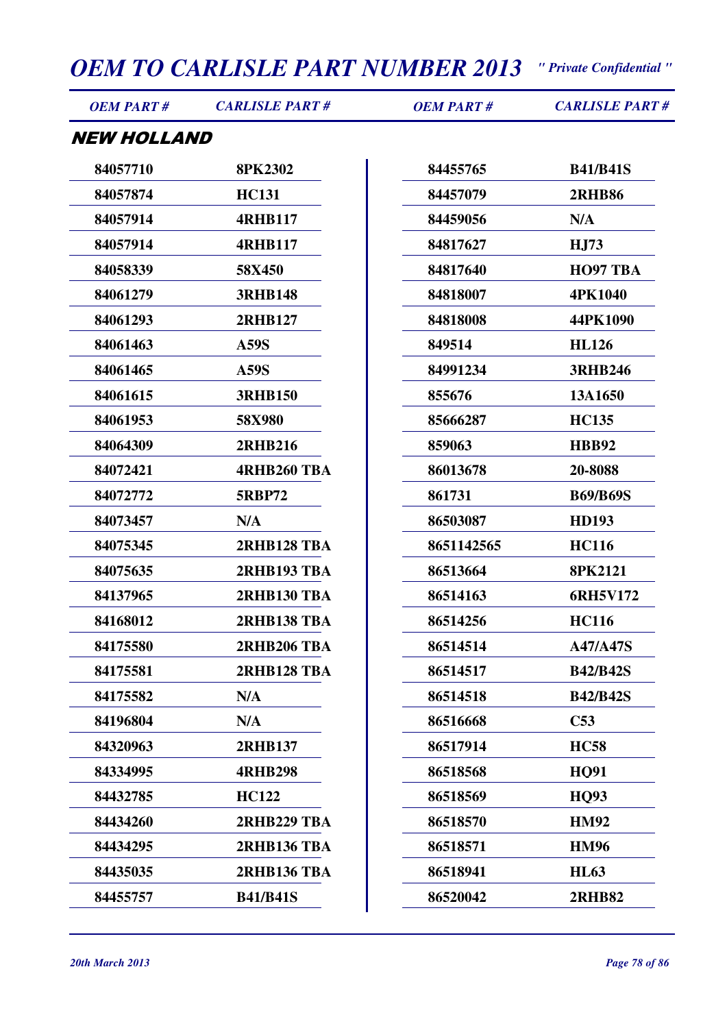## NEW HOLLAND

| OEM PART # | CARLISLE PART # |
| --- | --- |
| 84057710 | 8PK2302 |
| 84057874 | HC131 |
| 84057914 | 4RHB117 |
| 84057914 | 4RHB117 |
| 84058339 | 58X450 |
| 84061279 | 3RHB148 |
| 84061293 | 2RHB127 |
| 84061463 | A59S |
| 84061465 | A59S |
| 84061615 | 3RHB150 |
| 84061953 | 58X980 |
| 84064309 | 2RHB216 |
| 84072421 | 4RHB260 TBA |
| 84072772 | 5RBP72 |
| 84073457 | N/A |
| 84075345 | 2RHB128 TBA |
| 84075635 | 2RHB193 TBA |
| 84137965 | 2RHB130 TBA |
| 84168012 | 2RHB138 TBA |
| 84175580 | 2RHB206 TBA |
| 84175581 | 2RHB128 TBA |
| 84175582 | N/A |
| 84196804 | N/A |
| 84320963 | 2RHB137 |
| 84334995 | 4RHB298 |
| 84432785 | HC122 |
| 84434260 | 2RHB229 TBA |
| 84434295 | 2RHB136 TBA |
| 84435035 | 2RHB136 TBA |
| 84455757 | B41/B41S |
| 84455765 | B41/B41S |
| 84457079 | 2RHB86 |
| 84459056 | N/A |
| 84817627 | HJ73 |
| 84817640 | HO97 TBA |
| 84818007 | 4PK1040 |
| 84818008 | 44PK1090 |
| 849514 | HL126 |
| 84991234 | 3RHB246 |
| 855676 | 13A1650 |
| 85666287 | HC135 |
| 859063 | HBB92 |
| 86013678 | 20-8088 |
| 861731 | B69/B69S |
| 86503087 | HD193 |
| 8651142565 | HC116 |
| 86513664 | 8PK2121 |
| 86514163 | 6RH5V172 |
| 86514256 | HC116 |
| 86514514 | A47/A47S |
| 86514517 | B42/B42S |
| 86514518 | B42/B42S |
| 86516668 | C53 |
| 86517914 | HC58 |
| 86518568 | HQ91 |
| 86518569 | HQ93 |
| 86518570 | HM92 |
| 86518571 | HM96 |
| 86518941 | HL63 |
| 86520042 | 2RHB82 |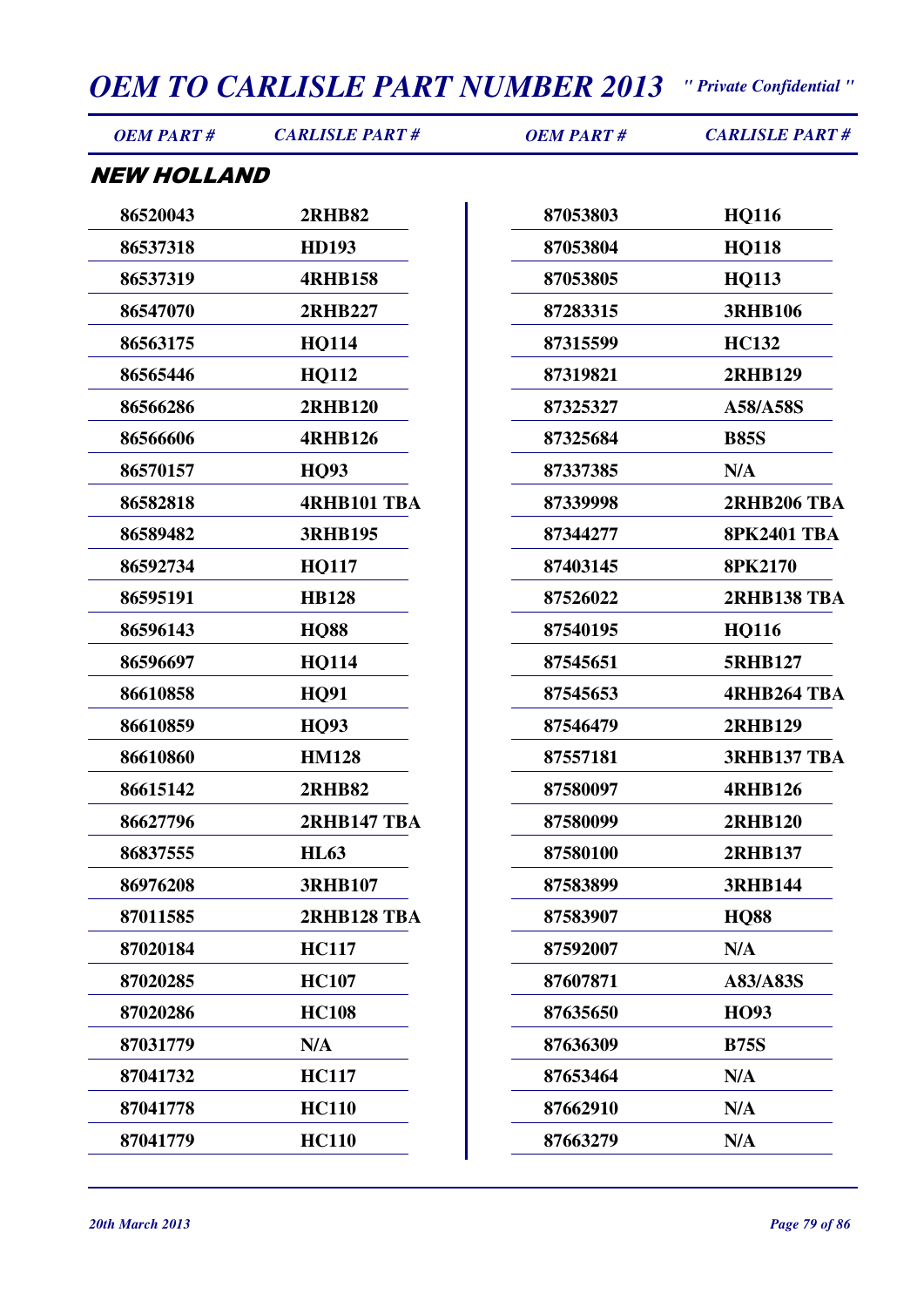# OEM TO CARLISLE PART NUMBER 2013

*" Private Confidential "*

## NEW HOLLAND

| OEM PART # | CARLISLE PART # | OEM PART # | CARLISLE PART # |
|---|---|---|---|
| 86520043 | 2RHB82 | 87053803 | HQ116 |
| 86537318 | HD193 | 87053804 | HQ118 |
| 86537319 | 4RHB158 | 87053805 | HQ113 |
| 86547070 | 2RHB227 | 87283315 | 3RHB106 |
| 86563175 | HQ114 | 87315599 | HC132 |
| 86565446 | HQ112 | 87319821 | 2RHB129 |
| 86566286 | 2RHB120 | 87325327 | A58/A58S |
| 86566606 | 4RHB126 | 87325684 | B85S |
| 86570157 | HQ93 | 87337385 | N/A |
| 86582818 | 4RHB101 TBA | 87339998 | 2RHB206 TBA |
| 86589482 | 3RHB195 | 87344277 | 8PK2401 TBA |
| 86592734 | HQ117 | 87403145 | 8PK2170 |
| 86595191 | HB128 | 87526022 | 2RHB138 TBA |
| 86596143 | HQ88 | 87540195 | HQ116 |
| 86596697 | HQ114 | 87545651 | 5RHB127 |
| 86610858 | HQ91 | 87545653 | 4RHB264 TBA |
| 86610859 | HQ93 | 87546479 | 2RHB129 |
| 86610860 | HM128 | 87557181 | 3RHB137 TBA |
| 86615142 | 2RHB82 | 87580097 | 4RHB126 |
| 86627796 | 2RHB147 TBA | 87580099 | 2RHB120 |
| 86837555 | HL63 | 87580100 | 2RHB137 |
| 86976208 | 3RHB107 | 87583899 | 3RHB144 |
| 87011585 | 2RHB128 TBA | 87583907 | HQ88 |
| 87020184 | HC117 | 87592007 | N/A |
| 87020285 | HC107 | 87607871 | A83/A83S |
| 87020286 | HC108 | 87635650 | HO93 |
| 87031779 | N/A | 87636309 | B75S |
| 87041732 | HC117 | 87653464 | N/A |
| 87041778 | HC110 | 87662910 | N/A |
| 87041779 | HC110 | 87663279 | N/A |

*20th March 2013*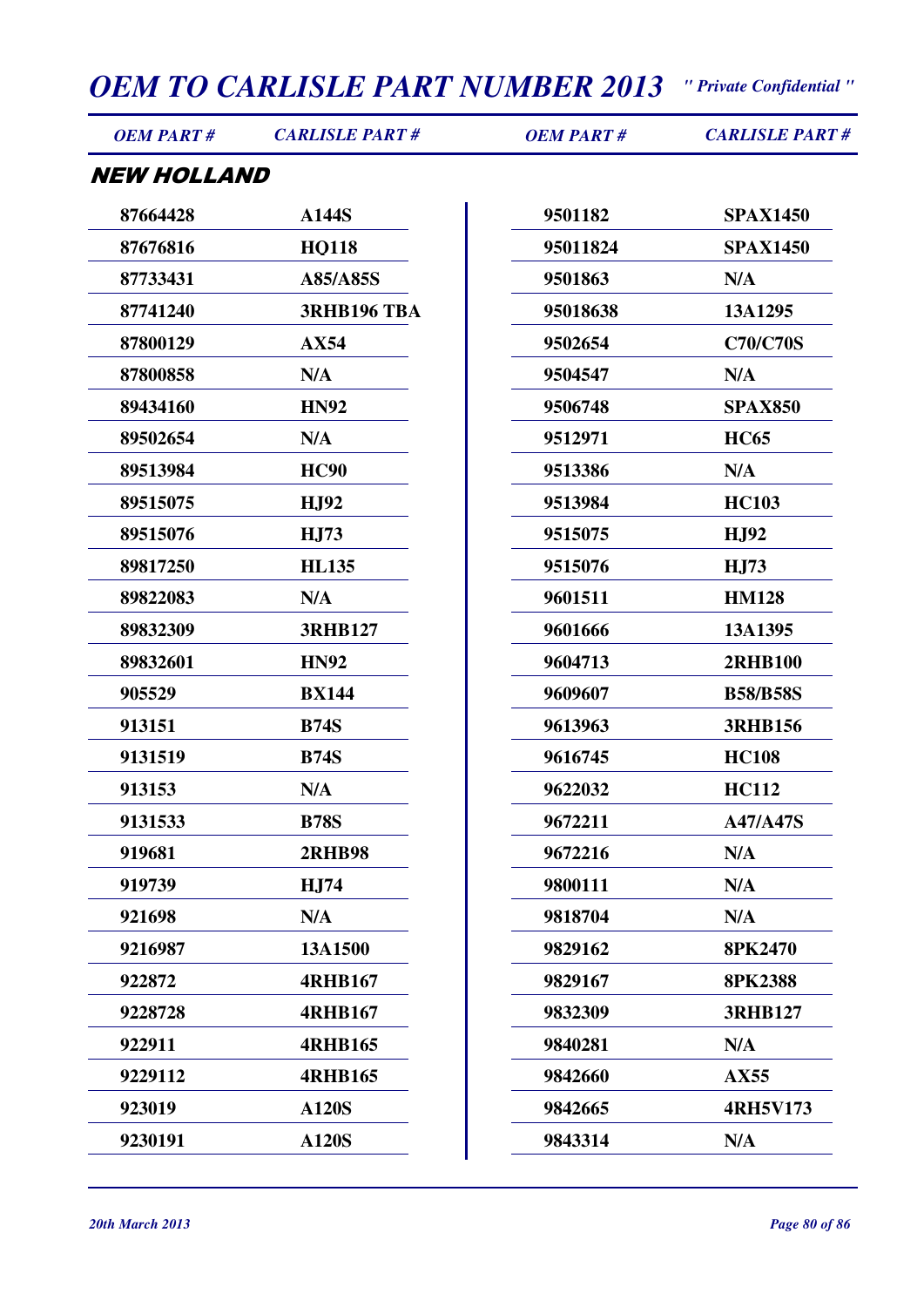## NEW HOLLAND

| OEM PART # | CARLISLE PART # | OEM PART # | CARLISLE PART # |
|---|---|---|---|
| 87664428 | A144S | 9501182 | SPAX1450 |
| 87676816 | HQ118 | 95011824 | SPAX1450 |
| 87733431 | A85/A85S | 9501863 | N/A |
| 87741240 | 3RHB196 TBA | 95018638 | 13A1295 |
| 87800129 | AX54 | 9502654 | C70/C70S |
| 87800858 | N/A | 9504547 | N/A |
| 89434160 | HN92 | 9506748 | SPAX850 |
| 89502654 | N/A | 9512971 | HC65 |
| 89513984 | HC90 | 9513386 | N/A |
| 89515075 | HJ92 | 9513984 | HC103 |
| 89515076 | HJ73 | 9515075 | HJ92 |
| 89817250 | HL135 | 9515076 | HJ73 |
| 89822083 | N/A | 9601511 | HM128 |
| 89832309 | 3RHB127 | 9601666 | 13A1395 |
| 89832601 | HN92 | 9604713 | 2RHB100 |
| 905529 | BX144 | 9609607 | B58/B58S |
| 913151 | B74S | 9613963 | 3RHB156 |
| 9131519 | B74S | 9616745 | HC108 |
| 913153 | N/A | 9622032 | HC112 |
| 9131533 | B78S | 9672211 | A47/A47S |
| 919681 | 2RHB98 | 9672216 | N/A |
| 919739 | HJ74 | 9800111 | N/A |
| 921698 | N/A | 9818704 | N/A |
| 9216987 | 13A1500 | 9829162 | 8PK2470 |
| 922872 | 4RHB167 | 9829167 | 8PK2388 |
| 9228728 | 4RHB167 | 9832309 | 3RHB127 |
| 922911 | 4RHB165 | 9840281 | N/A |
| 9229112 | 4RHB165 | 9842660 | AX55 |
| 923019 | A120S | 9842665 | 4RH5V173 |
| 9230191 | A120S | 9843314 | N/A |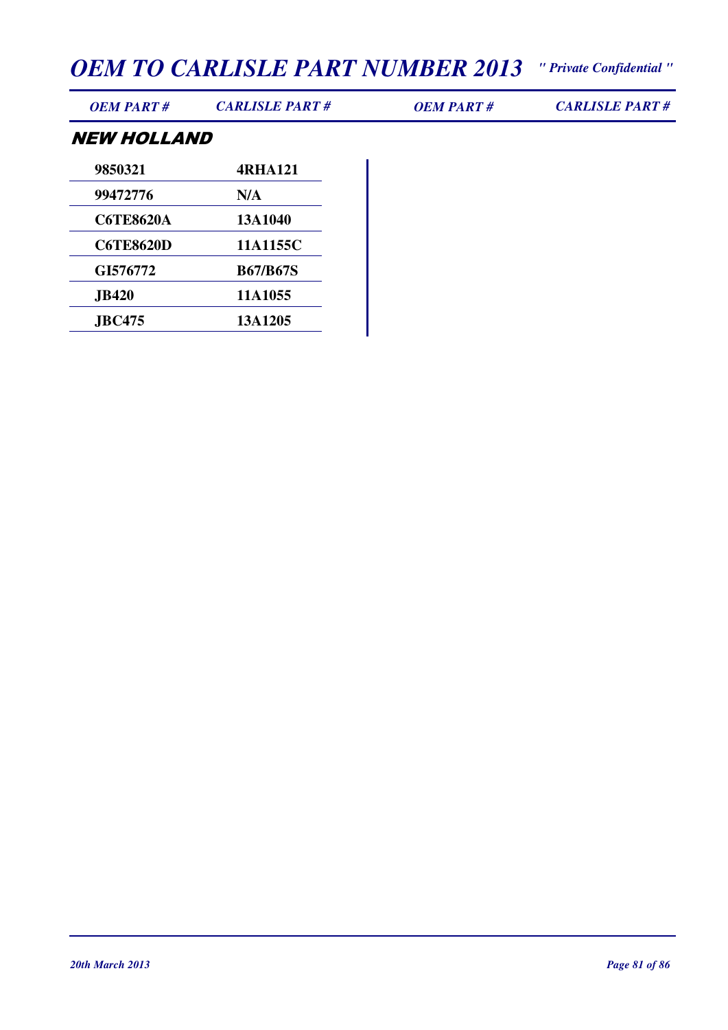## NEW HOLLAND

| OEM PART # | CARLISLE PART # |
|---|---|
| 9850321 | 4RHA121 |
| 99472776 | N/A |
| C6TE8620A | 13A1040 |
| C6TE8620D | 11A1155C |
| GI576772 | B67/B67S |
| JB420 | 11A1055 |
| JBC475 | 13A1205 |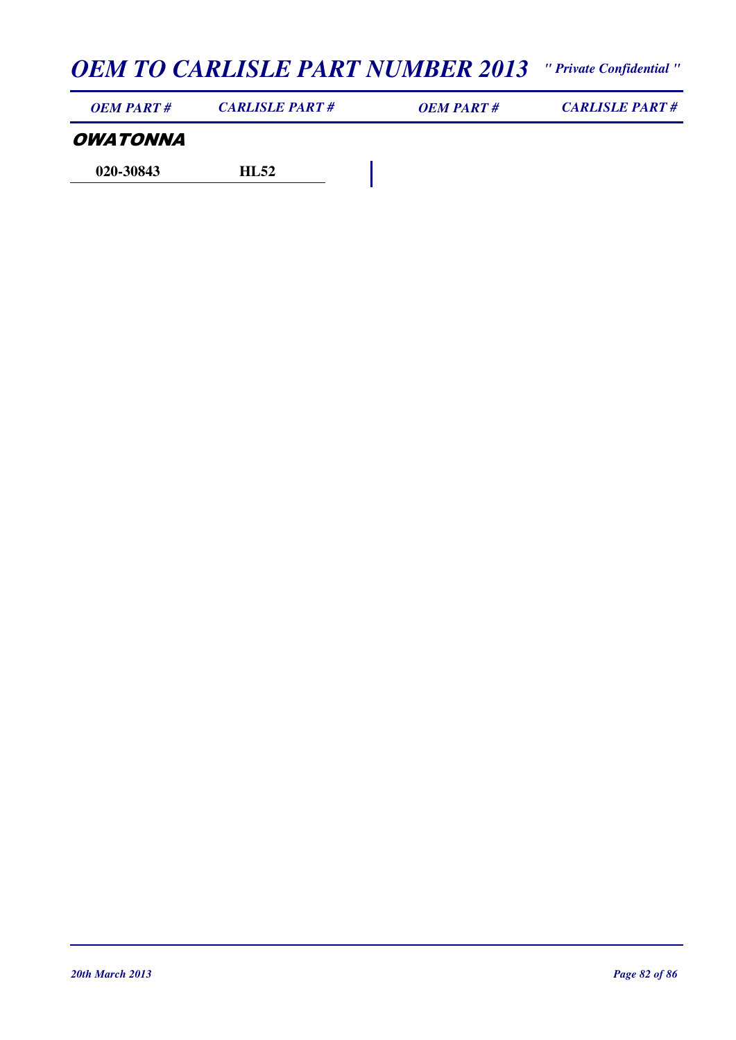| OEM PART # | CARLISLE PART # | OEM PART # | CARLISLE PART # |
| --- | --- | --- | --- |

## OWATONNA

| OEM PART # | CARLISLE PART # | OEM PART # | CARLISLE PART # |
| --- | --- | --- | --- |
| 020-30843 | HL52 | | |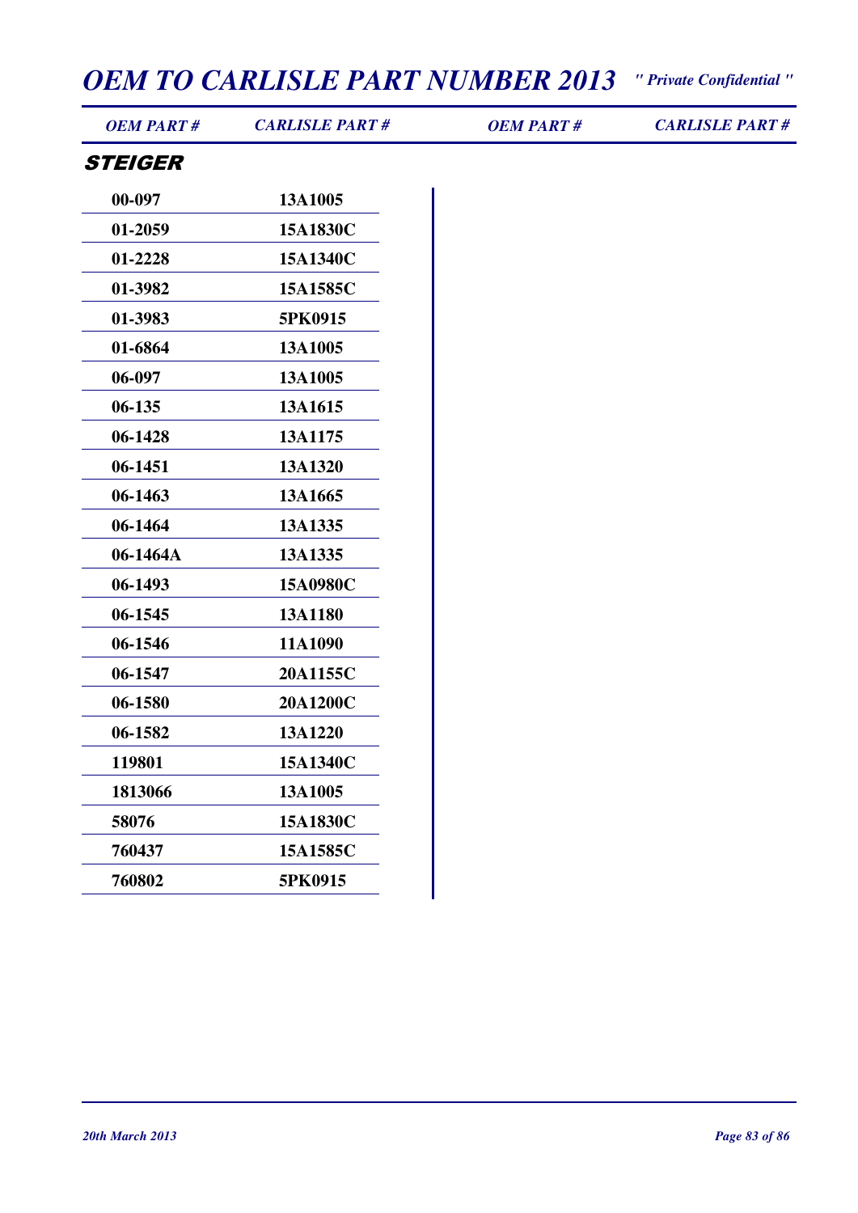| OEM PART # | CARLISLE PART # | OEM PART # | CARLISLE PART # |
|---|---|---|---|

## STEIGER

| OEM PART # | CARLISLE PART # |
|---|---|
| 00-097 | 13A1005 |
| 01-2059 | 15A1830C |
| 01-2228 | 15A1340C |
| 01-3982 | 15A1585C |
| 01-3983 | 5PK0915 |
| 01-6864 | 13A1005 |
| 06-097 | 13A1005 |
| 06-135 | 13A1615 |
| 06-1428 | 13A1175 |
| 06-1451 | 13A1320 |
| 06-1463 | 13A1665 |
| 06-1464 | 13A1335 |
| 06-1464A | 13A1335 |
| 06-1493 | 15A0980C |
| 06-1545 | 13A1180 |
| 06-1546 | 11A1090 |
| 06-1547 | 20A1155C |
| 06-1580 | 20A1200C |
| 06-1582 | 13A1220 |
| 119801 | 15A1340C |
| 1813066 | 13A1005 |
| 58076 | 15A1830C |
| 760437 | 15A1585C |
| 760802 | 5PK0915 |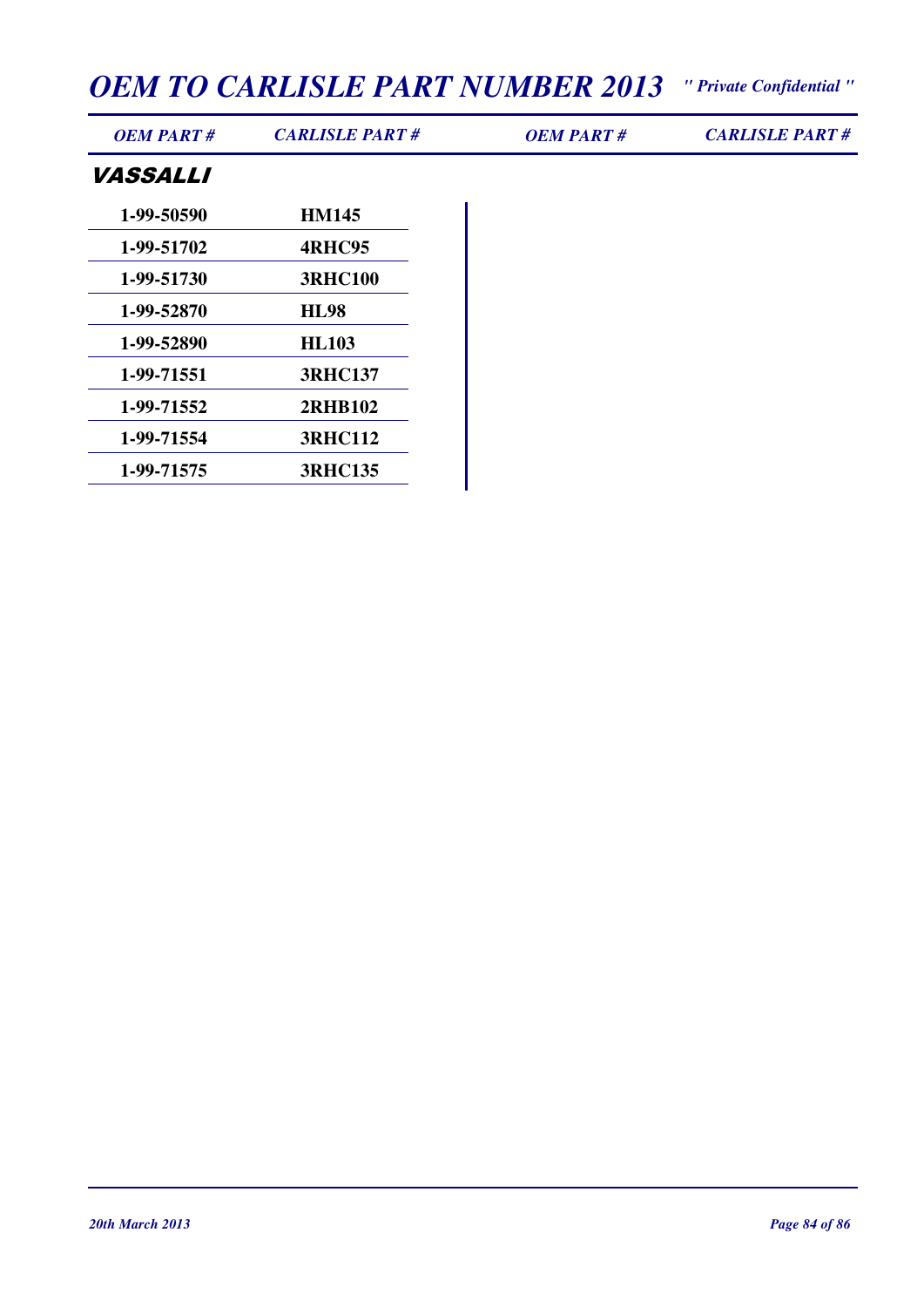## VASSALLI

| OEM PART # | CARLISLE PART # | OEM PART # | CARLISLE PART # |
|---|---|---|---|
| 1-99-50590 | HM145 | | |
| 1-99-51702 | 4RHC95 | | |
| 1-99-51730 | 3RHC100 | | |
| 1-99-52870 | HL98 | | |
| 1-99-52890 | HL103 | | |
| 1-99-71551 | 3RHC137 | | |
| 1-99-71552 | 2RHB102 | | |
| 1-99-71554 | 3RHC112 | | |
| 1-99-71575 | 3RHC135 | | |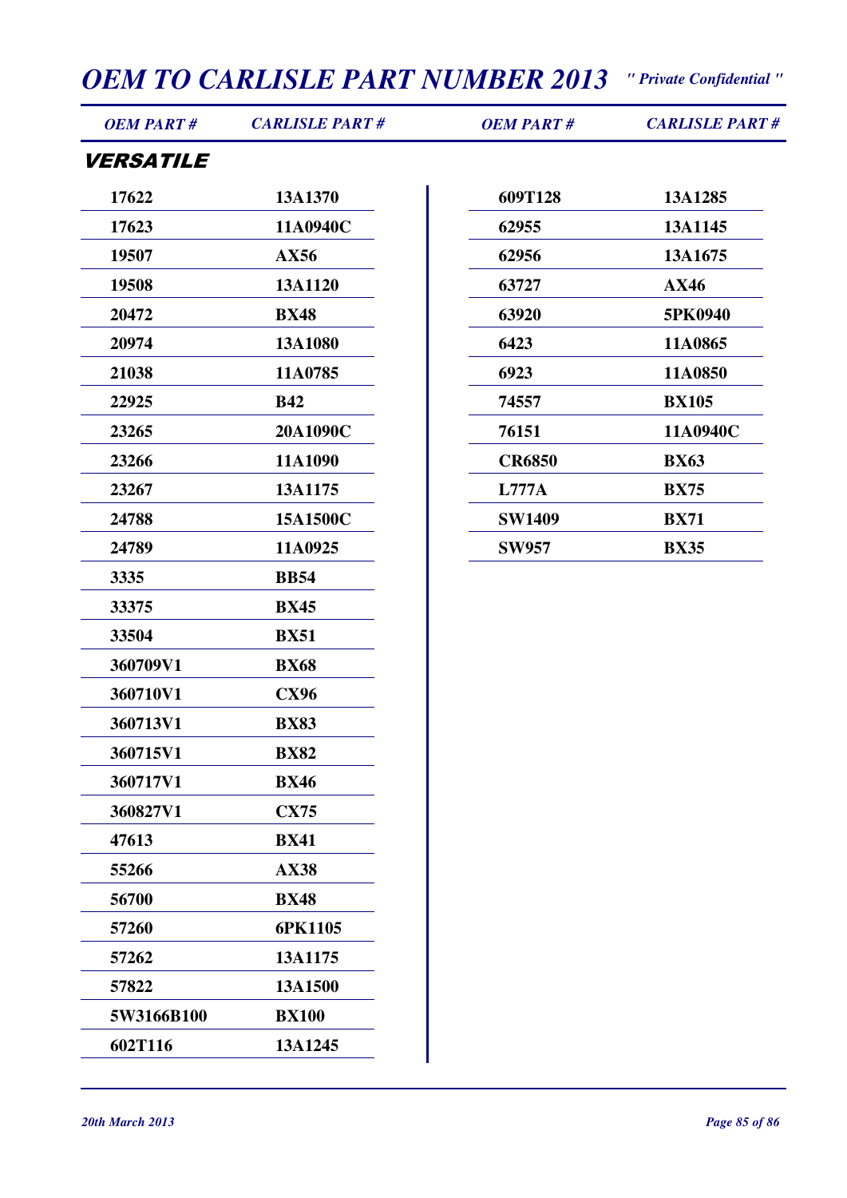# OEM TO CARLISLE PART NUMBER 2013

*" Private Confidential "*

## VERSATILE

| OEM PART # | CARLISLE PART # |
|---|---|
| 17622 | 13A1370 |
| 17623 | 11A0940C |
| 19507 | AX56 |
| 19508 | 13A1120 |
| 20472 | BX48 |
| 20974 | 13A1080 |
| 21038 | 11A0785 |
| 22925 | B42 |
| 23265 | 20A1090C |
| 23266 | 11A1090 |
| 23267 | 13A1175 |
| 24788 | 15A1500C |
| 24789 | 11A0925 |
| 3335 | BB54 |
| 33375 | BX45 |
| 33504 | BX51 |
| 360709V1 | BX68 |
| 360710V1 | CX96 |
| 360713V1 | BX83 |
| 360715V1 | BX82 |
| 360717V1 | BX46 |
| 360827V1 | CX75 |
| 47613 | BX41 |
| 55266 | AX38 |
| 56700 | BX48 |
| 57260 | 6PK1105 |
| 57262 | 13A1175 |
| 57822 | 13A1500 |
| 5W3166B100 | BX100 |
| 602T116 | 13A1245 |
| 609T128 | 13A1285 |
| 62955 | 13A1145 |
| 62956 | 13A1675 |
| 63727 | AX46 |
| 63920 | 5PK0940 |
| 6423 | 11A0865 |
| 6923 | 11A0850 |
| 74557 | BX105 |
| 76151 | 11A0940C |
| CR6850 | BX63 |
| L777A | BX75 |
| SW1409 | BX71 |
| SW957 | BX35 |

*20th March 2013*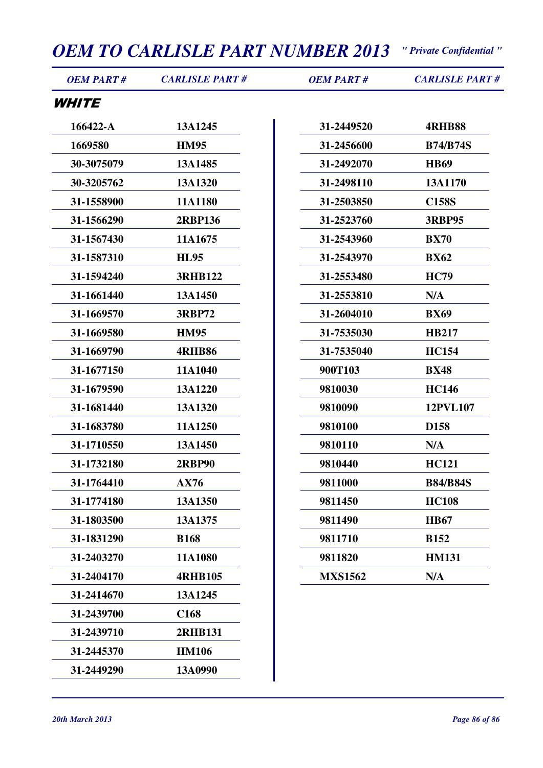# OEM TO CARLISLE PART NUMBER 2013

*" Private Confidential "*

## WHITE

| OEM PART # | CARLISLE PART # |
|---|---|
| 166422-A | 13A1245 |
| 1669580 | HM95 |
| 30-3075079 | 13A1485 |
| 30-3205762 | 13A1320 |
| 31-1558900 | 11A1180 |
| 31-1566290 | 2RBP136 |
| 31-1567430 | 11A1675 |
| 31-1587310 | HL95 |
| 31-1594240 | 3RHB122 |
| 31-1661440 | 13A1450 |
| 31-1669570 | 3RBP72 |
| 31-1669580 | HM95 |
| 31-1669790 | 4RHB86 |
| 31-1677150 | 11A1040 |
| 31-1679590 | 13A1220 |
| 31-1681440 | 13A1320 |
| 31-1683780 | 11A1250 |
| 31-1710550 | 13A1450 |
| 31-1732180 | 2RBP90 |
| 31-1764410 | AX76 |
| 31-1774180 | 13A1350 |
| 31-1803500 | 13A1375 |
| 31-1831290 | B168 |
| 31-2403270 | 11A1080 |
| 31-2404170 | 4RHB105 |
| 31-2414670 | 13A1245 |
| 31-2439700 | C168 |
| 31-2439710 | 2RHB131 |
| 31-2445370 | HM106 |
| 31-2449290 | 13A0990 |
| 31-2449520 | 4RHB88 |
| 31-2456600 | B74/B74S |
| 31-2492070 | HB69 |
| 31-2498110 | 13A1170 |
| 31-2503850 | C158S |
| 31-2523760 | 3RBP95 |
| 31-2543960 | BX70 |
| 31-2543970 | BX62 |
| 31-2553480 | HC79 |
| 31-2553810 | N/A |
| 31-2604010 | BX69 |
| 31-7535030 | HB217 |
| 31-7535040 | HC154 |
| 900T103 | BX48 |
| 9810030 | HC146 |
| 9810090 | 12PVL107 |
| 9810100 | D158 |
| 9810110 | N/A |
| 9810440 | HC121 |
| 9811000 | B84/B84S |
| 9811450 | HC108 |
| 9811490 | HB67 |
| 9811710 | B152 |
| 9811820 | HM131 |
| MXS1562 | N/A |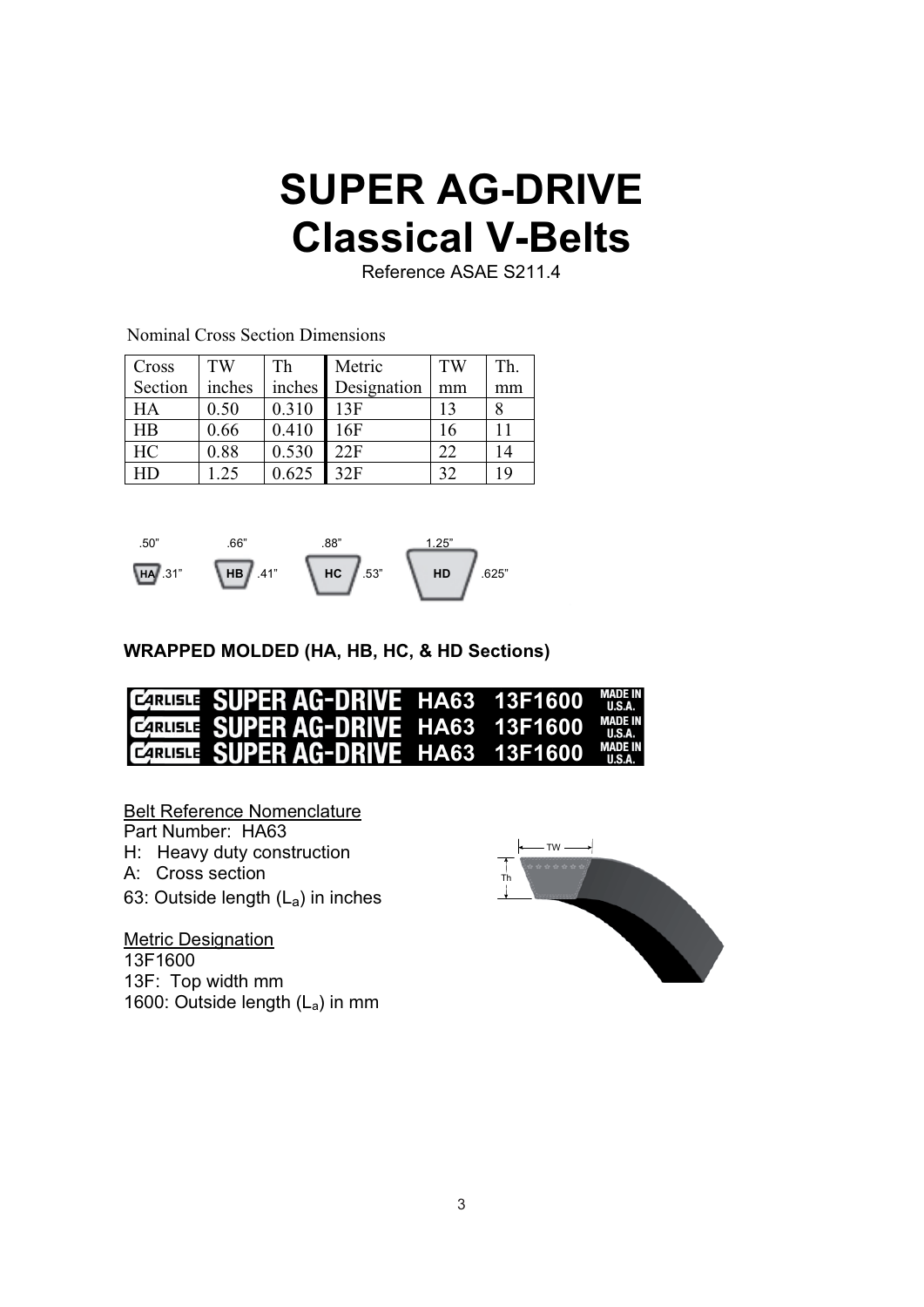# SUPER AG-DRIVE
# Classical V-Belts

Reference ASAE S211.4

Nominal Cross Section Dimensions

| Cross Section | TW inches | Th inches | Metric Designation | TW mm | Th. mm |
|---|---|---|---|---|---|
| HA | 0.50 | 0.310 | 13F | 13 | 8 |
| HB | 0.66 | 0.410 | 16F | 16 | 11 |
| HC | 0.88 | 0.530 | 22F | 22 | 14 |
| HD | 1.25 | 0.625 | 32F | 32 | 19 |

.50" HA .31" .66" HB .41" .88" HC .53" 1.25" HD .625"

**WRAPPED MOLDED (HA, HB, HC, & HD Sections)**

CARLISLE SUPER AG-DRIVE HA63 13F1600 MADE IN U.S.A.
CARLISLE SUPER AG-DRIVE HA63 13F1600 MADE IN U.S.A.
CARLISLE SUPER AG-DRIVE HA63 13F1600 MADE IN U.S.A.

<u>Belt Reference Nomenclature</u>
Part Number: HA63
H: Heavy duty construction
A: Cross section
63: Outside length ($L_a$) in inches

<u>Metric Designation</u>
13F1600
13F: Top width mm
1600: Outside length ($L_a$) in mm

TW
Th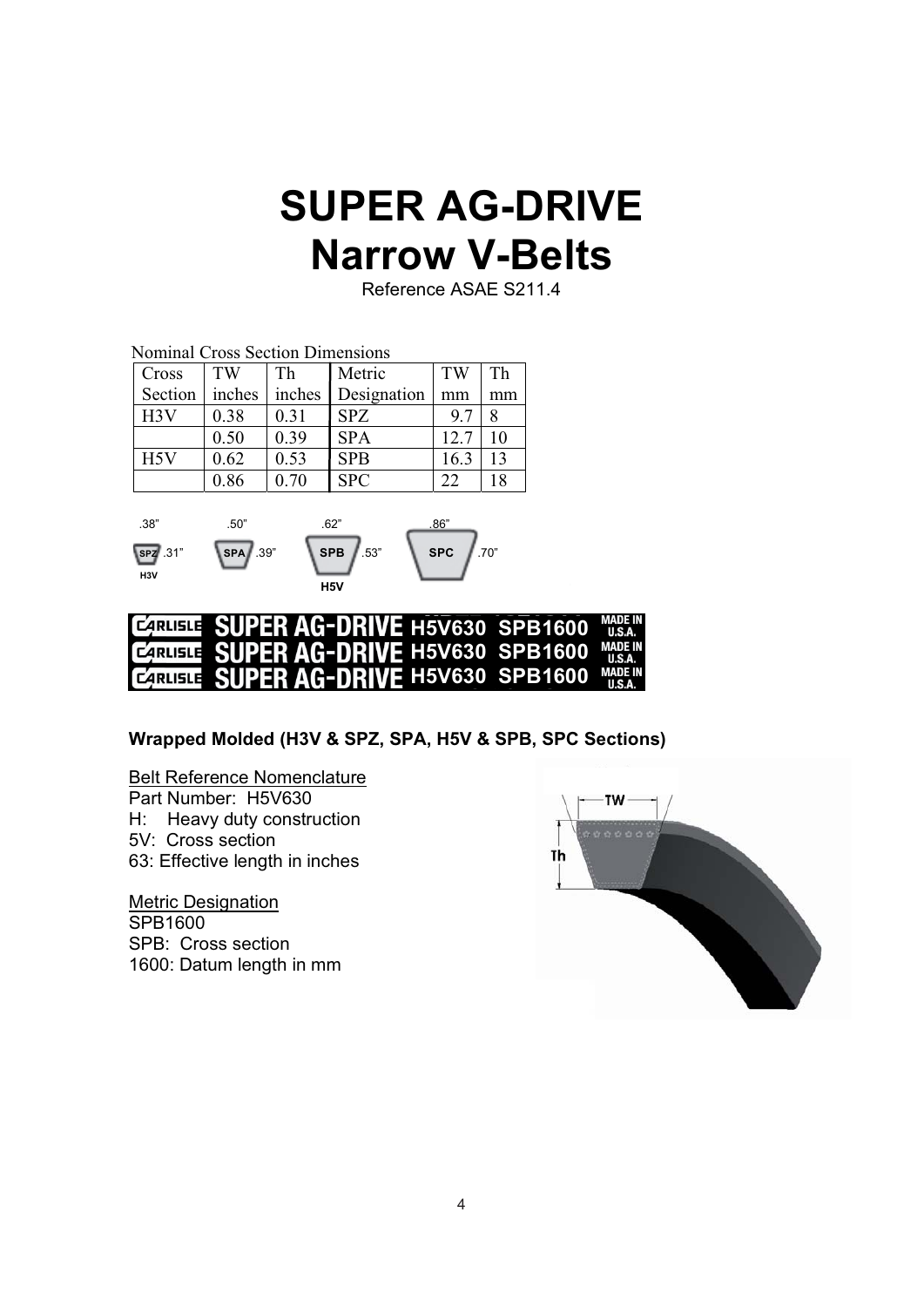# SUPER AG-DRIVE
# Narrow V-Belts

Reference ASAE S211.4

Nominal Cross Section Dimensions

| Cross Section | TW inches | Th inches | Metric Designation | TW mm | Th mm |
|---|---|---|---|---|---|
| H3V | 0.38 | 0.31 | SPZ | 9.7 | 8 |
| | 0.50 | 0.39 | SPA | 12.7 | 10 |
| H5V | 0.62 | 0.53 | SPB | 16.3 | 13 |
| | 0.86 | 0.70 | SPC | 22 | 18 |

.38" .50" .62" .86"

SPZ .31" SPA .39" SPB .53" SPC .70"

H3V H5V

CARLISLE SUPER AG-DRIVE H5V630 SPB1600 MADE IN U.S.A.

CARLISLE SUPER AG-DRIVE H5V630 SPB1600 MADE IN U.S.A.

CARLISLE SUPER AG-DRIVE H5V630 SPB1600 MADE IN U.S.A.

**Wrapped Molded (H3V & SPZ, SPA, H5V & SPB, SPC Sections)**

Belt Reference Nomenclature

Part Number: H5V630

H: Heavy duty construction

5V: Cross section

63: Effective length in inches

Metric Designation

SPB1600

SPB: Cross section

1600: Datum length in mm

TW

Th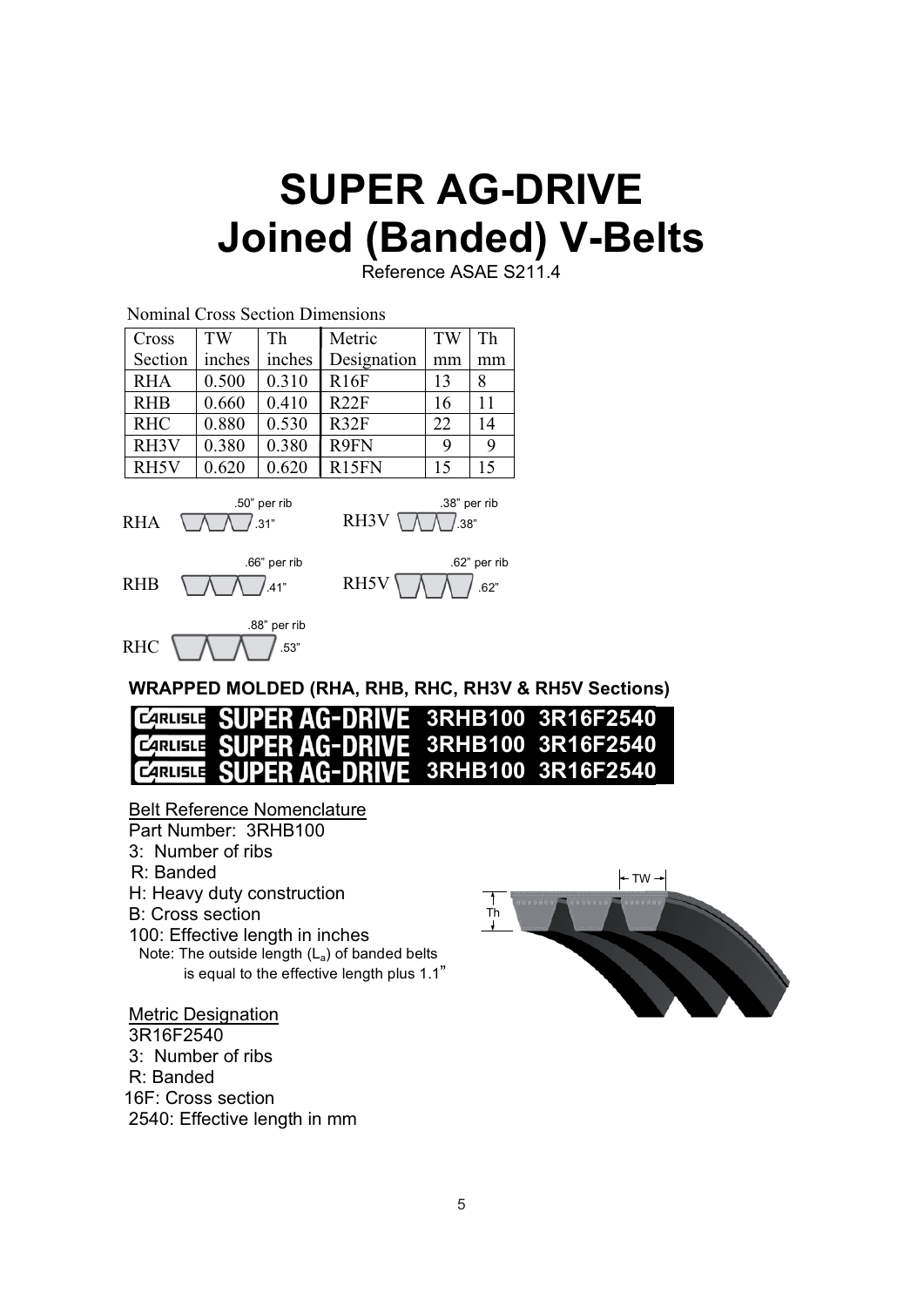# SUPER AG-DRIVE
# Joined (Banded) V-Belts

Reference ASAE S211.4

Nominal Cross Section Dimensions

| Cross Section | TW inches | Th inches | Metric Designation | TW mm | Th mm |
|---|---|---|---|---|---|
| RHA | 0.500 | 0.310 | R16F | 13 | 8 |
| RHB | 0.660 | 0.410 | R22F | 16 | 11 |
| RHC | 0.880 | 0.530 | R32F | 22 | 14 |
| RH3V | 0.380 | 0.380 | R9FN | 9 | 9 |
| RH5V | 0.620 | 0.620 | R15FN | 15 | 15 |

RHA .50" per rib .31"

RH3V .38" per rib .38"

RHB .66" per rib .41"

RH5V .62" per rib .62"

RHC .88" per rib .53"

**WRAPPED MOLDED (RHA, RHB, RHC, RH3V & RH5V Sections)**

CARLISLE SUPER AG-DRIVE 3RHB100 3R16F2540
CARLISLE SUPER AG-DRIVE 3RHB100 3R16F2540
CARLISLE SUPER AG-DRIVE 3RHB100 3R16F2540

Belt Reference Nomenclature

Part Number: 3RHB100
- 3: Number of ribs
- R: Banded
- H: Heavy duty construction
- B: Cross section
- 100: Effective length in inches

Note: The outside length ($L_a$) of banded belts is equal to the effective length plus 1.1"

TW

Th

Metric Designation

3R16F2540
- 3: Number of ribs
- R: Banded
- 16F: Cross section
- 2540: Effective length in mm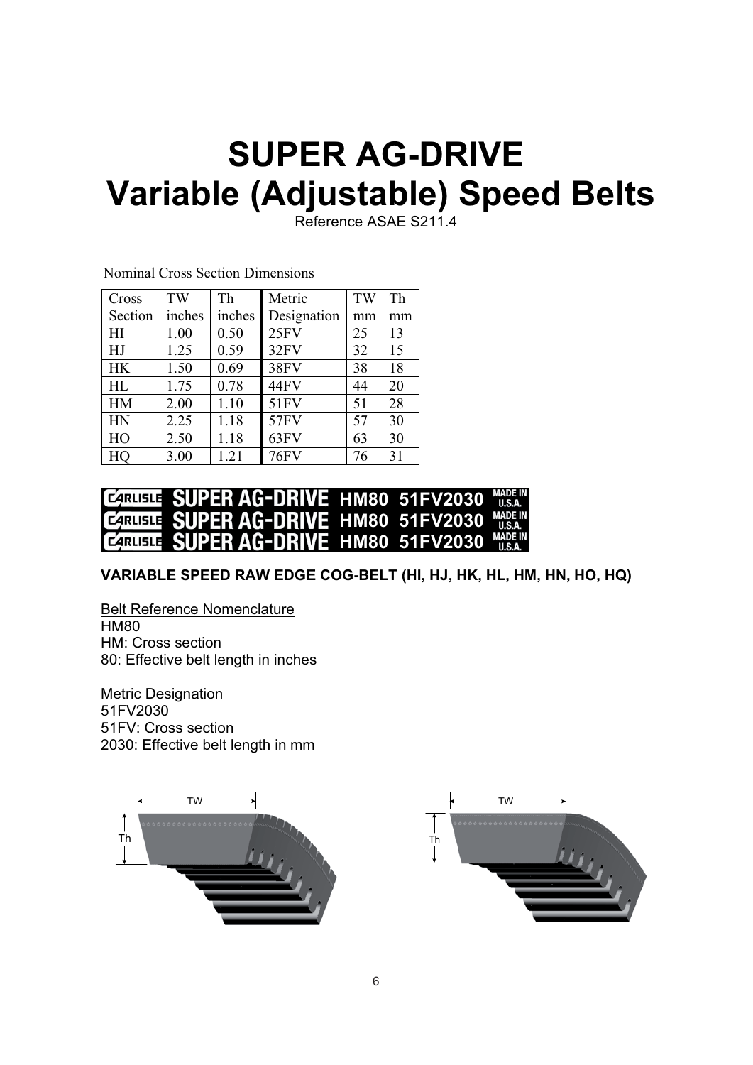# SUPER AG-DRIVE
# Variable (Adjustable) Speed Belts

Reference ASAE S211.4

Nominal Cross Section Dimensions

| Cross Section | TW inches | Th inches | Metric Designation | TW mm | Th mm |
|---|---|---|---|---|---|
| HI | 1.00 | 0.50 | 25FV | 25 | 13 |
| HJ | 1.25 | 0.59 | 32FV | 32 | 15 |
| HK | 1.50 | 0.69 | 38FV | 38 | 18 |
| HL | 1.75 | 0.78 | 44FV | 44 | 20 |
| HM | 2.00 | 1.10 | 51FV | 51 | 28 |
| HN | 2.25 | 1.18 | 57FV | 57 | 30 |
| HO | 2.50 | 1.18 | 63FV | 63 | 30 |
| HQ | 3.00 | 1.21 | 76FV | 76 | 31 |

CARLISLE SUPER AG-DRIVE HM80 51FV2030 MADE IN U.S.A.
CARLISLE SUPER AG-DRIVE HM80 51FV2030 MADE IN U.S.A.
CARLISLE SUPER AG-DRIVE HM80 51FV2030 MADE IN U.S.A.

**VARIABLE SPEED RAW EDGE COG-BELT (HI, HJ, HK, HL, HM, HN, HO, HQ)**

Belt Reference Nomenclature
HM80
HM: Cross section
80: Effective belt length in inches

Metric Designation
51FV2030
51FV: Cross section
2030: Effective belt length in mm

TW
Th

TW
Th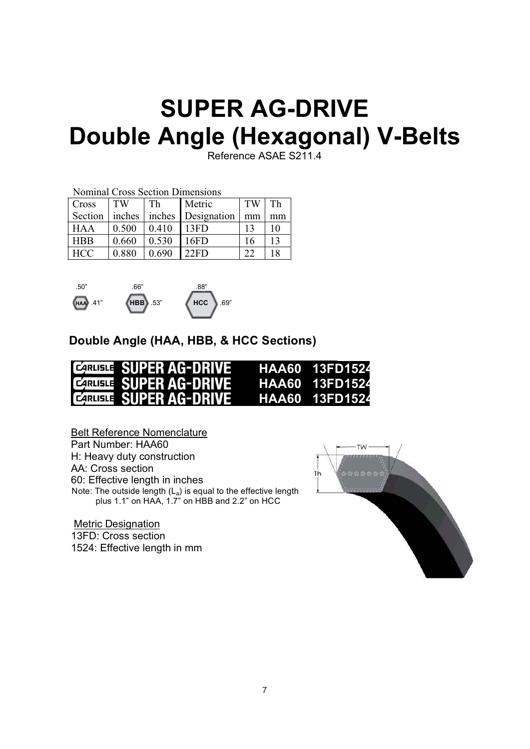# SUPER AG-DRIVE
# Double Angle (Hexagonal) V-Belts

Reference ASAE S211.4

Nominal Cross Section Dimensions

| Cross Section | TW inches | Th inches | Metric Designation | TW mm | Th mm |
|---|---|---|---|---|---|
| HAA | 0.500 | 0.410 | 13FD | 13 | 10 |
| HBB | 0.660 | 0.530 | 16FD | 16 | 13 |
| HCC | 0.880 | 0.690 | 22FD | 22 | 18 |

.50" HAA .41"   .66" HBB .53"   .88" HCC .69"

## Double Angle (HAA, HBB, & HCC Sections)

CARLISLE SUPER AG-DRIVE HAA60 13FD1524
CARLISLE SUPER AG-DRIVE HAA60 13FD1524
CARLISLE SUPER AG-DRIVE HAA60 13FD1524

Belt Reference Nomenclature
Part Number: HAA60
H: Heavy duty construction
AA: Cross section
60: Effective length in inches
Note: The outside length ($L_a$) is equal to the effective length plus 1.1" on HAA, 1.7" on HBB and 2.2" on HCC

TW
Th

Metric Designation
13FD: Cross section
1524: Effective length in mm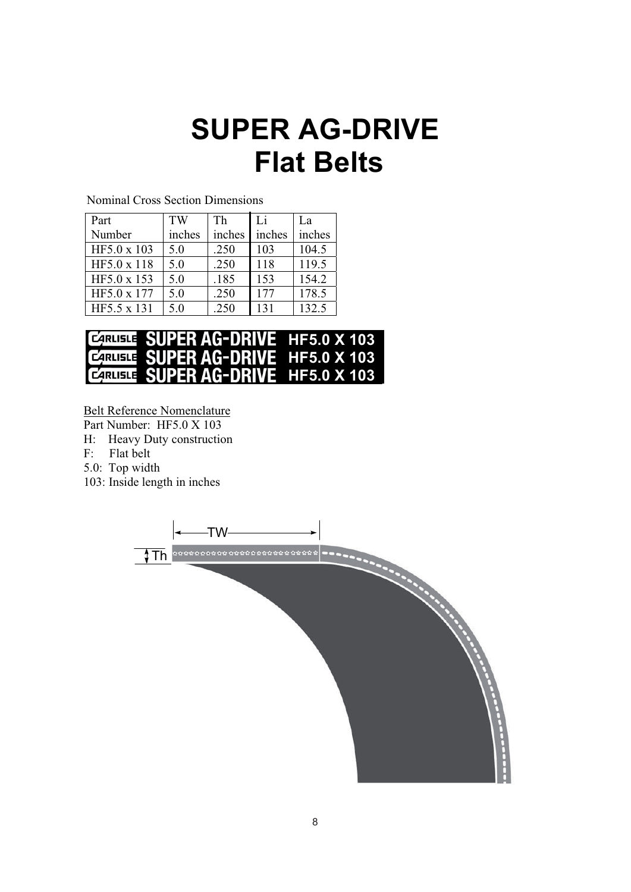# SUPER AG-DRIVE
# Flat Belts

Nominal Cross Section Dimensions

| Part Number | TW inches | Th inches | Li inches | La inches |
|---|---|---|---|---|
| HF5.0 x 103 | 5.0 | .250 | 103 | 104.5 |
| HF5.0 x 118 | 5.0 | .250 | 118 | 119.5 |
| HF5.0 x 153 | 5.0 | .185 | 153 | 154.2 |
| HF5.0 x 177 | 5.0 | .250 | 177 | 178.5 |
| HF5.5 x 131 | 5.0 | .250 | 131 | 132.5 |

CARLISLE SUPER AG-DRIVE HF5.0 X 103
CARLISLE SUPER AG-DRIVE HF5.0 X 103
CARLISLE SUPER AG-DRIVE HF5.0 X 103

<u>Belt Reference Nomenclature</u>

Part Number: HF5.0 X 103

H: Heavy Duty construction

F: Flat belt

5.0: Top width

103: Inside length in inches

TW

Th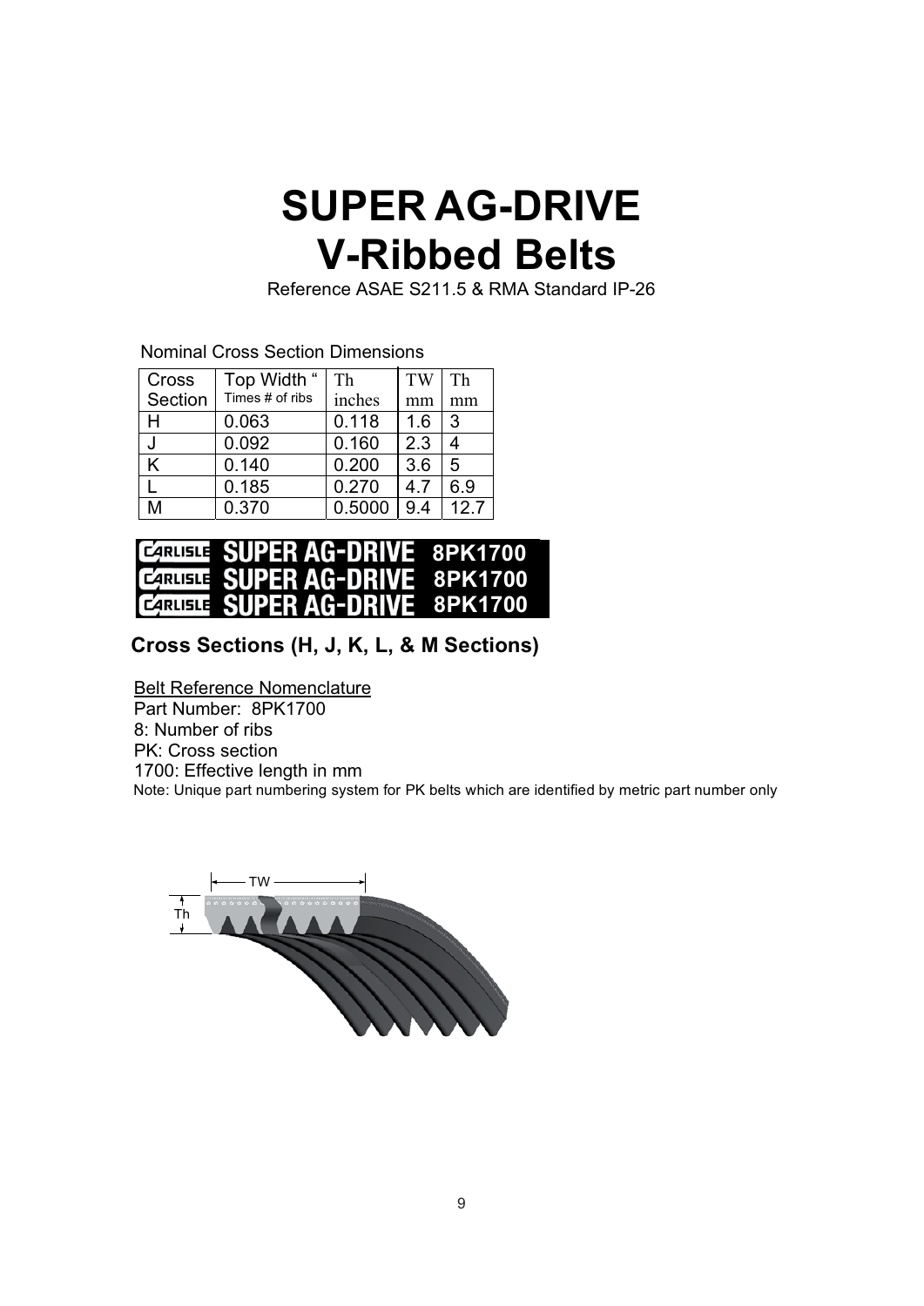# SUPER AG-DRIVE
# V-Ribbed Belts

Reference ASAE S211.5 & RMA Standard IP-26

Nominal Cross Section Dimensions

| Cross Section | Top Width " Times # of ribs | Th inches | TW mm | Th mm |
|---|---|---|---|---|
| H | 0.063 | 0.118 | 1.6 | 3 |
| J | 0.092 | 0.160 | 2.3 | 4 |
| K | 0.140 | 0.200 | 3.6 | 5 |
| L | 0.185 | 0.270 | 4.7 | 6.9 |
| M | 0.370 | 0.5000 | 9.4 | 12.7 |

CARLISLE SUPER AG-DRIVE 8PK1700
CARLISLE SUPER AG-DRIVE 8PK1700
CARLISLE SUPER AG-DRIVE 8PK1700

**Cross Sections (H, J, K, L, & M Sections)**

Belt Reference Nomenclature
Part Number: 8PK1700
8: Number of ribs
PK: Cross section
1700: Effective length in mm
Note: Unique part numbering system for PK belts which are identified by metric part number only

TW
Th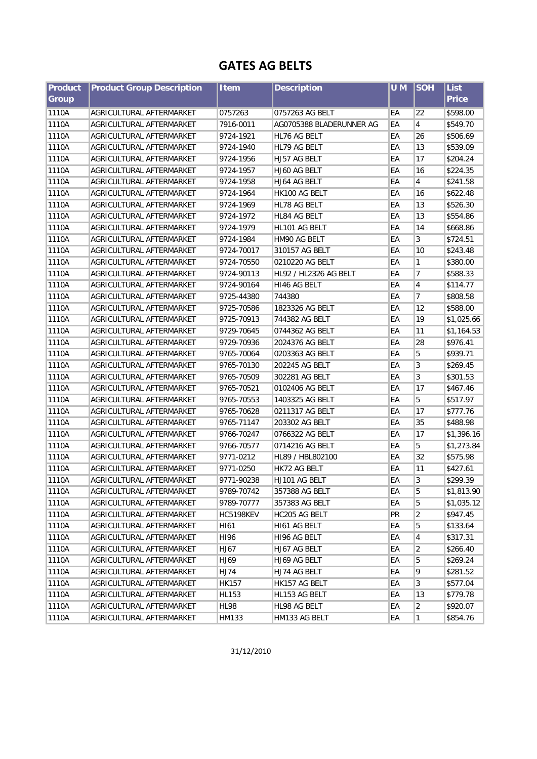# GATES AG BELTS

| Product Group | Product Group Description | Item | Description | U M | SOH | List Price |
|---|---|---|---|---|---|---|
| 1110A | AGRICULTURAL AFTERMARKET | 0757263 | 0757263 AG BELT | EA | 22 | $598.00 |
| 1110A | AGRICULTURAL AFTERMARKET | 7916-0011 | AG0705388 BLADERUNNER AG | EA | 4 | $549.70 |
| 1110A | AGRICULTURAL AFTERMARKET | 9724-1921 | HL76 AG BELT | EA | 26 | $506.69 |
| 1110A | AGRICULTURAL AFTERMARKET | 9724-1940 | HL79 AG BELT | EA | 13 | $539.09 |
| 1110A | AGRICULTURAL AFTERMARKET | 9724-1956 | HJ57 AG BELT | EA | 17 | $204.24 |
| 1110A | AGRICULTURAL AFTERMARKET | 9724-1957 | HJ60 AG BELT | EA | 16 | $224.35 |
| 1110A | AGRICULTURAL AFTERMARKET | 9724-1958 | HJ64 AG BELT | EA | 4 | $241.58 |
| 1110A | AGRICULTURAL AFTERMARKET | 9724-1964 | HK100 AG BELT | EA | 16 | $622.48 |
| 1110A | AGRICULTURAL AFTERMARKET | 9724-1969 | HL78 AG BELT | EA | 13 | $526.30 |
| 1110A | AGRICULTURAL AFTERMARKET | 9724-1972 | HL84 AG BELT | EA | 13 | $554.86 |
| 1110A | AGRICULTURAL AFTERMARKET | 9724-1979 | HL101 AG BELT | EA | 14 | $668.86 |
| 1110A | AGRICULTURAL AFTERMARKET | 9724-1984 | HM90 AG BELT | EA | 3 | $724.51 |
| 1110A | AGRICULTURAL AFTERMARKET | 9724-70017 | 310157 AG BELT | EA | 10 | $243.48 |
| 1110A | AGRICULTURAL AFTERMARKET | 9724-70550 | 0210220 AG BELT | EA | 1 | $380.00 |
| 1110A | AGRICULTURAL AFTERMARKET | 9724-90113 | HL92 / HL2326 AG BELT | EA | 7 | $588.33 |
| 1110A | AGRICULTURAL AFTERMARKET | 9724-90164 | HI46 AG BELT | EA | 4 | $114.77 |
| 1110A | AGRICULTURAL AFTERMARKET | 9725-44380 | 744380 | EA | 7 | $808.58 |
| 1110A | AGRICULTURAL AFTERMARKET | 9725-70586 | 1823326 AG BELT | EA | 12 | $588.00 |
| 1110A | AGRICULTURAL AFTERMARKET | 9725-70913 | 744382 AG BELT | EA | 19 | $1,025.66 |
| 1110A | AGRICULTURAL AFTERMARKET | 9729-70645 | 0744362 AG BELT | EA | 11 | $1,164.53 |
| 1110A | AGRICULTURAL AFTERMARKET | 9729-70936 | 2024376 AG BELT | EA | 28 | $976.41 |
| 1110A | AGRICULTURAL AFTERMARKET | 9765-70064 | 0203363 AG BELT | EA | 5 | $939.71 |
| 1110A | AGRICULTURAL AFTERMARKET | 9765-70130 | 202245 AG BELT | EA | 3 | $269.45 |
| 1110A | AGRICULTURAL AFTERMARKET | 9765-70509 | 302281 AG BELT | EA | 3 | $301.53 |
| 1110A | AGRICULTURAL AFTERMARKET | 9765-70521 | 0102406 AG BELT | EA | 17 | $467.46 |
| 1110A | AGRICULTURAL AFTERMARKET | 9765-70553 | 1403325 AG BELT | EA | 5 | $517.97 |
| 1110A | AGRICULTURAL AFTERMARKET | 9765-70628 | 0211317 AG BELT | EA | 17 | $777.76 |
| 1110A | AGRICULTURAL AFTERMARKET | 9765-71147 | 203302 AG BELT | EA | 35 | $488.98 |
| 1110A | AGRICULTURAL AFTERMARKET | 9766-70247 | 0766322 AG BELT | EA | 17 | $1,396.16 |
| 1110A | AGRICULTURAL AFTERMARKET | 9766-70577 | 0714216 AG BELT | EA | 5 | $1,273.84 |
| 1110A | AGRICULTURAL AFTERMARKET | 9771-0212 | HL89 / HBL802100 | EA | 32 | $575.98 |
| 1110A | AGRICULTURAL AFTERMARKET | 9771-0250 | HK72 AG BELT | EA | 11 | $427.61 |
| 1110A | AGRICULTURAL AFTERMARKET | 9771-90238 | HJ101 AG BELT | EA | 3 | $299.39 |
| 1110A | AGRICULTURAL AFTERMARKET | 9789-70742 | 357388 AG BELT | EA | 5 | $1,813.90 |
| 1110A | AGRICULTURAL AFTERMARKET | 9789-70777 | 357383 AG BELT | EA | 5 | $1,035.12 |
| 1110A | AGRICULTURAL AFTERMARKET | HC5198KEV | HC205 AG BELT | PR | 2 | $947.45 |
| 1110A | AGRICULTURAL AFTERMARKET | HI61 | HI61 AG BELT | EA | 5 | $133.64 |
| 1110A | AGRICULTURAL AFTERMARKET | HI96 | HI96 AG BELT | EA | 4 | $317.31 |
| 1110A | AGRICULTURAL AFTERMARKET | HJ67 | HJ67 AG BELT | EA | 2 | $266.40 |
| 1110A | AGRICULTURAL AFTERMARKET | HJ69 | HJ69 AG BELT | EA | 5 | $269.24 |
| 1110A | AGRICULTURAL AFTERMARKET | HJ74 | HJ74 AG BELT | EA | 9 | $281.52 |
| 1110A | AGRICULTURAL AFTERMARKET | HK157 | HK157 AG BELT | EA | 3 | $577.04 |
| 1110A | AGRICULTURAL AFTERMARKET | HL153 | HL153 AG BELT | EA | 13 | $779.78 |
| 1110A | AGRICULTURAL AFTERMARKET | HL98 | HL98 AG BELT | EA | 2 | $920.07 |
| 1110A | AGRICULTURAL AFTERMARKET | HM133 | HM133 AG BELT | EA | 1 | $854.76 |

31/12/2010